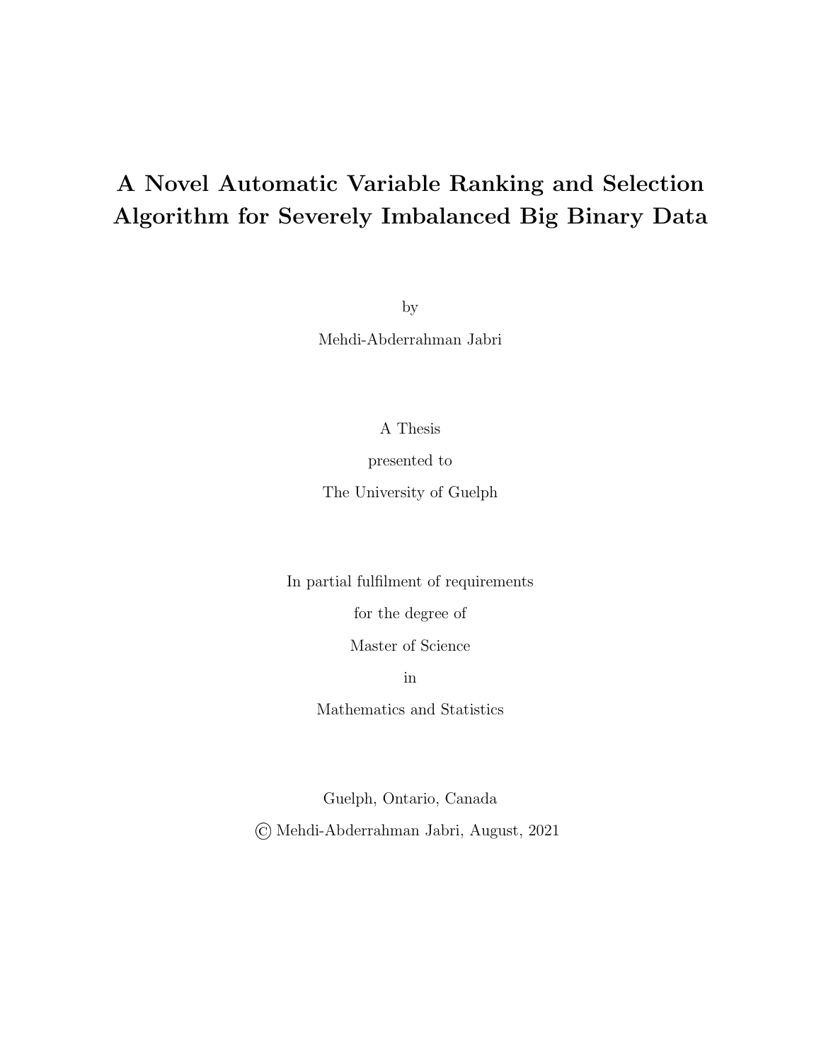# A Novel Automatic Variable Ranking and Selection Algorithm for Severely Imbalanced Big Binary Data

by

Mehdi-Abderrahman Jabri

A Thesis

presented to

The University of Guelph

In partial fulfilment of requirements

for the degree of

Master of Science

in

Mathematics and Statistics

Guelph, Ontario, Canada

© Mehdi-Abderrahman Jabri, August, 2021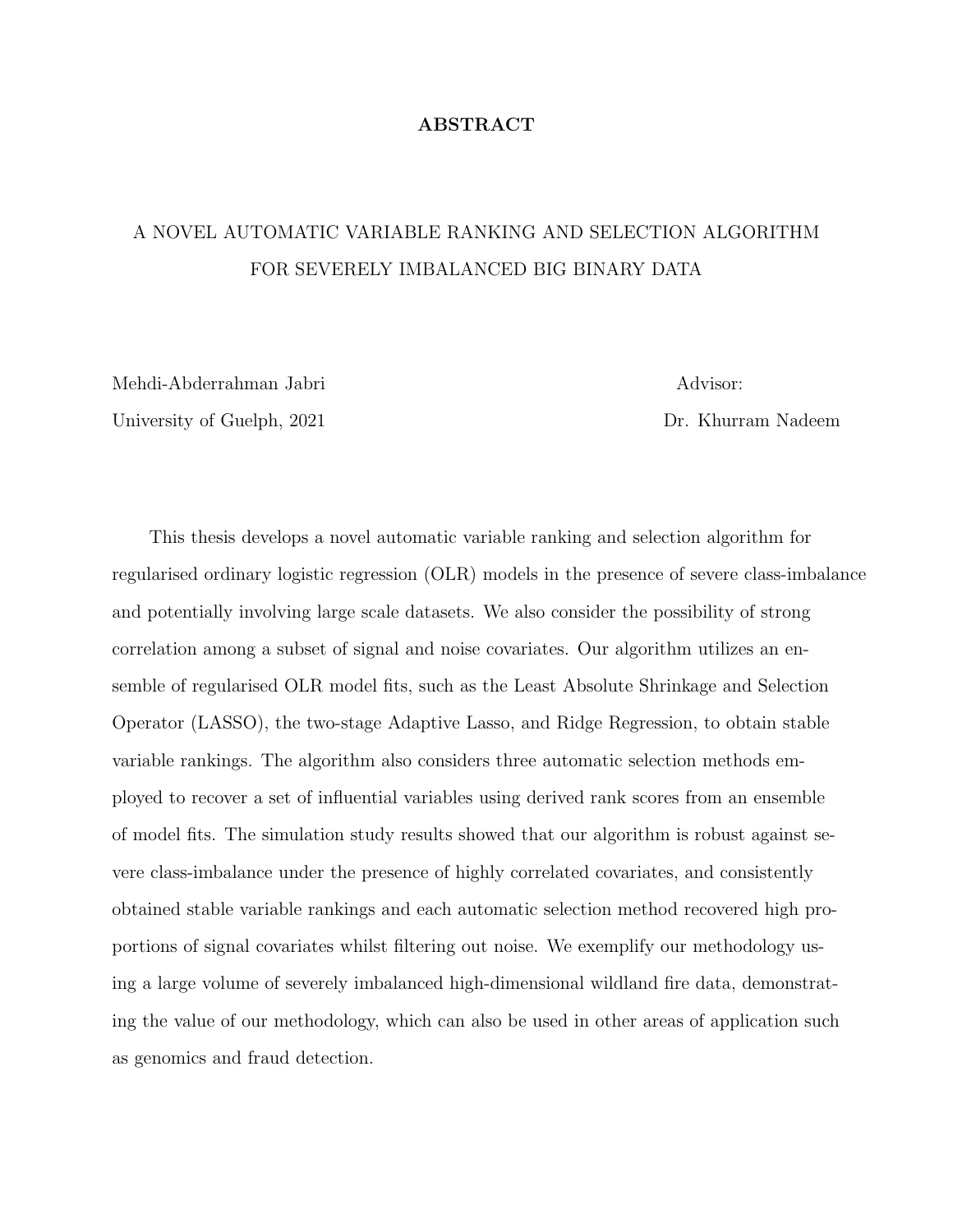## ABSTRACT

A NOVEL AUTOMATIC VARIABLE RANKING AND SELECTION ALGORITHM FOR SEVERELY IMBALANCED BIG BINARY DATA

Mehdi-Abderrahman Jabri
University of Guelph, 2021

Advisor:
Dr. Khurram Nadeem

This thesis develops a novel automatic variable ranking and selection algorithm for regularised ordinary logistic regression (OLR) models in the presence of severe class-imbalance and potentially involving large scale datasets. We also consider the possibility of strong correlation among a subset of signal and noise covariates. Our algorithm utilizes an ensemble of regularised OLR model fits, such as the Least Absolute Shrinkage and Selection Operator (LASSO), the two-stage Adaptive Lasso, and Ridge Regression, to obtain stable variable rankings. The algorithm also considers three automatic selection methods employed to recover a set of influential variables using derived rank scores from an ensemble of model fits. The simulation study results showed that our algorithm is robust against severe class-imbalance under the presence of highly correlated covariates, and consistently obtained stable variable rankings and each automatic selection method recovered high proportions of signal covariates whilst filtering out noise. We exemplify our methodology using a large volume of severely imbalanced high-dimensional wildland fire data, demonstrating the value of our methodology, which can also be used in other areas of application such as genomics and fraud detection.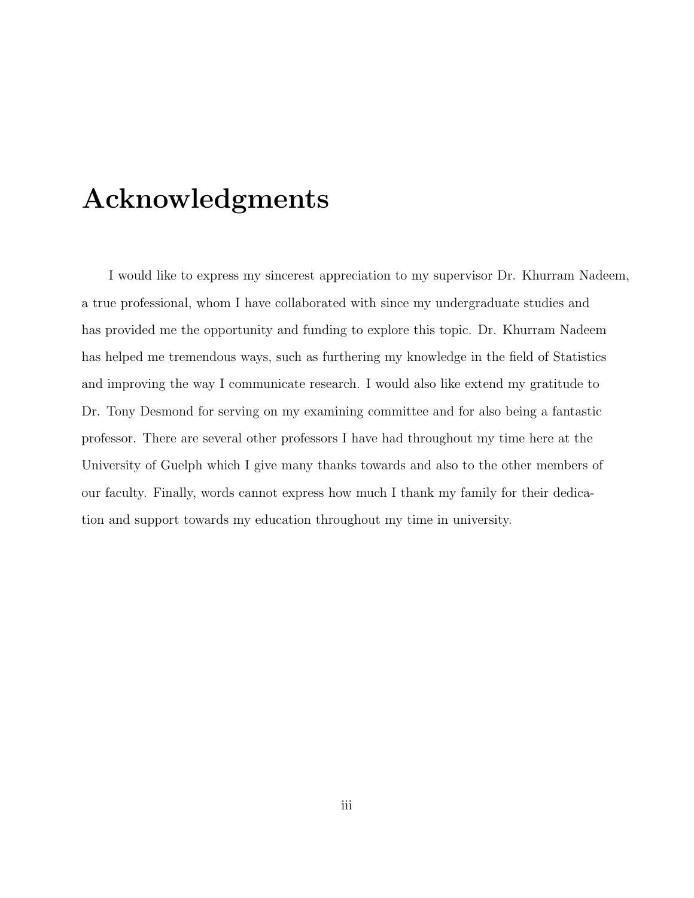# Acknowledgments

I would like to express my sincerest appreciation to my supervisor Dr. Khurram Nadeem, a true professional, whom I have collaborated with since my undergraduate studies and has provided me the opportunity and funding to explore this topic. Dr. Khurram Nadeem has helped me tremendous ways, such as furthering my knowledge in the field of Statistics and improving the way I communicate research. I would also like extend my gratitude to Dr. Tony Desmond for serving on my examining committee and for also being a fantastic professor. There are several other professors I have had throughout my time here at the University of Guelph which I give many thanks towards and also to the other members of our faculty. Finally, words cannot express how much I thank my family for their dedication and support towards my education throughout my time in university.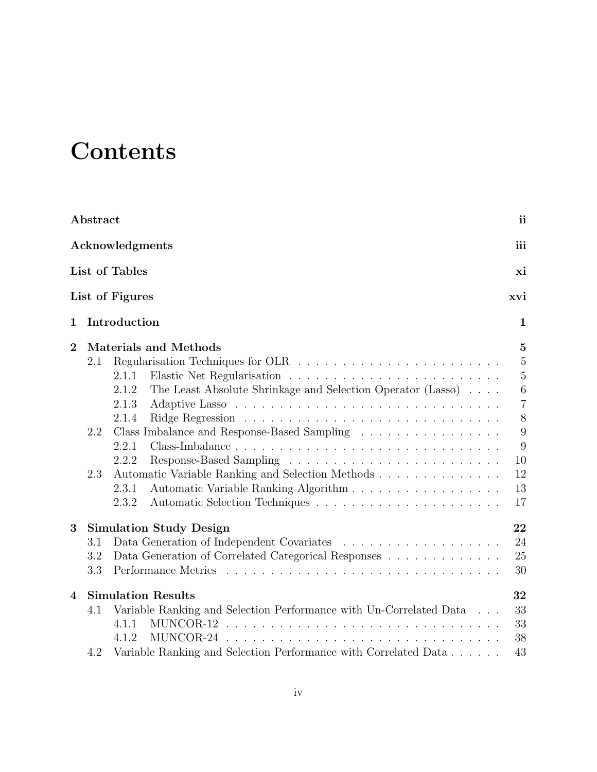# Contents

**Abstract** **ii**

**Acknowledgments** **iii**

**List of Tables** **xi**

**List of Figures** **xvi**

**1 Introduction** **1**

**2 Materials and Methods** **5**

- 2.1 Regularisation Techniques for OLR . . . . . . . . . . . . . . . . . . . . . . . 5
  - 2.1.1 Elastic Net Regularisation . . . . . . . . . . . . . . . . . . . . . . . . 5
  - 2.1.2 The Least Absolute Shrinkage and Selection Operator (Lasso) . . . . 6
  - 2.1.3 Adaptive Lasso . . . . . . . . . . . . . . . . . . . . . . . . . . . . . . 7
  - 2.1.4 Ridge Regression . . . . . . . . . . . . . . . . . . . . . . . . . . . . . 8
- 2.2 Class Imbalance and Response-Based Sampling . . . . . . . . . . . . . . . . 9
  - 2.2.1 Class-Imbalance . . . . . . . . . . . . . . . . . . . . . . . . . . . . . . 9
  - 2.2.2 Response-Based Sampling . . . . . . . . . . . . . . . . . . . . . . . . 10
- 2.3 Automatic Variable Ranking and Selection Methods . . . . . . . . . . . . . . 12
  - 2.3.1 Automatic Variable Ranking Algorithm . . . . . . . . . . . . . . . . . 13
  - 2.3.2 Automatic Selection Techniques . . . . . . . . . . . . . . . . . . . . . 17

**3 Simulation Study Design** **22**

- 3.1 Data Generation of Independent Covariates . . . . . . . . . . . . . . . . . . 24
- 3.2 Data Generation of Correlated Categorical Responses . . . . . . . . . . . . . 25
- 3.3 Performance Metrics . . . . . . . . . . . . . . . . . . . . . . . . . . . . . . . 30

**4 Simulation Results** **32**

- 4.1 Variable Ranking and Selection Performance with Un-Correlated Data . . . 33
  - 4.1.1 MUNCOR-12 . . . . . . . . . . . . . . . . . . . . . . . . . . . . . . . 33
  - 4.1.2 MUNCOR-24 . . . . . . . . . . . . . . . . . . . . . . . . . . . . . . . 38
- 4.2 Variable Ranking and Selection Performance with Correlated Data . . . . . . 43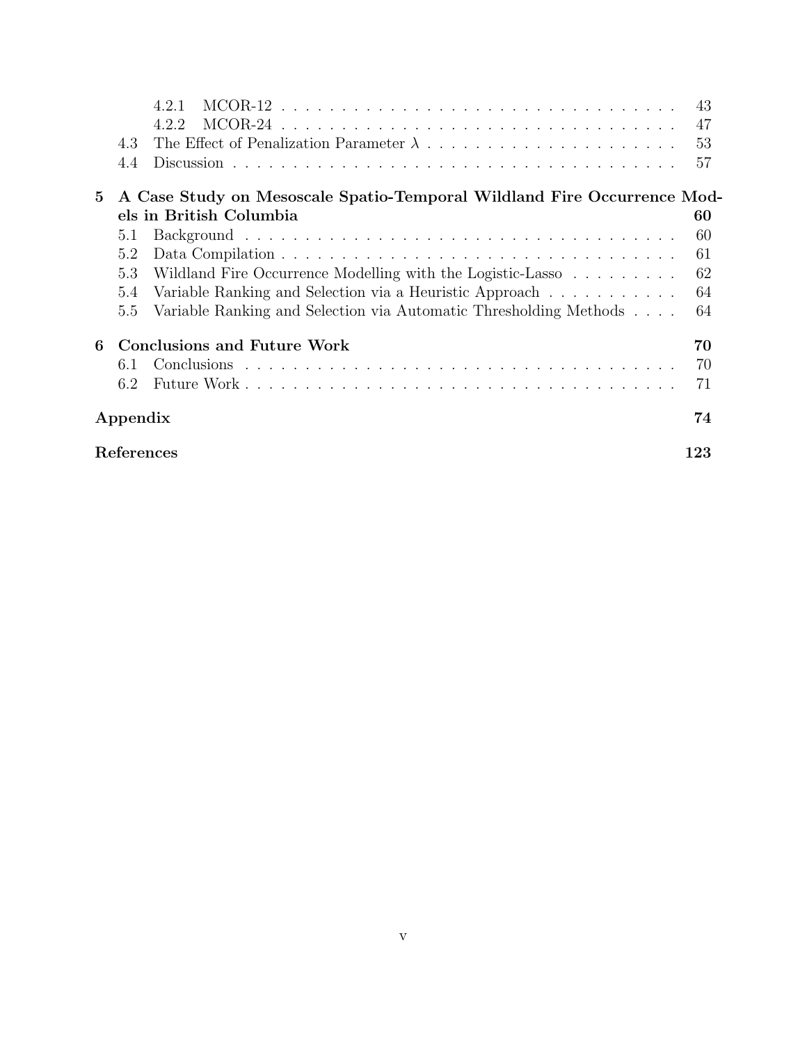4.2.1 MCOR-12 . . . . . . . . . . . . . . . . . . . . . . . . . . . . . . . . . 43
4.2.2 MCOR-24 . . . . . . . . . . . . . . . . . . . . . . . . . . . . . . . . . 47
4.3 The Effect of Penalization Parameter $\lambda$ . . . . . . . . . . . . . . . . . . . . . 53
4.4 Discussion . . . . . . . . . . . . . . . . . . . . . . . . . . . . . . . . . . . . 57

**5 A Case Study on Mesoscale Spatio-Temporal Wildland Fire Occurrence Models in British Columbia 60**
5.1 Background . . . . . . . . . . . . . . . . . . . . . . . . . . . . . . . . . . . 60
5.2 Data Compilation . . . . . . . . . . . . . . . . . . . . . . . . . . . . . . . . 61
5.3 Wildland Fire Occurrence Modelling with the Logistic-Lasso . . . . . . . . . 62
5.4 Variable Ranking and Selection via a Heuristic Approach . . . . . . . . . . . 64
5.5 Variable Ranking and Selection via Automatic Thresholding Methods . . . . 64

**6 Conclusions and Future Work 70**
6.1 Conclusions . . . . . . . . . . . . . . . . . . . . . . . . . . . . . . . . . . . 70
6.2 Future Work . . . . . . . . . . . . . . . . . . . . . . . . . . . . . . . . . . . 71

**Appendix 74**

**References 123**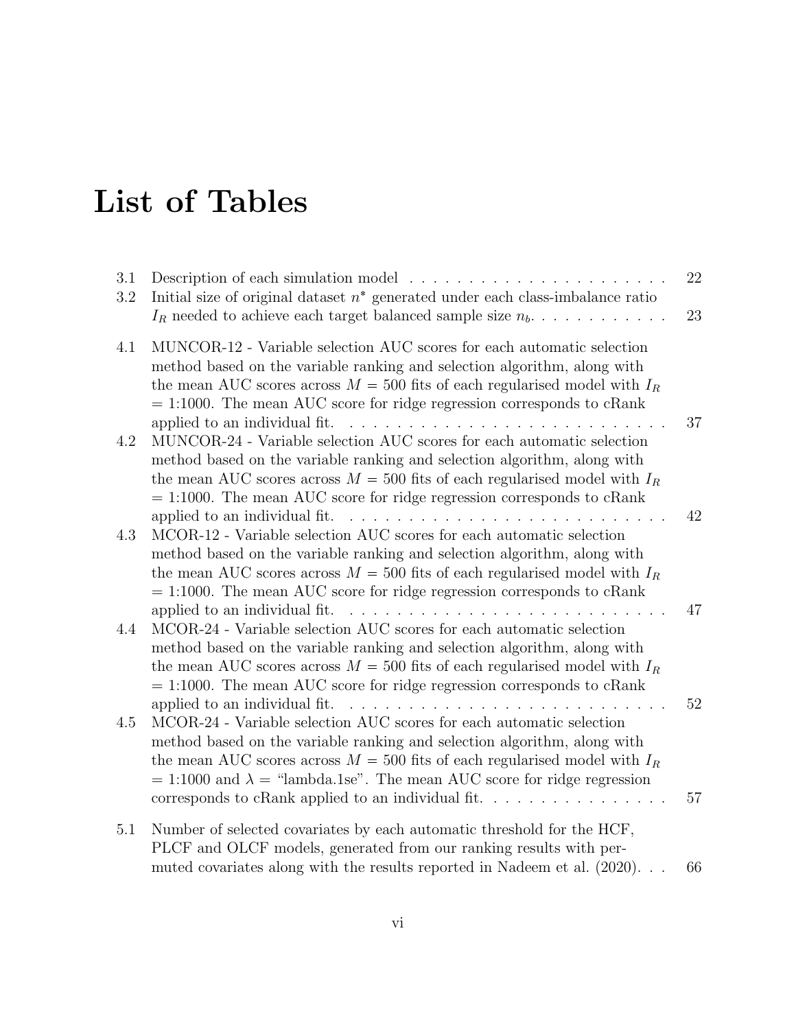# List of Tables

3.1 Description of each simulation model . . . . . . . . . . . . . . . . . . . . . 22

3.2 Initial size of original dataset $n^*$ generated under each class-imbalance ratio $I_R$ needed to achieve each target balanced sample size $n_b$. . . . . . . . . . . . 23

4.1 MUNCOR-12 - Variable selection AUC scores for each automatic selection method based on the variable ranking and selection algorithm, along with the mean AUC scores across $M = 500$ fits of each regularised model with $I_R$ = 1:1000. The mean AUC score for ridge regression corresponds to cRank applied to an individual fit. . . . . . . . . . . . . . . . . . . . . . . . . . . 37

4.2 MUNCOR-24 - Variable selection AUC scores for each automatic selection method based on the variable ranking and selection algorithm, along with the mean AUC scores across $M = 500$ fits of each regularised model with $I_R$ = 1:1000. The mean AUC score for ridge regression corresponds to cRank applied to an individual fit. . . . . . . . . . . . . . . . . . . . . . . . . . . 42

4.3 MCOR-12 - Variable selection AUC scores for each automatic selection method based on the variable ranking and selection algorithm, along with the mean AUC scores across $M = 500$ fits of each regularised model with $I_R$ = 1:1000. The mean AUC score for ridge regression corresponds to cRank applied to an individual fit. . . . . . . . . . . . . . . . . . . . . . . . . . . 47

4.4 MCOR-24 - Variable selection AUC scores for each automatic selection method based on the variable ranking and selection algorithm, along with the mean AUC scores across $M = 500$ fits of each regularised model with $I_R$ = 1:1000. The mean AUC score for ridge regression corresponds to cRank applied to an individual fit. . . . . . . . . . . . . . . . . . . . . . . . . . . 52

4.5 MCOR-24 - Variable selection AUC scores for each automatic selection method based on the variable ranking and selection algorithm, along with the mean AUC scores across $M = 500$ fits of each regularised model with $I_R$ = 1:1000 and $\lambda$ = "lambda.1se". The mean AUC score for ridge regression corresponds to cRank applied to an individual fit. . . . . . . . . . . . . . . 57

5.1 Number of selected covariates by each automatic threshold for the HCF, PLCF and OLCF models, generated from our ranking results with permuted covariates along with the results reported in Nadeem et al. (2020). . . 66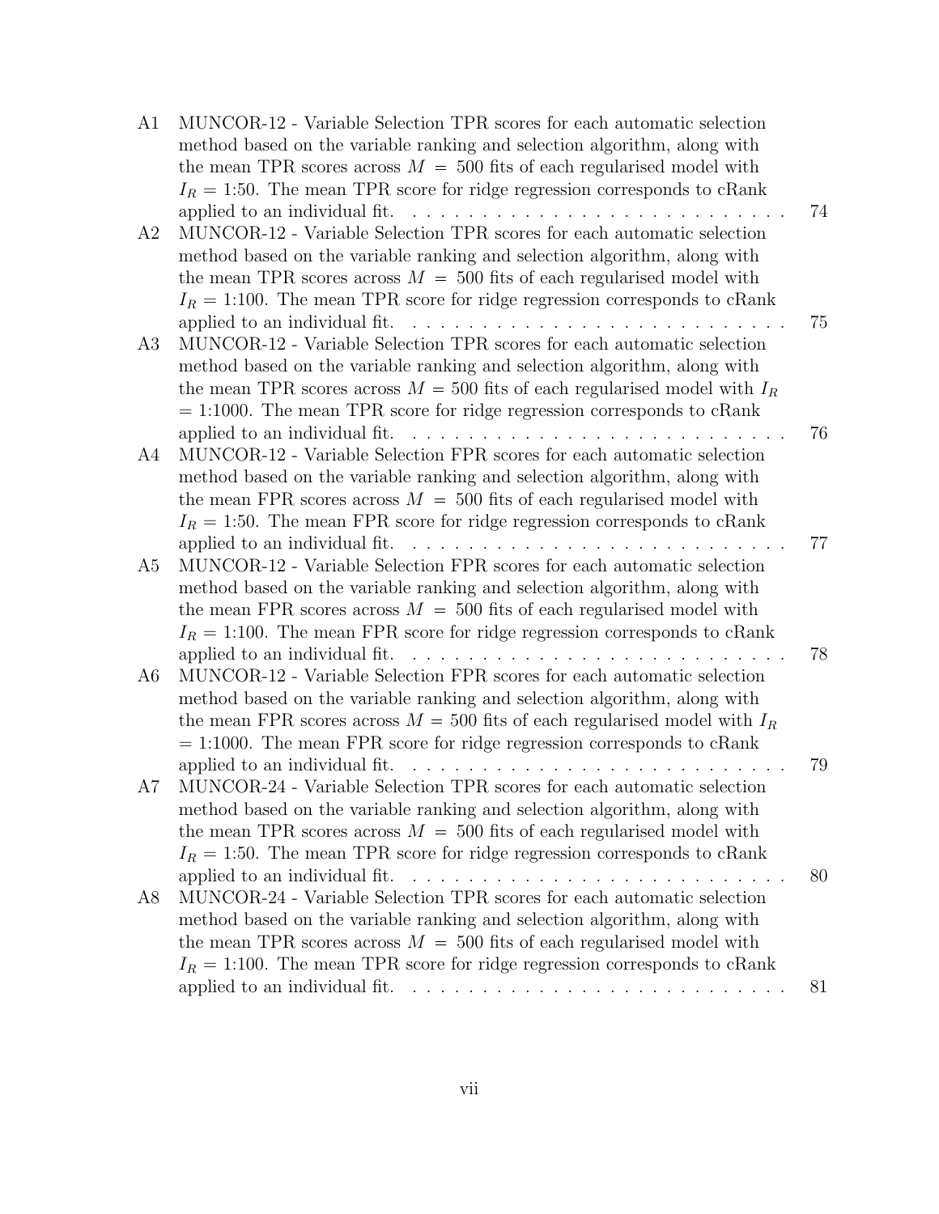A1 MUNCOR-12 - Variable Selection TPR scores for each automatic selection method based on the variable ranking and selection algorithm, along with the mean TPR scores across $M = 500$ fits of each regularised model with $I_R = 1{:}50$. The mean TPR score for ridge regression corresponds to cRank applied to an individual fit. . . . . . . . . . . . . . . . . . . . . . . . . . . 74

A2 MUNCOR-12 - Variable Selection TPR scores for each automatic selection method based on the variable ranking and selection algorithm, along with the mean TPR scores across $M = 500$ fits of each regularised model with $I_R = 1{:}100$. The mean TPR score for ridge regression corresponds to cRank applied to an individual fit. . . . . . . . . . . . . . . . . . . . . . . . . . . 75

A3 MUNCOR-12 - Variable Selection TPR scores for each automatic selection method based on the variable ranking and selection algorithm, along with the mean TPR scores across $M = 500$ fits of each regularised model with $I_R = 1{:}1000$. The mean TPR score for ridge regression corresponds to cRank applied to an individual fit. . . . . . . . . . . . . . . . . . . . . . . . . . . 76

A4 MUNCOR-12 - Variable Selection FPR scores for each automatic selection method based on the variable ranking and selection algorithm, along with the mean FPR scores across $M = 500$ fits of each regularised model with $I_R = 1{:}50$. The mean FPR score for ridge regression corresponds to cRank applied to an individual fit. . . . . . . . . . . . . . . . . . . . . . . . . . . 77

A5 MUNCOR-12 - Variable Selection FPR scores for each automatic selection method based on the variable ranking and selection algorithm, along with the mean FPR scores across $M = 500$ fits of each regularised model with $I_R = 1{:}100$. The mean FPR score for ridge regression corresponds to cRank applied to an individual fit. . . . . . . . . . . . . . . . . . . . . . . . . . . 78

A6 MUNCOR-12 - Variable Selection FPR scores for each automatic selection method based on the variable ranking and selection algorithm, along with the mean FPR scores across $M = 500$ fits of each regularised model with $I_R = 1{:}1000$. The mean FPR score for ridge regression corresponds to cRank applied to an individual fit. . . . . . . . . . . . . . . . . . . . . . . . . . . 79

A7 MUNCOR-24 - Variable Selection TPR scores for each automatic selection method based on the variable ranking and selection algorithm, along with the mean TPR scores across $M = 500$ fits of each regularised model with $I_R = 1{:}50$. The mean TPR score for ridge regression corresponds to cRank applied to an individual fit. . . . . . . . . . . . . . . . . . . . . . . . . . . 80

A8 MUNCOR-24 - Variable Selection TPR scores for each automatic selection method based on the variable ranking and selection algorithm, along with the mean TPR scores across $M = 500$ fits of each regularised model with $I_R = 1{:}100$. The mean TPR score for ridge regression corresponds to cRank applied to an individual fit. . . . . . . . . . . . . . . . . . . . . . . . . . . 81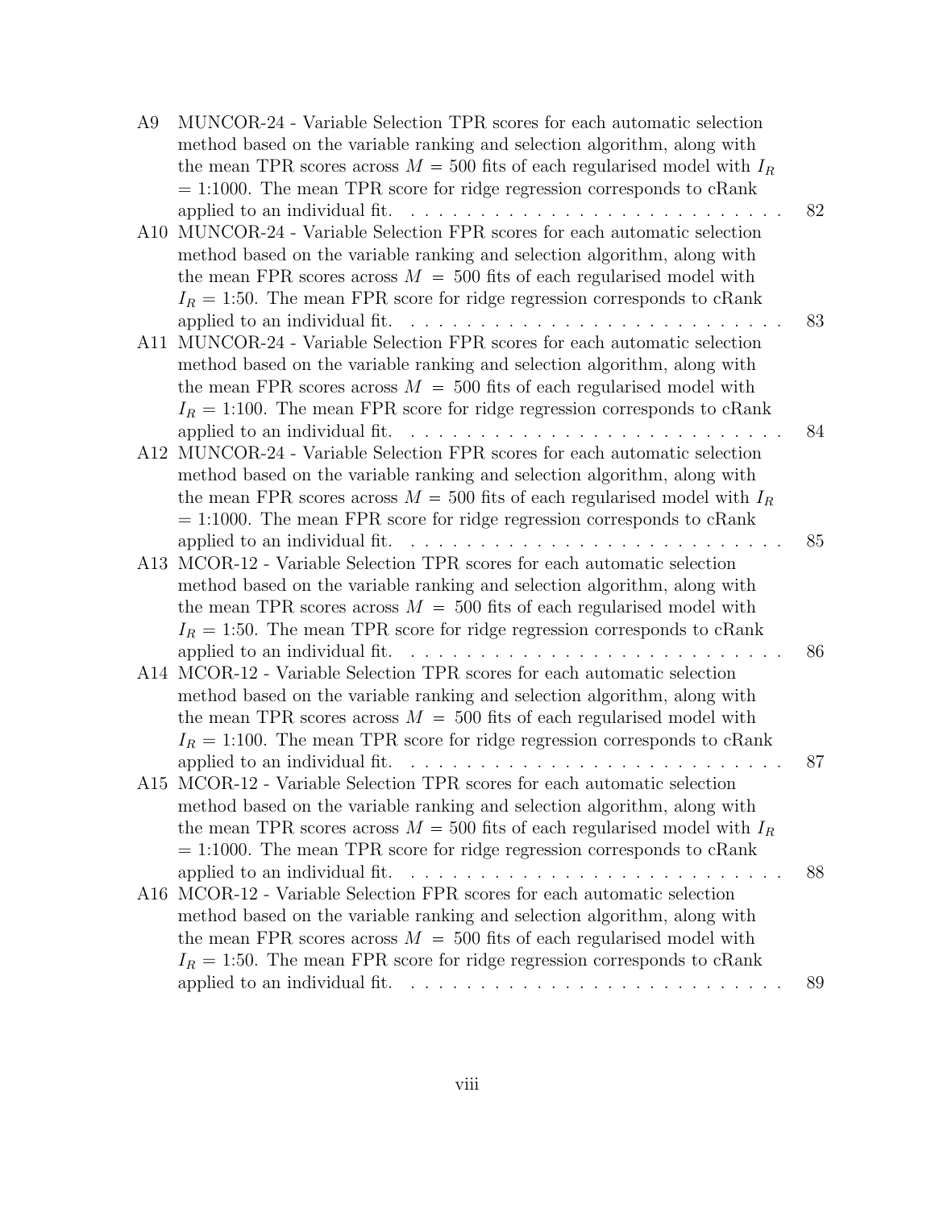A9 MUNCOR-24 - Variable Selection TPR scores for each automatic selection method based on the variable ranking and selection algorithm, along with the mean TPR scores across $M = 500$ fits of each regularised model with $I_R$ = 1:1000. The mean TPR score for ridge regression corresponds to cRank applied to an individual fit. . . . . . . . . . . . . . . . . . . . . . . . . . . 82

A10 MUNCOR-24 - Variable Selection FPR scores for each automatic selection method based on the variable ranking and selection algorithm, along with the mean FPR scores across $M = 500$ fits of each regularised model with $I_R$ = 1:50. The mean FPR score for ridge regression corresponds to cRank applied to an individual fit. . . . . . . . . . . . . . . . . . . . . . . . . . . 83

A11 MUNCOR-24 - Variable Selection FPR scores for each automatic selection method based on the variable ranking and selection algorithm, along with the mean FPR scores across $M = 500$ fits of each regularised model with $I_R$ = 1:100. The mean FPR score for ridge regression corresponds to cRank applied to an individual fit. . . . . . . . . . . . . . . . . . . . . . . . . . . 84

A12 MUNCOR-24 - Variable Selection FPR scores for each automatic selection method based on the variable ranking and selection algorithm, along with the mean FPR scores across $M = 500$ fits of each regularised model with $I_R$ = 1:1000. The mean FPR score for ridge regression corresponds to cRank applied to an individual fit. . . . . . . . . . . . . . . . . . . . . . . . . . . 85

A13 MCOR-12 - Variable Selection TPR scores for each automatic selection method based on the variable ranking and selection algorithm, along with the mean TPR scores across $M = 500$ fits of each regularised model with $I_R$ = 1:50. The mean TPR score for ridge regression corresponds to cRank applied to an individual fit. . . . . . . . . . . . . . . . . . . . . . . . . . . 86

A14 MCOR-12 - Variable Selection TPR scores for each automatic selection method based on the variable ranking and selection algorithm, along with the mean TPR scores across $M = 500$ fits of each regularised model with $I_R$ = 1:100. The mean TPR score for ridge regression corresponds to cRank applied to an individual fit. . . . . . . . . . . . . . . . . . . . . . . . . . . 87

A15 MCOR-12 - Variable Selection TPR scores for each automatic selection method based on the variable ranking and selection algorithm, along with the mean TPR scores across $M = 500$ fits of each regularised model with $I_R$ = 1:1000. The mean TPR score for ridge regression corresponds to cRank applied to an individual fit. . . . . . . . . . . . . . . . . . . . . . . . . . . 88

A16 MCOR-12 - Variable Selection FPR scores for each automatic selection method based on the variable ranking and selection algorithm, along with the mean FPR scores across $M = 500$ fits of each regularised model with $I_R$ = 1:50. The mean FPR score for ridge regression corresponds to cRank applied to an individual fit. . . . . . . . . . . . . . . . . . . . . . . . . . . 89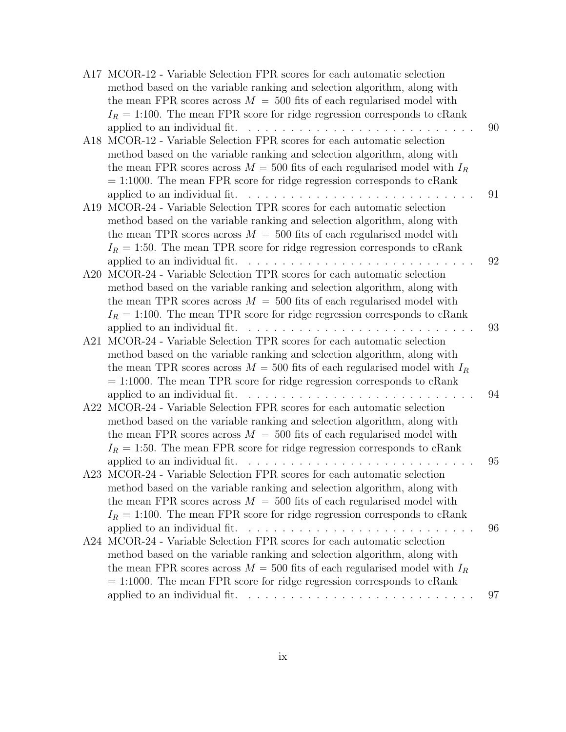A17 MCOR-12 - Variable Selection FPR scores for each automatic selection method based on the variable ranking and selection algorithm, along with the mean FPR scores across $M = 500$ fits of each regularised model with $I_R$ = 1:100. The mean FPR score for ridge regression corresponds to cRank applied to an individual fit. . . . . . . . . . . . . . . . . . . . . . . . . . . 90

A18 MCOR-12 - Variable Selection FPR scores for each automatic selection method based on the variable ranking and selection algorithm, along with the mean FPR scores across $M = 500$ fits of each regularised model with $I_R$ = 1:1000. The mean FPR score for ridge regression corresponds to cRank applied to an individual fit. . . . . . . . . . . . . . . . . . . . . . . . . . . 91

A19 MCOR-24 - Variable Selection TPR scores for each automatic selection method based on the variable ranking and selection algorithm, along with the mean TPR scores across $M = 500$ fits of each regularised model with $I_R$ = 1:50. The mean TPR score for ridge regression corresponds to cRank applied to an individual fit. . . . . . . . . . . . . . . . . . . . . . . . . . . 92

A20 MCOR-24 - Variable Selection TPR scores for each automatic selection method based on the variable ranking and selection algorithm, along with the mean TPR scores across $M = 500$ fits of each regularised model with $I_R$ = 1:100. The mean TPR score for ridge regression corresponds to cRank applied to an individual fit. . . . . . . . . . . . . . . . . . . . . . . . . . . 93

A21 MCOR-24 - Variable Selection TPR scores for each automatic selection method based on the variable ranking and selection algorithm, along with the mean TPR scores across $M = 500$ fits of each regularised model with $I_R$ = 1:1000. The mean TPR score for ridge regression corresponds to cRank applied to an individual fit. . . . . . . . . . . . . . . . . . . . . . . . . . . 94

A22 MCOR-24 - Variable Selection FPR scores for each automatic selection method based on the variable ranking and selection algorithm, along with the mean FPR scores across $M = 500$ fits of each regularised model with $I_R$ = 1:50. The mean FPR score for ridge regression corresponds to cRank applied to an individual fit. . . . . . . . . . . . . . . . . . . . . . . . . . . 95

A23 MCOR-24 - Variable Selection FPR scores for each automatic selection method based on the variable ranking and selection algorithm, along with the mean FPR scores across $M = 500$ fits of each regularised model with $I_R$ = 1:100. The mean FPR score for ridge regression corresponds to cRank applied to an individual fit. . . . . . . . . . . . . . . . . . . . . . . . . . . 96

A24 MCOR-24 - Variable Selection FPR scores for each automatic selection method based on the variable ranking and selection algorithm, along with the mean FPR scores across $M = 500$ fits of each regularised model with $I_R$ = 1:1000. The mean FPR score for ridge regression corresponds to cRank applied to an individual fit. . . . . . . . . . . . . . . . . . . . . . . . . . . 97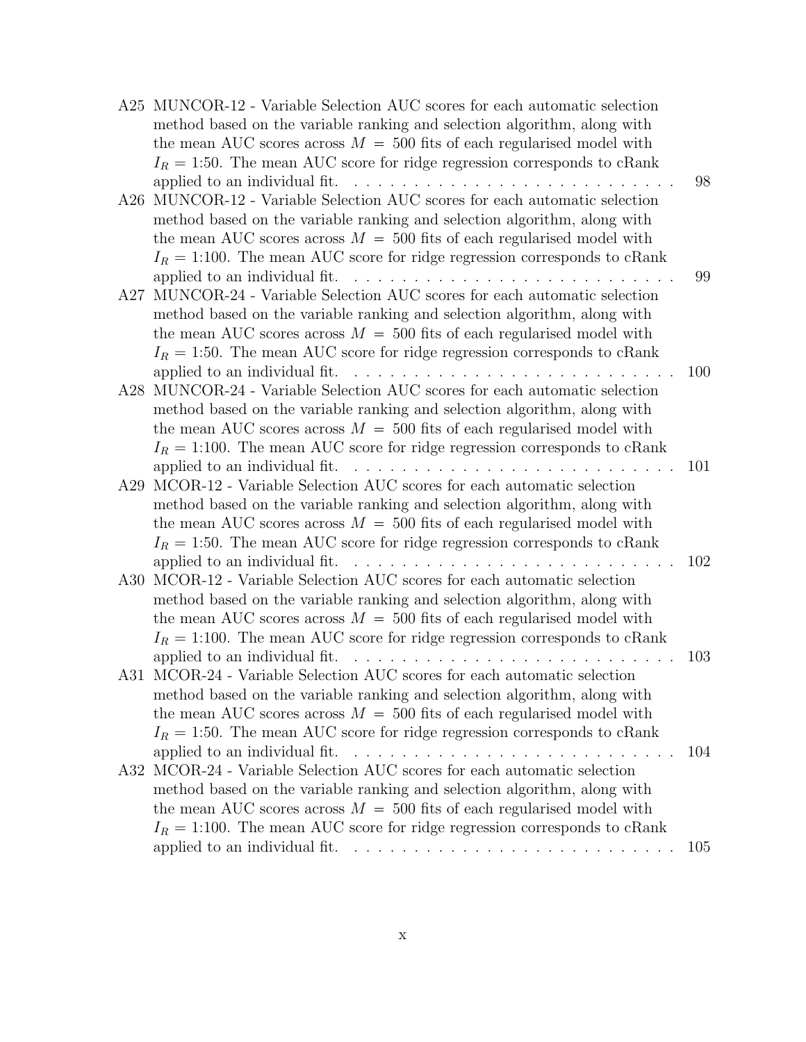A25 MUNCOR-12 - Variable Selection AUC scores for each automatic selection method based on the variable ranking and selection algorithm, along with the mean AUC scores across $M = 500$ fits of each regularised model with $I_R = 1{:}50$. The mean AUC score for ridge regression corresponds to cRank applied to an individual fit. . . . . . . . . . . . . . . . . . . . . . . . . . . 98

A26 MUNCOR-12 - Variable Selection AUC scores for each automatic selection method based on the variable ranking and selection algorithm, along with the mean AUC scores across $M = 500$ fits of each regularised model with $I_R = 1{:}100$. The mean AUC score for ridge regression corresponds to cRank applied to an individual fit. . . . . . . . . . . . . . . . . . . . . . . . . . . 99

A27 MUNCOR-24 - Variable Selection AUC scores for each automatic selection method based on the variable ranking and selection algorithm, along with the mean AUC scores across $M = 500$ fits of each regularised model with $I_R = 1{:}50$. The mean AUC score for ridge regression corresponds to cRank applied to an individual fit. . . . . . . . . . . . . . . . . . . . . . . . . . . 100

A28 MUNCOR-24 - Variable Selection AUC scores for each automatic selection method based on the variable ranking and selection algorithm, along with the mean AUC scores across $M = 500$ fits of each regularised model with $I_R = 1{:}100$. The mean AUC score for ridge regression corresponds to cRank applied to an individual fit. . . . . . . . . . . . . . . . . . . . . . . . . . . 101

A29 MCOR-12 - Variable Selection AUC scores for each automatic selection method based on the variable ranking and selection algorithm, along with the mean AUC scores across $M = 500$ fits of each regularised model with $I_R = 1{:}50$. The mean AUC score for ridge regression corresponds to cRank applied to an individual fit. . . . . . . . . . . . . . . . . . . . . . . . . . . 102

A30 MCOR-12 - Variable Selection AUC scores for each automatic selection method based on the variable ranking and selection algorithm, along with the mean AUC scores across $M = 500$ fits of each regularised model with $I_R = 1{:}100$. The mean AUC score for ridge regression corresponds to cRank applied to an individual fit. . . . . . . . . . . . . . . . . . . . . . . . . . . 103

A31 MCOR-24 - Variable Selection AUC scores for each automatic selection method based on the variable ranking and selection algorithm, along with the mean AUC scores across $M = 500$ fits of each regularised model with $I_R = 1{:}50$. The mean AUC score for ridge regression corresponds to cRank applied to an individual fit. . . . . . . . . . . . . . . . . . . . . . . . . . . 104

A32 MCOR-24 - Variable Selection AUC scores for each automatic selection method based on the variable ranking and selection algorithm, along with the mean AUC scores across $M = 500$ fits of each regularised model with $I_R = 1{:}100$. The mean AUC score for ridge regression corresponds to cRank applied to an individual fit. . . . . . . . . . . . . . . . . . . . . . . . . . . 105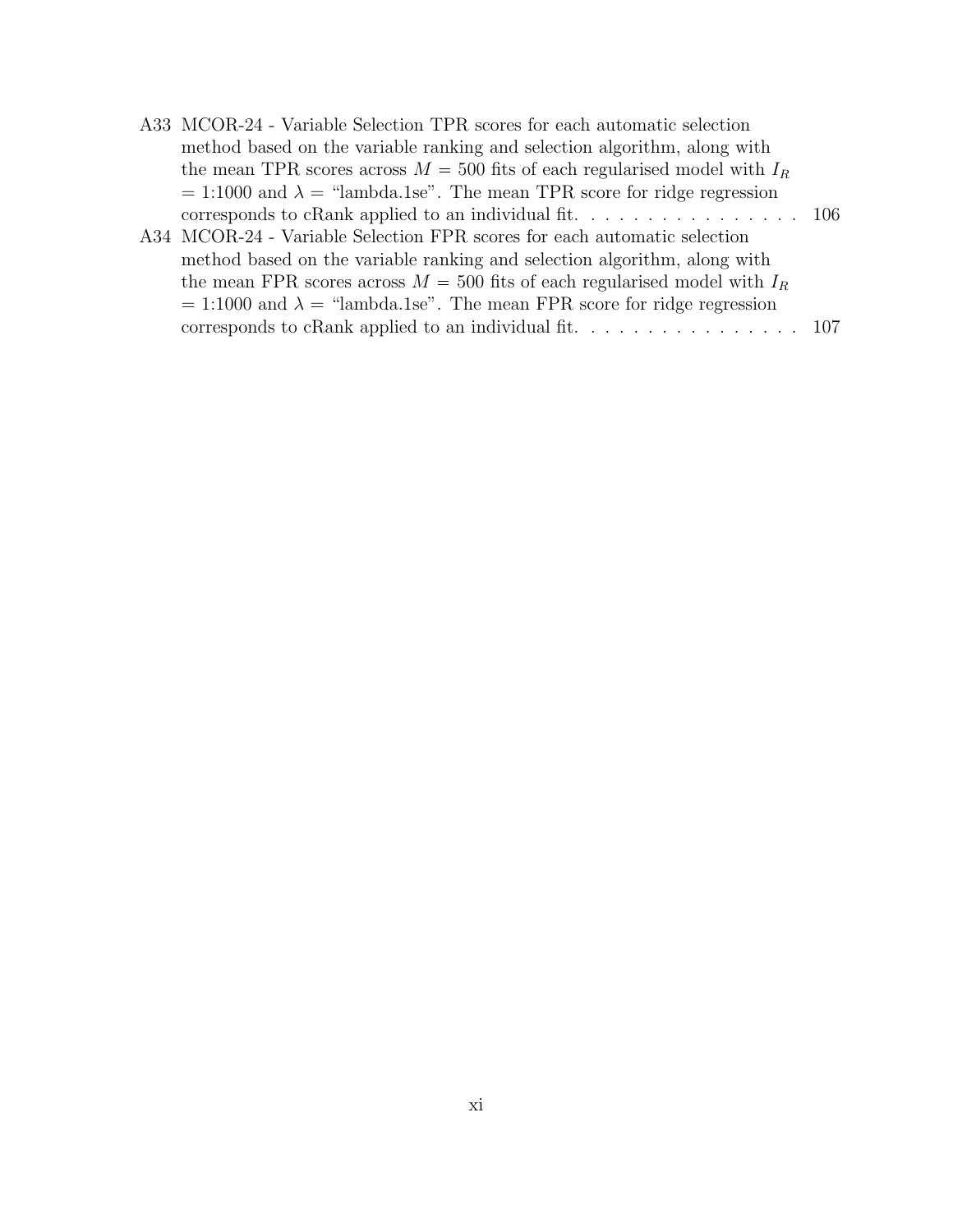A33 MCOR-24 - Variable Selection TPR scores for each automatic selection method based on the variable ranking and selection algorithm, along with the mean TPR scores across $M$ = 500 fits of each regularised model with $I_R$ = 1:1000 and $\lambda$ = "lambda.1se". The mean TPR score for ridge regression corresponds to cRank applied to an individual fit. . . . . . . . . . . . . . . . . 106

A34 MCOR-24 - Variable Selection FPR scores for each automatic selection method based on the variable ranking and selection algorithm, along with the mean FPR scores across $M$ = 500 fits of each regularised model with $I_R$ = 1:1000 and $\lambda$ = "lambda.1se". The mean FPR score for ridge regression corresponds to cRank applied to an individual fit. . . . . . . . . . . . . . . . . 107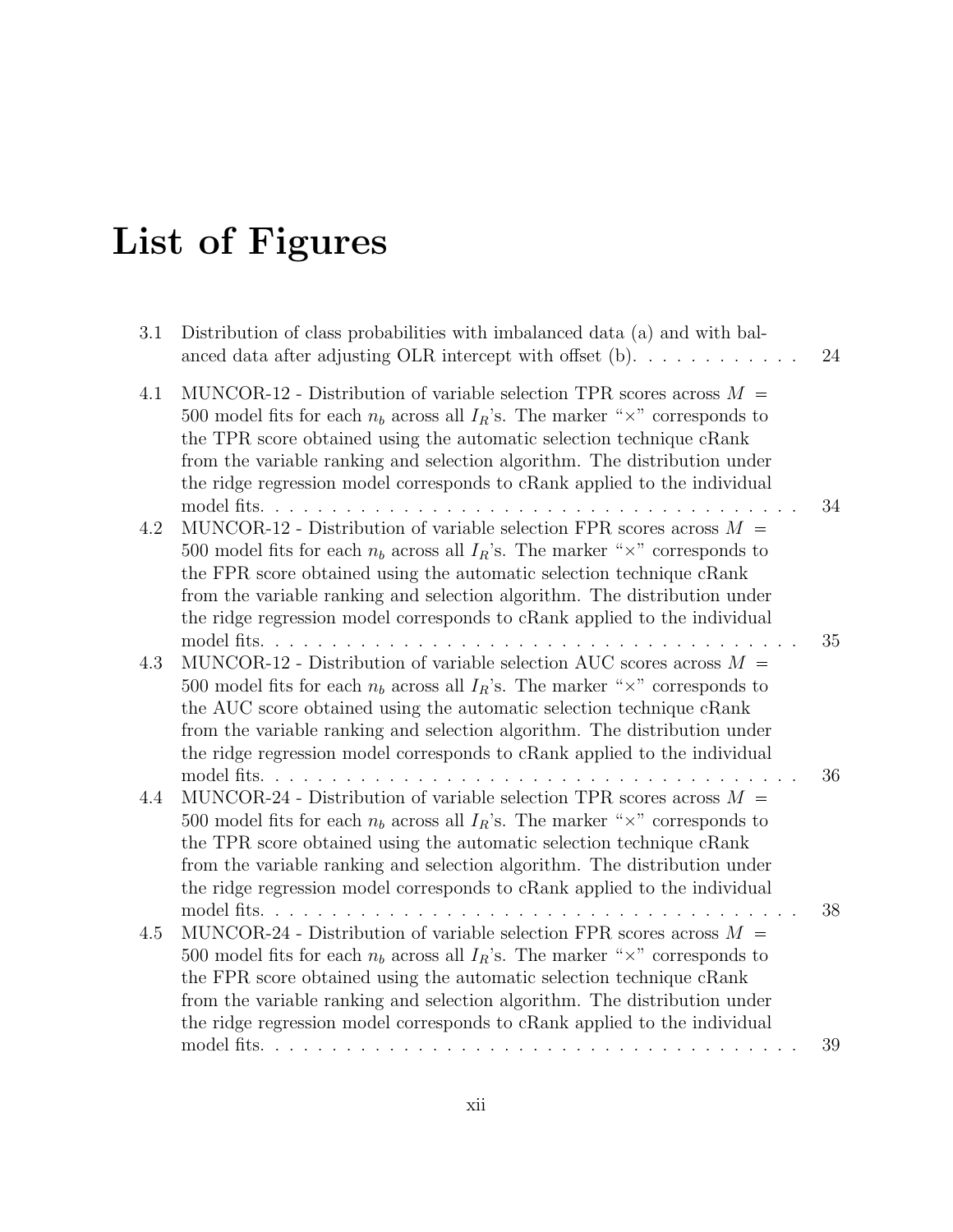# List of Figures

3.1 Distribution of class probabilities with imbalanced data (a) and with balanced data after adjusting OLR intercept with offset (b). . . . . . . . . . . . 24

4.1 MUNCOR-12 - Distribution of variable selection TPR scores across $M = 500$ model fits for each $n_b$ across all $I_R$'s. The marker "$\times$" corresponds to the TPR score obtained using the automatic selection technique cRank from the variable ranking and selection algorithm. The distribution under the ridge regression model corresponds to cRank applied to the individual model fits. . . . . . . . . . . . . . . . . . . . . . . . . . . . . . . . . . . . . . 34

4.2 MUNCOR-12 - Distribution of variable selection FPR scores across $M = 500$ model fits for each $n_b$ across all $I_R$'s. The marker "$\times$" corresponds to the FPR score obtained using the automatic selection technique cRank from the variable ranking and selection algorithm. The distribution under the ridge regression model corresponds to cRank applied to the individual model fits. . . . . . . . . . . . . . . . . . . . . . . . . . . . . . . . . . . . . . 35

4.3 MUNCOR-12 - Distribution of variable selection AUC scores across $M = 500$ model fits for each $n_b$ across all $I_R$'s. The marker "$\times$" corresponds to the AUC score obtained using the automatic selection technique cRank from the variable ranking and selection algorithm. The distribution under the ridge regression model corresponds to cRank applied to the individual model fits. . . . . . . . . . . . . . . . . . . . . . . . . . . . . . . . . . . . . . 36

4.4 MUNCOR-24 - Distribution of variable selection TPR scores across $M = 500$ model fits for each $n_b$ across all $I_R$'s. The marker "$\times$" corresponds to the TPR score obtained using the automatic selection technique cRank from the variable ranking and selection algorithm. The distribution under the ridge regression model corresponds to cRank applied to the individual model fits. . . . . . . . . . . . . . . . . . . . . . . . . . . . . . . . . . . . . . 38

4.5 MUNCOR-24 - Distribution of variable selection FPR scores across $M = 500$ model fits for each $n_b$ across all $I_R$'s. The marker "$\times$" corresponds to the FPR score obtained using the automatic selection technique cRank from the variable ranking and selection algorithm. The distribution under the ridge regression model corresponds to cRank applied to the individual model fits. . . . . . . . . . . . . . . . . . . . . . . . . . . . . . . . . . . . . . 39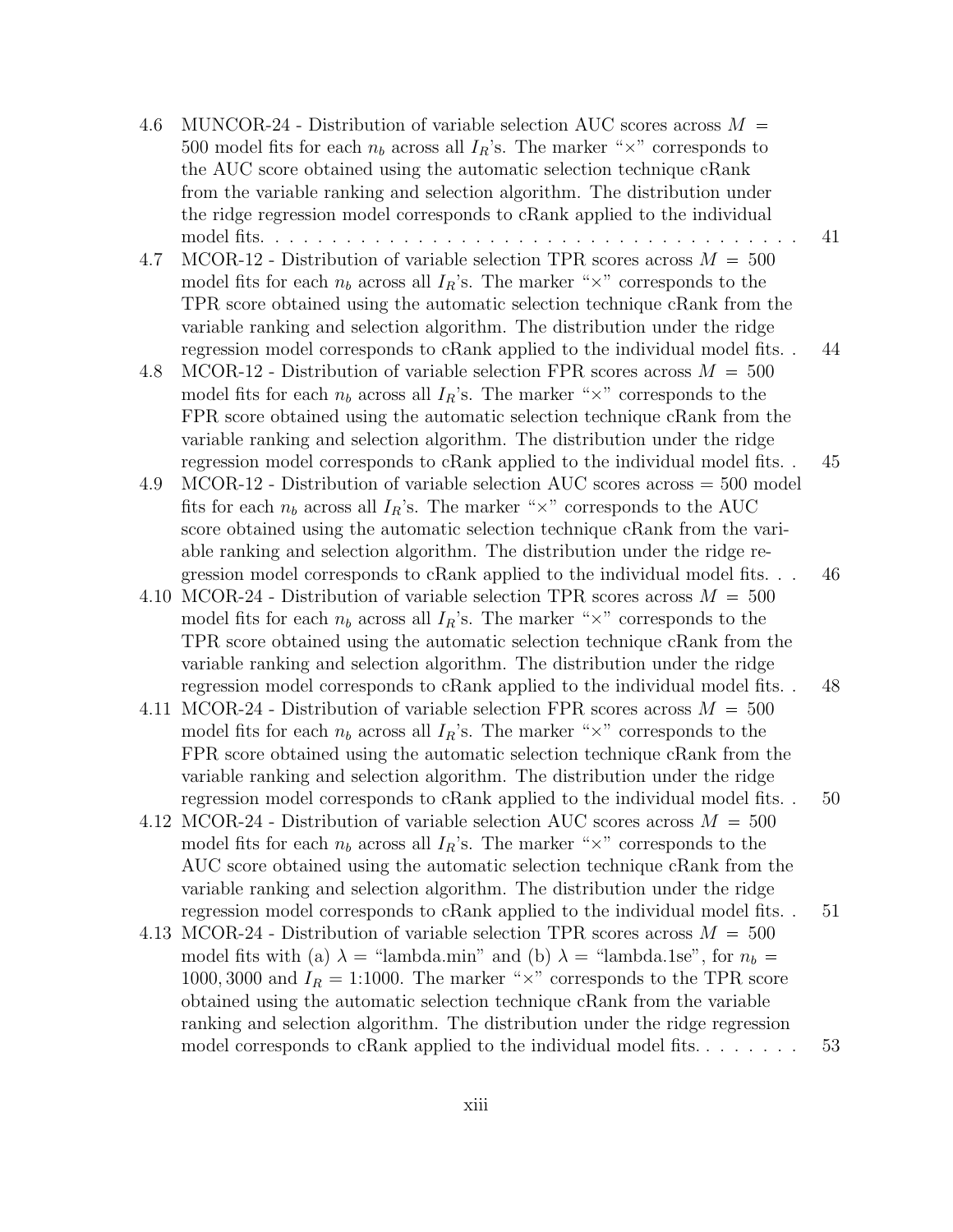4.6 MUNCOR-24 - Distribution of variable selection AUC scores across $M = 500$ model fits for each $n_b$ across all $I_R$'s. The marker "×" corresponds to the AUC score obtained using the automatic selection technique cRank from the variable ranking and selection algorithm. The distribution under the ridge regression model corresponds to cRank applied to the individual model fits. . . . . . . . . . . . . . . . . . . . . . . . . . . . . . . . . . . . . . 41

4.7 MCOR-12 - Distribution of variable selection TPR scores across $M = 500$ model fits for each $n_b$ across all $I_R$'s. The marker "×" corresponds to the TPR score obtained using the automatic selection technique cRank from the variable ranking and selection algorithm. The distribution under the ridge regression model corresponds to cRank applied to the individual model fits. . 44

4.8 MCOR-12 - Distribution of variable selection FPR scores across $M = 500$ model fits for each $n_b$ across all $I_R$'s. The marker "×" corresponds to the FPR score obtained using the automatic selection technique cRank from the variable ranking and selection algorithm. The distribution under the ridge regression model corresponds to cRank applied to the individual model fits. . 45

4.9 MCOR-12 - Distribution of variable selection AUC scores across = 500 model fits for each $n_b$ across all $I_R$'s. The marker "×" corresponds to the AUC score obtained using the automatic selection technique cRank from the variable ranking and selection algorithm. The distribution under the ridge regression model corresponds to cRank applied to the individual model fits. . . 46

4.10 MCOR-24 - Distribution of variable selection TPR scores across $M = 500$ model fits for each $n_b$ across all $I_R$'s. The marker "×" corresponds to the TPR score obtained using the automatic selection technique cRank from the variable ranking and selection algorithm. The distribution under the ridge regression model corresponds to cRank applied to the individual model fits. . 48

4.11 MCOR-24 - Distribution of variable selection FPR scores across $M = 500$ model fits for each $n_b$ across all $I_R$'s. The marker "×" corresponds to the FPR score obtained using the automatic selection technique cRank from the variable ranking and selection algorithm. The distribution under the ridge regression model corresponds to cRank applied to the individual model fits. . 50

4.12 MCOR-24 - Distribution of variable selection AUC scores across $M = 500$ model fits for each $n_b$ across all $I_R$'s. The marker "×" corresponds to the AUC score obtained using the automatic selection technique cRank from the variable ranking and selection algorithm. The distribution under the ridge regression model corresponds to cRank applied to the individual model fits. . 51

4.13 MCOR-24 - Distribution of variable selection TPR scores across $M = 500$ model fits with (a) $\lambda =$ "lambda.min" and (b) $\lambda =$ "lambda.1se", for $n_b = 1000, 3000$ and $I_R = 1{:}1000$. The marker "×" corresponds to the TPR score obtained using the automatic selection technique cRank from the variable ranking and selection algorithm. The distribution under the ridge regression model corresponds to cRank applied to the individual model fits. . . . . . . . 53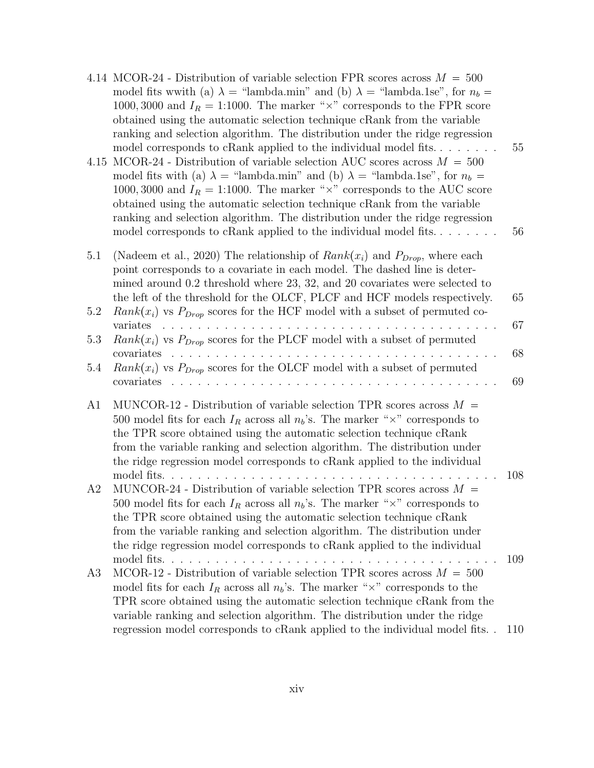4.14 MCOR-24 - Distribution of variable selection FPR scores across $M = 500$ model fits wwith (a) $\lambda =$ "lambda.min" and (b) $\lambda =$ "lambda.1se", for $n_b = 1000, 3000$ and $I_R = 1{:}1000$. The marker "×" corresponds to the FPR score obtained using the automatic selection technique cRank from the variable ranking and selection algorithm. The distribution under the ridge regression model corresponds to cRank applied to the individual model fits. . . . . . . . 55

4.15 MCOR-24 - Distribution of variable selection AUC scores across $M = 500$ model fits with (a) $\lambda =$ "lambda.min" and (b) $\lambda =$ "lambda.1se", for $n_b = 1000, 3000$ and $I_R = 1{:}1000$. The marker "×" corresponds to the AUC score obtained using the automatic selection technique cRank from the variable ranking and selection algorithm. The distribution under the ridge regression model corresponds to cRank applied to the individual model fits. . . . . . . . 56

5.1 (Nadeem et al., 2020) The relationship of $Rank(x_i)$ and $P_{Drop}$, where each point corresponds to a covariate in each model. The dashed line is determined around 0.2 threshold where 23, 32, and 20 covariates were selected to the left of the threshold for the OLCF, PLCF and HCF models respectively. 65

5.2 $Rank(x_i)$ vs $P_{Drop}$ scores for the HCF model with a subset of permuted covariates . . . . . . . . . . . . . . . . . . . . . . . . . . . . . . . . . . . . . . . 67

5.3 $Rank(x_i)$ vs $P_{Drop}$ scores for the PLCF model with a subset of permuted covariates . . . . . . . . . . . . . . . . . . . . . . . . . . . . . . . . . . . . . . . 68

5.4 $Rank(x_i)$ vs $P_{Drop}$ scores for the OLCF model with a subset of permuted covariates . . . . . . . . . . . . . . . . . . . . . . . . . . . . . . . . . . . . . . . 69

A1 MUNCOR-12 - Distribution of variable selection TPR scores across $M = 500$ model fits for each $I_R$ across all $n_b$'s. The marker "×" corresponds to the TPR score obtained using the automatic selection technique cRank from the variable ranking and selection algorithm. The distribution under the ridge regression model corresponds to cRank applied to the individual model fits. . . . . . . . . . . . . . . . . . . . . . . . . . . . . . . . . . . . . . . 108

A2 MUNCOR-24 - Distribution of variable selection TPR scores across $M = 500$ model fits for each $I_R$ across all $n_b$'s. The marker "×" corresponds to the TPR score obtained using the automatic selection technique cRank from the variable ranking and selection algorithm. The distribution under the ridge regression model corresponds to cRank applied to the individual model fits. . . . . . . . . . . . . . . . . . . . . . . . . . . . . . . . . . . . . . . 109

A3 MCOR-12 - Distribution of variable selection TPR scores across $M = 500$ model fits for each $I_R$ across all $n_b$'s. The marker "×" corresponds to the TPR score obtained using the automatic selection technique cRank from the variable ranking and selection algorithm. The distribution under the ridge regression model corresponds to cRank applied to the individual model fits. . 110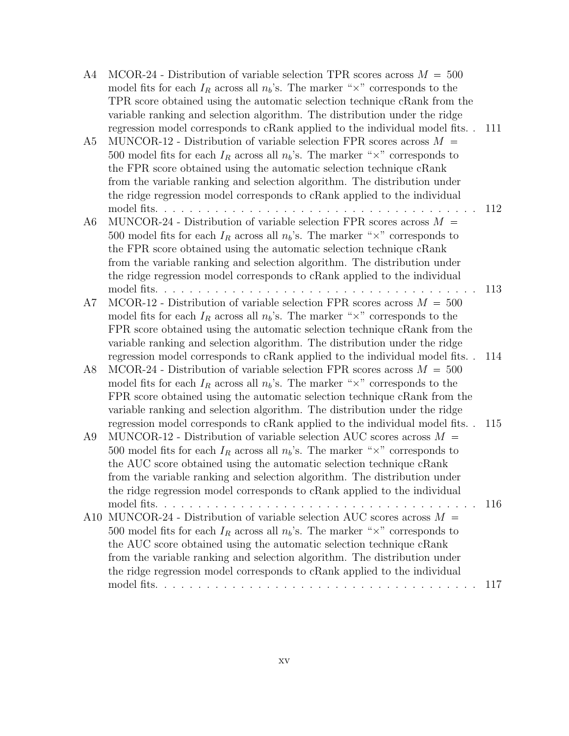A4 MCOR-24 - Distribution of variable selection TPR scores across $M = 500$ model fits for each $I_R$ across all $n_b$'s. The marker "×" corresponds to the TPR score obtained using the automatic selection technique cRank from the variable ranking and selection algorithm. The distribution under the ridge regression model corresponds to cRank applied to the individual model fits. . 111

A5 MUNCOR-12 - Distribution of variable selection FPR scores across $M = 500$ model fits for each $I_R$ across all $n_b$'s. The marker "×" corresponds to the FPR score obtained using the automatic selection technique cRank from the variable ranking and selection algorithm. The distribution under the ridge regression model corresponds to cRank applied to the individual model fits. . . . . . . . . . . . . . . . . . . . . . . . . . . . . . . . . . . . . 112

A6 MUNCOR-24 - Distribution of variable selection FPR scores across $M = 500$ model fits for each $I_R$ across all $n_b$'s. The marker "×" corresponds to the FPR score obtained using the automatic selection technique cRank from the variable ranking and selection algorithm. The distribution under the ridge regression model corresponds to cRank applied to the individual model fits. . . . . . . . . . . . . . . . . . . . . . . . . . . . . . . . . . . . . 113

A7 MCOR-12 - Distribution of variable selection FPR scores across $M = 500$ model fits for each $I_R$ across all $n_b$'s. The marker "×" corresponds to the FPR score obtained using the automatic selection technique cRank from the variable ranking and selection algorithm. The distribution under the ridge regression model corresponds to cRank applied to the individual model fits. . 114

A8 MCOR-24 - Distribution of variable selection FPR scores across $M = 500$ model fits for each $I_R$ across all $n_b$'s. The marker "×" corresponds to the FPR score obtained using the automatic selection technique cRank from the variable ranking and selection algorithm. The distribution under the ridge regression model corresponds to cRank applied to the individual model fits. . 115

A9 MUNCOR-12 - Distribution of variable selection AUC scores across $M = 500$ model fits for each $I_R$ across all $n_b$'s. The marker "×" corresponds to the AUC score obtained using the automatic selection technique cRank from the variable ranking and selection algorithm. The distribution under the ridge regression model corresponds to cRank applied to the individual model fits. . . . . . . . . . . . . . . . . . . . . . . . . . . . . . . . . . . . . 116

A10 MUNCOR-24 - Distribution of variable selection AUC scores across $M = 500$ model fits for each $I_R$ across all $n_b$'s. The marker "×" corresponds to the AUC score obtained using the automatic selection technique cRank from the variable ranking and selection algorithm. The distribution under the ridge regression model corresponds to cRank applied to the individual model fits. . . . . . . . . . . . . . . . . . . . . . . . . . . . . . . . . . . . . 117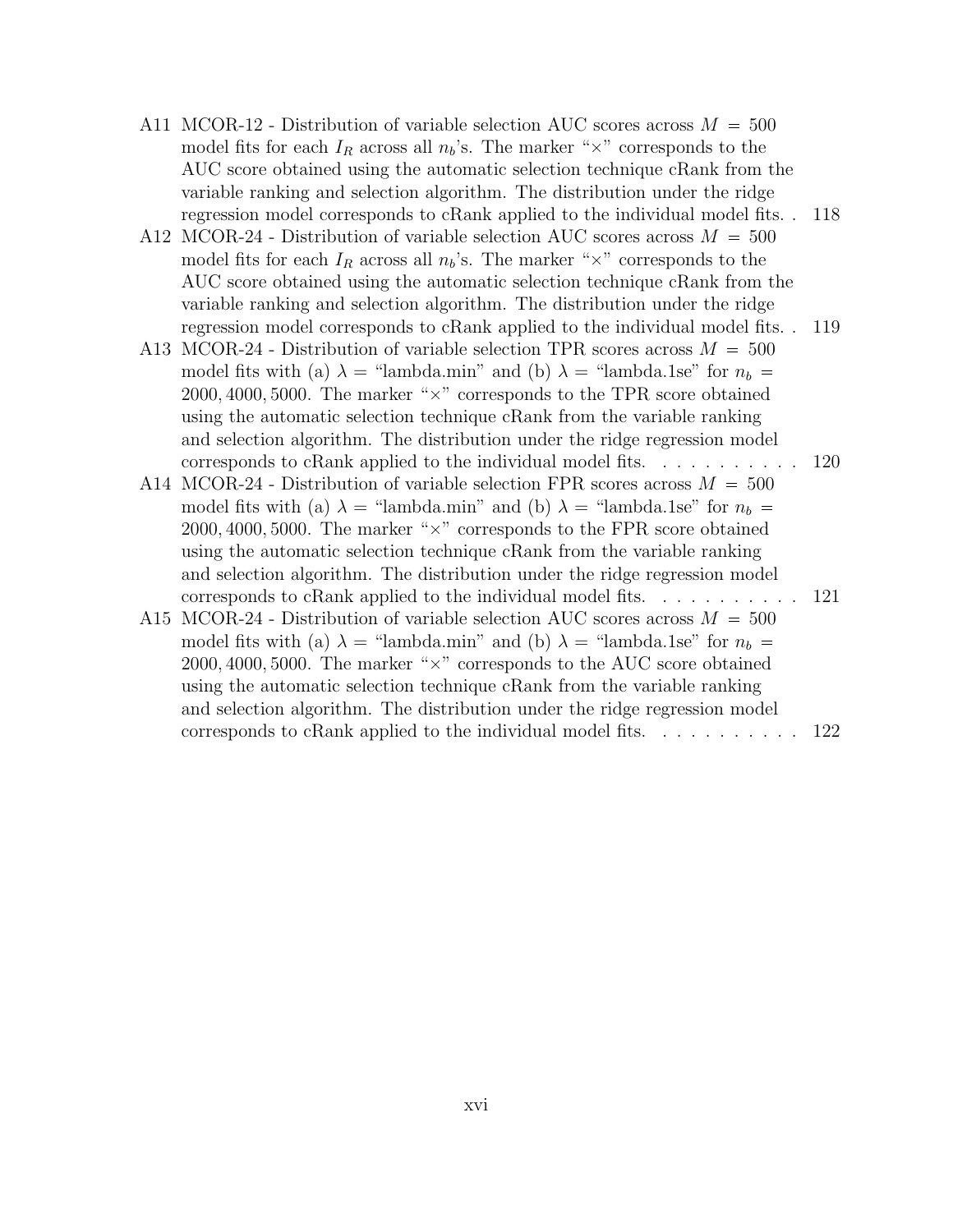A11 MCOR-12 - Distribution of variable selection AUC scores across $M = 500$ model fits for each $I_R$ across all $n_b$'s. The marker "×" corresponds to the AUC score obtained using the automatic selection technique cRank from the variable ranking and selection algorithm. The distribution under the ridge regression model corresponds to cRank applied to the individual model fits. . 118

A12 MCOR-24 - Distribution of variable selection AUC scores across $M = 500$ model fits for each $I_R$ across all $n_b$'s. The marker "×" corresponds to the AUC score obtained using the automatic selection technique cRank from the variable ranking and selection algorithm. The distribution under the ridge regression model corresponds to cRank applied to the individual model fits. . 119

A13 MCOR-24 - Distribution of variable selection TPR scores across $M = 500$ model fits with (a) $\lambda =$ "lambda.min" and (b) $\lambda =$ "lambda.1se" for $n_b = 2000, 4000, 5000$. The marker "×" corresponds to the TPR score obtained using the automatic selection technique cRank from the variable ranking and selection algorithm. The distribution under the ridge regression model corresponds to cRank applied to the individual model fits. . . . . . . . . . . 120

A14 MCOR-24 - Distribution of variable selection FPR scores across $M = 500$ model fits with (a) $\lambda =$ "lambda.min" and (b) $\lambda =$ "lambda.1se" for $n_b = 2000, 4000, 5000$. The marker "×" corresponds to the FPR score obtained using the automatic selection technique cRank from the variable ranking and selection algorithm. The distribution under the ridge regression model corresponds to cRank applied to the individual model fits. . . . . . . . . . . 121

A15 MCOR-24 - Distribution of variable selection AUC scores across $M = 500$ model fits with (a) $\lambda =$ "lambda.min" and (b) $\lambda =$ "lambda.1se" for $n_b = 2000, 4000, 5000$. The marker "×" corresponds to the AUC score obtained using the automatic selection technique cRank from the variable ranking and selection algorithm. The distribution under the ridge regression model corresponds to cRank applied to the individual model fits. . . . . . . . . . . 122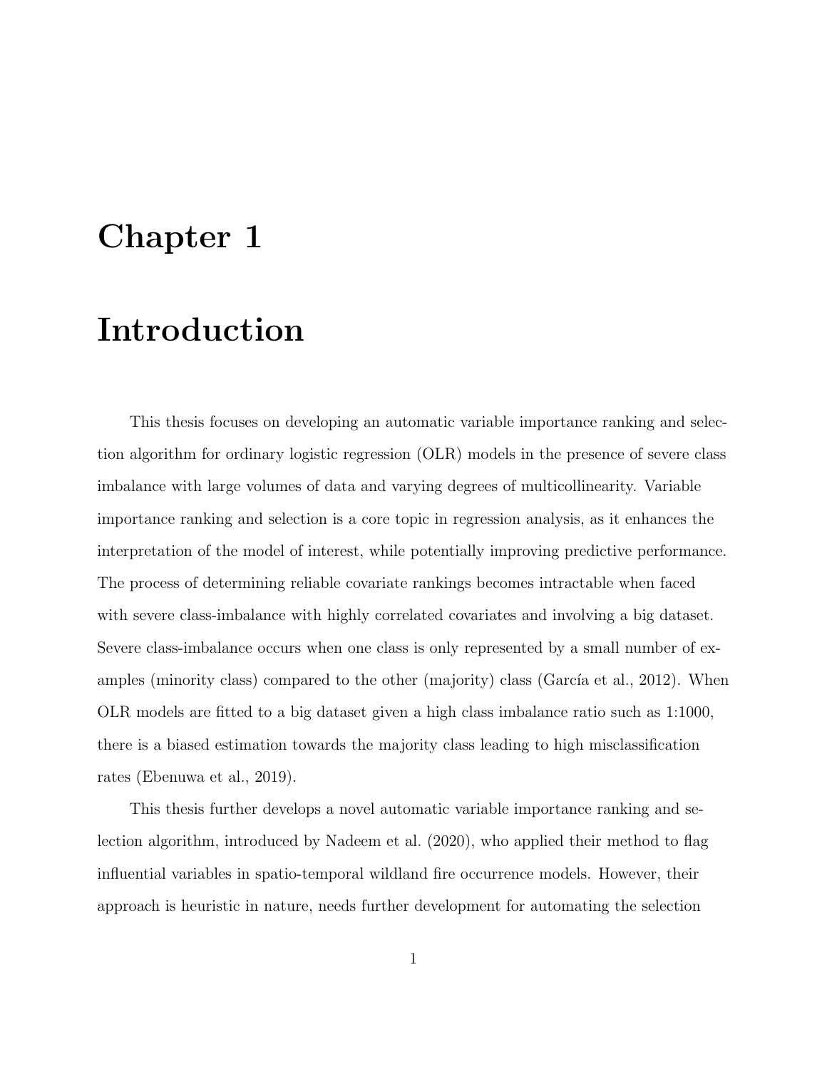# Chapter 1

# Introduction

This thesis focuses on developing an automatic variable importance ranking and selection algorithm for ordinary logistic regression (OLR) models in the presence of severe class imbalance with large volumes of data and varying degrees of multicollinearity. Variable importance ranking and selection is a core topic in regression analysis, as it enhances the interpretation of the model of interest, while potentially improving predictive performance. The process of determining reliable covariate rankings becomes intractable when faced with severe class-imbalance with highly correlated covariates and involving a big dataset. Severe class-imbalance occurs when one class is only represented by a small number of examples (minority class) compared to the other (majority) class (García et al., 2012). When OLR models are fitted to a big dataset given a high class imbalance ratio such as 1:1000, there is a biased estimation towards the majority class leading to high misclassification rates (Ebenuwa et al., 2019).

This thesis further develops a novel automatic variable importance ranking and selection algorithm, introduced by Nadeem et al. (2020), who applied their method to flag influential variables in spatio-temporal wildland fire occurrence models. However, their approach is heuristic in nature, needs further development for automating the selection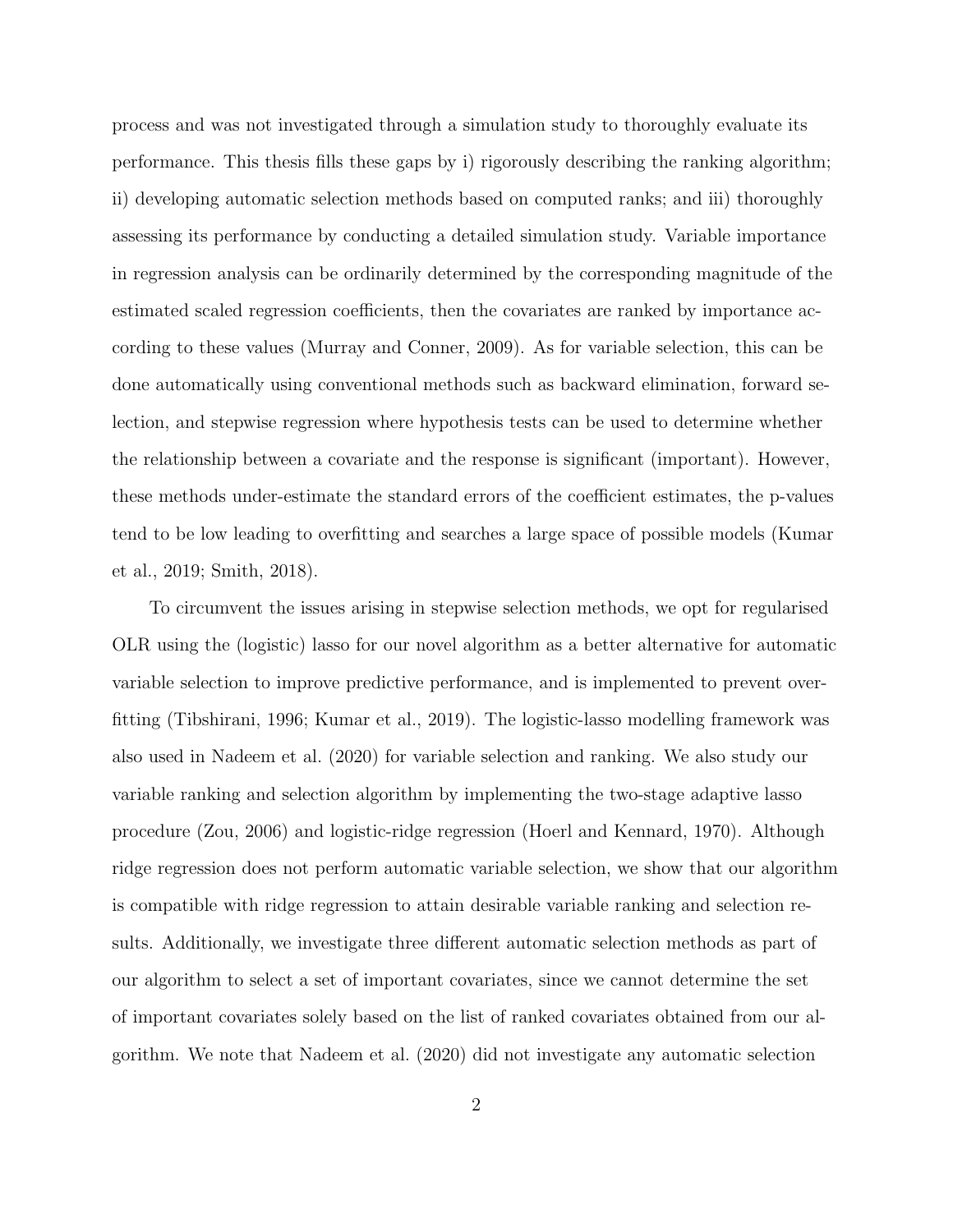process and was not investigated through a simulation study to thoroughly evaluate its performance. This thesis fills these gaps by i) rigorously describing the ranking algorithm; ii) developing automatic selection methods based on computed ranks; and iii) thoroughly assessing its performance by conducting a detailed simulation study. Variable importance in regression analysis can be ordinarily determined by the corresponding magnitude of the estimated scaled regression coefficients, then the covariates are ranked by importance according to these values (Murray and Conner, 2009). As for variable selection, this can be done automatically using conventional methods such as backward elimination, forward selection, and stepwise regression where hypothesis tests can be used to determine whether the relationship between a covariate and the response is significant (important). However, these methods under-estimate the standard errors of the coefficient estimates, the p-values tend to be low leading to overfitting and searches a large space of possible models (Kumar et al., 2019; Smith, 2018).

To circumvent the issues arising in stepwise selection methods, we opt for regularised OLR using the (logistic) lasso for our novel algorithm as a better alternative for automatic variable selection to improve predictive performance, and is implemented to prevent overfitting (Tibshirani, 1996; Kumar et al., 2019). The logistic-lasso modelling framework was also used in Nadeem et al. (2020) for variable selection and ranking. We also study our variable ranking and selection algorithm by implementing the two-stage adaptive lasso procedure (Zou, 2006) and logistic-ridge regression (Hoerl and Kennard, 1970). Although ridge regression does not perform automatic variable selection, we show that our algorithm is compatible with ridge regression to attain desirable variable ranking and selection results. Additionally, we investigate three different automatic selection methods as part of our algorithm to select a set of important covariates, since we cannot determine the set of important covariates solely based on the list of ranked covariates obtained from our algorithm. We note that Nadeem et al. (2020) did not investigate any automatic selection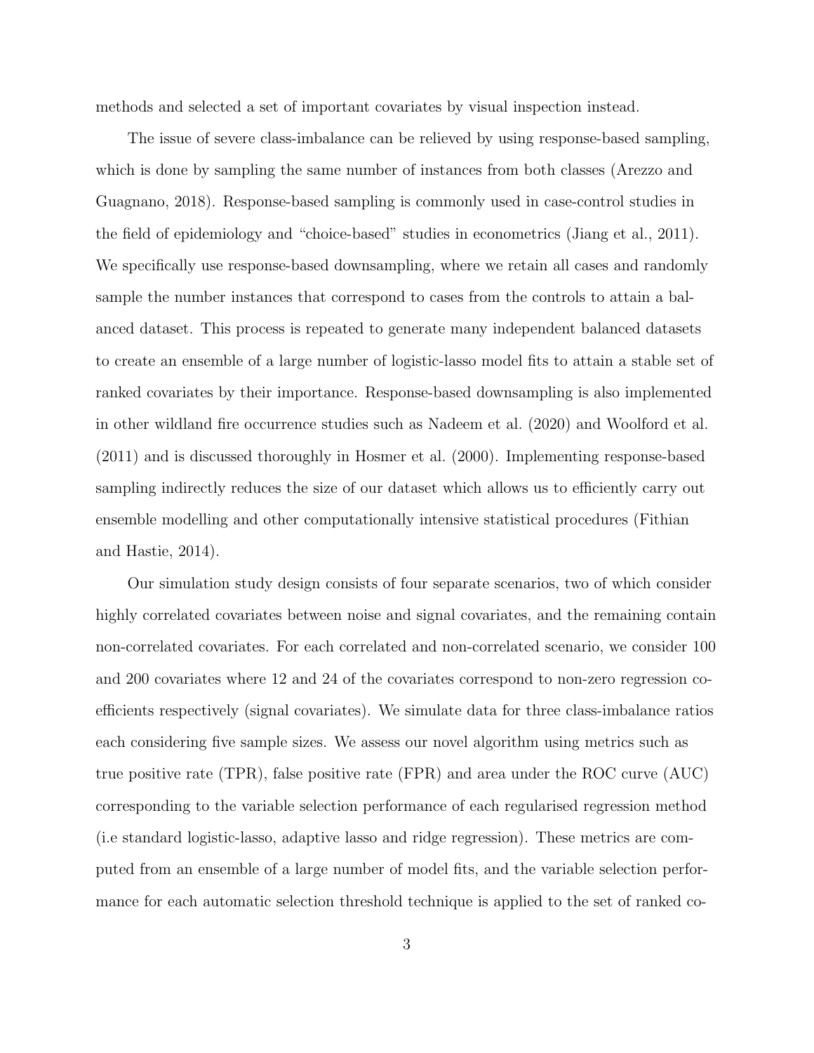methods and selected a set of important covariates by visual inspection instead.

The issue of severe class-imbalance can be relieved by using response-based sampling, which is done by sampling the same number of instances from both classes (Arezzo and Guagnano, 2018). Response-based sampling is commonly used in case-control studies in the field of epidemiology and "choice-based" studies in econometrics (Jiang et al., 2011). We specifically use response-based downsampling, where we retain all cases and randomly sample the number instances that correspond to cases from the controls to attain a balanced dataset. This process is repeated to generate many independent balanced datasets to create an ensemble of a large number of logistic-lasso model fits to attain a stable set of ranked covariates by their importance. Response-based downsampling is also implemented in other wildland fire occurrence studies such as Nadeem et al. (2020) and Woolford et al. (2011) and is discussed thoroughly in Hosmer et al. (2000). Implementing response-based sampling indirectly reduces the size of our dataset which allows us to efficiently carry out ensemble modelling and other computationally intensive statistical procedures (Fithian and Hastie, 2014).

Our simulation study design consists of four separate scenarios, two of which consider highly correlated covariates between noise and signal covariates, and the remaining contain non-correlated covariates. For each correlated and non-correlated scenario, we consider 100 and 200 covariates where 12 and 24 of the covariates correspond to non-zero regression coefficients respectively (signal covariates). We simulate data for three class-imbalance ratios each considering five sample sizes. We assess our novel algorithm using metrics such as true positive rate (TPR), false positive rate (FPR) and area under the ROC curve (AUC) corresponding to the variable selection performance of each regularised regression method (i.e standard logistic-lasso, adaptive lasso and ridge regression). These metrics are computed from an ensemble of a large number of model fits, and the variable selection performance for each automatic selection threshold technique is applied to the set of ranked co-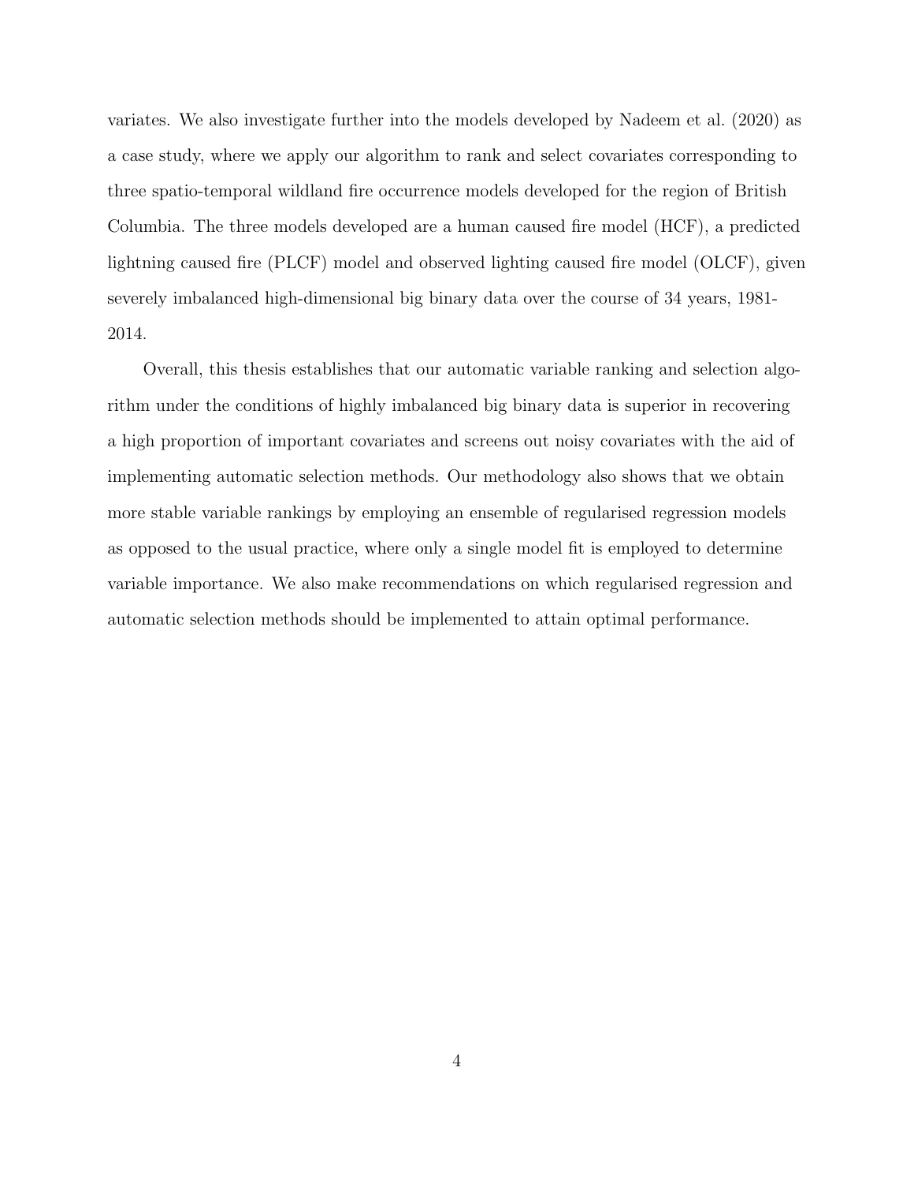variates. We also investigate further into the models developed by Nadeem et al. (2020) as a case study, where we apply our algorithm to rank and select covariates corresponding to three spatio-temporal wildland fire occurrence models developed for the region of British Columbia. The three models developed are a human caused fire model (HCF), a predicted lightning caused fire (PLCF) model and observed lighting caused fire model (OLCF), given severely imbalanced high-dimensional big binary data over the course of 34 years, 1981-2014.

Overall, this thesis establishes that our automatic variable ranking and selection algorithm under the conditions of highly imbalanced big binary data is superior in recovering a high proportion of important covariates and screens out noisy covariates with the aid of implementing automatic selection methods. Our methodology also shows that we obtain more stable variable rankings by employing an ensemble of regularised regression models as opposed to the usual practice, where only a single model fit is employed to determine variable importance. We also make recommendations on which regularised regression and automatic selection methods should be implemented to attain optimal performance.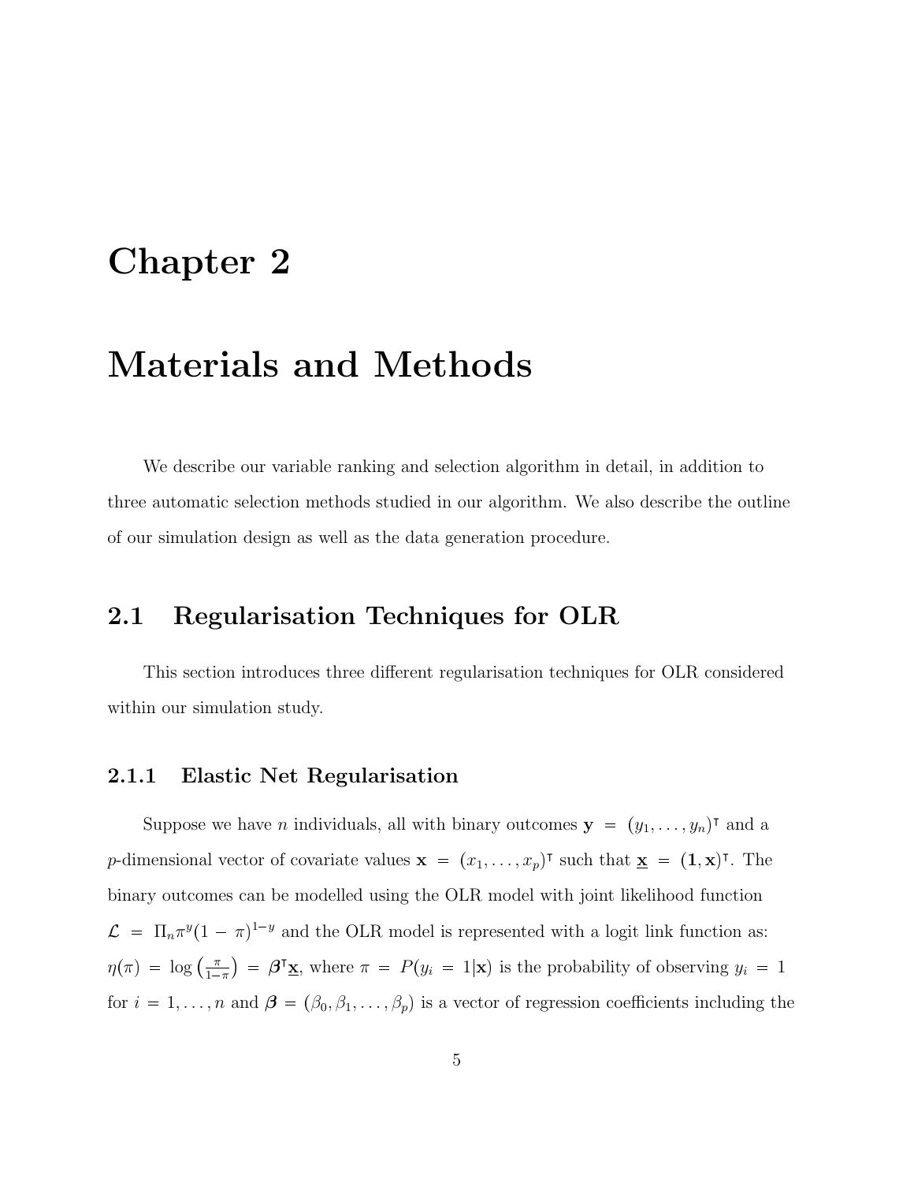# Chapter 2

# Materials and Methods

We describe our variable ranking and selection algorithm in detail, in addition to three automatic selection methods studied in our algorithm. We also describe the outline of our simulation design as well as the data generation procedure.

## 2.1 Regularisation Techniques for OLR

This section introduces three different regularisation techniques for OLR considered within our simulation study.

### 2.1.1 Elastic Net Regularisation

Suppose we have $n$ individuals, all with binary outcomes $\mathbf{y} = (y_1, \ldots, y_n)^\intercal$ and a $p$-dimensional vector of covariate values $\mathbf{x} = (x_1, \ldots, x_p)^\intercal$ such that $\underline{\mathbf{x}} = (\mathbf{1}, \mathbf{x})^\intercal$. The binary outcomes can be modelled using the OLR model with joint likelihood function $\mathcal{L} = \Pi_n \pi^y (1 - \pi)^{1-y}$ and the OLR model is represented with a logit link function as: $\eta(\pi) = \log\left(\frac{\pi}{1-\pi}\right) = \boldsymbol{\beta}^\intercal \underline{\mathbf{x}}$, where $\pi = P(y_i = 1|\mathbf{x})$ is the probability of observing $y_i = 1$ for $i = 1, \ldots, n$ and $\boldsymbol{\beta} = (\beta_0, \beta_1, \ldots, \beta_p)$ is a vector of regression coefficients including the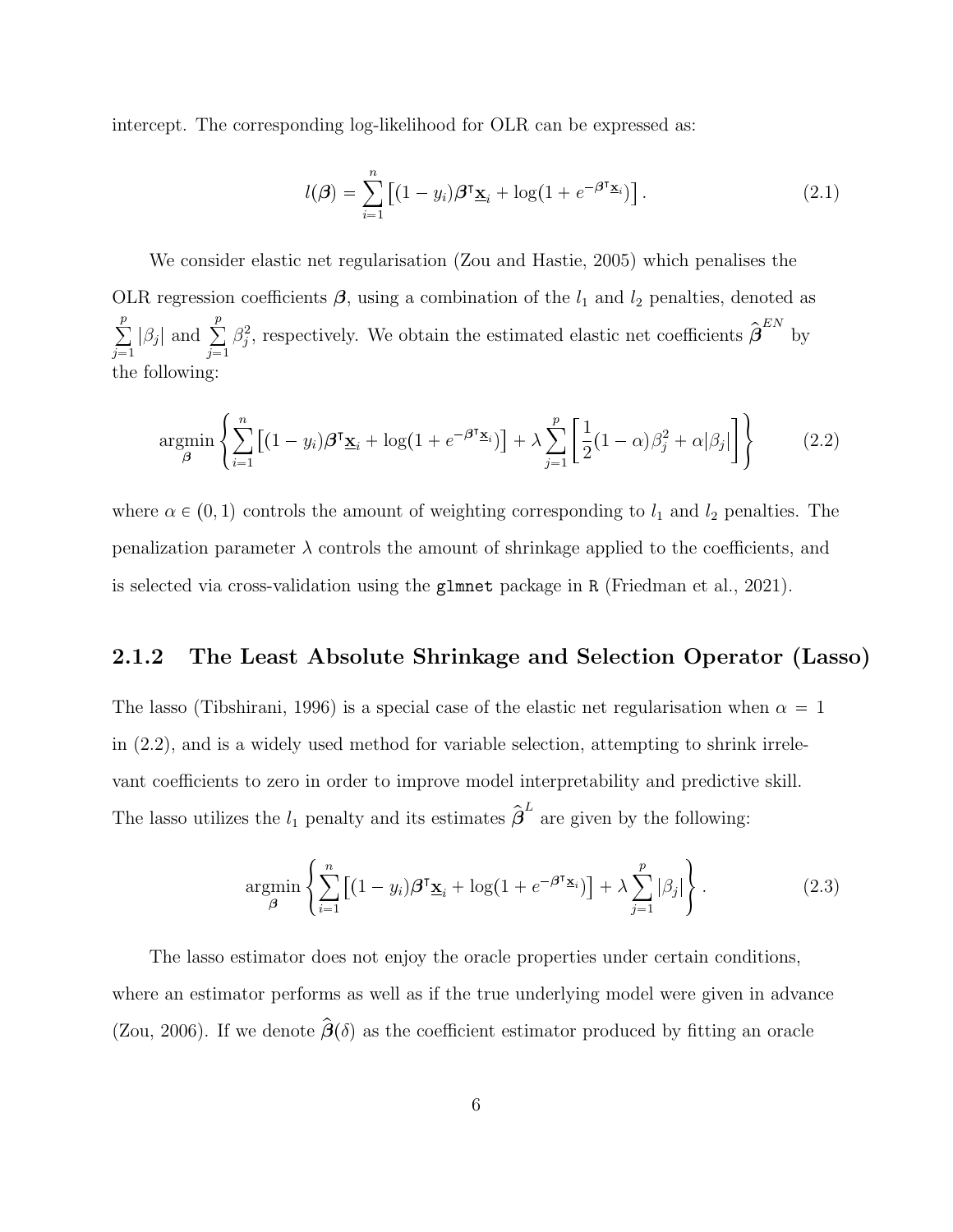intercept. The corresponding log-likelihood for OLR can be expressed as:

$$l(\boldsymbol{\beta}) = \sum_{i=1}^{n} \left[(1 - y_i)\boldsymbol{\beta}^{\intercal}\underline{\mathbf{x}}_i + \log(1 + e^{-\boldsymbol{\beta}^{\intercal}\underline{\mathbf{x}}_i})\right]. \tag{2.1}$$

We consider elastic net regularisation (Zou and Hastie, 2005) which penalises the OLR regression coefficients $\boldsymbol{\beta}$, using a combination of the $l_1$ and $l_2$ penalties, denoted as $\sum_{j=1}^{p} |\beta_j|$ and $\sum_{j=1}^{p} \beta_j^2$, respectively. We obtain the estimated elastic net coefficients $\widehat{\boldsymbol{\beta}}^{EN}$ by the following:

$$\underset{\boldsymbol{\beta}}{\operatorname{argmin}} \left\{ \sum_{i=1}^{n} \left[(1 - y_i)\boldsymbol{\beta}^{\intercal}\underline{\mathbf{x}}_i + \log(1 + e^{-\boldsymbol{\beta}^{\intercal}\underline{\mathbf{x}}_i})\right] + \lambda \sum_{j=1}^{p} \left[\frac{1}{2}(1 - \alpha)\beta_j^2 + \alpha|\beta_j|\right] \right\} \tag{2.2}$$

where $\alpha \in (0, 1)$ controls the amount of weighting corresponding to $l_1$ and $l_2$ penalties. The penalization parameter $\lambda$ controls the amount of shrinkage applied to the coefficients, and is selected via cross-validation using the `glmnet` package in `R` (Friedman et al., 2021).

### 2.1.2 The Least Absolute Shrinkage and Selection Operator (Lasso)

The lasso (Tibshirani, 1996) is a special case of the elastic net regularisation when $\alpha = 1$ in (2.2), and is a widely used method for variable selection, attempting to shrink irrelevant coefficients to zero in order to improve model interpretability and predictive skill. The lasso utilizes the $l_1$ penalty and its estimates $\widehat{\boldsymbol{\beta}}^{L}$ are given by the following:

$$\underset{\boldsymbol{\beta}}{\operatorname{argmin}} \left\{ \sum_{i=1}^{n} \left[(1 - y_i)\boldsymbol{\beta}^{\intercal}\underline{\mathbf{x}}_i + \log(1 + e^{-\boldsymbol{\beta}^{\intercal}\underline{\mathbf{x}}_i})\right] + \lambda \sum_{j=1}^{p} |\beta_j| \right\}. \tag{2.3}$$

The lasso estimator does not enjoy the oracle properties under certain conditions, where an estimator performs as well as if the true underlying model were given in advance (Zou, 2006). If we denote $\widehat{\boldsymbol{\beta}}(\delta)$ as the coefficient estimator produced by fitting an oracle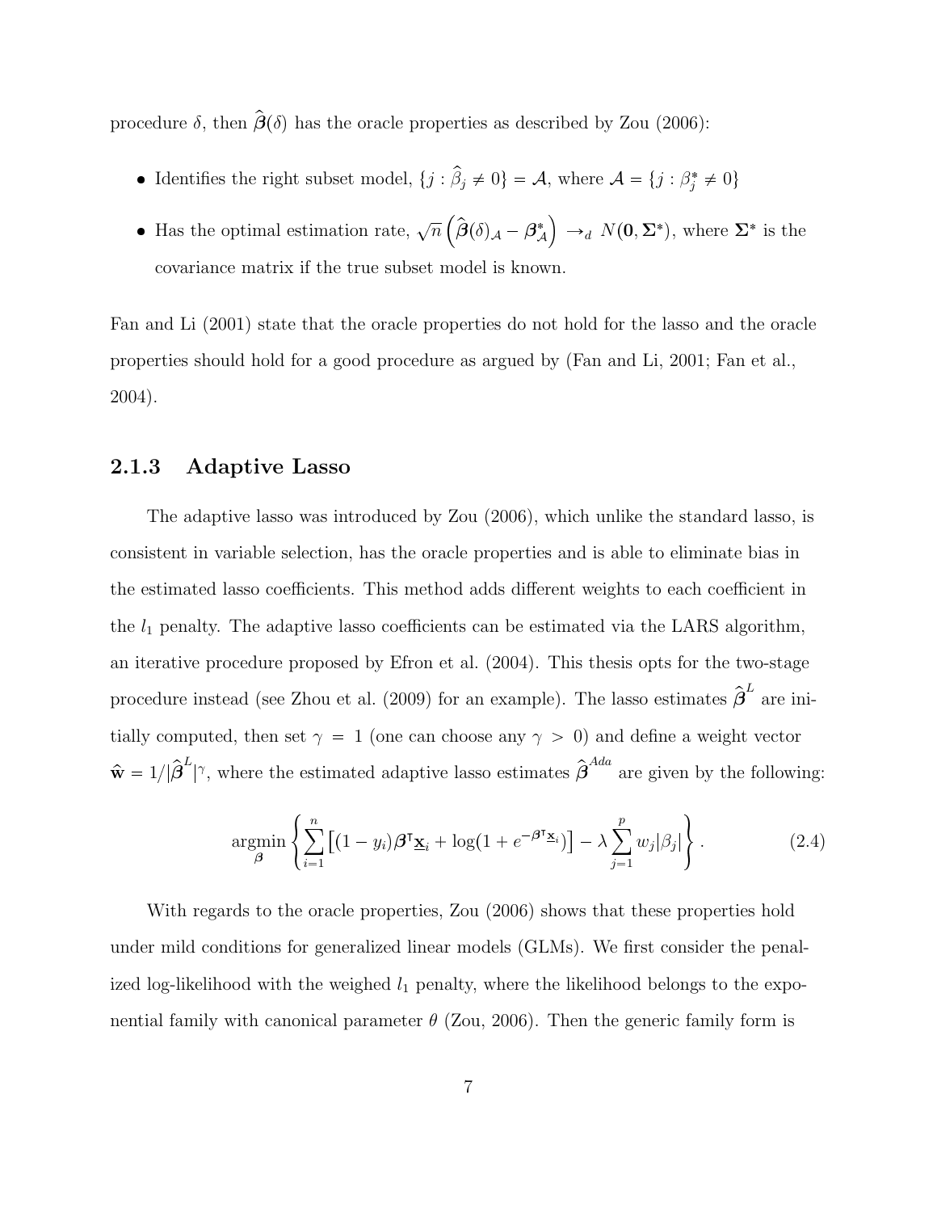procedure $\delta$, then $\widehat{\boldsymbol{\beta}}(\delta)$ has the oracle properties as described by Zou (2006):

- Identifies the right subset model, $\{j : \widehat{\beta}_j \neq 0\} = \mathcal{A}$, where $\mathcal{A} = \{j : \beta_j^* \neq 0\}$
- Has the optimal estimation rate, $\sqrt{n}\left(\widehat{\boldsymbol{\beta}}(\delta)_{\mathcal{A}} - \boldsymbol{\beta}^*_{\mathcal{A}}\right) \rightarrow_d N(\mathbf{0}, \boldsymbol{\Sigma}^*)$, where $\boldsymbol{\Sigma}^*$ is the covariance matrix if the true subset model is known.

Fan and Li (2001) state that the oracle properties do not hold for the lasso and the oracle properties should hold for a good procedure as argued by (Fan and Li, 2001; Fan et al., 2004).

### 2.1.3 Adaptive Lasso

The adaptive lasso was introduced by Zou (2006), which unlike the standard lasso, is consistent in variable selection, has the oracle properties and is able to eliminate bias in the estimated lasso coefficients. This method adds different weights to each coefficient in the $l_1$ penalty. The adaptive lasso coefficients can be estimated via the LARS algorithm, an iterative procedure proposed by Efron et al. (2004). This thesis opts for the two-stage procedure instead (see Zhou et al. (2009) for an example). The lasso estimates $\widehat{\boldsymbol{\beta}}^L$ are initially computed, then set $\gamma = 1$ (one can choose any $\gamma > 0$) and define a weight vector $\hat{\mathbf{w}} = 1/|\widehat{\boldsymbol{\beta}}^L|^\gamma$, where the estimated adaptive lasso estimates $\widehat{\boldsymbol{\beta}}^{Ada}$ are given by the following:

$$\underset{\boldsymbol{\beta}}{\operatorname{argmin}} \left\{ \sum_{i=1}^{n} \left[ (1-y_i)\boldsymbol{\beta}^\intercal \underline{\mathbf{x}}_i + \log(1 + e^{-\boldsymbol{\beta}^\intercal \underline{\mathbf{x}}_i}) \right] - \lambda \sum_{j=1}^{p} w_j |\beta_j| \right\}. \tag{2.4}$$

With regards to the oracle properties, Zou (2006) shows that these properties hold under mild conditions for generalized linear models (GLMs). We first consider the penalized log-likelihood with the weighed $l_1$ penalty, where the likelihood belongs to the exponential family with canonical parameter $\theta$ (Zou, 2006). Then the generic family form is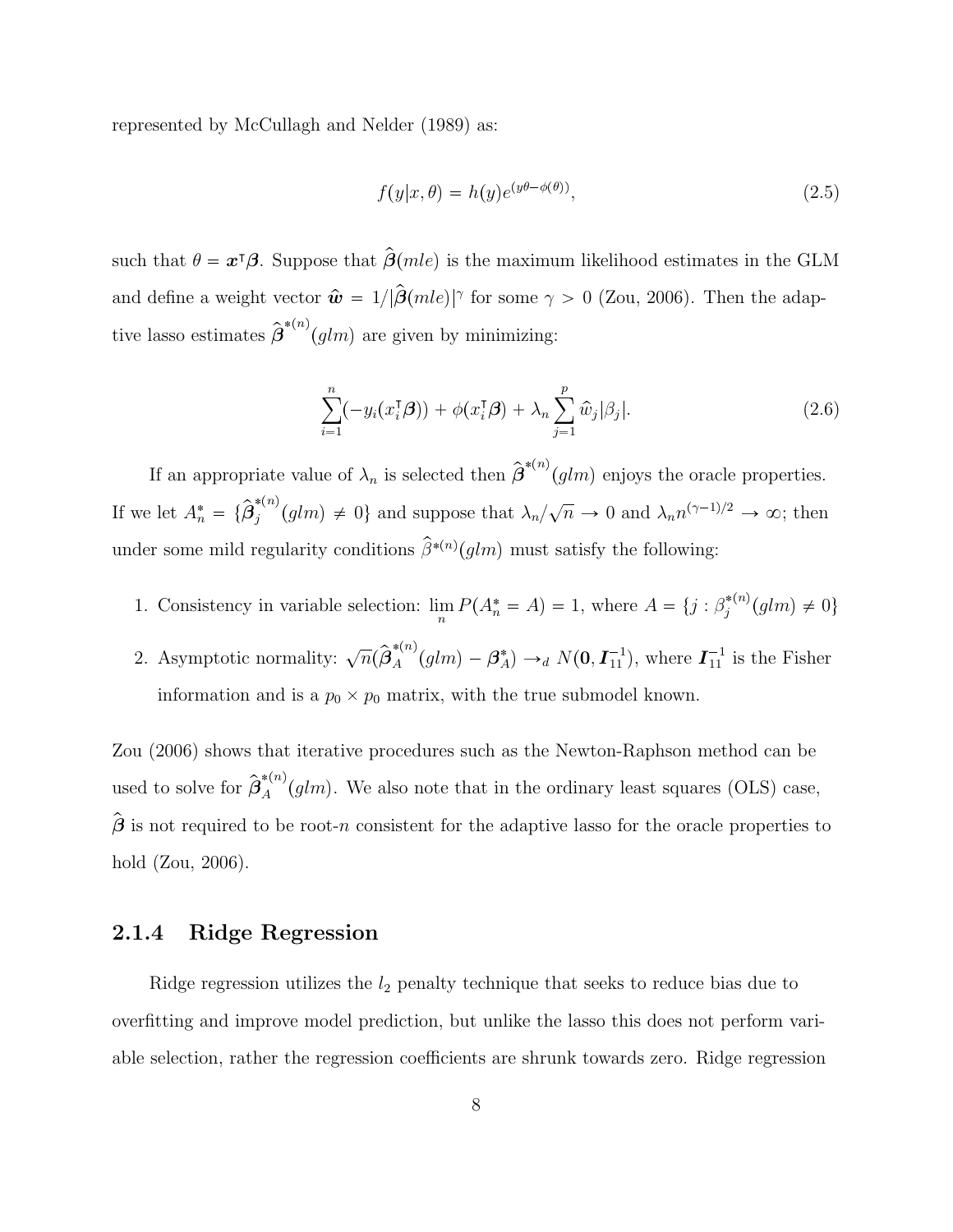represented by McCullagh and Nelder (1989) as:

$$f(y|x, \theta) = h(y)e^{(y\theta - \phi(\theta))}, \tag{2.5}$$

such that $\theta = \boldsymbol{x}^\intercal \boldsymbol{\beta}$. Suppose that $\widehat{\boldsymbol{\beta}}(mle)$ is the maximum likelihood estimates in the GLM and define a weight vector $\hat{\boldsymbol{w}} = 1/|\widehat{\boldsymbol{\beta}}(mle)|^\gamma$ for some $\gamma > 0$ (Zou, 2006). Then the adaptive lasso estimates $\widehat{\boldsymbol{\beta}}^{*(n)}(glm)$ are given by minimizing:

$$\sum_{i=1}^{n}(-y_i(x_i^\intercal \boldsymbol{\beta})) + \phi(x_i^\intercal \boldsymbol{\beta}) + \lambda_n \sum_{j=1}^{p} \widehat{w}_j |\beta_j|. \tag{2.6}$$

If an appropriate value of $\lambda_n$ is selected then $\widehat{\boldsymbol{\beta}}^{*(n)}(glm)$ enjoys the oracle properties. If we let $A_n^* = \{\widehat{\boldsymbol{\beta}}_j^{*(n)}(glm) \neq 0\}$ and suppose that $\lambda_n/\sqrt{n} \to 0$ and $\lambda_n n^{(\gamma-1)/2} \to \infty$; then under some mild regularity conditions $\widehat{\beta}^{*(n)}(glm)$ must satisfy the following:

1. Consistency in variable selection: $\lim_n P(A_n^* = A) = 1$, where $A = \{j : \beta_j^{*(n)}(glm) \neq 0\}$
2. Asymptotic normality: $\sqrt{n}(\widehat{\boldsymbol{\beta}}_A^{*(n)}(glm) - \boldsymbol{\beta}_A^*) \to_d N(\boldsymbol{0}, \boldsymbol{I}_{11}^{-1})$, where $\boldsymbol{I}_{11}^{-1}$ is the Fisher information and is a $p_0 \times p_0$ matrix, with the true submodel known.

Zou (2006) shows that iterative procedures such as the Newton-Raphson method can be used to solve for $\widehat{\boldsymbol{\beta}}_A^{*(n)}(glm)$. We also note that in the ordinary least squares (OLS) case, $\widehat{\boldsymbol{\beta}}$ is not required to be root-$n$ consistent for the adaptive lasso for the oracle properties to hold (Zou, 2006).

### 2.1.4 Ridge Regression

Ridge regression utilizes the $l_2$ penalty technique that seeks to reduce bias due to overfitting and improve model prediction, but unlike the lasso this does not perform variable selection, rather the regression coefficients are shrunk towards zero. Ridge regression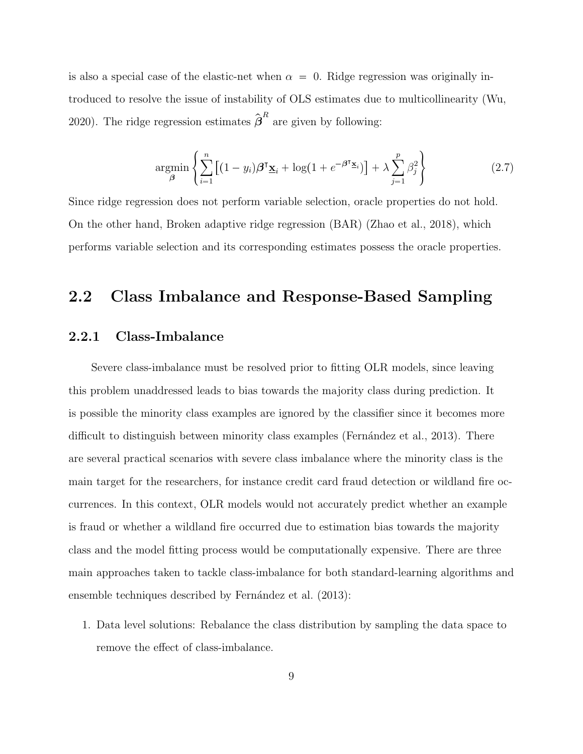is also a special case of the elastic-net when $\alpha = 0$. Ridge regression was originally introduced to resolve the issue of instability of OLS estimates due to multicollinearity (Wu, 2020). The ridge regression estimates $\widehat{\boldsymbol{\beta}}^R$ are given by following:

$$\underset{\boldsymbol{\beta}}{\operatorname{argmin}} \left\{ \sum_{i=1}^{n} \left[ (1 - y_i)\boldsymbol{\beta}^\intercal \underline{\mathbf{x}}_i + \log(1 + e^{-\boldsymbol{\beta}^\intercal \underline{\mathbf{x}}_i}) \right] + \lambda \sum_{j=1}^{p} \beta_j^2 \right\} \tag{2.7}$$

Since ridge regression does not perform variable selection, oracle properties do not hold. On the other hand, Broken adaptive ridge regression (BAR) (Zhao et al., 2018), which performs variable selection and its corresponding estimates possess the oracle properties.

## 2.2 Class Imbalance and Response-Based Sampling

### 2.2.1 Class-Imbalance

Severe class-imbalance must be resolved prior to fitting OLR models, since leaving this problem unaddressed leads to bias towards the majority class during prediction. It is possible the minority class examples are ignored by the classifier since it becomes more difficult to distinguish between minority class examples (Fernández et al., 2013). There are several practical scenarios with severe class imbalance where the minority class is the main target for the researchers, for instance credit card fraud detection or wildland fire occurrences. In this context, OLR models would not accurately predict whether an example is fraud or whether a wildland fire occurred due to estimation bias towards the majority class and the model fitting process would be computationally expensive. There are three main approaches taken to tackle class-imbalance for both standard-learning algorithms and ensemble techniques described by Fernández et al. (2013):

1. Data level solutions: Rebalance the class distribution by sampling the data space to remove the effect of class-imbalance.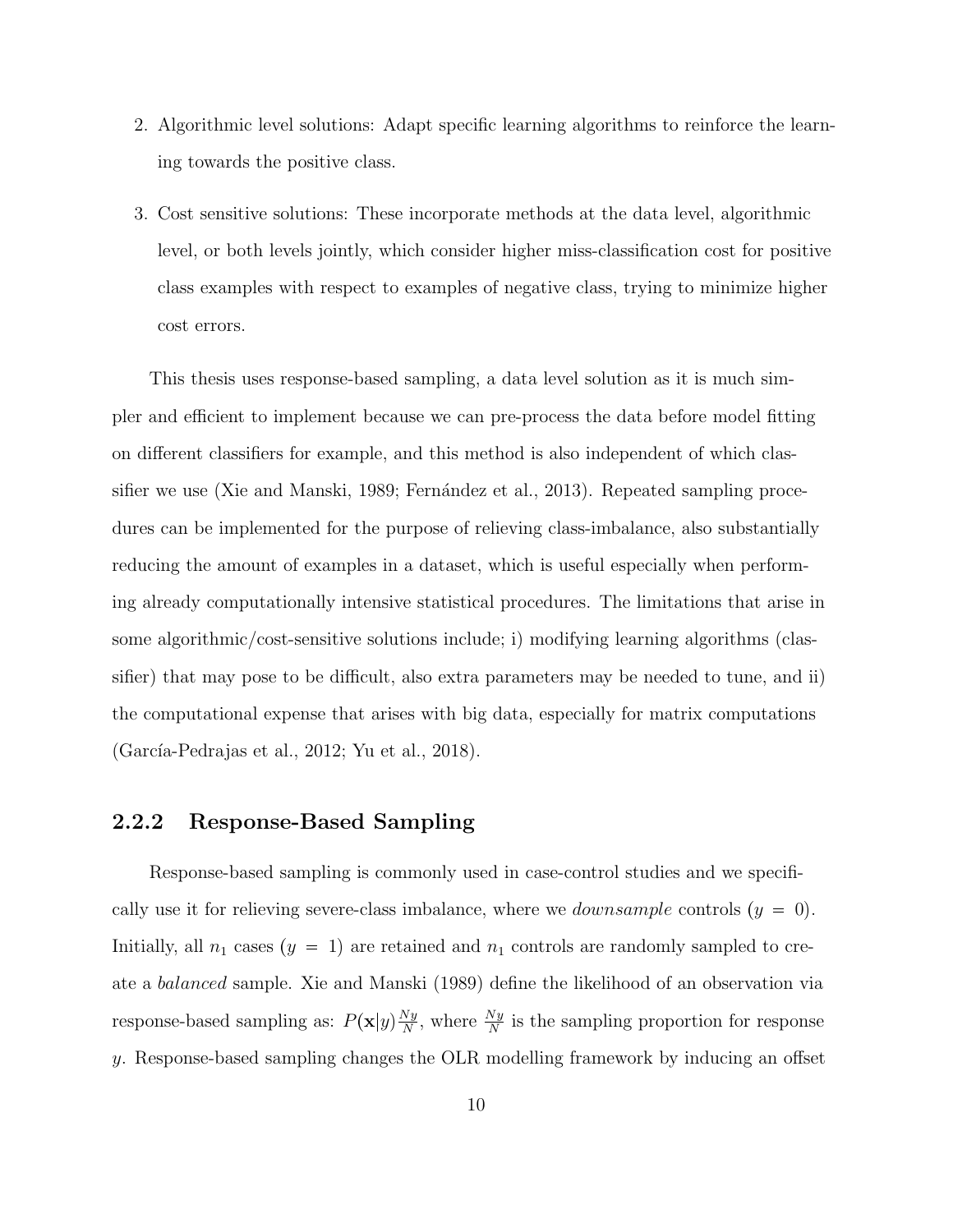2. Algorithmic level solutions: Adapt specific learning algorithms to reinforce the learning towards the positive class.

3. Cost sensitive solutions: These incorporate methods at the data level, algorithmic level, or both levels jointly, which consider higher miss-classification cost for positive class examples with respect to examples of negative class, trying to minimize higher cost errors.

This thesis uses response-based sampling, a data level solution as it is much simpler and efficient to implement because we can pre-process the data before model fitting on different classifiers for example, and this method is also independent of which classifier we use (Xie and Manski, 1989; Fernández et al., 2013). Repeated sampling procedures can be implemented for the purpose of relieving class-imbalance, also substantially reducing the amount of examples in a dataset, which is useful especially when performing already computationally intensive statistical procedures. The limitations that arise in some algorithmic/cost-sensitive solutions include; i) modifying learning algorithms (classifier) that may pose to be difficult, also extra parameters may be needed to tune, and ii) the computational expense that arises with big data, especially for matrix computations (García-Pedrajas et al., 2012; Yu et al., 2018).

### 2.2.2 Response-Based Sampling

Response-based sampling is commonly used in case-control studies and we specifically use it for relieving severe-class imbalance, where we *downsample* controls ($y = 0$). Initially, all $n_1$ cases ($y = 1$) are retained and $n_1$ controls are randomly sampled to create a *balanced* sample. Xie and Manski (1989) define the likelihood of an observation via response-based sampling as: $P(\mathbf{x}|y)\frac{Ny}{N}$, where $\frac{Ny}{N}$ is the sampling proportion for response $y$. Response-based sampling changes the OLR modelling framework by inducing an offset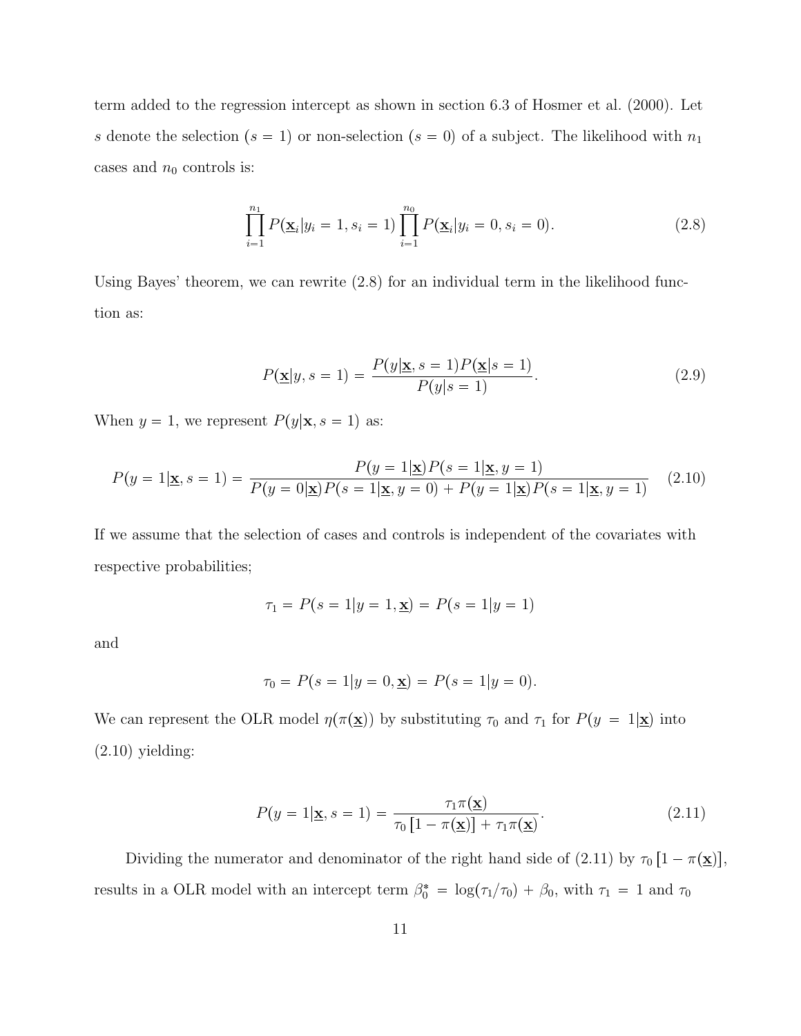term added to the regression intercept as shown in section 6.3 of Hosmer et al. (2000). Let $s$ denote the selection ($s = 1$) or non-selection ($s = 0$) of a subject. The likelihood with $n_1$ cases and $n_0$ controls is:

$$\prod_{i=1}^{n_1} P(\underline{\mathbf{x}}_i | y_i = 1, s_i = 1) \prod_{i=1}^{n_0} P(\underline{\mathbf{x}}_i | y_i = 0, s_i = 0). \tag{2.8}$$

Using Bayes' theorem, we can rewrite (2.8) for an individual term in the likelihood function as:

$$P(\underline{\mathbf{x}} | y, s = 1) = \frac{P(y | \underline{\mathbf{x}}, s = 1) P(\underline{\mathbf{x}} | s = 1)}{P(y | s = 1)}. \tag{2.9}$$

When $y = 1$, we represent $P(y|\mathbf{x}, s = 1)$ as:

$$P(y = 1 | \underline{\mathbf{x}}, s = 1) = \frac{P(y = 1 | \underline{\mathbf{x}}) P(s = 1 | \underline{\mathbf{x}}, y = 1)}{P(y = 0 | \underline{\mathbf{x}}) P(s = 1 | \underline{\mathbf{x}}, y = 0) + P(y = 1 | \underline{\mathbf{x}}) P(s = 1 | \underline{\mathbf{x}}, y = 1)} \tag{2.10}$$

If we assume that the selection of cases and controls is independent of the covariates with respective probabilities;

$$\tau_1 = P(s = 1 | y = 1, \underline{\mathbf{x}}) = P(s = 1 | y = 1)$$

and

$$\tau_0 = P(s = 1 | y = 0, \underline{\mathbf{x}}) = P(s = 1 | y = 0).$$

We can represent the OLR model $\eta(\pi(\underline{\mathbf{x}}))$ by substituting $\tau_0$ and $\tau_1$ for $P(y = 1|\underline{\mathbf{x}})$ into (2.10) yielding:

$$P(y = 1 | \underline{\mathbf{x}}, s = 1) = \frac{\tau_1 \pi(\underline{\mathbf{x}})}{\tau_0 \left[1 - \pi(\underline{\mathbf{x}})\right] + \tau_1 \pi(\underline{\mathbf{x}})}. \tag{2.11}$$

Dividing the numerator and denominator of the right hand side of (2.11) by $\tau_0 \left[1 - \pi(\underline{\mathbf{x}})\right]$, results in a OLR model with an intercept term $\beta_0^* = \log(\tau_1/\tau_0) + \beta_0$, with $\tau_1 = 1$ and $\tau_0$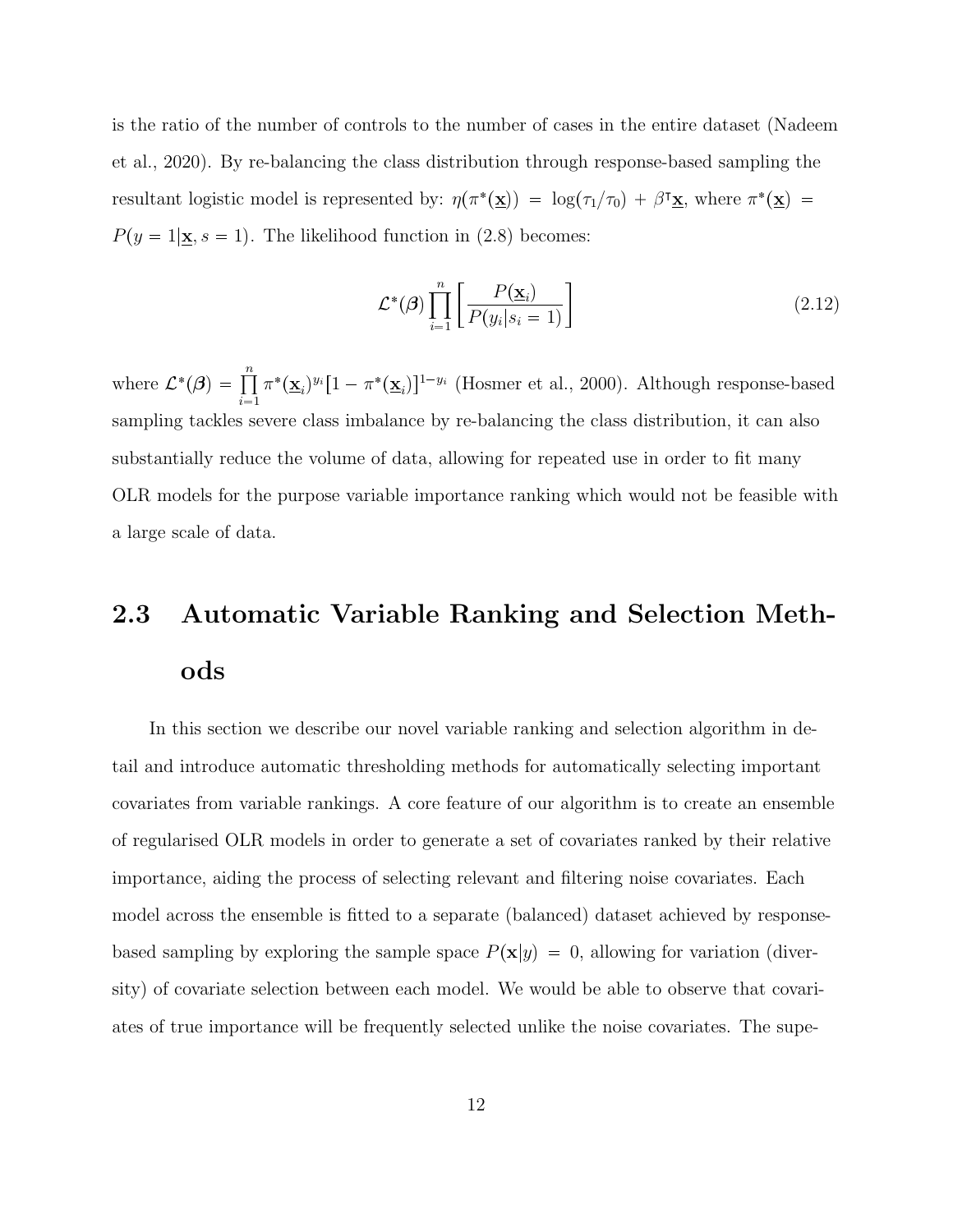is the ratio of the number of controls to the number of cases in the entire dataset (Nadeem et al., 2020). By re-balancing the class distribution through response-based sampling the resultant logistic model is represented by: $\eta(\pi^*(\underline{\mathbf{x}})) = \log(\tau_1/\tau_0) + \beta^\intercal\underline{\mathbf{x}}$, where $\pi^*(\underline{\mathbf{x}}) = P(y = 1|\underline{\mathbf{x}}, s = 1)$. The likelihood function in (2.8) becomes:

$$\mathcal{L}^*(\boldsymbol{\beta}) \prod_{i=1}^{n} \left[ \frac{P(\underline{\mathbf{x}}_i)}{P(y_i|s_i = 1)} \right] \tag{2.12}$$

where $\mathcal{L}^*(\boldsymbol{\beta}) = \prod_{i=1}^{n} \pi^*(\underline{\mathbf{x}}_i)^{y_i}[1 - \pi^*(\underline{\mathbf{x}}_i)]^{1-y_i}$ (Hosmer et al., 2000). Although response-based sampling tackles severe class imbalance by re-balancing the class distribution, it can also substantially reduce the volume of data, allowing for repeated use in order to fit many OLR models for the purpose variable importance ranking which would not be feasible with a large scale of data.

## 2.3 Automatic Variable Ranking and Selection Methods

In this section we describe our novel variable ranking and selection algorithm in detail and introduce automatic thresholding methods for automatically selecting important covariates from variable rankings. A core feature of our algorithm is to create an ensemble of regularised OLR models in order to generate a set of covariates ranked by their relative importance, aiding the process of selecting relevant and filtering noise covariates. Each model across the ensemble is fitted to a separate (balanced) dataset achieved by response-based sampling by exploring the sample space $P(\mathbf{x}|y) = 0$, allowing for variation (diversity) of covariate selection between each model. We would be able to observe that covariates of true importance will be frequently selected unlike the noise covariates. The supe-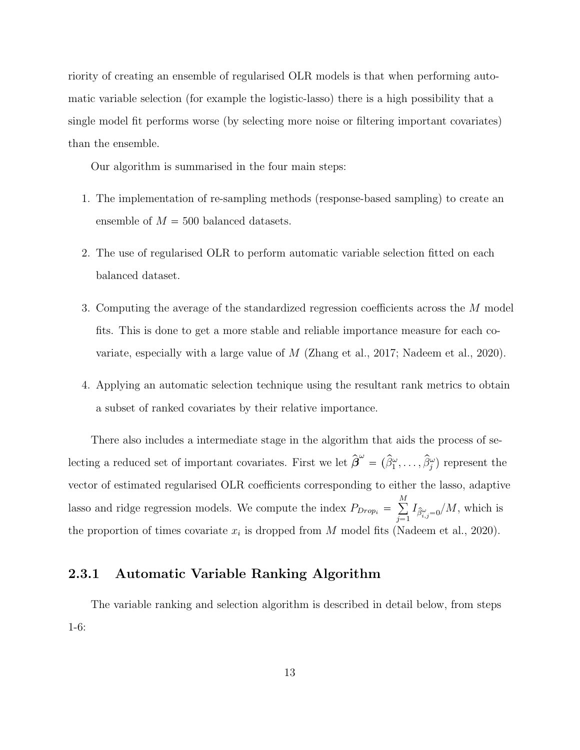riority of creating an ensemble of regularised OLR models is that when performing automatic variable selection (for example the logistic-lasso) there is a high possibility that a single model fit performs worse (by selecting more noise or filtering important covariates) than the ensemble.

Our algorithm is summarised in the four main steps:

1. The implementation of re-sampling methods (response-based sampling) to create an ensemble of $M = 500$ balanced datasets.
2. The use of regularised OLR to perform automatic variable selection fitted on each balanced dataset.
3. Computing the average of the standardized regression coefficients across the $M$ model fits. This is done to get a more stable and reliable importance measure for each covariate, especially with a large value of $M$ (Zhang et al., 2017; Nadeem et al., 2020).
4. Applying an automatic selection technique using the resultant rank metrics to obtain a subset of ranked covariates by their relative importance.

There also includes a intermediate stage in the algorithm that aids the process of selecting a reduced set of important covariates. First we let $\widehat{\boldsymbol{\beta}}^{\omega} = (\widehat{\beta}_1^{\omega}, \ldots, \widehat{\beta}_j^{\omega})$ represent the vector of estimated regularised OLR coefficients corresponding to either the lasso, adaptive lasso and ridge regression models. We compute the index $P_{Drop_i} = \sum_{j=1}^{M} I_{\widehat{\beta}_{i,j}^{\omega}=0}/M$, which is the proportion of times covariate $x_i$ is dropped from $M$ model fits (Nadeem et al., 2020).

### 2.3.1 Automatic Variable Ranking Algorithm

The variable ranking and selection algorithm is described in detail below, from steps 1-6: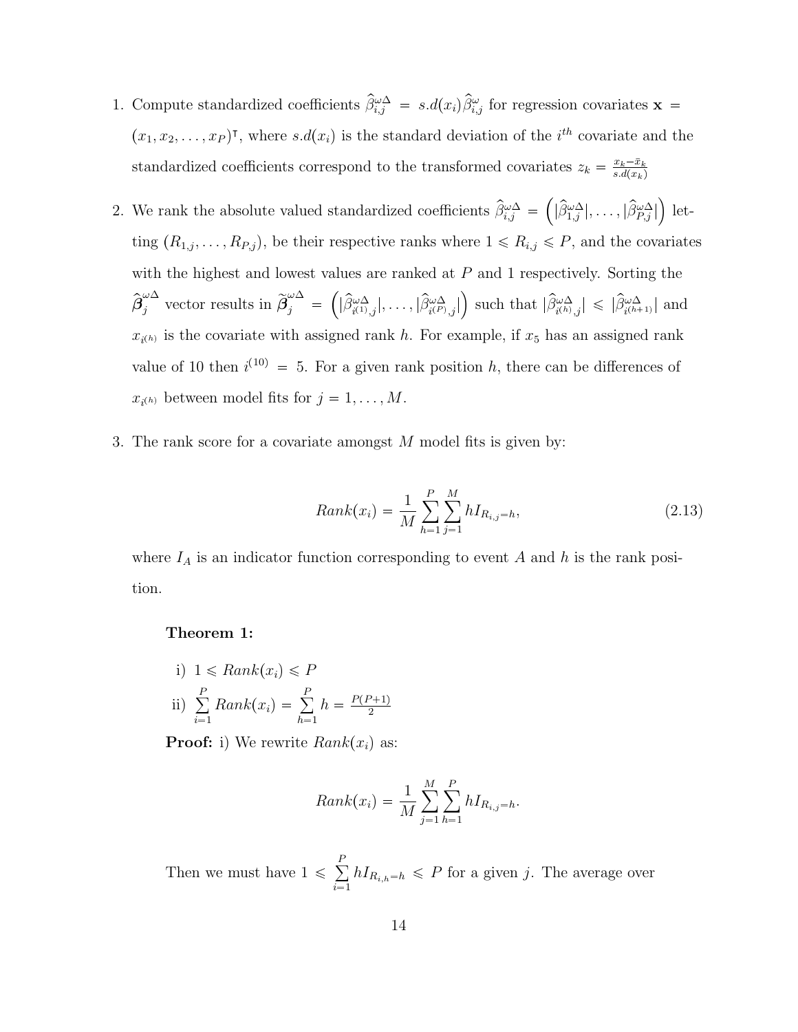1. Compute standardized coefficients $\widehat{\beta}^{\omega\Delta}_{i,j} = s.d(x_i)\widehat{\beta}^{\omega}_{i,j}$ for regression covariates $\mathbf{x} = (x_1, x_2, \ldots, x_P)^{\intercal}$, where $s.d(x_i)$ is the standard deviation of the $i^{th}$ covariate and the standardized coefficients correspond to the transformed covariates $z_k = \frac{x_k - \bar{x}_k}{s.d(x_k)}$

2. We rank the absolute valued standardized coefficients $\widehat{\beta}^{\omega\Delta}_{i,j} = \left(|\widehat{\beta}^{\omega\Delta}_{1,j}|, \ldots, |\widehat{\beta}^{\omega\Delta}_{P,j}|\right)$ letting $(R_{1,j}, \ldots, R_{P,j})$, be their respective ranks where $1 \leqslant R_{i,j} \leqslant P$, and the covariates with the highest and lowest values are ranked at $P$ and 1 respectively. Sorting the $\widehat{\boldsymbol{\beta}}^{\omega\Delta}_{j}$ vector results in $\widetilde{\boldsymbol{\beta}}^{\omega\Delta}_{j} = \left(|\widehat{\beta}^{\omega\Delta}_{i^{(1)},j}|, \ldots, |\widehat{\beta}^{\omega\Delta}_{i^{(P)},j}|\right)$ such that $|\widehat{\beta}^{\omega\Delta}_{i^{(h)},j}| \leqslant |\widehat{\beta}^{\omega\Delta}_{i^{(h+1)}}|$ and $x_{i^{(h)}}$ is the covariate with assigned rank $h$. For example, if $x_5$ has an assigned rank value of 10 then $i^{(10)} = 5$. For a given rank position $h$, there can be differences of $x_{i^{(h)}}$ between model fits for $j = 1, \ldots, M$.

3. The rank score for a covariate amongst $M$ model fits is given by:

$$Rank(x_i) = \frac{1}{M}\sum_{h=1}^{P}\sum_{j=1}^{M} h I_{R_{i,j}=h}, \tag{2.13}$$

   where $I_A$ is an indicator function corresponding to event $A$ and $h$ is the rank position.

**Theorem 1:**

i) $1 \leqslant Rank(x_i) \leqslant P$

ii) $\sum\limits_{i=1}^{P} Rank(x_i) = \sum\limits_{h=1}^{P} h = \frac{P(P+1)}{2}$

**Proof:** i) We rewrite $Rank(x_i)$ as:

$$Rank(x_i) = \frac{1}{M}\sum_{j=1}^{M}\sum_{h=1}^{P} h I_{R_{i,j}=h}.$$

Then we must have $1 \leqslant \sum\limits_{i=1}^{P} h I_{R_{i,h}=h} \leqslant P$ for a given $j$. The average over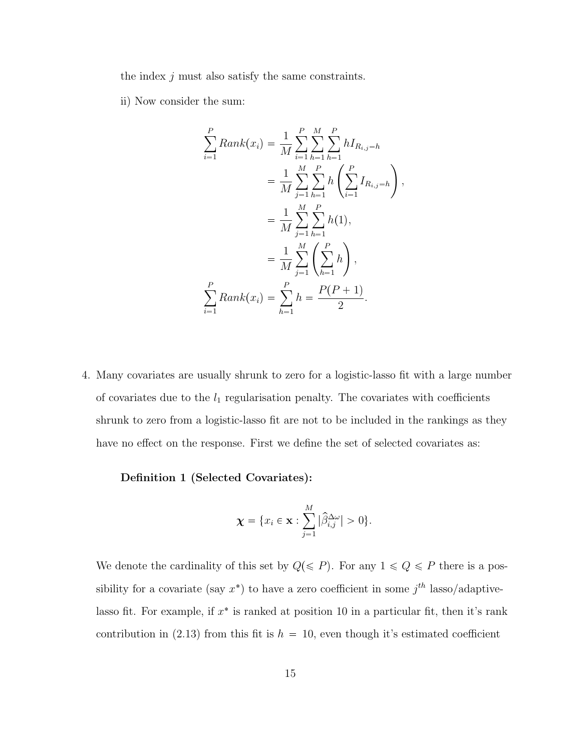the index $j$ must also satisfy the same constraints.

ii) Now consider the sum:

$$
\begin{aligned}
\sum_{i=1}^{P} Rank(x_i) &= \frac{1}{M} \sum_{i=1}^{P} \sum_{h=1}^{M} \sum_{h=1}^{P} h I_{R_{i,j}=h} \\
&= \frac{1}{M} \sum_{j=1}^{M} \sum_{h=1}^{P} h \left( \sum_{i=1}^{P} I_{R_{i,j}=h} \right), \\
&= \frac{1}{M} \sum_{j=1}^{M} \sum_{h=1}^{P} h(1), \\
&= \frac{1}{M} \sum_{j=1}^{M} \left( \sum_{h=1}^{P} h \right), \\
\sum_{i=1}^{P} Rank(x_i) &= \sum_{h=1}^{P} h = \frac{P(P+1)}{2}.
\end{aligned}
$$

4. Many covariates are usually shrunk to zero for a logistic-lasso fit with a large number of covariates due to the $l_1$ regularisation penalty. The covariates with coefficients shrunk to zero from a logistic-lasso fit are not to be included in the rankings as they have no effect on the response. First we define the set of selected covariates as:

   **Definition 1 (Selected Covariates):**

   $$\boldsymbol{\chi} = \{x_i \in \mathbf{x} : \sum_{j=1}^{M} |\widehat{\beta}_{i,j}^{\Delta\omega}| > 0\}.$$

   We denote the cardinality of this set by $Q(\leqslant P)$. For any $1 \leqslant Q \leqslant P$ there is a possibility for a covariate (say $x^*$) to have a zero coefficient in some $j^{th}$ lasso/adaptive-lasso fit. For example, if $x^*$ is ranked at position 10 in a particular fit, then it's rank contribution in (2.13) from this fit is $h = 10$, even though it's estimated coefficient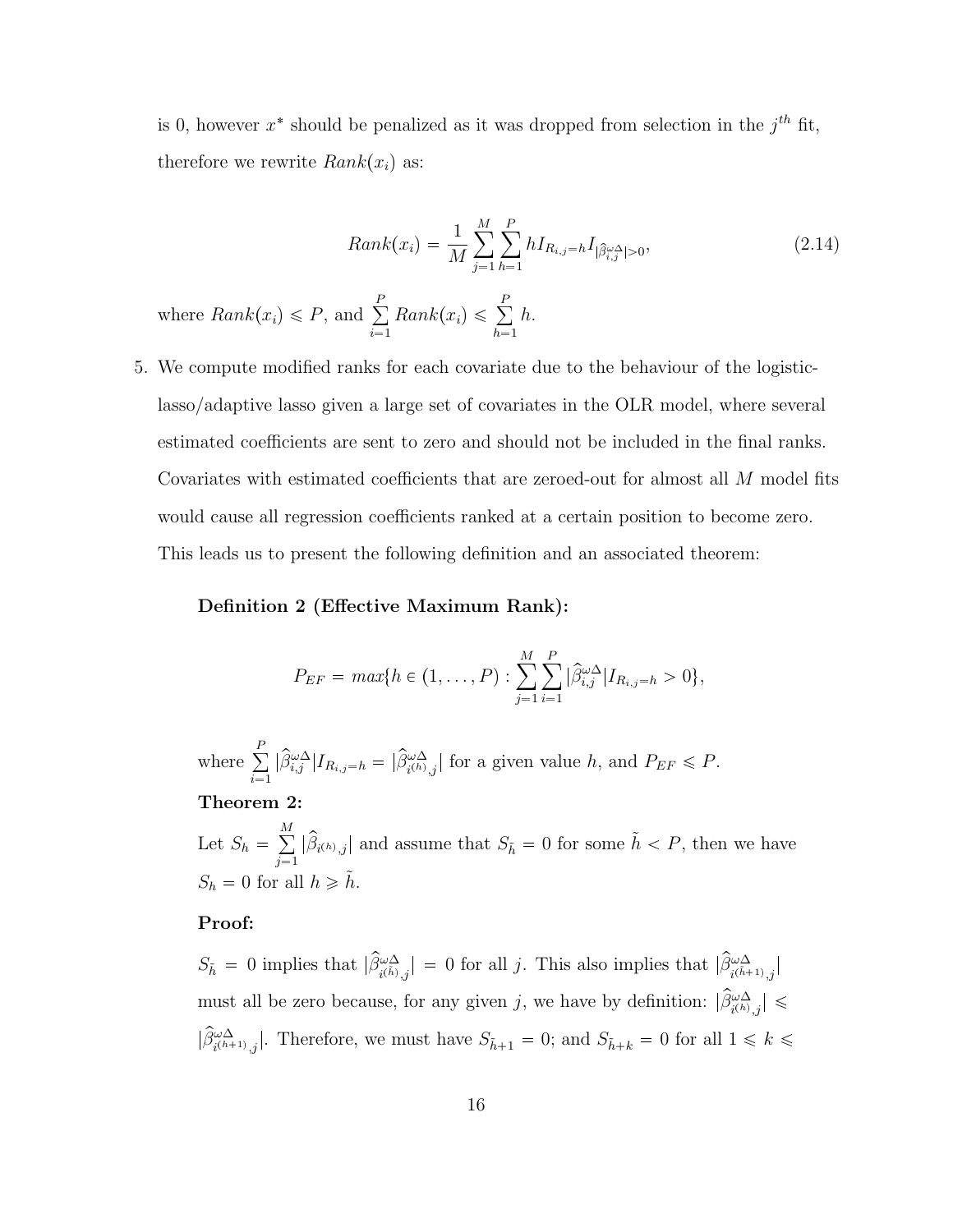is 0, however $x^*$ should be penalized as it was dropped from selection in the $j^{th}$ fit, therefore we rewrite $Rank(x_i)$ as:

$$Rank(x_i) = \frac{1}{M} \sum_{j=1}^{M} \sum_{h=1}^{P} h I_{R_{i,j}=h} I_{|\hat{\beta}_{i,j}^{\omega\Delta}|>0}, \tag{2.14}$$

where $Rank(x_i) \leqslant P$, and $\sum_{i=1}^{P} Rank(x_i) \leqslant \sum_{h=1}^{P} h$.

5. We compute modified ranks for each covariate due to the behaviour of the logistic-lasso/adaptive lasso given a large set of covariates in the OLR model, where several estimated coefficients are sent to zero and should not be included in the final ranks. Covariates with estimated coefficients that are zeroed-out for almost all $M$ model fits would cause all regression coefficients ranked at a certain position to become zero. This leads us to present the following definition and an associated theorem:

   **Definition 2 (Effective Maximum Rank):**

   $$P_{EF} = max\{h \in (1, \ldots, P) : \sum_{j=1}^{M} \sum_{i=1}^{P} |\hat{\beta}_{i,j}^{\omega\Delta}| I_{R_{i,j}=h} > 0\},$$

   where $\sum_{i=1}^{P} |\hat{\beta}_{i,j}^{\omega\Delta}| I_{R_{i,j}=h} = |\hat{\beta}_{i^{(h)},j}^{\omega\Delta}|$ for a given value $h$, and $P_{EF} \leqslant P$.

   **Theorem 2:**

   Let $S_h = \sum_{j=1}^{M} |\hat{\beta}_{i^{(h)},j}|$ and assume that $S_{\tilde{h}} = 0$ for some $\tilde{h} < P$, then we have $S_h = 0$ for all $h \geqslant \tilde{h}$.

   **Proof:**

   $S_{\tilde{h}} = 0$ implies that $|\hat{\beta}_{i^{(\tilde{h})},j}^{\omega\Delta}| = 0$ for all $j$. This also implies that $|\hat{\beta}_{i^{(\tilde{h}+1)},j}^{\omega\Delta}|$ must all be zero because, for any given $j$, we have by definition: $|\hat{\beta}_{i^{(h)},j}^{\omega\Delta}| \leqslant |\hat{\beta}_{i^{(h+1)},j}^{\omega\Delta}|$. Therefore, we must have $S_{\tilde{h}+1} = 0$; and $S_{\tilde{h}+k} = 0$ for all $1 \leqslant k \leqslant$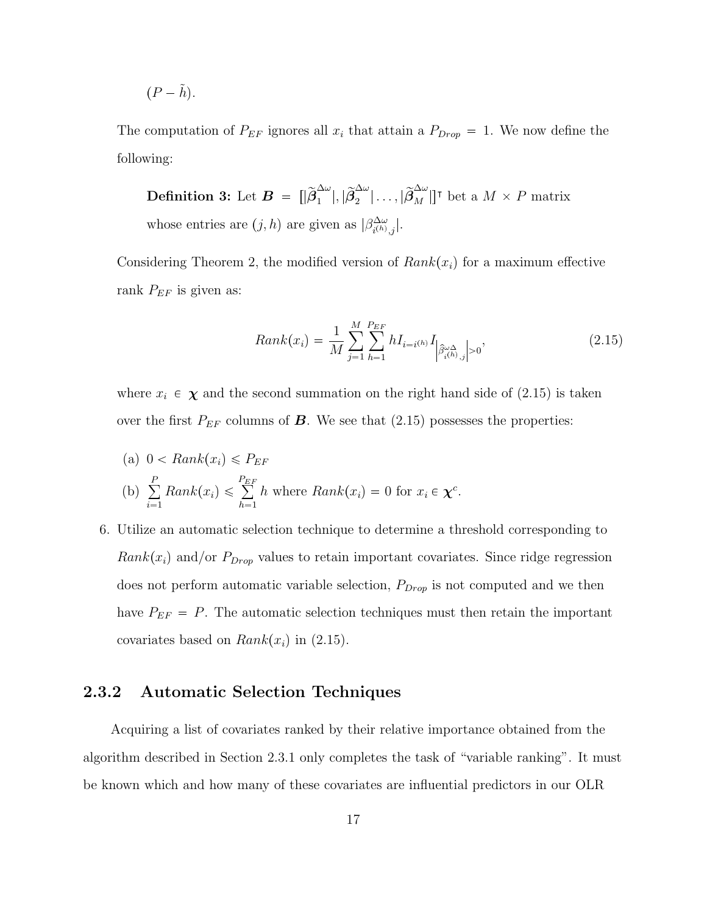$(P - \tilde{h})$.

The computation of $P_{EF}$ ignores all $x_i$ that attain a $P_{Drop} = 1$. We now define the following:

**Definition 3:** Let $\boldsymbol{B} = [|\widetilde{\boldsymbol{\beta}}_1^{\Delta\omega}|, |\widetilde{\boldsymbol{\beta}}_2^{\Delta\omega}| \ldots, |\widetilde{\boldsymbol{\beta}}_M^{\Delta\omega}|]^\intercal$ bet a $M \times P$ matrix whose entries are $(j, h)$ are given as $|\beta_{i^{(h)},j}^{\Delta\omega}|$.

Considering Theorem 2, the modified version of $Rank(x_i)$ for a maximum effective rank $P_{EF}$ is given as:

$$Rank(x_i) = \frac{1}{M} \sum_{j=1}^{M} \sum_{h=1}^{P_{EF}} h I_{i=i^{(h)}} I_{\left|\hat{\beta}_{i^{(h)},j}^{\omega\Delta}\right|>0}, \tag{2.15}$$

where $x_i \in \boldsymbol{\chi}$ and the second summation on the right hand side of (2.15) is taken over the first $P_{EF}$ columns of $\boldsymbol{B}$. We see that (2.15) possesses the properties:

(a) $0 < Rank(x_i) \leqslant P_{EF}$

(b) $\sum_{i=1}^{P} Rank(x_i) \leqslant \sum_{h=1}^{P_{EF}} h$ where $Rank(x_i) = 0$ for $x_i \in \boldsymbol{\chi}^c$.

6. Utilize an automatic selection technique to determine a threshold corresponding to $Rank(x_i)$ and/or $P_{Drop}$ values to retain important covariates. Since ridge regression does not perform automatic variable selection, $P_{Drop}$ is not computed and we then have $P_{EF} = P$. The automatic selection techniques must then retain the important covariates based on $Rank(x_i)$ in (2.15).

### 2.3.2 Automatic Selection Techniques

Acquiring a list of covariates ranked by their relative importance obtained from the algorithm described in Section 2.3.1 only completes the task of "variable ranking". It must be known which and how many of these covariates are influential predictors in our OLR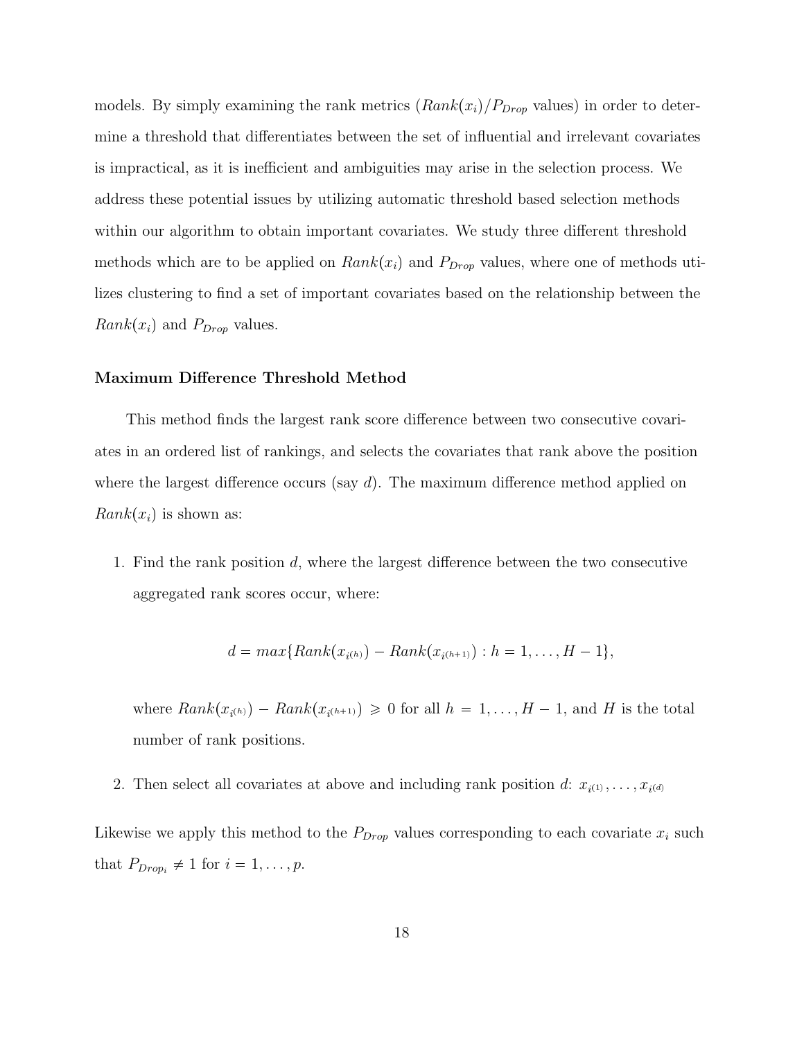models. By simply examining the rank metrics ($Rank(x_i)/P_{Drop}$ values) in order to determine a threshold that differentiates between the set of influential and irrelevant covariates is impractical, as it is inefficient and ambiguities may arise in the selection process. We address these potential issues by utilizing automatic threshold based selection methods within our algorithm to obtain important covariates. We study three different threshold methods which are to be applied on $Rank(x_i)$ and $P_{Drop}$ values, where one of methods utilizes clustering to find a set of important covariates based on the relationship between the $Rank(x_i)$ and $P_{Drop}$ values.

**Maximum Difference Threshold Method**

This method finds the largest rank score difference between two consecutive covariates in an ordered list of rankings, and selects the covariates that rank above the position where the largest difference occurs (say $d$). The maximum difference method applied on $Rank(x_i)$ is shown as:

1. Find the rank position $d$, where the largest difference between the two consecutive aggregated rank scores occur, where:

$$d = max\{Rank(x_{i^{(h)}}) - Rank(x_{i^{(h+1)}}) : h = 1, \ldots, H - 1\},$$

   where $Rank(x_{i^{(h)}}) - Rank(x_{i^{(h+1)}}) \geqslant 0$ for all $h = 1, \ldots, H - 1$, and $H$ is the total number of rank positions.

2. Then select all covariates at above and including rank position $d$: $x_{i^{(1)}}, \ldots, x_{i^{(d)}}$

Likewise we apply this method to the $P_{Drop}$ values corresponding to each covariate $x_i$ such that $P_{Drop_i} \neq 1$ for $i = 1, \ldots, p$.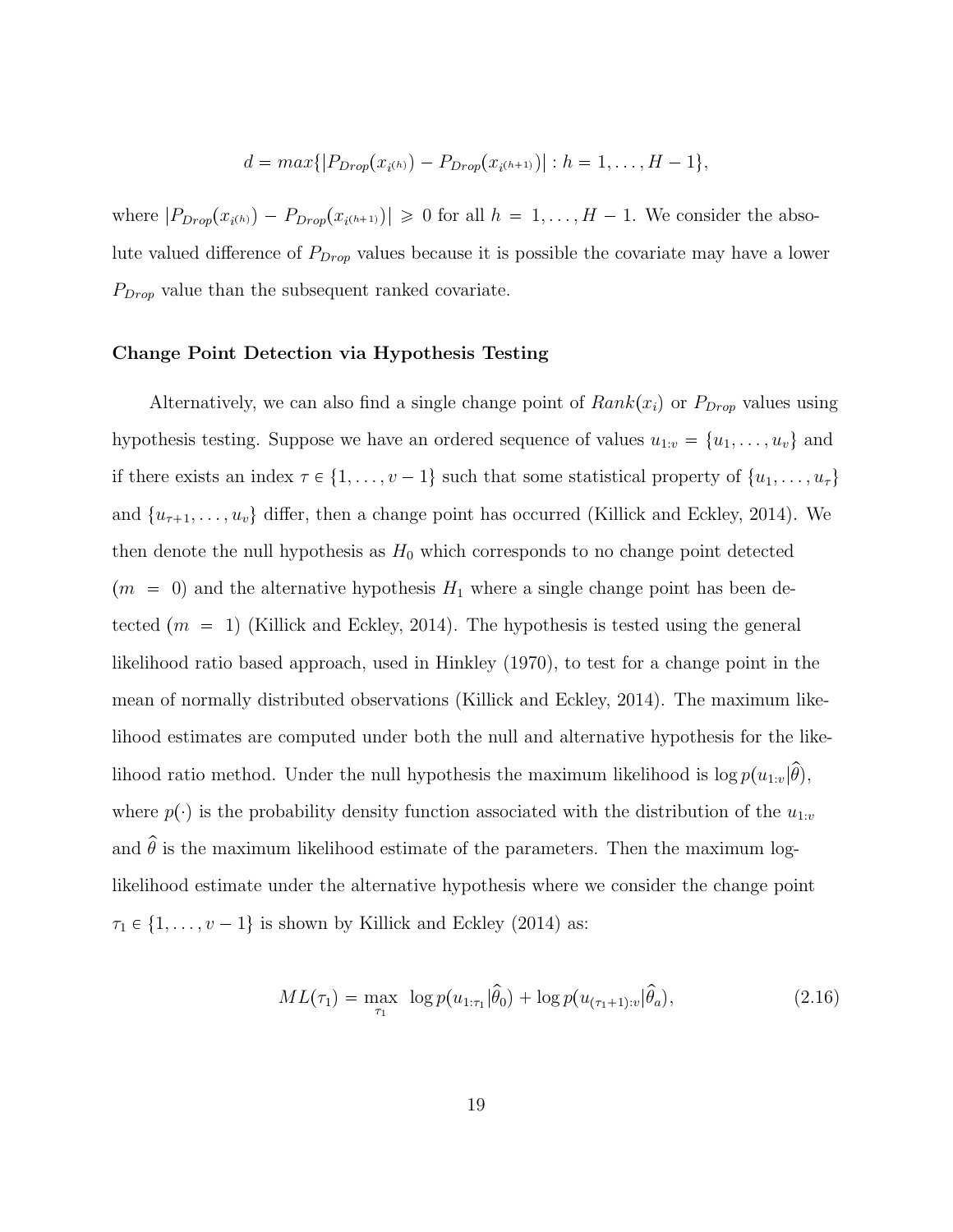$$d = max\{|P_{Drop}(x_{i^{(h)}}) - P_{Drop}(x_{i^{(h+1)}})| : h = 1, \ldots, H-1\},$$

where $|P_{Drop}(x_{i^{(h)}}) - P_{Drop}(x_{i^{(h+1)}})| \geqslant 0$ for all $h = 1, \ldots, H-1$. We consider the absolute valued difference of $P_{Drop}$ values because it is possible the covariate may have a lower $P_{Drop}$ value than the subsequent ranked covariate.

**Change Point Detection via Hypothesis Testing**

Alternatively, we can also find a single change point of $Rank(x_i)$ or $P_{Drop}$ values using hypothesis testing. Suppose we have an ordered sequence of values $u_{1:v} = \{u_1, \ldots, u_v\}$ and if there exists an index $\tau \in \{1, \ldots, v-1\}$ such that some statistical property of $\{u_1, \ldots, u_\tau\}$ and $\{u_{\tau+1}, \ldots, u_v\}$ differ, then a change point has occurred (Killick and Eckley, 2014). We then denote the null hypothesis as $H_0$ which corresponds to no change point detected ($m = 0$) and the alternative hypothesis $H_1$ where a single change point has been detected ($m = 1$) (Killick and Eckley, 2014). The hypothesis is tested using the general likelihood ratio based approach, used in Hinkley (1970), to test for a change point in the mean of normally distributed observations (Killick and Eckley, 2014). The maximum likelihood estimates are computed under both the null and alternative hypothesis for the likelihood ratio method. Under the null hypothesis the maximum likelihood is $\log p(u_{1:v}|\hat{\theta})$, where $p(\cdot)$ is the probability density function associated with the distribution of the $u_{1:v}$ and $\hat{\theta}$ is the maximum likelihood estimate of the parameters. Then the maximum log-likelihood estimate under the alternative hypothesis where we consider the change point $\tau_1 \in \{1, \ldots, v-1\}$ is shown by Killick and Eckley (2014) as:

$$ML(\tau_1) = \max_{\tau_1} \ \log p(u_{1:\tau_1}|\hat{\theta}_0) + \log p(u_{(\tau_1+1):v}|\hat{\theta}_a), \tag{2.16}$$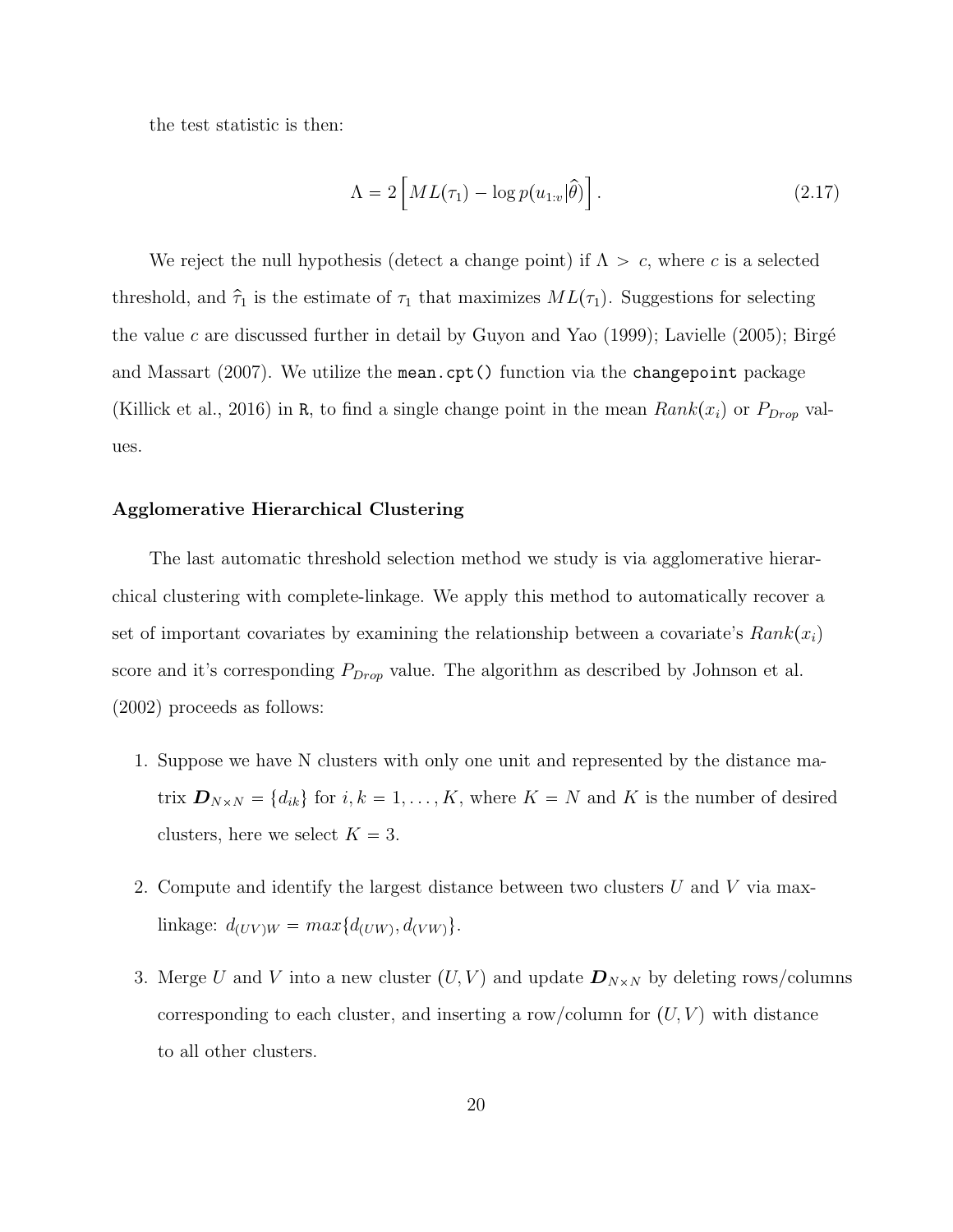the test statistic is then:

$$\Lambda = 2\left[ML(\tau_1) - \log p(u_{1:v}|\widehat{\theta})\right]. \tag{2.17}$$

We reject the null hypothesis (detect a change point) if $\Lambda > c$, where $c$ is a selected threshold, and $\widehat{\tau}_1$ is the estimate of $\tau_1$ that maximizes $ML(\tau_1)$. Suggestions for selecting the value $c$ are discussed further in detail by Guyon and Yao (1999); Lavielle (2005); Birgé and Massart (2007). We utilize the `mean.cpt()` function via the `changepoint` package (Killick et al., 2016) in `R`, to find a single change point in the mean $Rank(x_i)$ or $P_{Drop}$ values.

**Agglomerative Hierarchical Clustering**

The last automatic threshold selection method we study is via agglomerative hierarchical clustering with complete-linkage. We apply this method to automatically recover a set of important covariates by examining the relationship between a covariate's $Rank(x_i)$ score and it's corresponding $P_{Drop}$ value. The algorithm as described by Johnson et al. (2002) proceeds as follows:

1. Suppose we have N clusters with only one unit and represented by the distance matrix $\boldsymbol{D}_{N\times N} = \{d_{ik}\}$ for $i, k = 1, \ldots, K$, where $K = N$ and $K$ is the number of desired clusters, here we select $K = 3$.
2. Compute and identify the largest distance between two clusters $U$ and $V$ via max-linkage: $d_{(UV)W} = max\{d_{(UW)}, d_{(VW)}\}$.
3. Merge $U$ and $V$ into a new cluster $(U, V)$ and update $\boldsymbol{D}_{N\times N}$ by deleting rows/columns corresponding to each cluster, and inserting a row/column for $(U, V)$ with distance to all other clusters.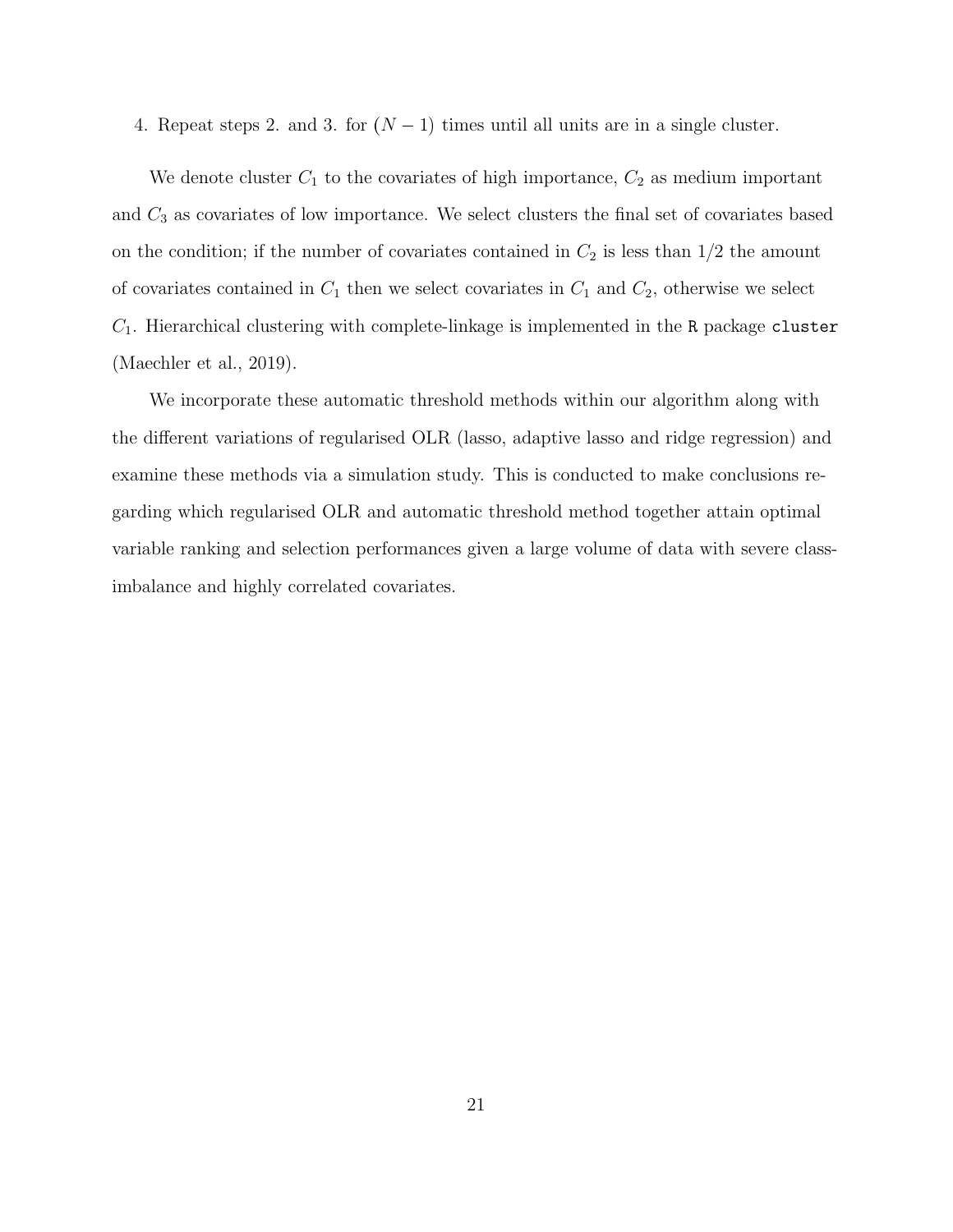4. Repeat steps 2. and 3. for $(N-1)$ times until all units are in a single cluster.

We denote cluster $C_1$ to the covariates of high importance, $C_2$ as medium important and $C_3$ as covariates of low importance. We select clusters the final set of covariates based on the condition; if the number of covariates contained in $C_2$ is less than $1/2$ the amount of covariates contained in $C_1$ then we select covariates in $C_1$ and $C_2$, otherwise we select $C_1$. Hierarchical clustering with complete-linkage is implemented in the `R` package `cluster` (Maechler et al., 2019).

We incorporate these automatic threshold methods within our algorithm along with the different variations of regularised OLR (lasso, adaptive lasso and ridge regression) and examine these methods via a simulation study. This is conducted to make conclusions regarding which regularised OLR and automatic threshold method together attain optimal variable ranking and selection performances given a large volume of data with severe class-imbalance and highly correlated covariates.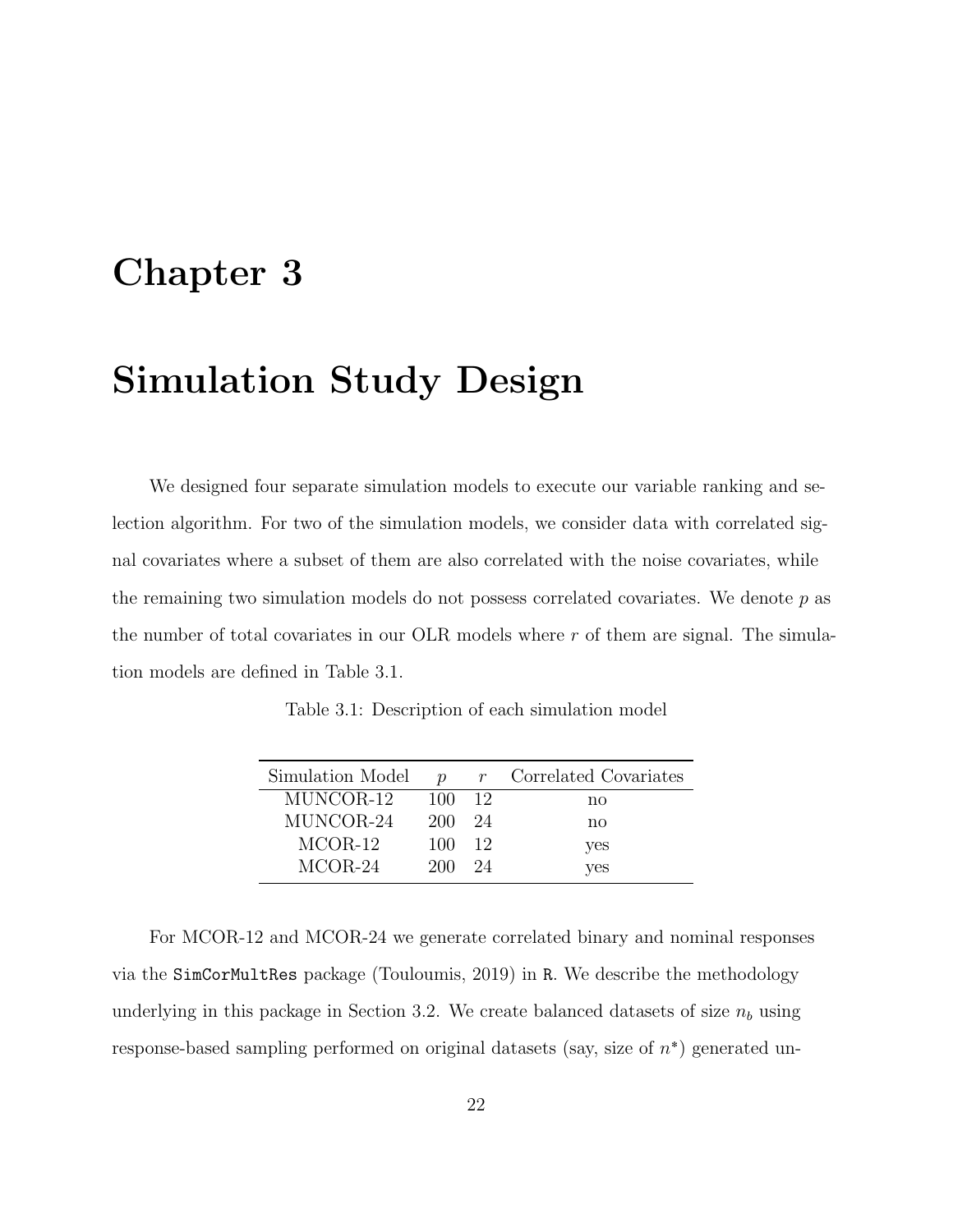# Chapter 3

# Simulation Study Design

We designed four separate simulation models to execute our variable ranking and selection algorithm. For two of the simulation models, we consider data with correlated signal covariates where a subset of them are also correlated with the noise covariates, while the remaining two simulation models do not possess correlated covariates. We denote $p$ as the number of total covariates in our OLR models where $r$ of them are signal. The simulation models are defined in Table 3.1.

Table 3.1: Description of each simulation model

| Simulation Model | $p$ | $r$ | Correlated Covariates |
|---|---|---|---|
| MUNCOR-12 | 100 | 12 | no |
| MUNCOR-24 | 200 | 24 | no |
| MCOR-12 | 100 | 12 | yes |
| MCOR-24 | 200 | 24 | yes |

For MCOR-12 and MCOR-24 we generate correlated binary and nominal responses via the `SimCorMultRes` package (Touloumis, 2019) in `R`. We describe the methodology underlying in this package in Section 3.2. We create balanced datasets of size $n_b$ using response-based sampling performed on original datasets (say, size of $n^*$) generated un-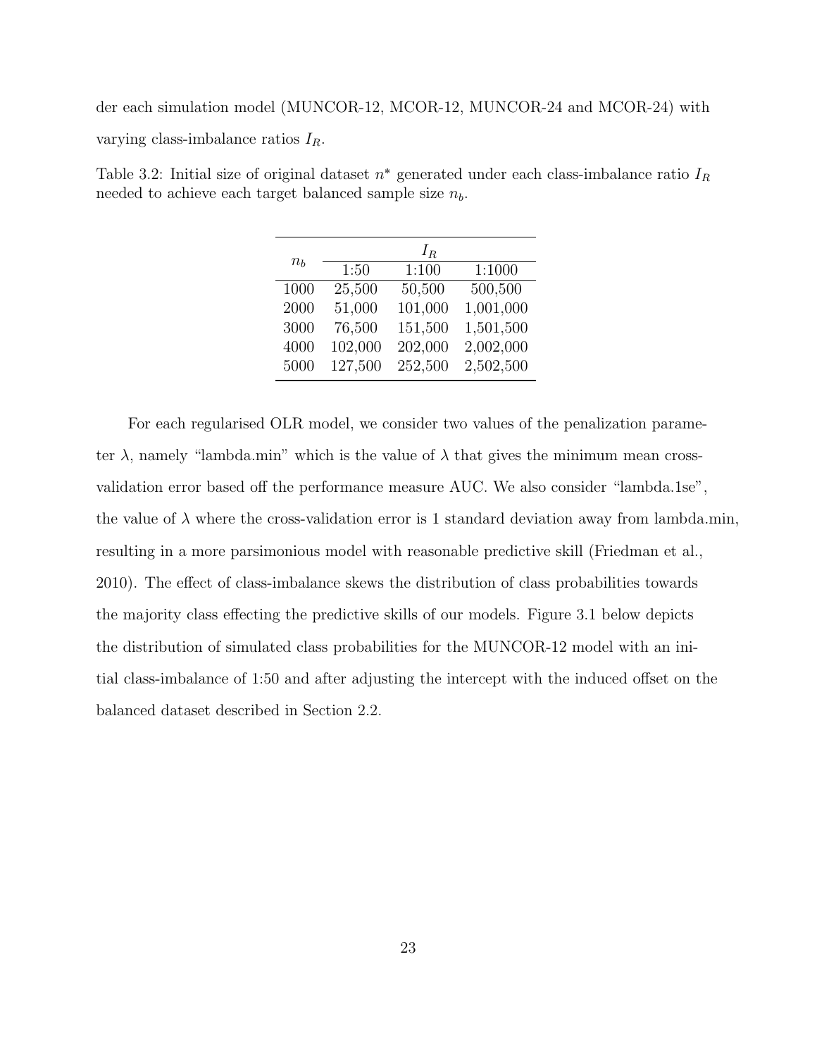der each simulation model (MUNCOR-12, MCOR-12, MUNCOR-24 and MCOR-24) with varying class-imbalance ratios $I_R$.

Table 3.2: Initial size of original dataset $n^*$ generated under each class-imbalance ratio $I_R$ needed to achieve each target balanced sample size $n_b$.

| $n_b$ | $I_R$ | | |
|---|---|---|---|
| | 1:50 | 1:100 | 1:1000 |
| 1000 | 25,500 | 50,500 | 500,500 |
| 2000 | 51,000 | 101,000 | 1,001,000 |
| 3000 | 76,500 | 151,500 | 1,501,500 |
| 4000 | 102,000 | 202,000 | 2,002,000 |
| 5000 | 127,500 | 252,500 | 2,502,500 |

For each regularised OLR model, we consider two values of the penalization parameter $\lambda$, namely "lambda.min" which is the value of $\lambda$ that gives the minimum mean cross-validation error based off the performance measure AUC. We also consider "lambda.1se", the value of $\lambda$ where the cross-validation error is 1 standard deviation away from lambda.min, resulting in a more parsimonious model with reasonable predictive skill (Friedman et al., 2010). The effect of class-imbalance skews the distribution of class probabilities towards the majority class effecting the predictive skills of our models. Figure 3.1 below depicts the distribution of simulated class probabilities for the MUNCOR-12 model with an initial class-imbalance of 1:50 and after adjusting the intercept with the induced offset on the balanced dataset described in Section 2.2.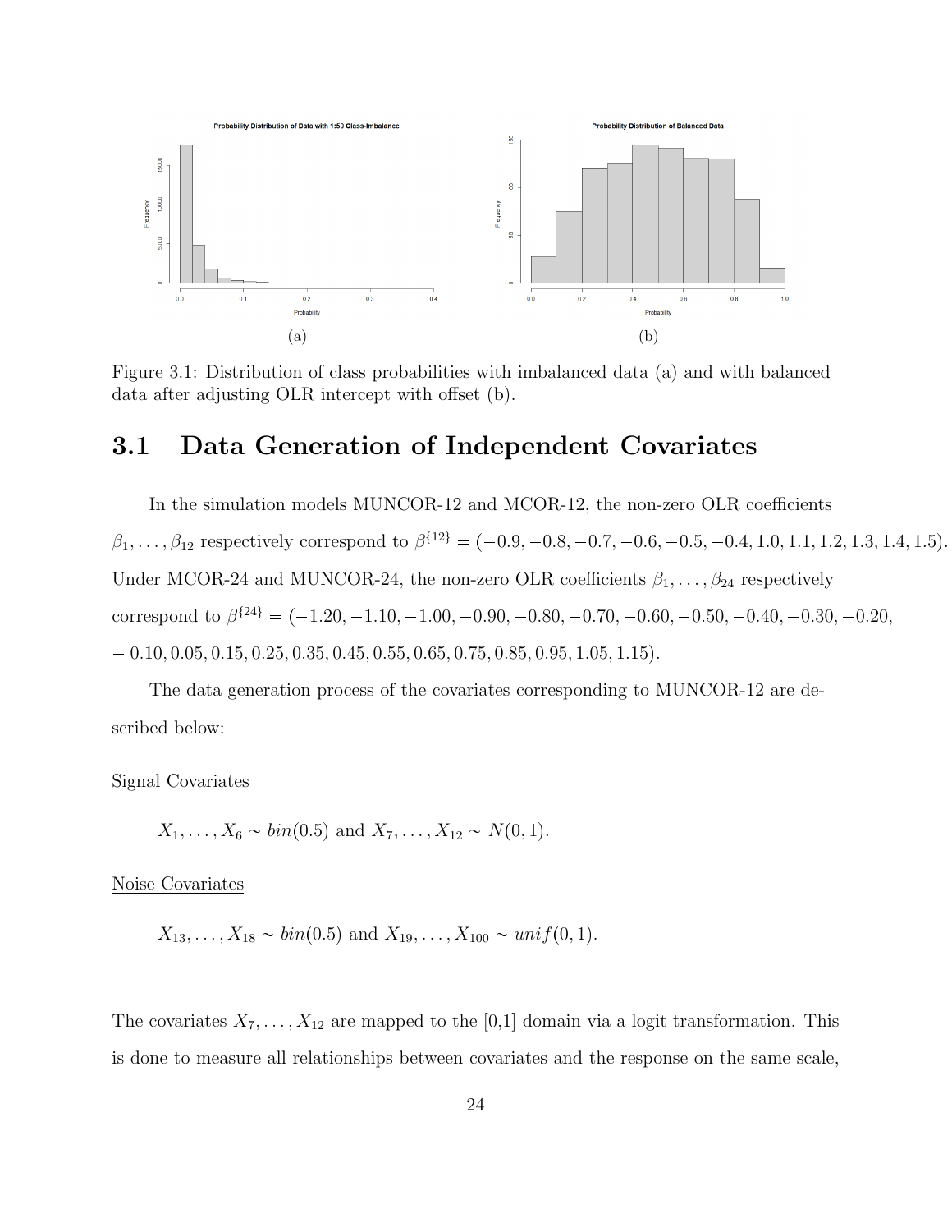(a)

(b)

Figure 3.1: Distribution of class probabilities with imbalanced data (a) and with balanced data after adjusting OLR intercept with offset (b).

## 3.1 Data Generation of Independent Covariates

In the simulation models MUNCOR-12 and MCOR-12, the non-zero OLR coefficients $\beta_1, \ldots, \beta_{12}$ respectively correspond to $\beta^{\{12\}} = (-0.9, -0.8, -0.7, -0.6, -0.5, -0.4, 1.0, 1.1, 1.2, 1.3, 1.4, 1.5)$. Under MCOR-24 and MUNCOR-24, the non-zero OLR coefficients $\beta_1, \ldots, \beta_{24}$ respectively correspond to $\beta^{\{24\}} = (-1.20, -1.10, -1.00, -0.90, -0.80, -0.70, -0.60, -0.50, -0.40, -0.30, -0.20, -0.10, 0.05, 0.15, 0.25, 0.35, 0.45, 0.55, 0.65, 0.75, 0.85, 0.95, 1.05, 1.15)$.

The data generation process of the covariates corresponding to MUNCOR-12 are described below:

Signal Covariates

$$X_1, \ldots, X_6 \sim bin(0.5) \text{ and } X_7, \ldots, X_{12} \sim N(0, 1).$$

Noise Covariates

$$X_{13}, \ldots, X_{18} \sim bin(0.5) \text{ and } X_{19}, \ldots, X_{100} \sim unif(0, 1).$$

The covariates $X_7, \ldots, X_{12}$ are mapped to the [0,1] domain via a logit transformation. This is done to measure all relationships between covariates and the response on the same scale,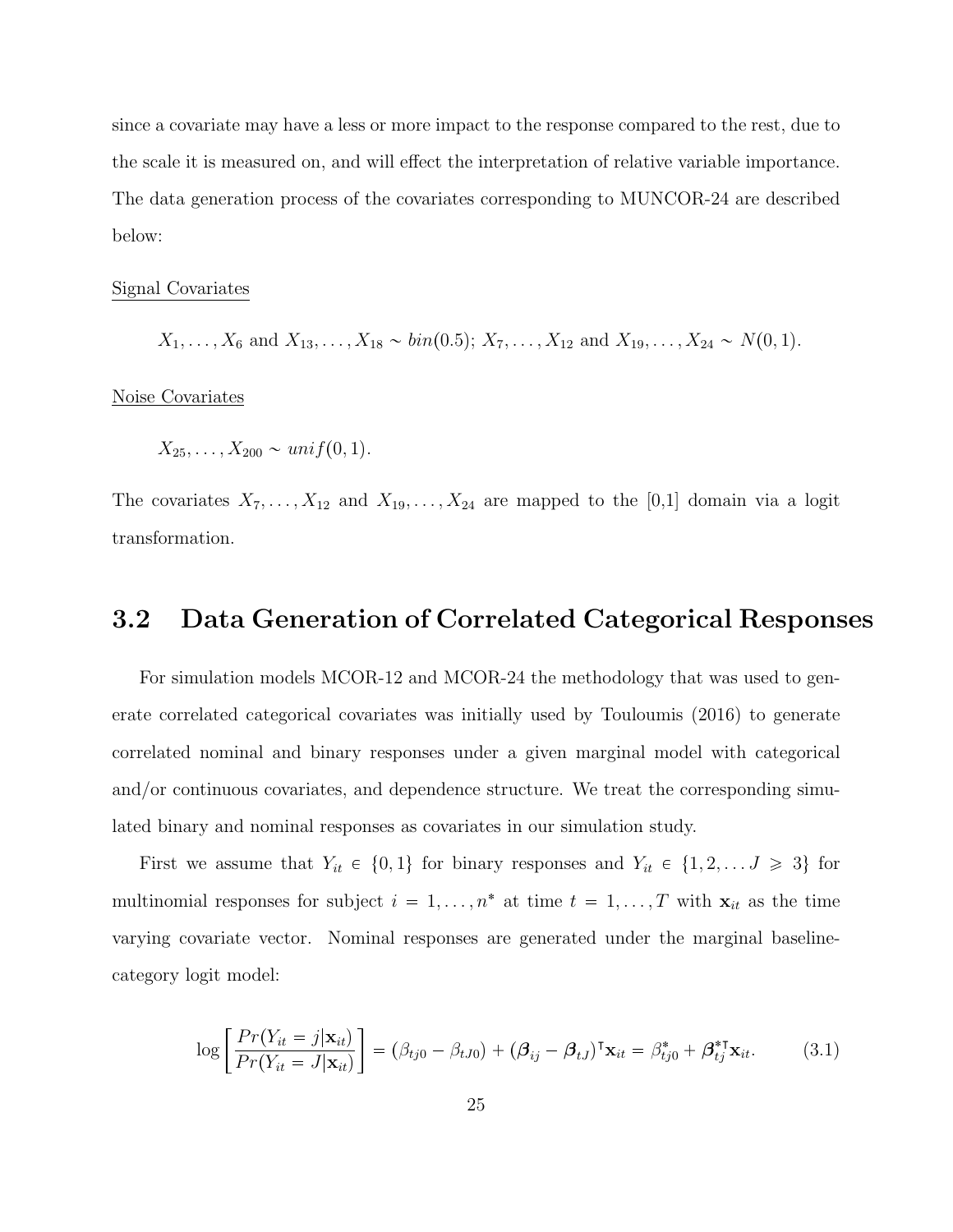since a covariate may have a less or more impact to the response compared to the rest, due to the scale it is measured on, and will effect the interpretation of relative variable importance. The data generation process of the covariates corresponding to MUNCOR-24 are described below:

Signal Covariates

$X_1, \ldots, X_6$ and $X_{13}, \ldots, X_{18} \sim bin(0.5)$; $X_7, \ldots, X_{12}$ and $X_{19}, \ldots, X_{24} \sim N(0,1)$.

Noise Covariates

$X_{25}, \ldots, X_{200} \sim unif(0,1)$.

The covariates $X_7, \ldots, X_{12}$ and $X_{19}, \ldots, X_{24}$ are mapped to the [0,1] domain via a logit transformation.

## 3.2 Data Generation of Correlated Categorical Responses

For simulation models MCOR-12 and MCOR-24 the methodology that was used to generate correlated categorical covariates was initially used by Touloumis (2016) to generate correlated nominal and binary responses under a given marginal model with categorical and/or continuous covariates, and dependence structure. We treat the corresponding simulated binary and nominal responses as covariates in our simulation study.

First we assume that $Y_{it} \in \{0,1\}$ for binary responses and $Y_{it} \in \{1, 2, \ldots J \geqslant 3\}$ for multinomial responses for subject $i = 1, \ldots, n^*$ at time $t = 1, \ldots, T$ with $\mathbf{x}_{it}$ as the time varying covariate vector. Nominal responses are generated under the marginal baseline-category logit model:

$$\log\left[\frac{Pr(Y_{it} = j|\mathbf{x}_{it})}{Pr(Y_{it} = J|\mathbf{x}_{it})}\right] = (\beta_{tj0} - \beta_{tJ0}) + (\boldsymbol{\beta}_{ij} - \boldsymbol{\beta}_{tJ})^{\intercal}\mathbf{x}_{it} = \beta^{*}_{tj0} + \boldsymbol{\beta}^{*\intercal}_{tj}\mathbf{x}_{it}. \tag{3.1}$$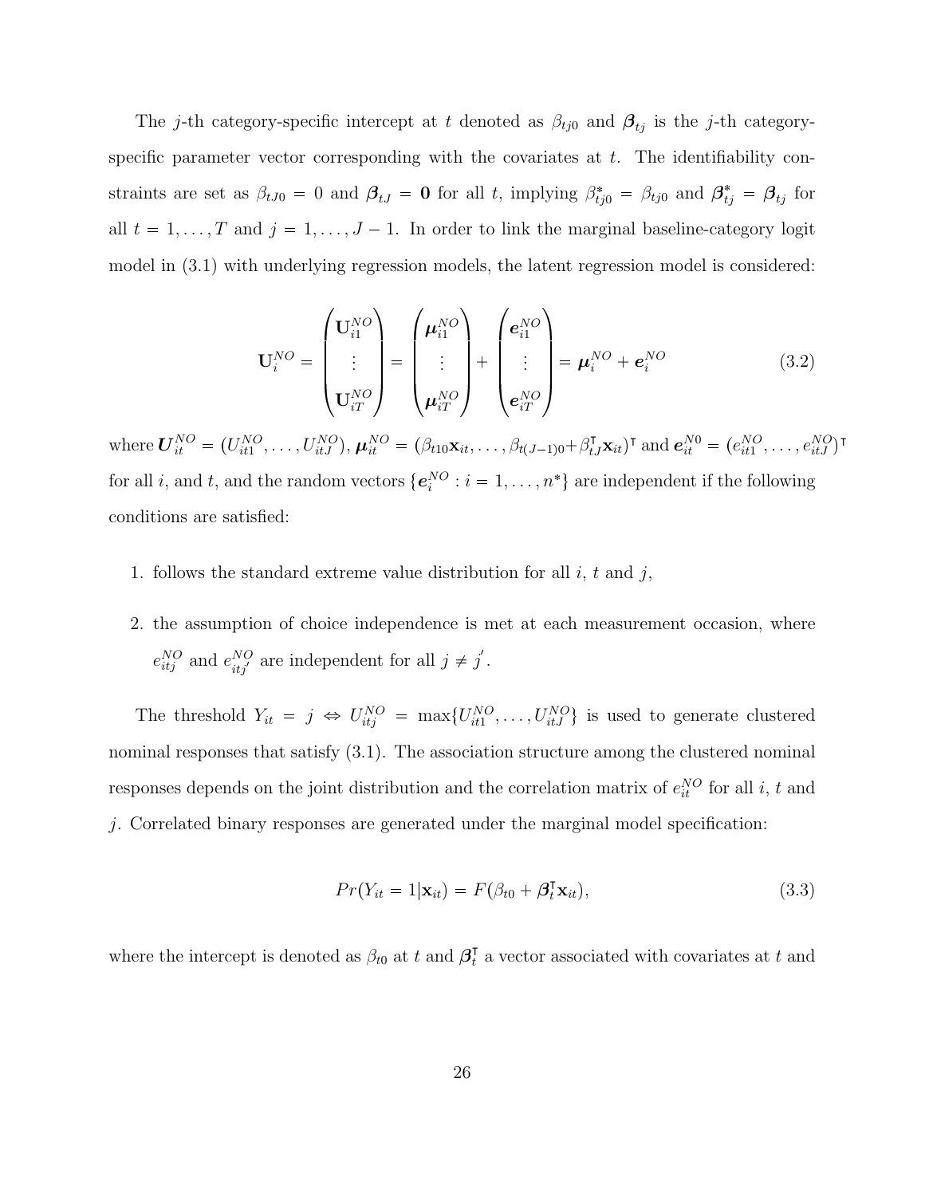The $j$-th category-specific intercept at $t$ denoted as $\beta_{tj0}$ and $\boldsymbol{\beta}_{tj}$ is the $j$-th category-specific parameter vector corresponding with the covariates at $t$. The identifiability constraints are set as $\beta_{tJ0} = 0$ and $\boldsymbol{\beta}_{tJ} = \mathbf{0}$ for all $t$, implying $\beta^*_{tj0} = \beta_{tj0}$ and $\boldsymbol{\beta}^*_{tj} = \boldsymbol{\beta}_{tj}$ for all $t = 1, \ldots, T$ and $j = 1, \ldots, J-1$. In order to link the marginal baseline-category logit model in (3.1) with underlying regression models, the latent regression model is considered:

$$\mathbf{U}_i^{NO} = \begin{pmatrix} \mathbf{U}_{i1}^{NO} \\ \vdots \\ \mathbf{U}_{iT}^{NO} \end{pmatrix} = \begin{pmatrix} \boldsymbol{\mu}_{i1}^{NO} \\ \vdots \\ \boldsymbol{\mu}_{iT}^{NO} \end{pmatrix} + \begin{pmatrix} \boldsymbol{e}_{i1}^{NO} \\ \vdots \\ \boldsymbol{e}_{iT}^{NO} \end{pmatrix} = \boldsymbol{\mu}_i^{NO} + \boldsymbol{e}_i^{NO} \tag{3.2}$$

where $\boldsymbol{U}_{it}^{NO} = (U_{it1}^{NO}, \ldots, U_{itJ}^{NO})$, $\boldsymbol{\mu}_{it}^{NO} = (\beta_{t10}\mathbf{x}_{it}, \ldots, \beta_{t(J-1)0} + \beta_{tJ}^{\intercal}\mathbf{x}_{it})^{\intercal}$ and $\boldsymbol{e}_{it}^{N0} = (e_{it1}^{NO}, \ldots, e_{itJ}^{NO})^{\intercal}$ for all $i$, and $t$, and the random vectors $\{\boldsymbol{e}_i^{NO} : i = 1, \ldots, n^*\}$ are independent if the following conditions are satisfied:

1. follows the standard extreme value distribution for all $i$, $t$ and $j$,
2. the assumption of choice independence is met at each measurement occasion, where $e_{itj}^{NO}$ and $e_{itj'}^{NO}$ are independent for all $j \neq j'$.

The threshold $Y_{it} = j \Leftrightarrow U_{itj}^{NO} = \max\{U_{it1}^{NO}, \ldots, U_{itJ}^{NO}\}$ is used to generate clustered nominal responses that satisfy (3.1). The association structure among the clustered nominal responses depends on the joint distribution and the correlation matrix of $e_{it}^{NO}$ for all $i$, $t$ and $j$. Correlated binary responses are generated under the marginal model specification:

$$Pr(Y_{it} = 1|\mathbf{x}_{it}) = F(\beta_{t0} + \boldsymbol{\beta}_t^{\intercal}\mathbf{x}_{it}), \tag{3.3}$$

where the intercept is denoted as $\beta_{t0}$ at $t$ and $\boldsymbol{\beta}_t^{\intercal}$ a vector associated with covariates at $t$ and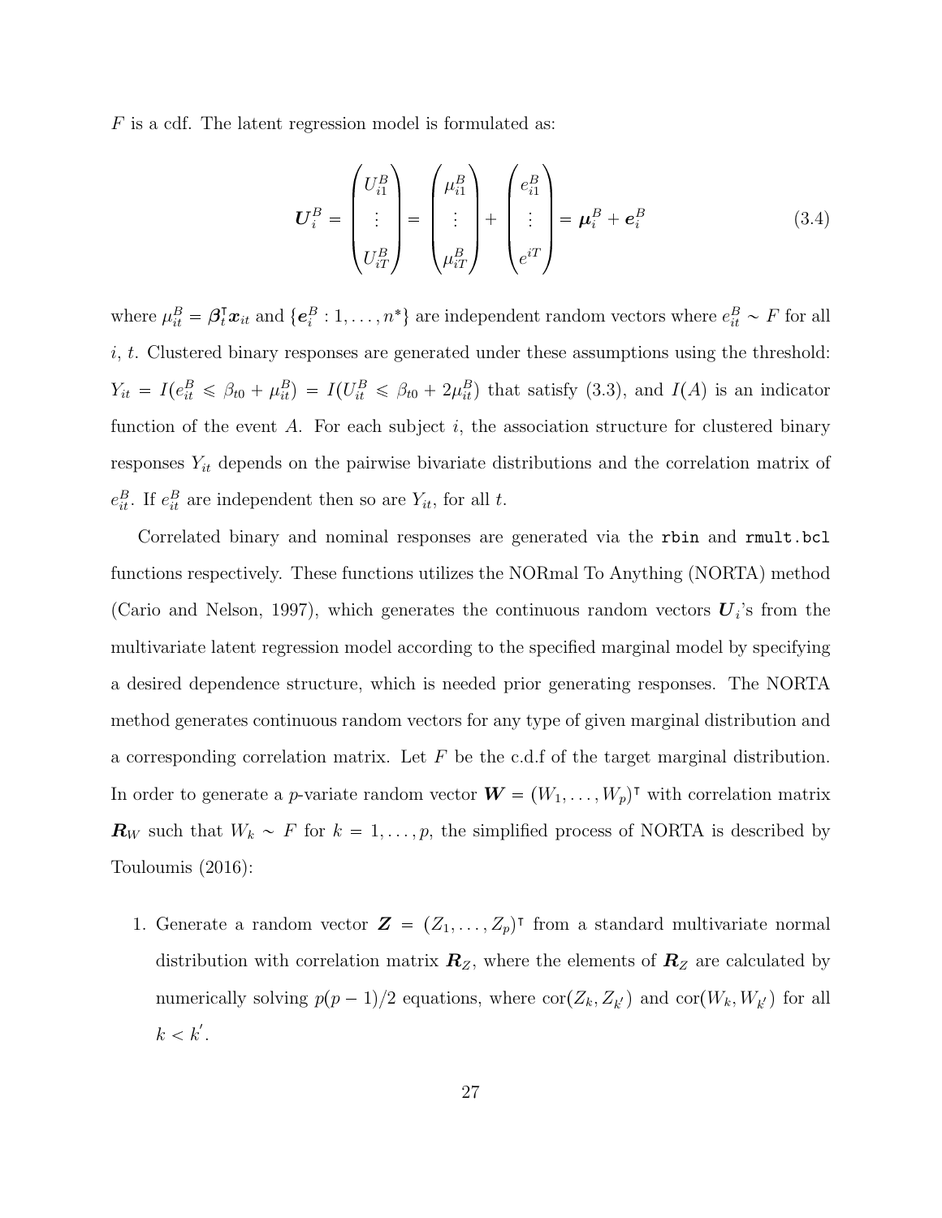$F$ is a cdf. The latent regression model is formulated as:

$$\boldsymbol{U}_i^B = \begin{pmatrix} U_{i1}^B \\ \vdots \\ U_{iT}^B \end{pmatrix} = \begin{pmatrix} \mu_{i1}^B \\ \vdots \\ \mu_{iT}^B \end{pmatrix} + \begin{pmatrix} e_{i1}^B \\ \vdots \\ e^{iT} \end{pmatrix} = \boldsymbol{\mu}_i^B + \boldsymbol{e}_i^B \tag{3.4}$$

where $\mu_{it}^B = \boldsymbol{\beta}_t^\intercal \boldsymbol{x}_{it}$ and $\{\boldsymbol{e}_i^B : 1, \ldots, n^*\}$ are independent random vectors where $e_{it}^B \sim F$ for all $i$, $t$. Clustered binary responses are generated under these assumptions using the threshold: $Y_{it} = I(e_{it}^B \leqslant \beta_{t0} + \mu_{it}^B) = I(U_{it}^B \leqslant \beta_{t0} + 2\mu_{it}^B)$ that satisfy (3.3), and $I(A)$ is an indicator function of the event $A$. For each subject $i$, the association structure for clustered binary responses $Y_{it}$ depends on the pairwise bivariate distributions and the correlation matrix of $e_{it}^B$. If $e_{it}^B$ are independent then so are $Y_{it}$, for all $t$.

Correlated binary and nominal responses are generated via the `rbin` and `rmult.bcl` functions respectively. These functions utilizes the NORmal To Anything (NORTA) method (Cario and Nelson, 1997), which generates the continuous random vectors $\boldsymbol{U}_i$'s from the multivariate latent regression model according to the specified marginal model by specifying a desired dependence structure, which is needed prior generating responses. The NORTA method generates continuous random vectors for any type of given marginal distribution and a corresponding correlation matrix. Let $F$ be the c.d.f of the target marginal distribution. In order to generate a $p$-variate random vector $\boldsymbol{W} = (W_1, \ldots, W_p)^\intercal$ with correlation matrix $\boldsymbol{R}_W$ such that $W_k \sim F$ for $k = 1, \ldots, p$, the simplified process of NORTA is described by Touloumis (2016):

1. Generate a random vector $\boldsymbol{Z} = (Z_1, \ldots, Z_p)^\intercal$ from a standard multivariate normal distribution with correlation matrix $\boldsymbol{R}_Z$, where the elements of $\boldsymbol{R}_Z$ are calculated by numerically solving $p(p-1)/2$ equations, where $\mathrm{cor}(Z_k, Z_{k'})$ and $\mathrm{cor}(W_k, W_{k'})$ for all $k < k'$.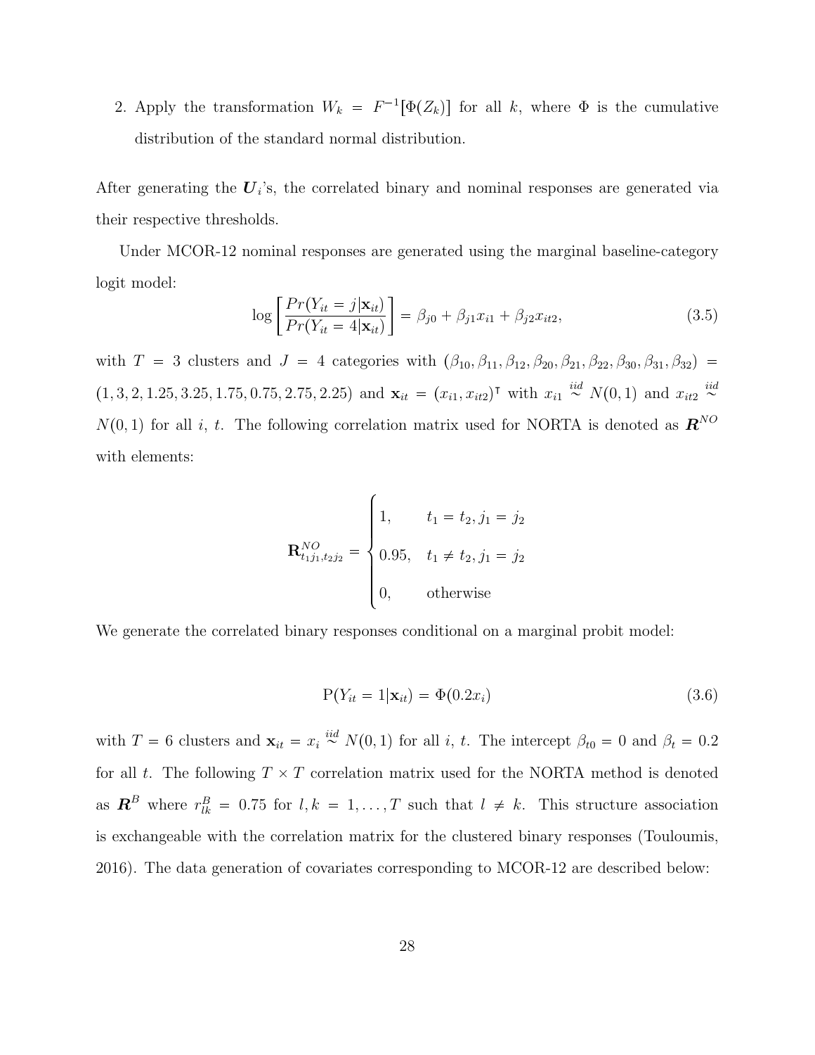2. Apply the transformation $W_k = F^{-1}[\Phi(Z_k)]$ for all $k$, where $\Phi$ is the cumulative distribution of the standard normal distribution.

After generating the $\boldsymbol{U}_i$'s, the correlated binary and nominal responses are generated via their respective thresholds.

Under MCOR-12 nominal responses are generated using the marginal baseline-category logit model:

$$\log\left[\frac{Pr(Y_{it} = j|\mathbf{x}_{it})}{Pr(Y_{it} = 4|\mathbf{x}_{it})}\right] = \beta_{j0} + \beta_{j1}x_{i1} + \beta_{j2}x_{it2}, \tag{3.5}$$

with $T = 3$ clusters and $J = 4$ categories with $(\beta_{10}, \beta_{11}, \beta_{12}, \beta_{20}, \beta_{21}, \beta_{22}, \beta_{30}, \beta_{31}, \beta_{32}) = (1, 3, 2, 1.25, 3.25, 1.75, 0.75, 2.75, 2.25)$ and $\mathbf{x}_{it} = (x_{i1}, x_{it2})^\intercal$ with $x_{i1} \overset{iid}{\sim} N(0,1)$ and $x_{it2} \overset{iid}{\sim} N(0,1)$ for all $i$, $t$. The following correlation matrix used for NORTA is denoted as $\boldsymbol{R}^{NO}$ with elements:

$$\mathbf{R}^{NO}_{t_1j_1,t_2j_2} = \begin{cases} 1, & t_1 = t_2, j_1 = j_2 \\ 0.95, & t_1 \neq t_2, j_1 = j_2 \\ 0, & \text{otherwise} \end{cases}$$

We generate the correlated binary responses conditional on a marginal probit model:

$$\text{P}(Y_{it} = 1|\mathbf{x}_{it}) = \Phi(0.2x_i) \tag{3.6}$$

with $T = 6$ clusters and $\mathbf{x}_{it} = x_i \overset{iid}{\sim} N(0,1)$ for all $i$, $t$. The intercept $\beta_{t0} = 0$ and $\beta_t = 0.2$ for all $t$. The following $T \times T$ correlation matrix used for the NORTA method is denoted as $\boldsymbol{R}^B$ where $r^B_{lk} = 0.75$ for $l, k = 1, \ldots, T$ such that $l \neq k$. This structure association is exchangeable with the correlation matrix for the clustered binary responses (Touloumis, 2016). The data generation of covariates corresponding to MCOR-12 are described below: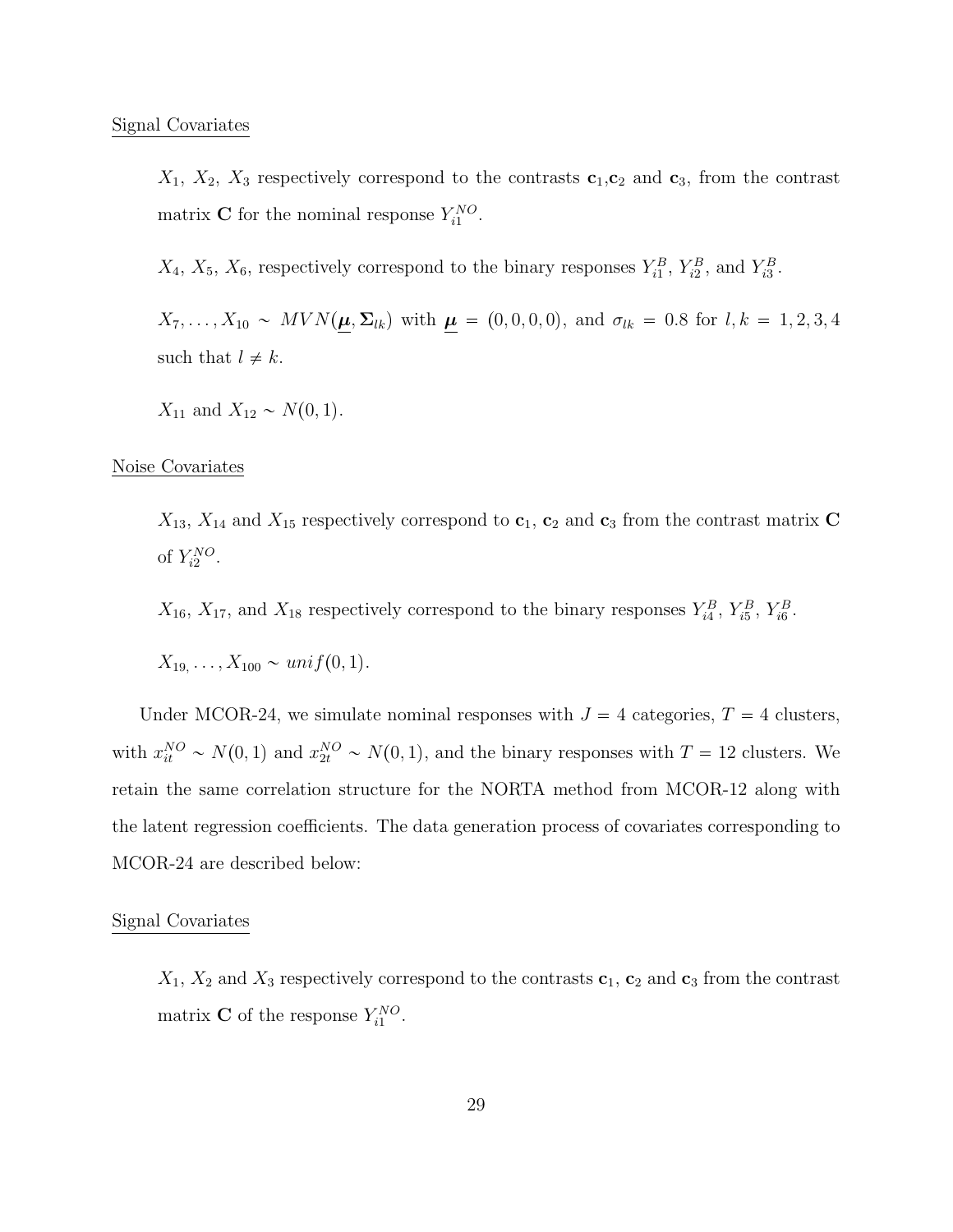Signal Covariates

> $X_1$, $X_2$, $X_3$ respectively correspond to the contrasts $\mathbf{c}_1$,$\mathbf{c}_2$ and $\mathbf{c}_3$, from the contrast matrix $\mathbf{C}$ for the nominal response $Y_{i1}^{NO}$.
>
> $X_4$, $X_5$, $X_6$, respectively correspond to the binary responses $Y_{i1}^{B}$, $Y_{i2}^{B}$, and $Y_{i3}^{B}$.
>
> $X_7, \ldots, X_{10} \sim MVN(\underline{\boldsymbol{\mu}}, \boldsymbol{\Sigma}_{lk})$ with $\underline{\boldsymbol{\mu}} = (0, 0, 0, 0)$, and $\sigma_{lk} = 0.8$ for $l, k = 1, 2, 3, 4$ such that $l \neq k$.
>
> $X_{11}$ and $X_{12} \sim N(0, 1)$.

Noise Covariates

> $X_{13}$, $X_{14}$ and $X_{15}$ respectively correspond to $\mathbf{c}_1$, $\mathbf{c}_2$ and $\mathbf{c}_3$ from the contrast matrix $\mathbf{C}$ of $Y_{i2}^{NO}$.
>
> $X_{16}$, $X_{17}$, and $X_{18}$ respectively correspond to the binary responses $Y_{i4}^{B}$, $Y_{i5}^{B}$, $Y_{i6}^{B}$.
>
> $X_{19,}, \ldots, X_{100} \sim unif(0, 1)$.

Under MCOR-24, we simulate nominal responses with $J = 4$ categories, $T = 4$ clusters, with $x_{it}^{NO} \sim N(0, 1)$ and $x_{2t}^{NO} \sim N(0, 1)$, and the binary responses with $T = 12$ clusters. We retain the same correlation structure for the NORTA method from MCOR-12 along with the latent regression coefficients. The data generation process of covariates corresponding to MCOR-24 are described below:

Signal Covariates

> $X_1$, $X_2$ and $X_3$ respectively correspond to the contrasts $\mathbf{c}_1$, $\mathbf{c}_2$ and $\mathbf{c}_3$ from the contrast matrix $\mathbf{C}$ of the response $Y_{i1}^{NO}$.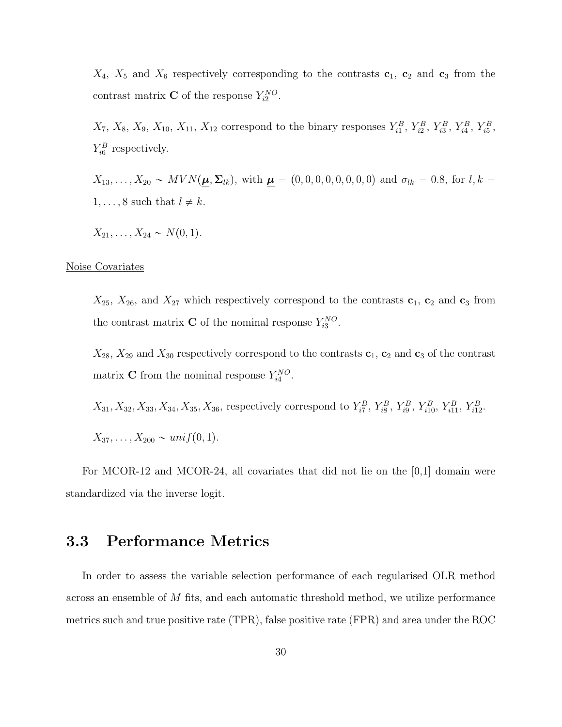$X_4$, $X_5$ and $X_6$ respectively corresponding to the contrasts $\mathbf{c}_1$, $\mathbf{c}_2$ and $\mathbf{c}_3$ from the contrast matrix $\mathbf{C}$ of the response $Y_{i2}^{NO}$.

$X_7$, $X_8$, $X_9$, $X_{10}$, $X_{11}$, $X_{12}$ correspond to the binary responses $Y_{i1}^{B}$, $Y_{i2}^{B}$, $Y_{i3}^{B}$, $Y_{i4}^{B}$, $Y_{i5}^{B}$, $Y_{i6}^{B}$ respectively.

$X_{13}, \ldots, X_{20} \sim MVN(\underline{\boldsymbol{\mu}}, \boldsymbol{\Sigma}_{lk})$, with $\underline{\boldsymbol{\mu}} = (0, 0, 0, 0, 0, 0, 0, 0)$ and $\sigma_{lk} = 0.8$, for $l, k = 1, \ldots, 8$ such that $l \neq k$.

$X_{21}, \ldots, X_{24} \sim N(0, 1)$.

Noise Covariates

$X_{25}$, $X_{26}$, and $X_{27}$ which respectively correspond to the contrasts $\mathbf{c}_1$, $\mathbf{c}_2$ and $\mathbf{c}_3$ from the contrast matrix $\mathbf{C}$ of the nominal response $Y_{i3}^{NO}$.

$X_{28}$, $X_{29}$ and $X_{30}$ respectively correspond to the contrasts $\mathbf{c}_1$, $\mathbf{c}_2$ and $\mathbf{c}_3$ of the contrast matrix $\mathbf{C}$ from the nominal response $Y_{i4}^{NO}$.

$X_{31}, X_{32}, X_{33}, X_{34}, X_{35}, X_{36}$, respectively correspond to $Y_{i7}^{B}$, $Y_{i8}^{B}$, $Y_{i9}^{B}$, $Y_{i10}^{B}$, $Y_{i11}^{B}$, $Y_{i12}^{B}$.

$X_{37}, \ldots, X_{200} \sim unif(0, 1)$.

For MCOR-12 and MCOR-24, all covariates that did not lie on the [0,1] domain were standardized via the inverse logit.

## 3.3 Performance Metrics

In order to assess the variable selection performance of each regularised OLR method across an ensemble of $M$ fits, and each automatic threshold method, we utilize performance metrics such and true positive rate (TPR), false positive rate (FPR) and area under the ROC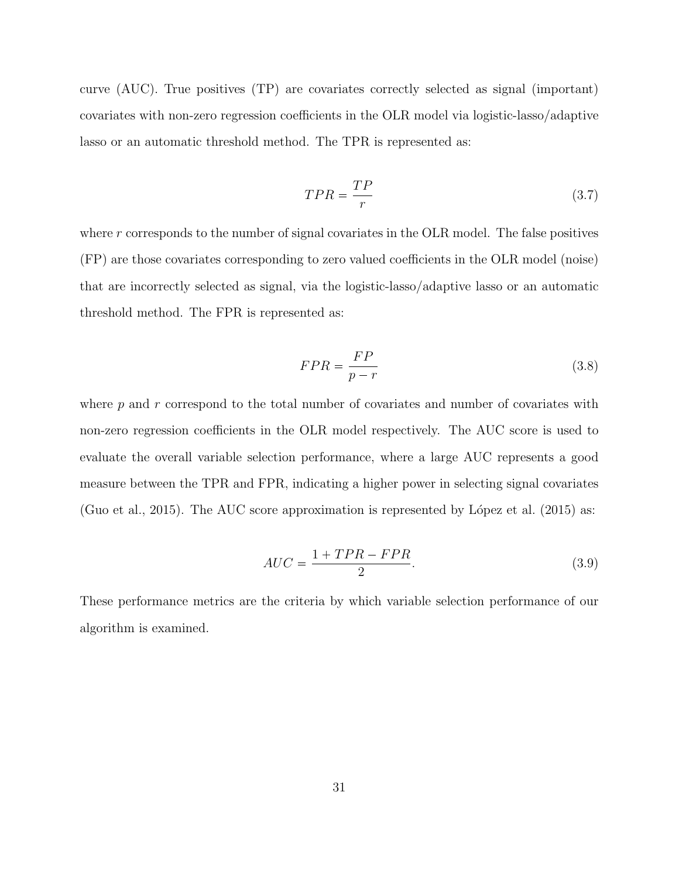curve (AUC). True positives (TP) are covariates correctly selected as signal (important) covariates with non-zero regression coefficients in the OLR model via logistic-lasso/adaptive lasso or an automatic threshold method. The TPR is represented as:

$$TPR = \frac{TP}{r} \tag{3.7}$$

where $r$ corresponds to the number of signal covariates in the OLR model. The false positives (FP) are those covariates corresponding to zero valued coefficients in the OLR model (noise) that are incorrectly selected as signal, via the logistic-lasso/adaptive lasso or an automatic threshold method. The FPR is represented as:

$$FPR = \frac{FP}{p - r} \tag{3.8}$$

where $p$ and $r$ correspond to the total number of covariates and number of covariates with non-zero regression coefficients in the OLR model respectively. The AUC score is used to evaluate the overall variable selection performance, where a large AUC represents a good measure between the TPR and FPR, indicating a higher power in selecting signal covariates (Guo et al., 2015). The AUC score approximation is represented by López et al. (2015) as:

$$AUC = \frac{1 + TPR - FPR}{2}. \tag{3.9}$$

These performance metrics are the criteria by which variable selection performance of our algorithm is examined.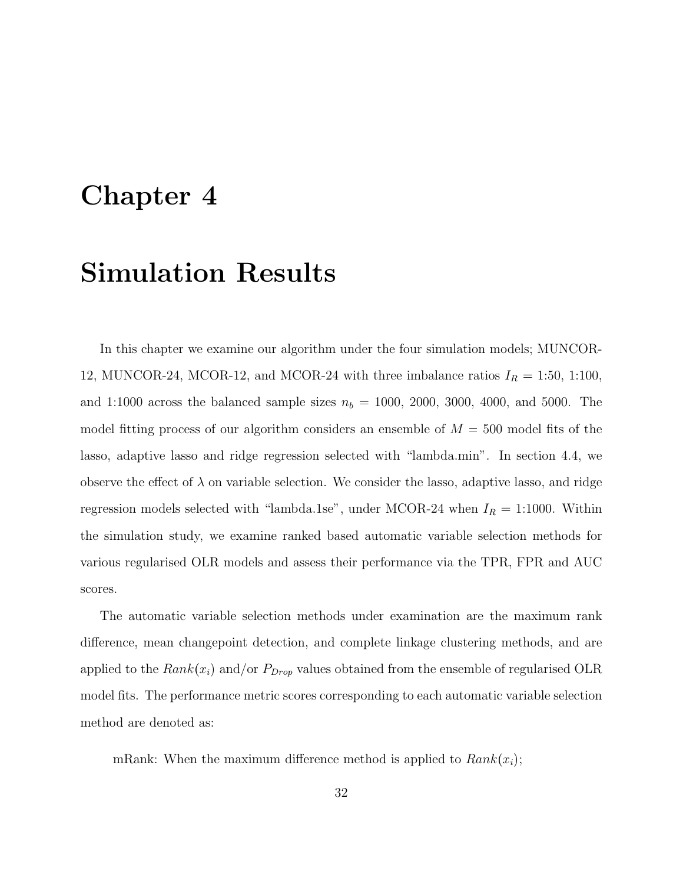# Chapter 4

# Simulation Results

In this chapter we examine our algorithm under the four simulation models; MUNCOR-12, MUNCOR-24, MCOR-12, and MCOR-24 with three imbalance ratios $I_R$ = 1:50, 1:100, and 1:1000 across the balanced sample sizes $n_b$ = 1000, 2000, 3000, 4000, and 5000. The model fitting process of our algorithm considers an ensemble of $M = 500$ model fits of the lasso, adaptive lasso and ridge regression selected with "lambda.min". In section 4.4, we observe the effect of $\lambda$ on variable selection. We consider the lasso, adaptive lasso, and ridge regression models selected with "lambda.1se", under MCOR-24 when $I_R$ = 1:1000. Within the simulation study, we examine ranked based automatic variable selection methods for various regularised OLR models and assess their performance via the TPR, FPR and AUC scores.

The automatic variable selection methods under examination are the maximum rank difference, mean changepoint detection, and complete linkage clustering methods, and are applied to the $Rank(x_i)$ and/or $P_{Drop}$ values obtained from the ensemble of regularised OLR model fits. The performance metric scores corresponding to each automatic variable selection method are denoted as:

mRank: When the maximum difference method is applied to $Rank(x_i)$;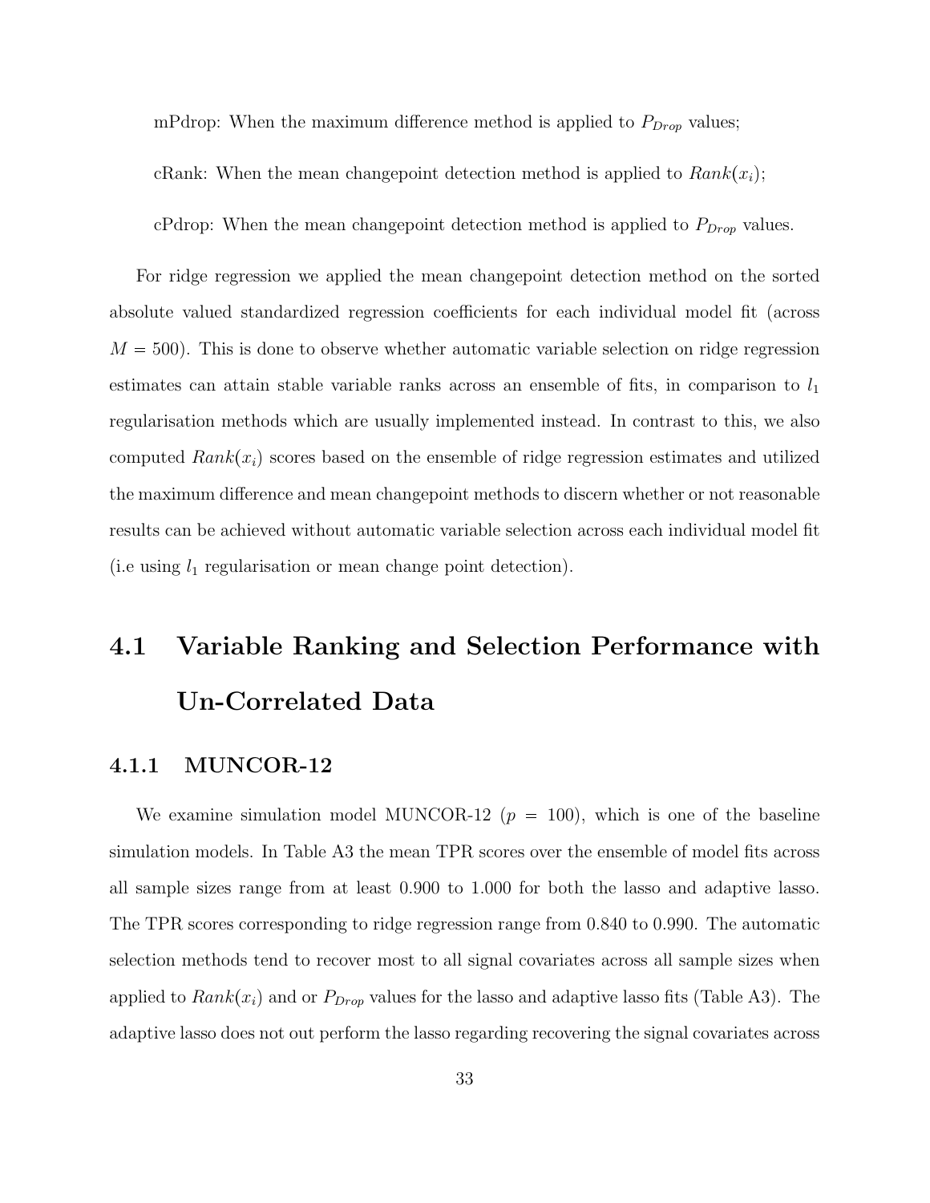mPdrop: When the maximum difference method is applied to $P_{Drop}$ values;

cRank: When the mean changepoint detection method is applied to $Rank(x_i)$;

cPdrop: When the mean changepoint detection method is applied to $P_{Drop}$ values.

For ridge regression we applied the mean changepoint detection method on the sorted absolute valued standardized regression coefficients for each individual model fit (across $M = 500$). This is done to observe whether automatic variable selection on ridge regression estimates can attain stable variable ranks across an ensemble of fits, in comparison to $l_1$ regularisation methods which are usually implemented instead. In contrast to this, we also computed $Rank(x_i)$ scores based on the ensemble of ridge regression estimates and utilized the maximum difference and mean changepoint methods to discern whether or not reasonable results can be achieved without automatic variable selection across each individual model fit (i.e using $l_1$ regularisation or mean change point detection).

## 4.1 Variable Ranking and Selection Performance with Un-Correlated Data

### 4.1.1 MUNCOR-12

We examine simulation model MUNCOR-12 ($p = 100$), which is one of the baseline simulation models. In Table A3 the mean TPR scores over the ensemble of model fits across all sample sizes range from at least 0.900 to 1.000 for both the lasso and adaptive lasso. The TPR scores corresponding to ridge regression range from 0.840 to 0.990. The automatic selection methods tend to recover most to all signal covariates across all sample sizes when applied to $Rank(x_i)$ and or $P_{Drop}$ values for the lasso and adaptive lasso fits (Table A3). The adaptive lasso does not out perform the lasso regarding recovering the signal covariates across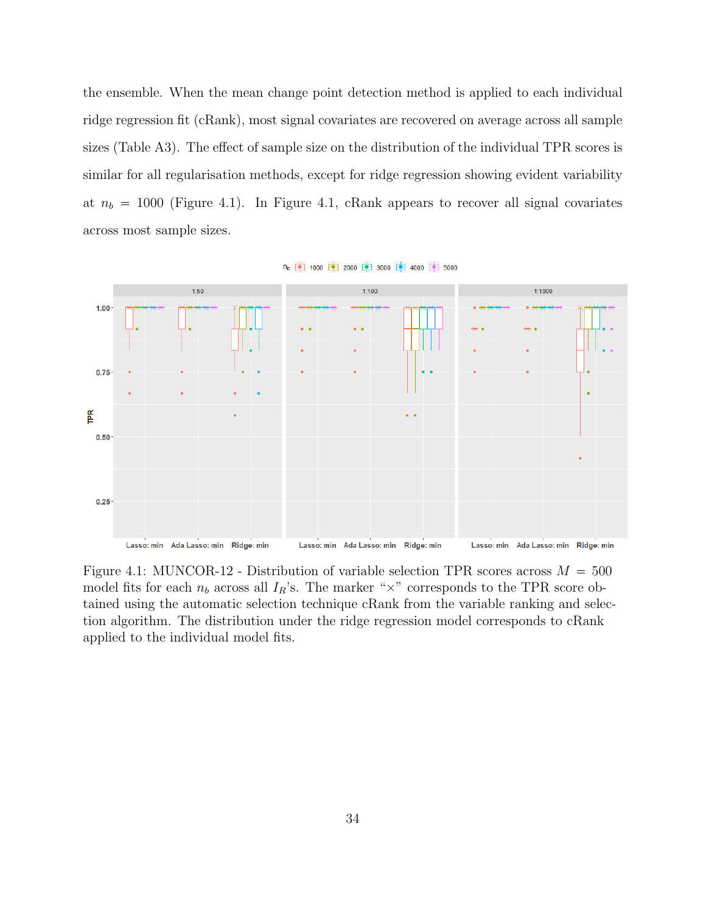the ensemble. When the mean change point detection method is applied to each individual ridge regression fit (cRank), most signal covariates are recovered on average across all sample sizes (Table A3). The effect of sample size on the distribution of the individual TPR scores is similar for all regularisation methods, except for ridge regression showing evident variability at $n_b = 1000$ (Figure 4.1). In Figure 4.1, cRank appears to recover all signal covariates across most sample sizes.

Figure 4.1: MUNCOR-12 - Distribution of variable selection TPR scores across $M = 500$ model fits for each $n_b$ across all $I_R$'s. The marker "×" corresponds to the TPR score obtained using the automatic selection technique cRank from the variable ranking and selection algorithm. The distribution under the ridge regression model corresponds to cRank applied to the individual model fits.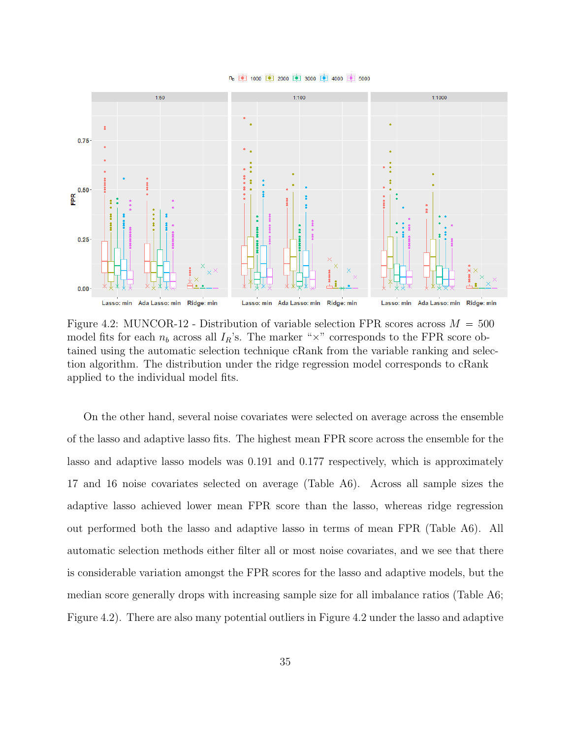Figure 4.2: MUNCOR-12 - Distribution of variable selection FPR scores across $M = 500$ model fits for each $n_b$ across all $I_R$'s. The marker "×" corresponds to the FPR score obtained using the automatic selection technique cRank from the variable ranking and selection algorithm. The distribution under the ridge regression model corresponds to cRank applied to the individual model fits.

On the other hand, several noise covariates were selected on average across the ensemble of the lasso and adaptive lasso fits. The highest mean FPR score across the ensemble for the lasso and adaptive lasso models was 0.191 and 0.177 respectively, which is approximately 17 and 16 noise covariates selected on average (Table A6). Across all sample sizes the adaptive lasso achieved lower mean FPR score than the lasso, whereas ridge regression out performed both the lasso and adaptive lasso in terms of mean FPR (Table A6). All automatic selection methods either filter all or most noise covariates, and we see that there is considerable variation amongst the FPR scores for the lasso and adaptive models, but the median score generally drops with increasing sample size for all imbalance ratios (Table A6; Figure 4.2). There are also many potential outliers in Figure 4.2 under the lasso and adaptive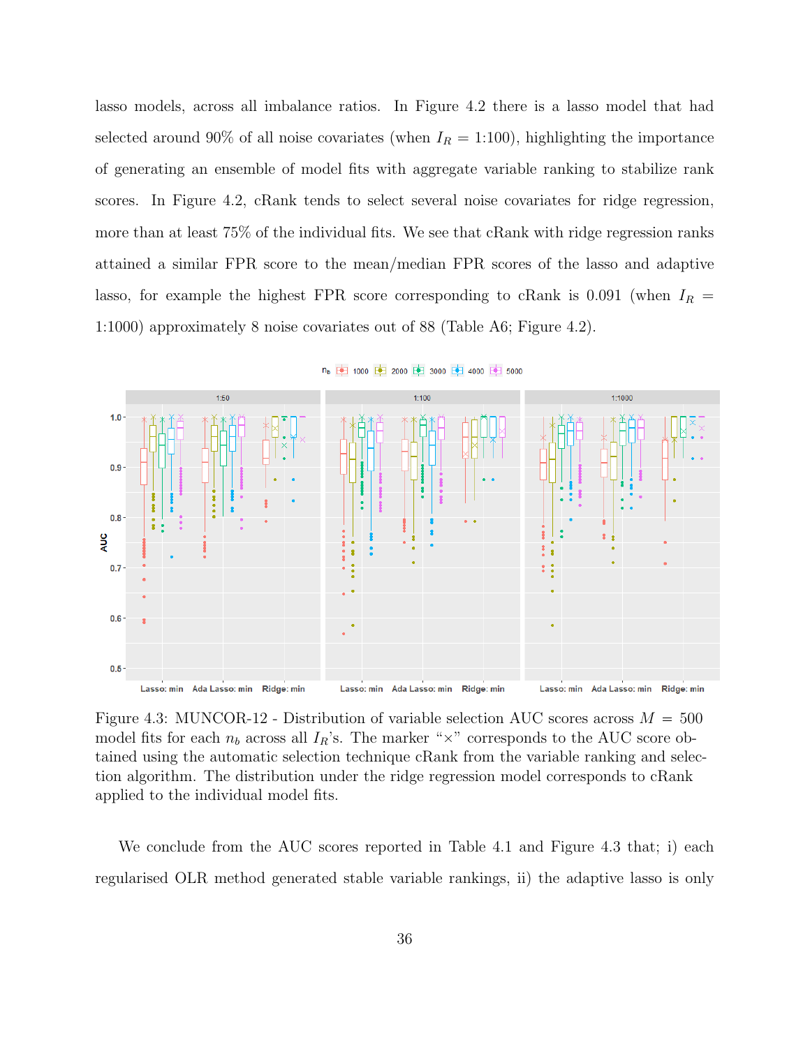lasso models, across all imbalance ratios. In Figure 4.2 there is a lasso model that had selected around 90% of all noise covariates (when $I_R$ = 1:100), highlighting the importance of generating an ensemble of model fits with aggregate variable ranking to stabilize rank scores. In Figure 4.2, cRank tends to select several noise covariates for ridge regression, more than at least 75% of the individual fits. We see that cRank with ridge regression ranks attained a similar FPR score to the mean/median FPR scores of the lasso and adaptive lasso, for example the highest FPR score corresponding to cRank is 0.091 (when $I_R$ = 1:1000) approximately 8 noise covariates out of 88 (Table A6; Figure 4.2).

Figure 4.3: MUNCOR-12 - Distribution of variable selection AUC scores across $M = 500$ model fits for each $n_b$ across all $I_R$'s. The marker "×" corresponds to the AUC score obtained using the automatic selection technique cRank from the variable ranking and selection algorithm. The distribution under the ridge regression model corresponds to cRank applied to the individual model fits.

We conclude from the AUC scores reported in Table 4.1 and Figure 4.3 that; i) each regularised OLR method generated stable variable rankings, ii) the adaptive lasso is only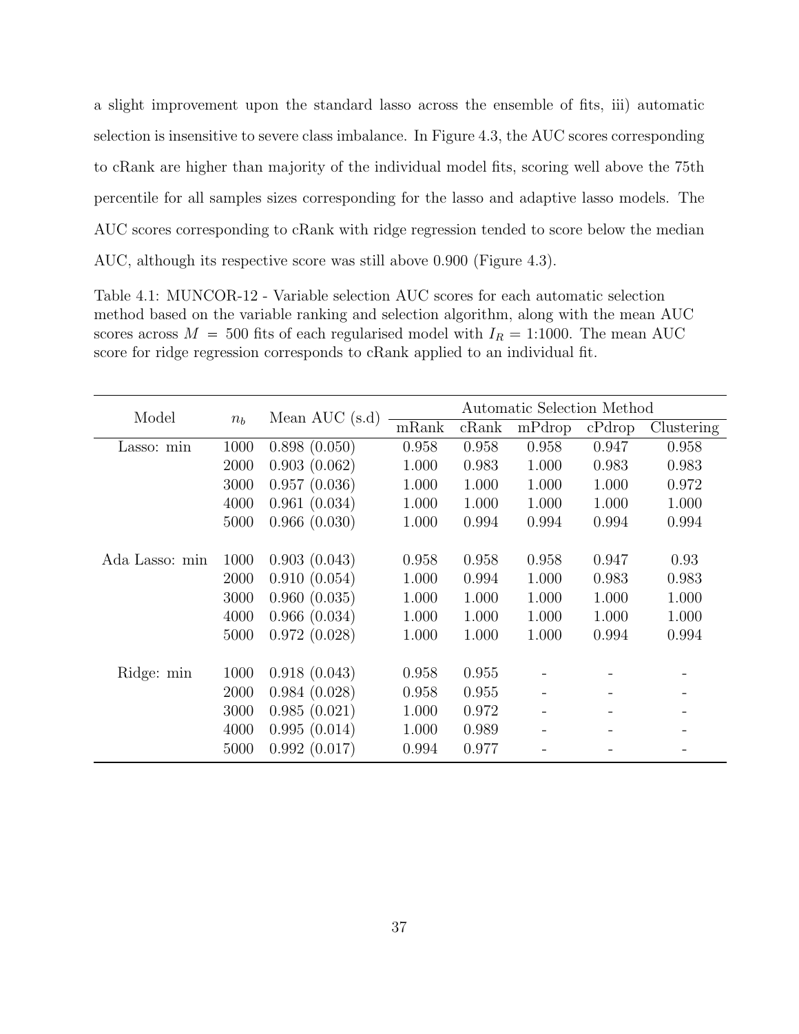a slight improvement upon the standard lasso across the ensemble of fits, iii) automatic selection is insensitive to severe class imbalance. In Figure 4.3, the AUC scores corresponding to cRank are higher than majority of the individual model fits, scoring well above the 75th percentile for all samples sizes corresponding for the lasso and adaptive lasso models. The AUC scores corresponding to cRank with ridge regression tended to score below the median AUC, although its respective score was still above 0.900 (Figure 4.3).

Table 4.1: MUNCOR-12 - Variable selection AUC scores for each automatic selection method based on the variable ranking and selection algorithm, along with the mean AUC scores across $M = 500$ fits of each regularised model with $I_R = 1{:}1000$. The mean AUC score for ridge regression corresponds to cRank applied to an individual fit.

| Model | $n_b$ | Mean AUC (s.d) | Automatic Selection Method | | | | |
|---|---|---|---|---|---|---|---|
| | | | mRank | cRank | mPdrop | cPdrop | Clustering |
| Lasso: min | 1000 | 0.898 (0.050) | 0.958 | 0.958 | 0.958 | 0.947 | 0.958 |
| | 2000 | 0.903 (0.062) | 1.000 | 0.983 | 1.000 | 0.983 | 0.983 |
| | 3000 | 0.957 (0.036) | 1.000 | 1.000 | 1.000 | 1.000 | 0.972 |
| | 4000 | 0.961 (0.034) | 1.000 | 1.000 | 1.000 | 1.000 | 1.000 |
| | 5000 | 0.966 (0.030) | 1.000 | 0.994 | 0.994 | 0.994 | 0.994 |
| Ada Lasso: min | 1000 | 0.903 (0.043) | 0.958 | 0.958 | 0.958 | 0.947 | 0.93 |
| | 2000 | 0.910 (0.054) | 1.000 | 0.994 | 1.000 | 0.983 | 0.983 |
| | 3000 | 0.960 (0.035) | 1.000 | 1.000 | 1.000 | 1.000 | 1.000 |
| | 4000 | 0.966 (0.034) | 1.000 | 1.000 | 1.000 | 1.000 | 1.000 |
| | 5000 | 0.972 (0.028) | 1.000 | 1.000 | 1.000 | 0.994 | 0.994 |
| Ridge: min | 1000 | 0.918 (0.043) | 0.958 | 0.955 | - | - | - |
| | 2000 | 0.984 (0.028) | 0.958 | 0.955 | - | - | - |
| | 3000 | 0.985 (0.021) | 1.000 | 0.972 | - | - | - |
| | 4000 | 0.995 (0.014) | 1.000 | 0.989 | - | - | - |
| | 5000 | 0.992 (0.017) | 0.994 | 0.977 | - | - | - |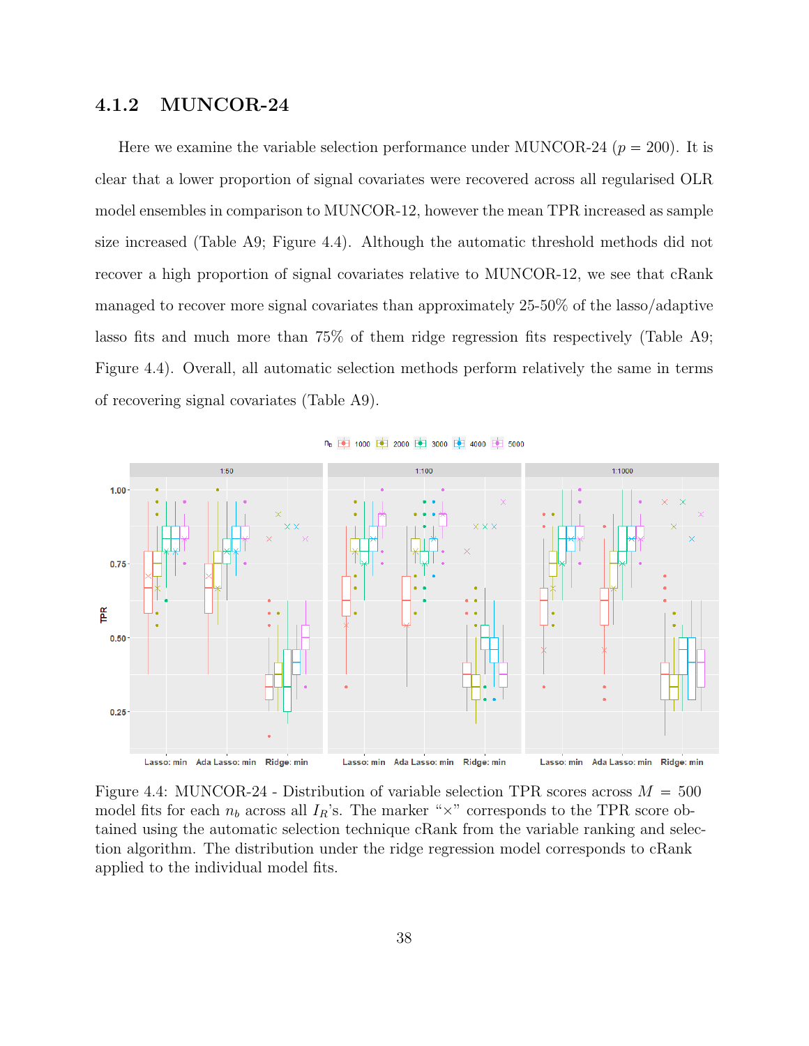### 4.1.2 MUNCOR-24

Here we examine the variable selection performance under MUNCOR-24 ($p = 200$). It is clear that a lower proportion of signal covariates were recovered across all regularised OLR model ensembles in comparison to MUNCOR-12, however the mean TPR increased as sample size increased (Table A9; Figure 4.4). Although the automatic threshold methods did not recover a high proportion of signal covariates relative to MUNCOR-12, we see that cRank managed to recover more signal covariates than approximately 25-50% of the lasso/adaptive lasso fits and much more than 75% of them ridge regression fits respectively (Table A9; Figure 4.4). Overall, all automatic selection methods perform relatively the same in terms of recovering signal covariates (Table A9).

Figure 4.4: MUNCOR-24 - Distribution of variable selection TPR scores across $M = 500$ model fits for each $n_b$ across all $I_R$'s. The marker "×" corresponds to the TPR score obtained using the automatic selection technique cRank from the variable ranking and selection algorithm. The distribution under the ridge regression model corresponds to cRank applied to the individual model fits.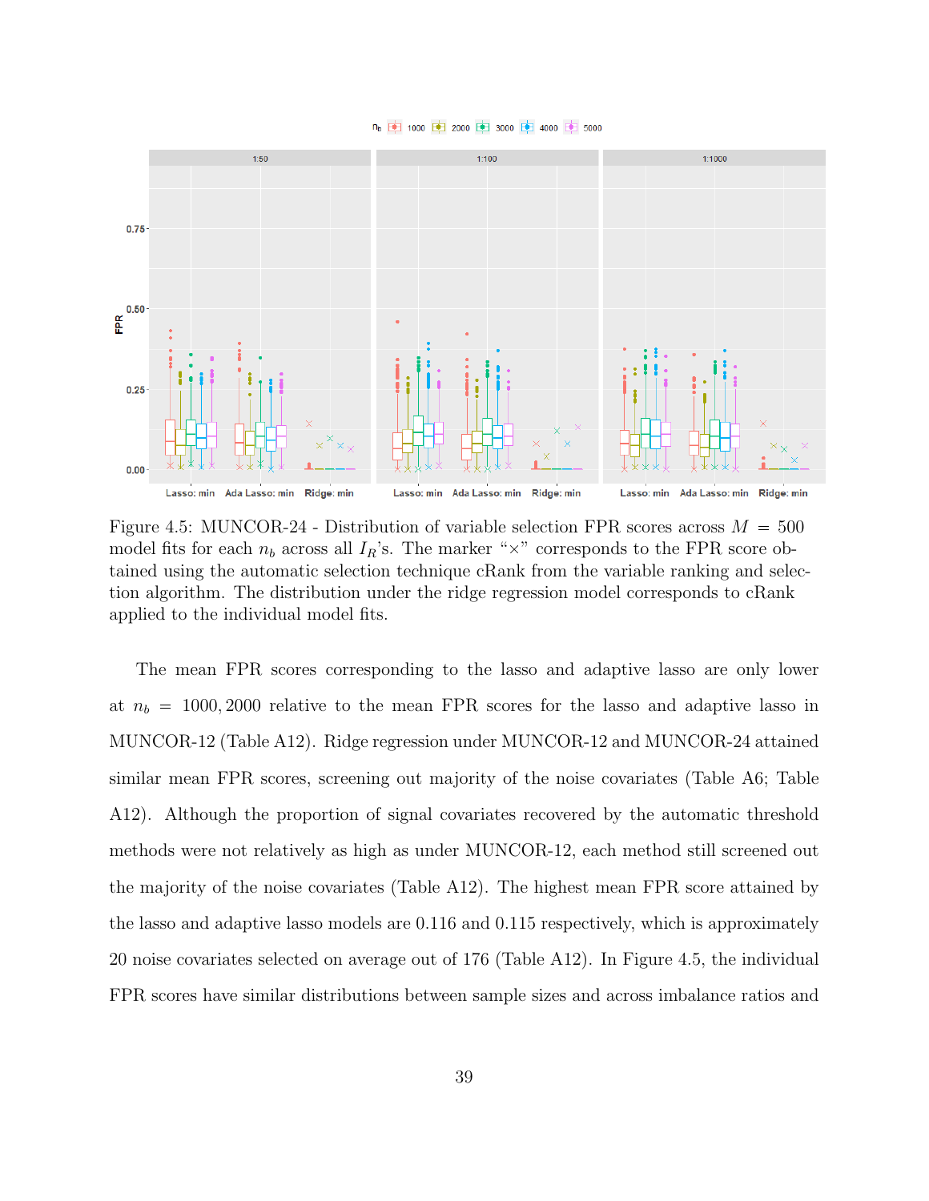Figure 4.5: MUNCOR-24 - Distribution of variable selection FPR scores across $M = 500$ model fits for each $n_b$ across all $I_R$'s. The marker "×" corresponds to the FPR score obtained using the automatic selection technique cRank from the variable ranking and selection algorithm. The distribution under the ridge regression model corresponds to cRank applied to the individual model fits.

The mean FPR scores corresponding to the lasso and adaptive lasso are only lower at $n_b = 1000, 2000$ relative to the mean FPR scores for the lasso and adaptive lasso in MUNCOR-12 (Table A12). Ridge regression under MUNCOR-12 and MUNCOR-24 attained similar mean FPR scores, screening out majority of the noise covariates (Table A6; Table A12). Although the proportion of signal covariates recovered by the automatic threshold methods were not relatively as high as under MUNCOR-12, each method still screened out the majority of the noise covariates (Table A12). The highest mean FPR score attained by the lasso and adaptive lasso models are 0.116 and 0.115 respectively, which is approximately 20 noise covariates selected on average out of 176 (Table A12). In Figure 4.5, the individual FPR scores have similar distributions between sample sizes and across imbalance ratios and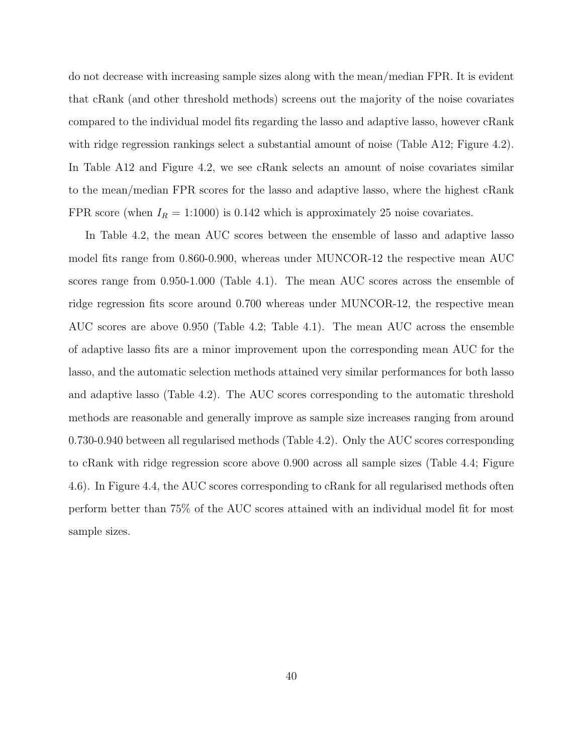do not decrease with increasing sample sizes along with the mean/median FPR. It is evident that cRank (and other threshold methods) screens out the majority of the noise covariates compared to the individual model fits regarding the lasso and adaptive lasso, however cRank with ridge regression rankings select a substantial amount of noise (Table A12; Figure 4.2). In Table A12 and Figure 4.2, we see cRank selects an amount of noise covariates similar to the mean/median FPR scores for the lasso and adaptive lasso, where the highest cRank FPR score (when $I_R$ = 1:1000) is 0.142 which is approximately 25 noise covariates.

In Table 4.2, the mean AUC scores between the ensemble of lasso and adaptive lasso model fits range from 0.860-0.900, whereas under MUNCOR-12 the respective mean AUC scores range from 0.950-1.000 (Table 4.1). The mean AUC scores across the ensemble of ridge regression fits score around 0.700 whereas under MUNCOR-12, the respective mean AUC scores are above 0.950 (Table 4.2; Table 4.1). The mean AUC across the ensemble of adaptive lasso fits are a minor improvement upon the corresponding mean AUC for the lasso, and the automatic selection methods attained very similar performances for both lasso and adaptive lasso (Table 4.2). The AUC scores corresponding to the automatic threshold methods are reasonable and generally improve as sample size increases ranging from around 0.730-0.940 between all regularised methods (Table 4.2). Only the AUC scores corresponding to cRank with ridge regression score above 0.900 across all sample sizes (Table 4.4; Figure 4.6). In Figure 4.4, the AUC scores corresponding to cRank for all regularised methods often perform better than 75% of the AUC scores attained with an individual model fit for most sample sizes.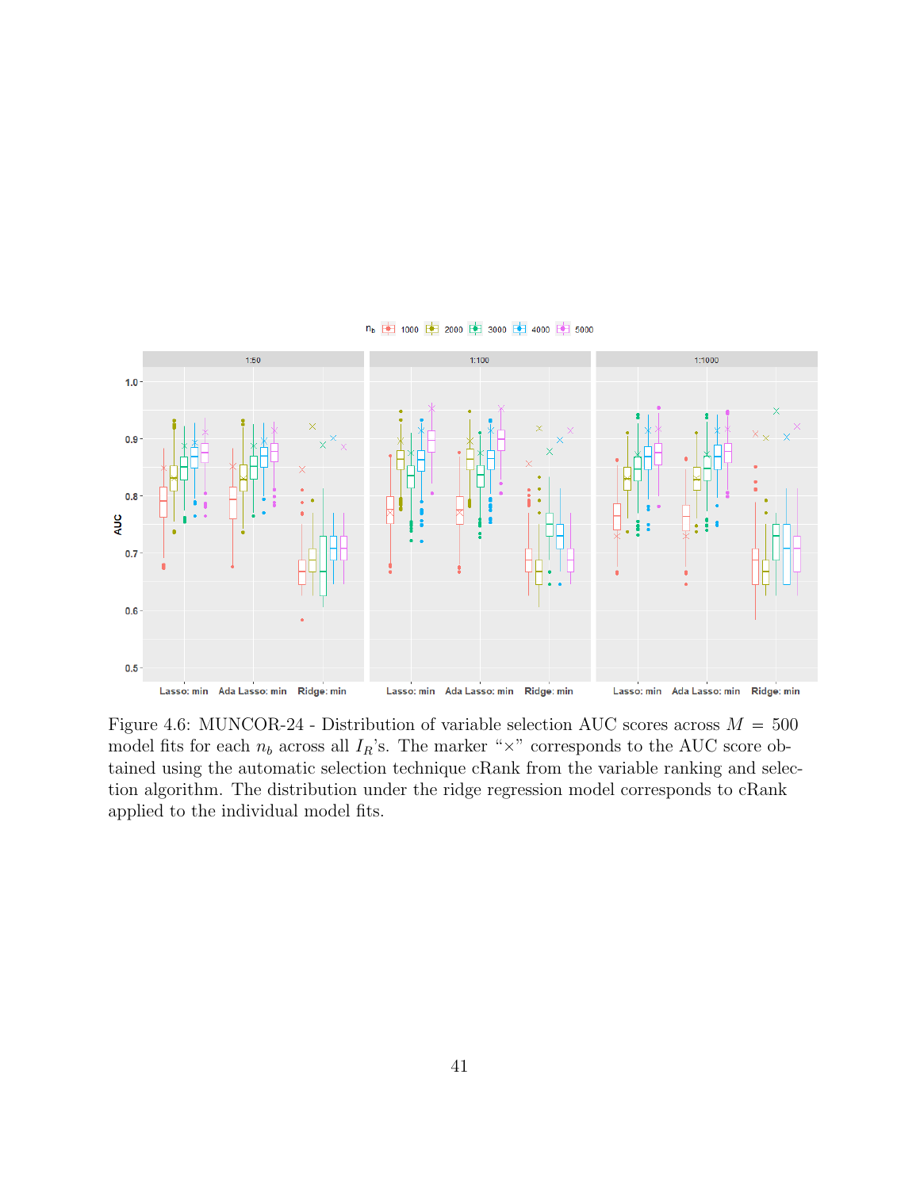Figure 4.6: MUNCOR-24 - Distribution of variable selection AUC scores across $M = 500$ model fits for each $n_b$ across all $I_R$'s. The marker "×" corresponds to the AUC score obtained using the automatic selection technique cRank from the variable ranking and selection algorithm. The distribution under the ridge regression model corresponds to cRank applied to the individual model fits.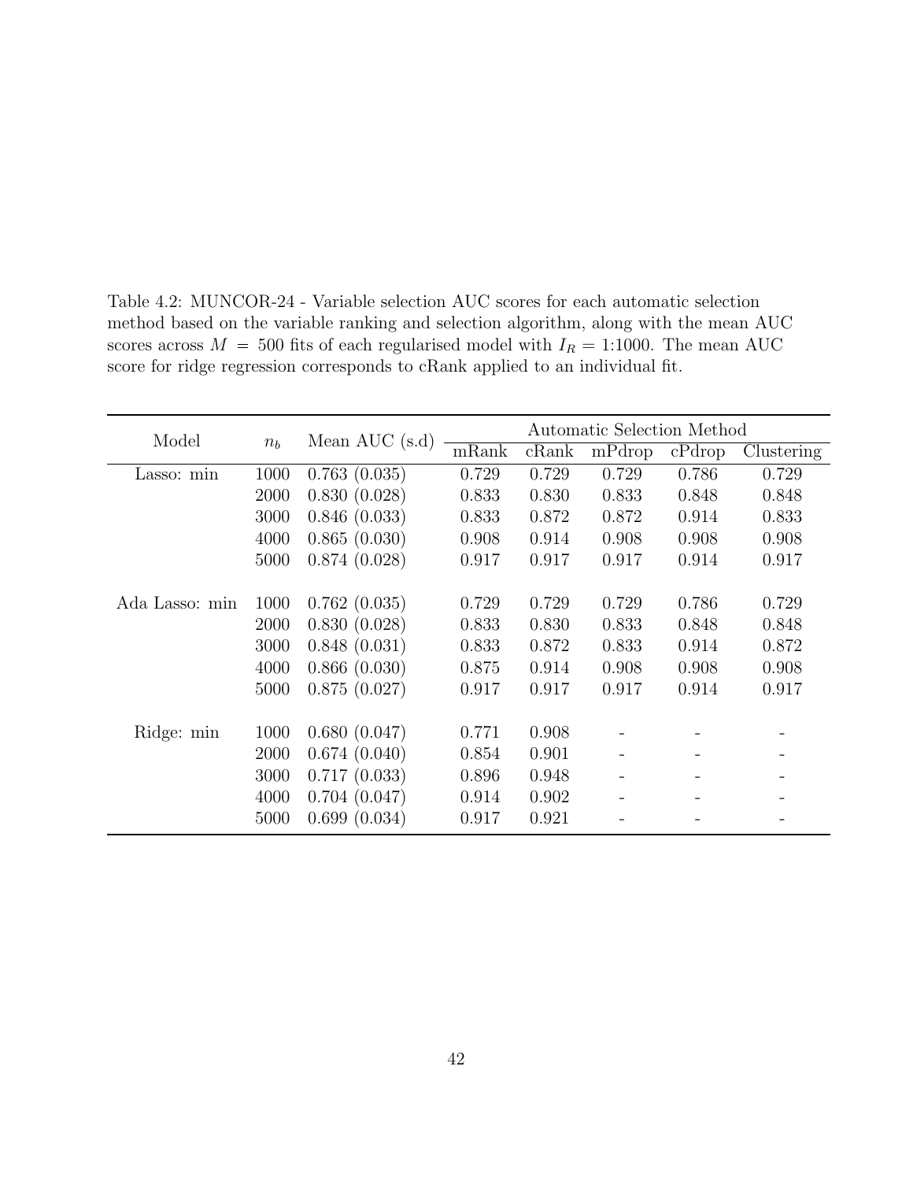Table 4.2: MUNCOR-24 - Variable selection AUC scores for each automatic selection method based on the variable ranking and selection algorithm, along with the mean AUC scores across $M = 500$ fits of each regularised model with $I_R = 1{:}1000$. The mean AUC score for ridge regression corresponds to cRank applied to an individual fit.

| Model | $n_b$ | Mean AUC (s.d) | Automatic Selection Method | | | | |
|---|---|---|---|---|---|---|---|
| | | | mRank | cRank | mPdrop | cPdrop | Clustering |
| Lasso: min | 1000 | 0.763 (0.035) | 0.729 | 0.729 | 0.729 | 0.786 | 0.729 |
| | 2000 | 0.830 (0.028) | 0.833 | 0.830 | 0.833 | 0.848 | 0.848 |
| | 3000 | 0.846 (0.033) | 0.833 | 0.872 | 0.872 | 0.914 | 0.833 |
| | 4000 | 0.865 (0.030) | 0.908 | 0.914 | 0.908 | 0.908 | 0.908 |
| | 5000 | 0.874 (0.028) | 0.917 | 0.917 | 0.917 | 0.914 | 0.917 |
| Ada Lasso: min | 1000 | 0.762 (0.035) | 0.729 | 0.729 | 0.729 | 0.786 | 0.729 |
| | 2000 | 0.830 (0.028) | 0.833 | 0.830 | 0.833 | 0.848 | 0.848 |
| | 3000 | 0.848 (0.031) | 0.833 | 0.872 | 0.833 | 0.914 | 0.872 |
| | 4000 | 0.866 (0.030) | 0.875 | 0.914 | 0.908 | 0.908 | 0.908 |
| | 5000 | 0.875 (0.027) | 0.917 | 0.917 | 0.917 | 0.914 | 0.917 |
| Ridge: min | 1000 | 0.680 (0.047) | 0.771 | 0.908 | - | - | - |
| | 2000 | 0.674 (0.040) | 0.854 | 0.901 | - | - | - |
| | 3000 | 0.717 (0.033) | 0.896 | 0.948 | - | - | - |
| | 4000 | 0.704 (0.047) | 0.914 | 0.902 | - | - | - |
| | 5000 | 0.699 (0.034) | 0.917 | 0.921 | - | - | - |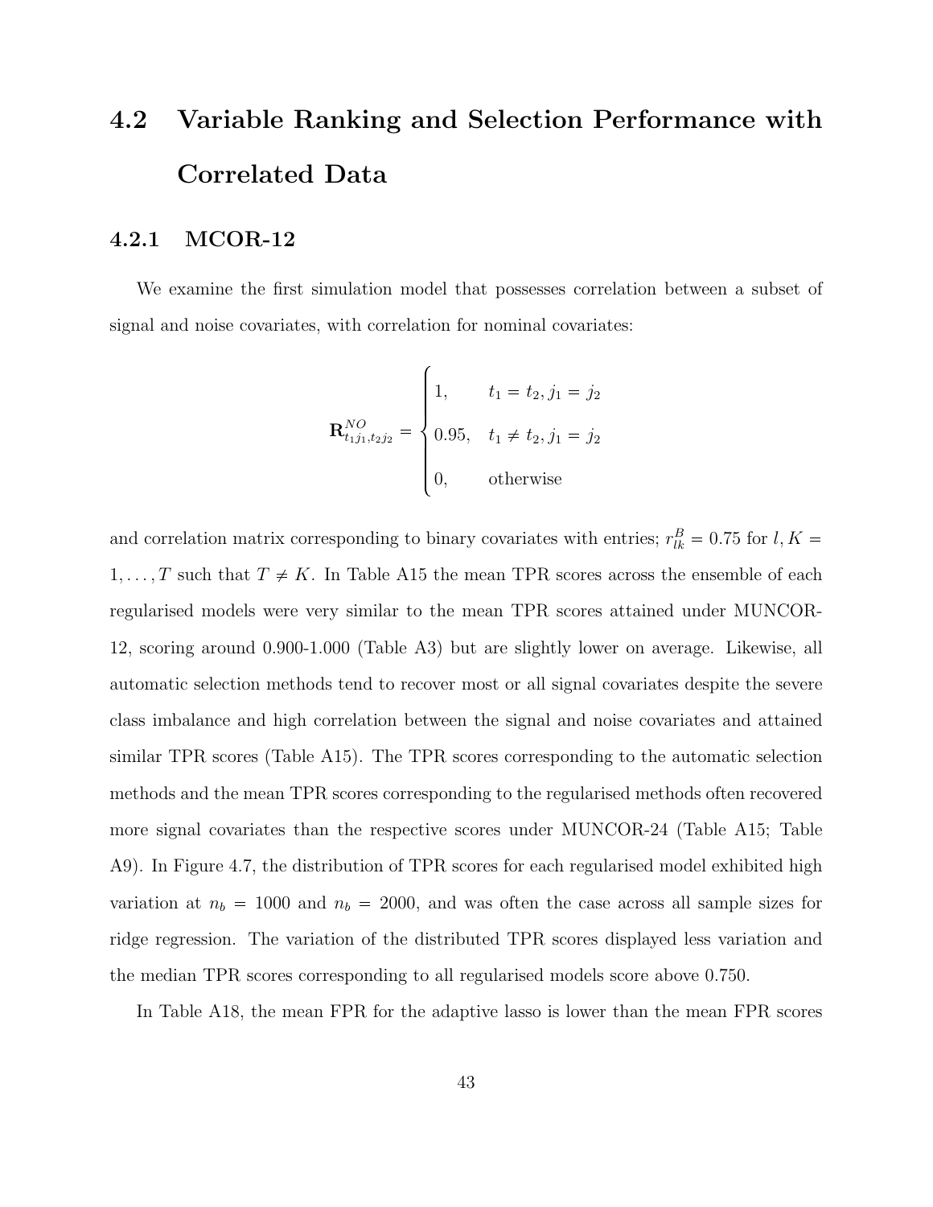## 4.2 Variable Ranking and Selection Performance with Correlated Data

### 4.2.1 MCOR-12

We examine the first simulation model that possesses correlation between a subset of signal and noise covariates, with correlation for nominal covariates:

$$
\mathbf{R}^{NO}_{t_1 j_1, t_2 j_2} = \begin{cases} 1, & t_1 = t_2, j_1 = j_2 \\ 0.95, & t_1 \neq t_2, j_1 = j_2 \\ 0, & \text{otherwise} \end{cases}
$$

and correlation matrix corresponding to binary covariates with entries; $r^B_{lk} = 0.75$ for $l, K = 1, \ldots, T$ such that $T \neq K$. In Table A15 the mean TPR scores across the ensemble of each regularised models were very similar to the mean TPR scores attained under MUNCOR-12, scoring around 0.900-1.000 (Table A3) but are slightly lower on average. Likewise, all automatic selection methods tend to recover most or all signal covariates despite the severe class imbalance and high correlation between the signal and noise covariates and attained similar TPR scores (Table A15). The TPR scores corresponding to the automatic selection methods and the mean TPR scores corresponding to the regularised methods often recovered more signal covariates than the respective scores under MUNCOR-24 (Table A15; Table A9). In Figure 4.7, the distribution of TPR scores for each regularised model exhibited high variation at $n_b = 1000$ and $n_b = 2000$, and was often the case across all sample sizes for ridge regression. The variation of the distributed TPR scores displayed less variation and the median TPR scores corresponding to all regularised models score above 0.750.

In Table A18, the mean FPR for the adaptive lasso is lower than the mean FPR scores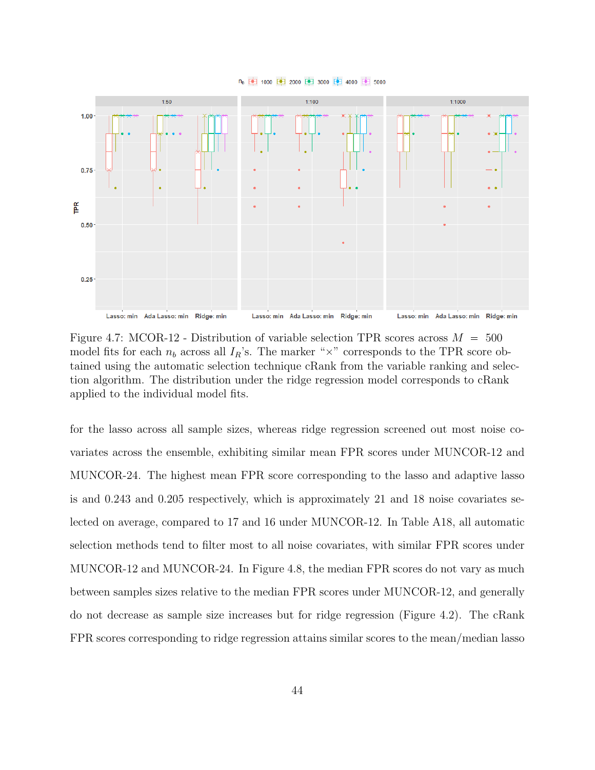Figure 4.7: MCOR-12 - Distribution of variable selection TPR scores across $M = 500$ model fits for each $n_b$ across all $I_R$'s. The marker "×" corresponds to the TPR score obtained using the automatic selection technique cRank from the variable ranking and selection algorithm. The distribution under the ridge regression model corresponds to cRank applied to the individual model fits.

for the lasso across all sample sizes, whereas ridge regression screened out most noise covariates across the ensemble, exhibiting similar mean FPR scores under MUNCOR-12 and MUNCOR-24. The highest mean FPR score corresponding to the lasso and adaptive lasso is and 0.243 and 0.205 respectively, which is approximately 21 and 18 noise covariates selected on average, compared to 17 and 16 under MUNCOR-12. In Table A18, all automatic selection methods tend to filter most to all noise covariates, with similar FPR scores under MUNCOR-12 and MUNCOR-24. In Figure 4.8, the median FPR scores do not vary as much between samples sizes relative to the median FPR scores under MUNCOR-12, and generally do not decrease as sample size increases but for ridge regression (Figure 4.2). The cRank FPR scores corresponding to ridge regression attains similar scores to the mean/median lasso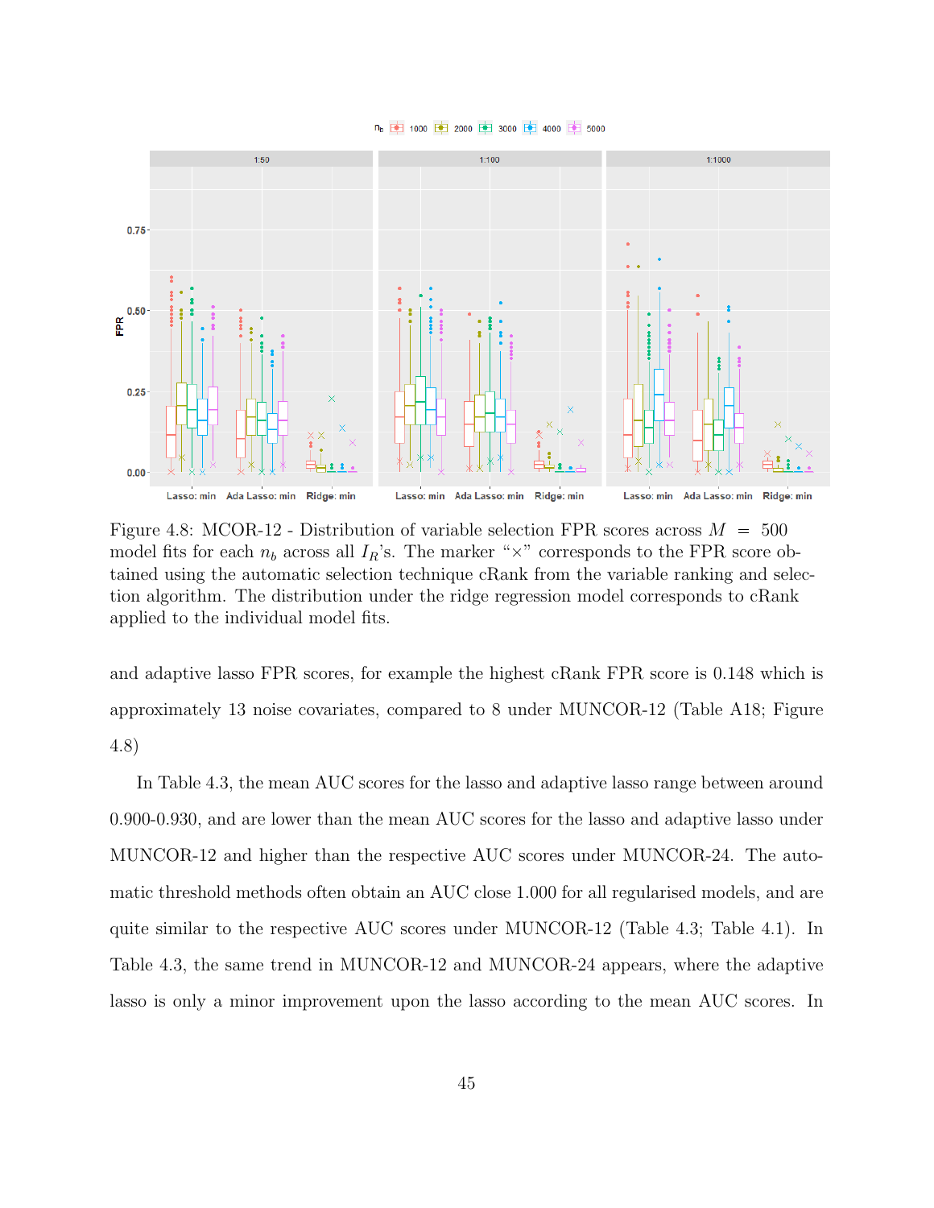Figure 4.8: MCOR-12 - Distribution of variable selection FPR scores across $M = 500$ model fits for each $n_b$ across all $I_R$'s. The marker "×" corresponds to the FPR score obtained using the automatic selection technique cRank from the variable ranking and selection algorithm. The distribution under the ridge regression model corresponds to cRank applied to the individual model fits.

and adaptive lasso FPR scores, for example the highest cRank FPR score is 0.148 which is approximately 13 noise covariates, compared to 8 under MUNCOR-12 (Table A18; Figure 4.8)

In Table 4.3, the mean AUC scores for the lasso and adaptive lasso range between around 0.900-0.930, and are lower than the mean AUC scores for the lasso and adaptive lasso under MUNCOR-12 and higher than the respective AUC scores under MUNCOR-24. The automatic threshold methods often obtain an AUC close 1.000 for all regularised models, and are quite similar to the respective AUC scores under MUNCOR-12 (Table 4.3; Table 4.1). In Table 4.3, the same trend in MUNCOR-12 and MUNCOR-24 appears, where the adaptive lasso is only a minor improvement upon the lasso according to the mean AUC scores. In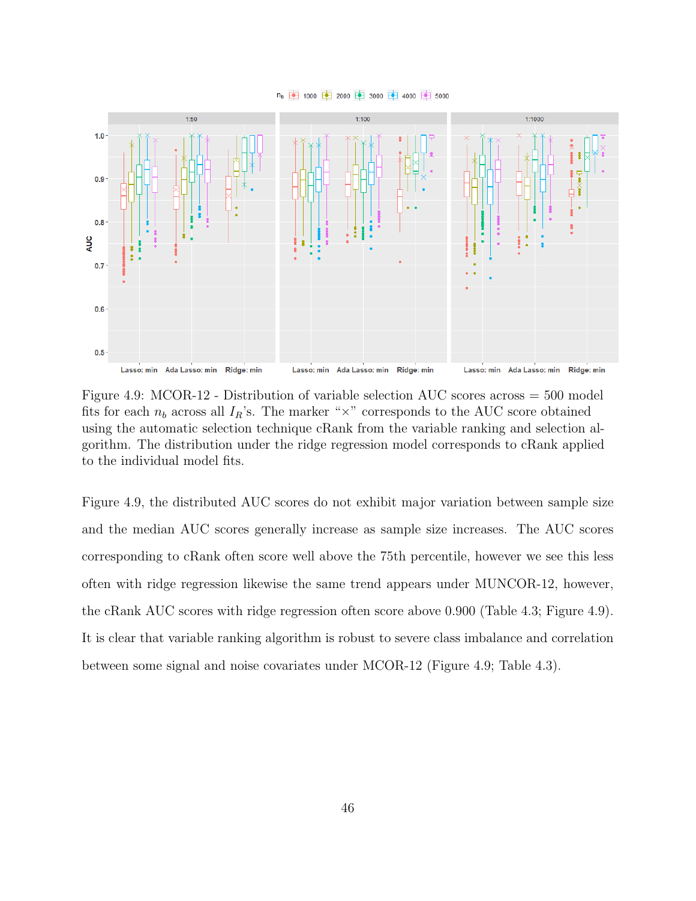Figure 4.9: MCOR-12 - Distribution of variable selection AUC scores across = 500 model fits for each $n_b$ across all $I_R$'s. The marker "×" corresponds to the AUC score obtained using the automatic selection technique cRank from the variable ranking and selection algorithm. The distribution under the ridge regression model corresponds to cRank applied to the individual model fits.

Figure 4.9, the distributed AUC scores do not exhibit major variation between sample size and the median AUC scores generally increase as sample size increases. The AUC scores corresponding to cRank often score well above the 75th percentile, however we see this less often with ridge regression likewise the same trend appears under MUNCOR-12, however, the cRank AUC scores with ridge regression often score above 0.900 (Table 4.3; Figure 4.9). It is clear that variable ranking algorithm is robust to severe class imbalance and correlation between some signal and noise covariates under MCOR-12 (Figure 4.9; Table 4.3).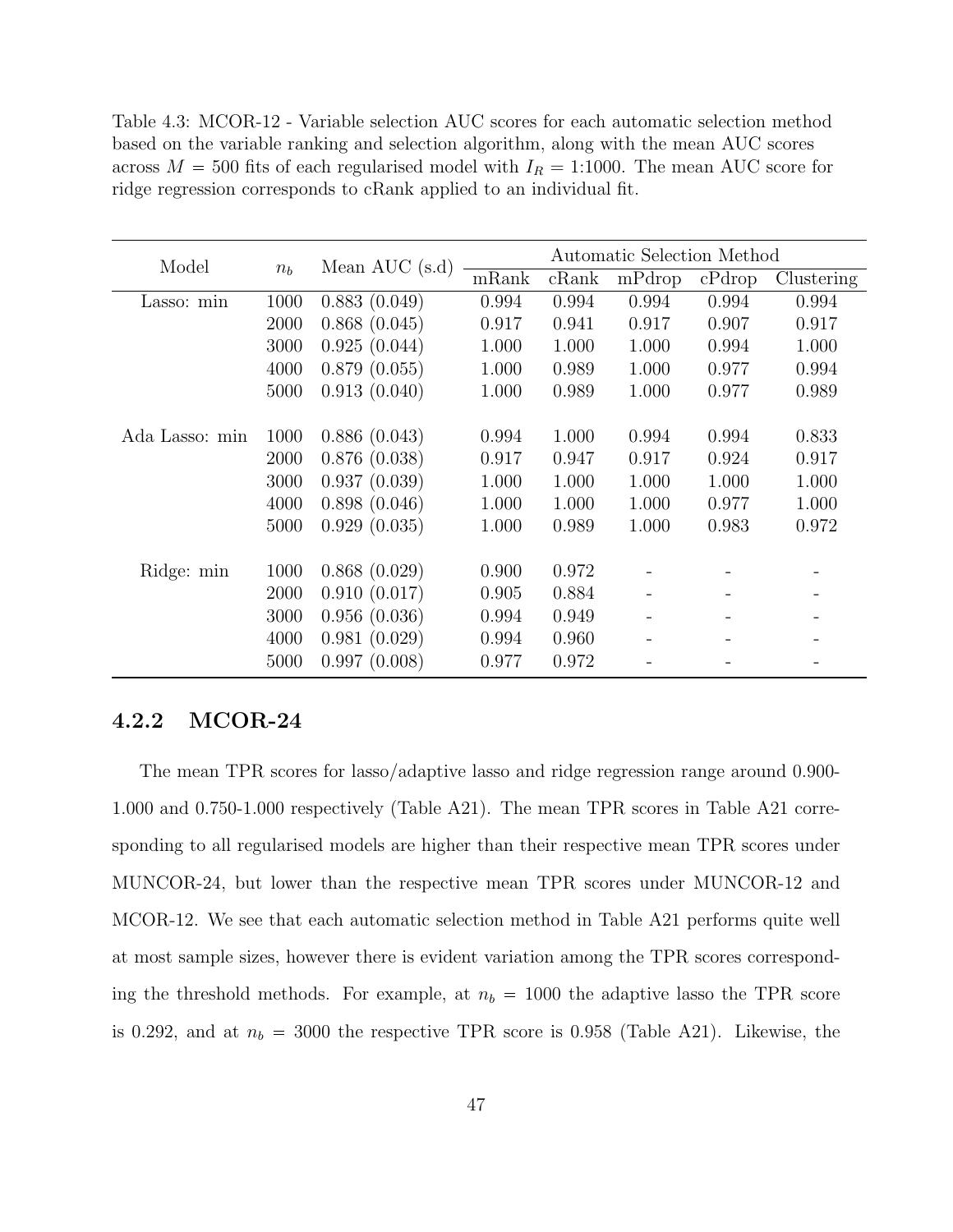Table 4.3: MCOR-12 - Variable selection AUC scores for each automatic selection method based on the variable ranking and selection algorithm, along with the mean AUC scores across $M = 500$ fits of each regularised model with $I_R = 1{:}1000$. The mean AUC score for ridge regression corresponds to cRank applied to an individual fit.

| Model | $n_b$ | Mean AUC (s.d) | Automatic Selection Method | | | | |
|---|---|---|---|---|---|---|---|
| | | | mRank | cRank | mPdrop | cPdrop | Clustering |
| Lasso: min | 1000 | 0.883 (0.049) | 0.994 | 0.994 | 0.994 | 0.994 | 0.994 |
| | 2000 | 0.868 (0.045) | 0.917 | 0.941 | 0.917 | 0.907 | 0.917 |
| | 3000 | 0.925 (0.044) | 1.000 | 1.000 | 1.000 | 0.994 | 1.000 |
| | 4000 | 0.879 (0.055) | 1.000 | 0.989 | 1.000 | 0.977 | 0.994 |
| | 5000 | 0.913 (0.040) | 1.000 | 0.989 | 1.000 | 0.977 | 0.989 |
| Ada Lasso: min | 1000 | 0.886 (0.043) | 0.994 | 1.000 | 0.994 | 0.994 | 0.833 |
| | 2000 | 0.876 (0.038) | 0.917 | 0.947 | 0.917 | 0.924 | 0.917 |
| | 3000 | 0.937 (0.039) | 1.000 | 1.000 | 1.000 | 1.000 | 1.000 |
| | 4000 | 0.898 (0.046) | 1.000 | 1.000 | 1.000 | 0.977 | 1.000 |
| | 5000 | 0.929 (0.035) | 1.000 | 0.989 | 1.000 | 0.983 | 0.972 |
| Ridge: min | 1000 | 0.868 (0.029) | 0.900 | 0.972 | - | - | - |
| | 2000 | 0.910 (0.017) | 0.905 | 0.884 | - | - | - |
| | 3000 | 0.956 (0.036) | 0.994 | 0.949 | - | - | - |
| | 4000 | 0.981 (0.029) | 0.994 | 0.960 | - | - | - |
| | 5000 | 0.997 (0.008) | 0.977 | 0.972 | - | - | - |

### 4.2.2 MCOR-24

The mean TPR scores for lasso/adaptive lasso and ridge regression range around 0.900-1.000 and 0.750-1.000 respectively (Table A21). The mean TPR scores in Table A21 corresponding to all regularised models are higher than their respective mean TPR scores under MUNCOR-24, but lower than the respective mean TPR scores under MUNCOR-12 and MCOR-12. We see that each automatic selection method in Table A21 performs quite well at most sample sizes, however there is evident variation among the TPR scores corresponding the threshold methods. For example, at $n_b = 1000$ the adaptive lasso the TPR score is 0.292, and at $n_b = 3000$ the respective TPR score is 0.958 (Table A21). Likewise, the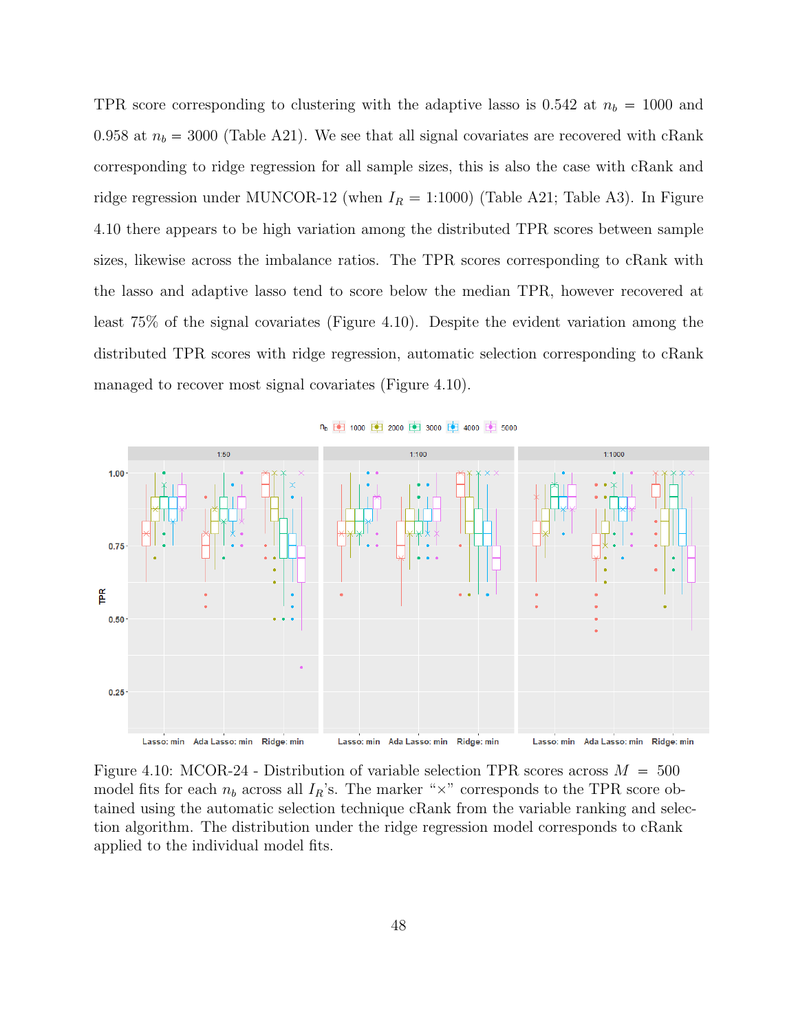TPR score corresponding to clustering with the adaptive lasso is 0.542 at $n_b = 1000$ and 0.958 at $n_b = 3000$ (Table A21). We see that all signal covariates are recovered with cRank corresponding to ridge regression for all sample sizes, this is also the case with cRank and ridge regression under MUNCOR-12 (when $I_R$ = 1:1000) (Table A21; Table A3). In Figure 4.10 there appears to be high variation among the distributed TPR scores between sample sizes, likewise across the imbalance ratios. The TPR scores corresponding to cRank with the lasso and adaptive lasso tend to score below the median TPR, however recovered at least 75% of the signal covariates (Figure 4.10). Despite the evident variation among the distributed TPR scores with ridge regression, automatic selection corresponding to cRank managed to recover most signal covariates (Figure 4.10).

Figure 4.10: MCOR-24 - Distribution of variable selection TPR scores across $M = 500$ model fits for each $n_b$ across all $I_R$'s. The marker "×" corresponds to the TPR score obtained using the automatic selection technique cRank from the variable ranking and selection algorithm. The distribution under the ridge regression model corresponds to cRank applied to the individual model fits.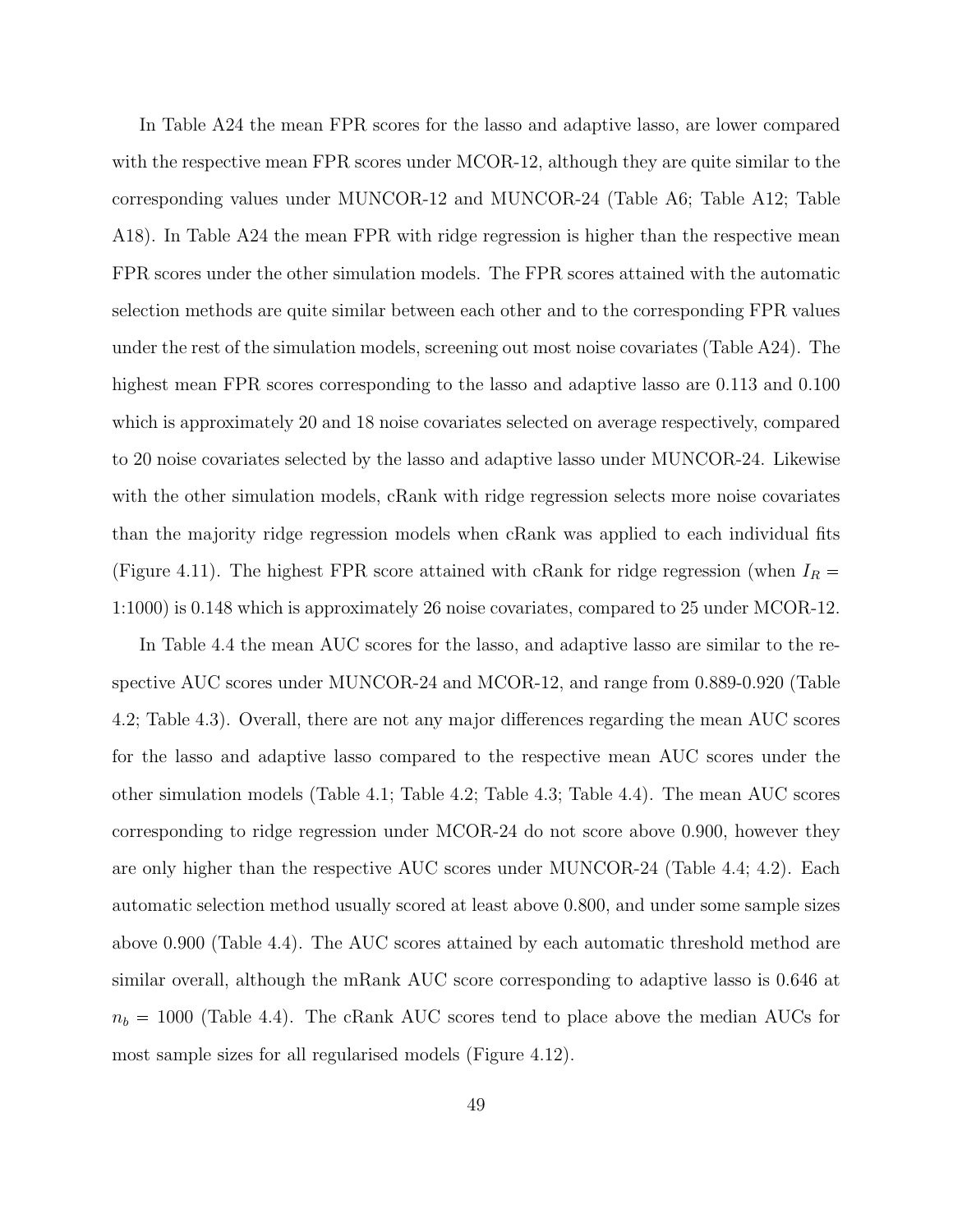In Table A24 the mean FPR scores for the lasso and adaptive lasso, are lower compared with the respective mean FPR scores under MCOR-12, although they are quite similar to the corresponding values under MUNCOR-12 and MUNCOR-24 (Table A6; Table A12; Table A18). In Table A24 the mean FPR with ridge regression is higher than the respective mean FPR scores under the other simulation models. The FPR scores attained with the automatic selection methods are quite similar between each other and to the corresponding FPR values under the rest of the simulation models, screening out most noise covariates (Table A24). The highest mean FPR scores corresponding to the lasso and adaptive lasso are 0.113 and 0.100 which is approximately 20 and 18 noise covariates selected on average respectively, compared to 20 noise covariates selected by the lasso and adaptive lasso under MUNCOR-24. Likewise with the other simulation models, cRank with ridge regression selects more noise covariates than the majority ridge regression models when cRank was applied to each individual fits (Figure 4.11). The highest FPR score attained with cRank for ridge regression (when $I_R$ = 1:1000) is 0.148 which is approximately 26 noise covariates, compared to 25 under MCOR-12.

In Table 4.4 the mean AUC scores for the lasso, and adaptive lasso are similar to the respective AUC scores under MUNCOR-24 and MCOR-12, and range from 0.889-0.920 (Table 4.2; Table 4.3). Overall, there are not any major differences regarding the mean AUC scores for the lasso and adaptive lasso compared to the respective mean AUC scores under the other simulation models (Table 4.1; Table 4.2; Table 4.3; Table 4.4). The mean AUC scores corresponding to ridge regression under MCOR-24 do not score above 0.900, however they are only higher than the respective AUC scores under MUNCOR-24 (Table 4.4; 4.2). Each automatic selection method usually scored at least above 0.800, and under some sample sizes above 0.900 (Table 4.4). The AUC scores attained by each automatic threshold method are similar overall, although the mRank AUC score corresponding to adaptive lasso is 0.646 at $n_b$ = 1000 (Table 4.4). The cRank AUC scores tend to place above the median AUCs for most sample sizes for all regularised models (Figure 4.12).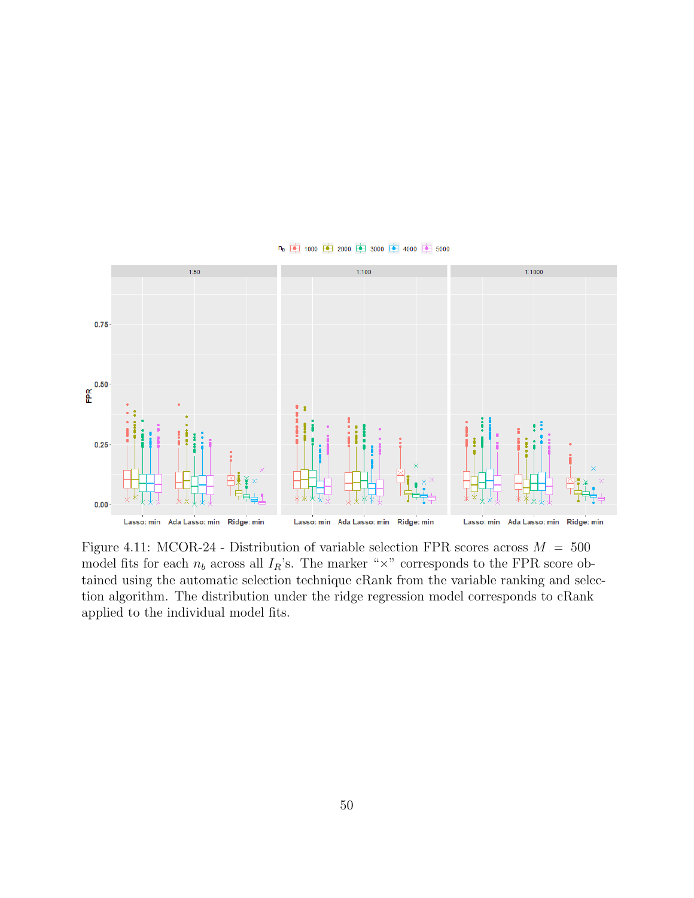Figure 4.11: MCOR-24 - Distribution of variable selection FPR scores across $M = 500$ model fits for each $n_b$ across all $I_R$'s. The marker "×" corresponds to the FPR score obtained using the automatic selection technique cRank from the variable ranking and selection algorithm. The distribution under the ridge regression model corresponds to cRank applied to the individual model fits.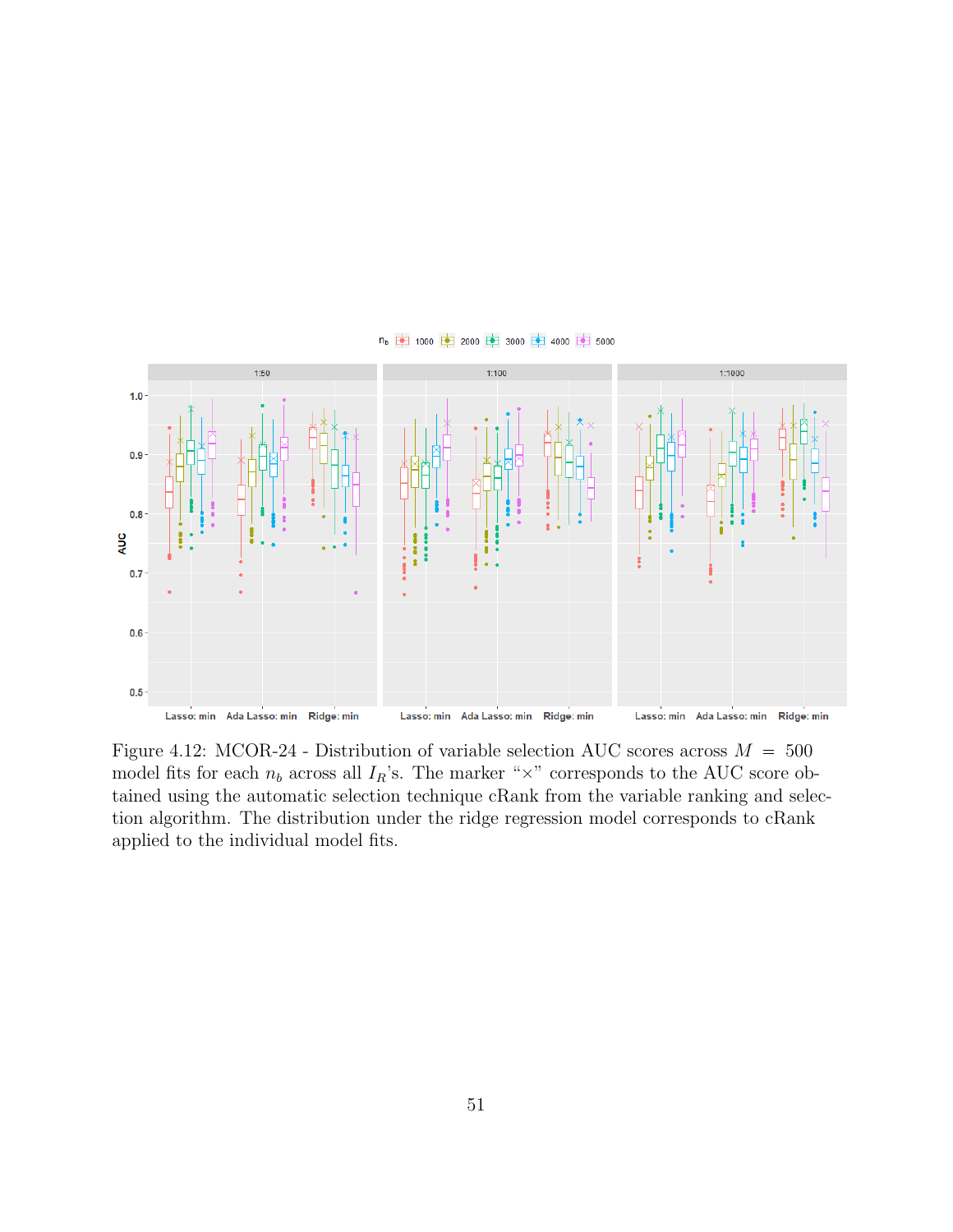Figure 4.12: MCOR-24 - Distribution of variable selection AUC scores across $M = 500$ model fits for each $n_b$ across all $I_R$'s. The marker "×" corresponds to the AUC score obtained using the automatic selection technique cRank from the variable ranking and selection algorithm. The distribution under the ridge regression model corresponds to cRank applied to the individual model fits.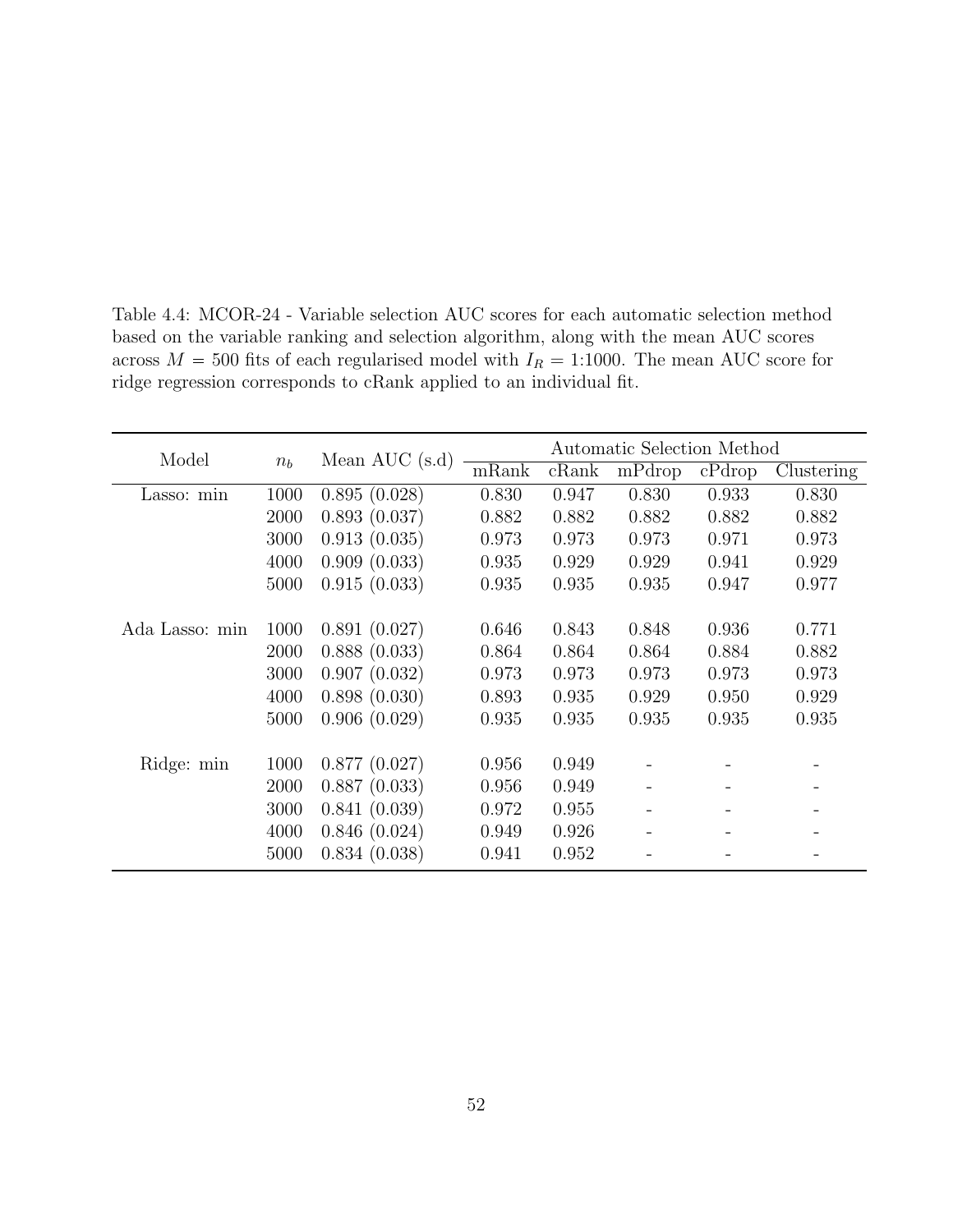Table 4.4: MCOR-24 - Variable selection AUC scores for each automatic selection method based on the variable ranking and selection algorithm, along with the mean AUC scores across $M = 500$ fits of each regularised model with $I_R$ = 1:1000. The mean AUC score for ridge regression corresponds to cRank applied to an individual fit.

| Model | $n_b$ | Mean AUC (s.d) | Automatic Selection Method | | | | |
|---|---|---|---|---|---|---|---|
| | | | mRank | cRank | mPdrop | cPdrop | Clustering |
| Lasso: min | 1000 | 0.895 (0.028) | 0.830 | 0.947 | 0.830 | 0.933 | 0.830 |
| | 2000 | 0.893 (0.037) | 0.882 | 0.882 | 0.882 | 0.882 | 0.882 |
| | 3000 | 0.913 (0.035) | 0.973 | 0.973 | 0.973 | 0.971 | 0.973 |
| | 4000 | 0.909 (0.033) | 0.935 | 0.929 | 0.929 | 0.941 | 0.929 |
| | 5000 | 0.915 (0.033) | 0.935 | 0.935 | 0.935 | 0.947 | 0.977 |
| Ada Lasso: min | 1000 | 0.891 (0.027) | 0.646 | 0.843 | 0.848 | 0.936 | 0.771 |
| | 2000 | 0.888 (0.033) | 0.864 | 0.864 | 0.864 | 0.884 | 0.882 |
| | 3000 | 0.907 (0.032) | 0.973 | 0.973 | 0.973 | 0.973 | 0.973 |
| | 4000 | 0.898 (0.030) | 0.893 | 0.935 | 0.929 | 0.950 | 0.929 |
| | 5000 | 0.906 (0.029) | 0.935 | 0.935 | 0.935 | 0.935 | 0.935 |
| Ridge: min | 1000 | 0.877 (0.027) | 0.956 | 0.949 | - | - | - |
| | 2000 | 0.887 (0.033) | 0.956 | 0.949 | - | - | - |
| | 3000 | 0.841 (0.039) | 0.972 | 0.955 | - | - | - |
| | 4000 | 0.846 (0.024) | 0.949 | 0.926 | - | - | - |
| | 5000 | 0.834 (0.038) | 0.941 | 0.952 | - | - | - |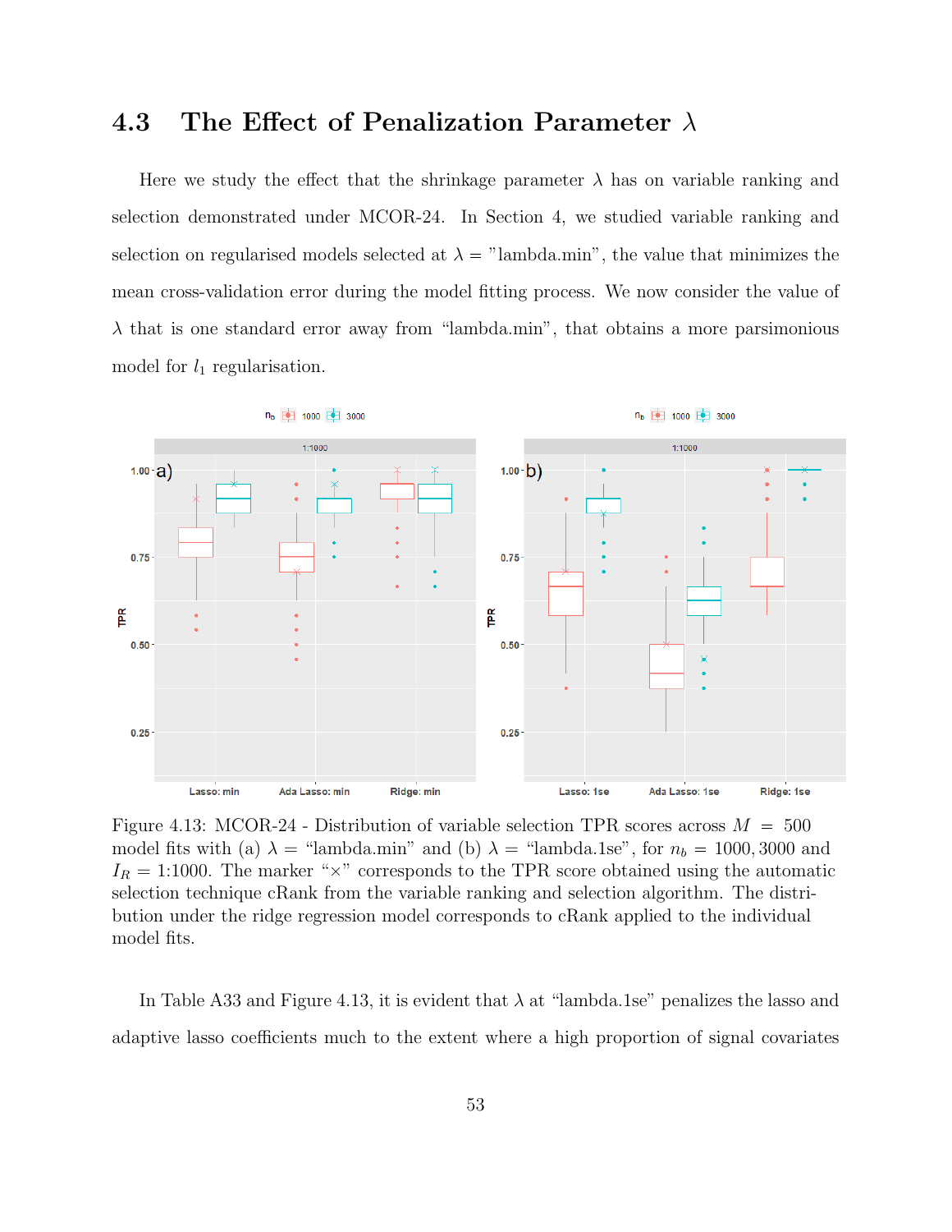## 4.3 The Effect of Penalization Parameter $\lambda$

Here we study the effect that the shrinkage parameter $\lambda$ has on variable ranking and selection demonstrated under MCOR-24. In Section 4, we studied variable ranking and selection on regularised models selected at $\lambda =$ "lambda.min", the value that minimizes the mean cross-validation error during the model fitting process. We now consider the value of $\lambda$ that is one standard error away from "lambda.min", that obtains a more parsimonious model for $l_1$ regularisation.

Figure 4.13: MCOR-24 - Distribution of variable selection TPR scores across $M = 500$ model fits with (a) $\lambda =$ "lambda.min" and (b) $\lambda =$ "lambda.1se", for $n_b = 1000, 3000$ and $I_R =$ 1:1000. The marker "×" corresponds to the TPR score obtained using the automatic selection technique cRank from the variable ranking and selection algorithm. The distribution under the ridge regression model corresponds to cRank applied to the individual model fits.

In Table A33 and Figure 4.13, it is evident that $\lambda$ at "lambda.1se" penalizes the lasso and adaptive lasso coefficients much to the extent where a high proportion of signal covariates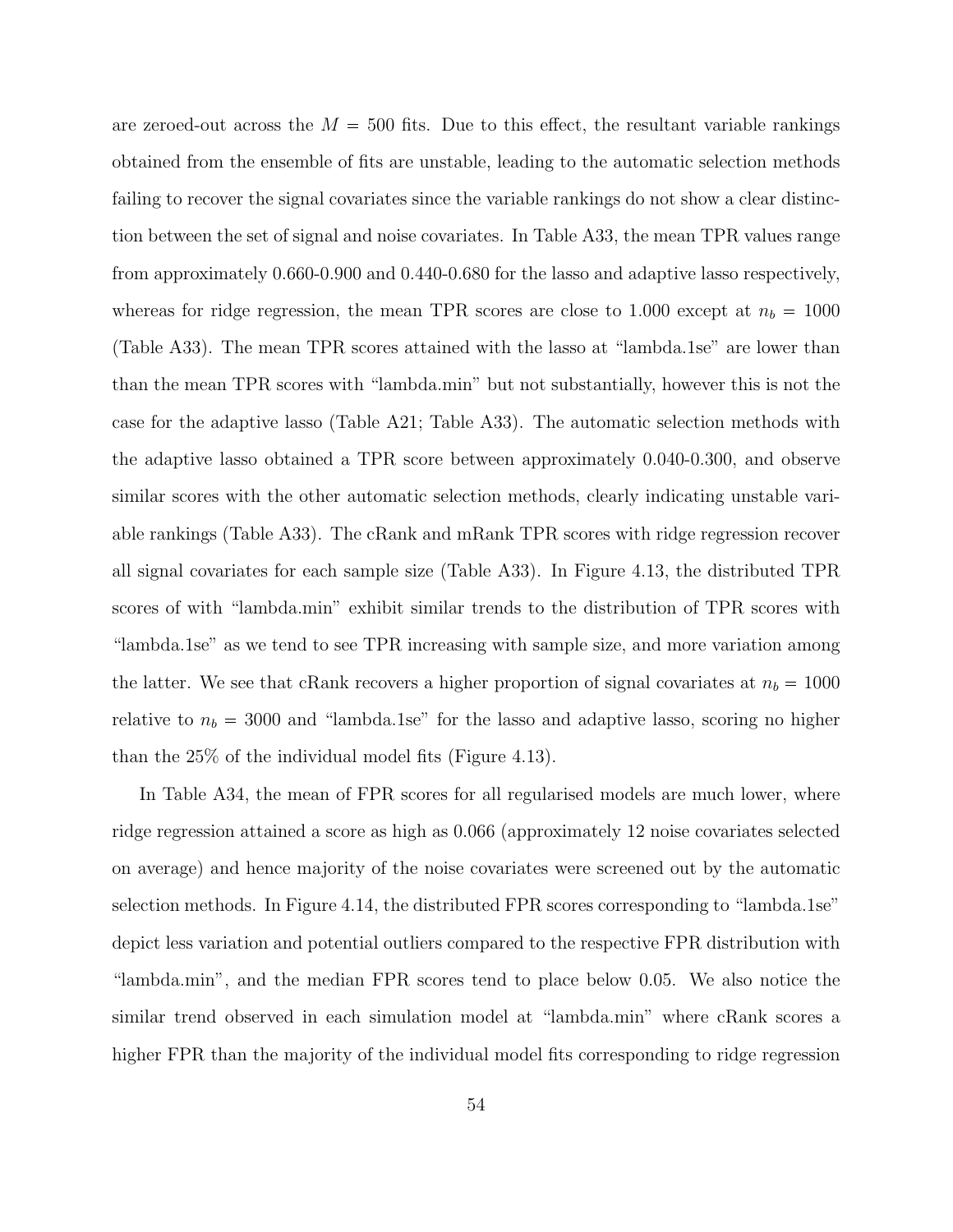are zeroed-out across the $M = 500$ fits. Due to this effect, the resultant variable rankings obtained from the ensemble of fits are unstable, leading to the automatic selection methods failing to recover the signal covariates since the variable rankings do not show a clear distinction between the set of signal and noise covariates. In Table A33, the mean TPR values range from approximately 0.660-0.900 and 0.440-0.680 for the lasso and adaptive lasso respectively, whereas for ridge regression, the mean TPR scores are close to 1.000 except at $n_b = 1000$ (Table A33). The mean TPR scores attained with the lasso at "lambda.1se" are lower than than the mean TPR scores with "lambda.min" but not substantially, however this is not the case for the adaptive lasso (Table A21; Table A33). The automatic selection methods with the adaptive lasso obtained a TPR score between approximately 0.040-0.300, and observe similar scores with the other automatic selection methods, clearly indicating unstable variable rankings (Table A33). The cRank and mRank TPR scores with ridge regression recover all signal covariates for each sample size (Table A33). In Figure 4.13, the distributed TPR scores of with "lambda.min" exhibit similar trends to the distribution of TPR scores with "lambda.1se" as we tend to see TPR increasing with sample size, and more variation among the latter. We see that cRank recovers a higher proportion of signal covariates at $n_b = 1000$ relative to $n_b = 3000$ and "lambda.1se" for the lasso and adaptive lasso, scoring no higher than the 25% of the individual model fits (Figure 4.13).

In Table A34, the mean of FPR scores for all regularised models are much lower, where ridge regression attained a score as high as 0.066 (approximately 12 noise covariates selected on average) and hence majority of the noise covariates were screened out by the automatic selection methods. In Figure 4.14, the distributed FPR scores corresponding to "lambda.1se" depict less variation and potential outliers compared to the respective FPR distribution with "lambda.min", and the median FPR scores tend to place below 0.05. We also notice the similar trend observed in each simulation model at "lambda.min" where cRank scores a higher FPR than the majority of the individual model fits corresponding to ridge regression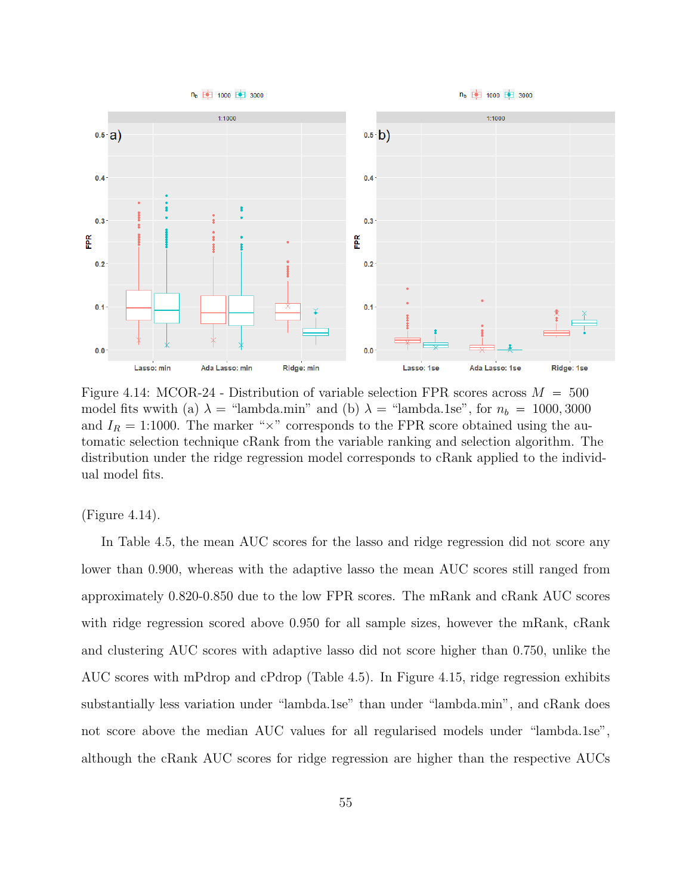Figure 4.14: MCOR-24 - Distribution of variable selection FPR scores across $M = 500$ model fits wwith (a) $\lambda =$ "lambda.min" and (b) $\lambda =$ "lambda.1se", for $n_b = 1000, 3000$ and $I_R = $ 1:1000. The marker "×" corresponds to the FPR score obtained using the automatic selection technique cRank from the variable ranking and selection algorithm. The distribution under the ridge regression model corresponds to cRank applied to the individual model fits.

(Figure 4.14).

In Table 4.5, the mean AUC scores for the lasso and ridge regression did not score any lower than 0.900, whereas with the adaptive lasso the mean AUC scores still ranged from approximately 0.820-0.850 due to the low FPR scores. The mRank and cRank AUC scores with ridge regression scored above 0.950 for all sample sizes, however the mRank, cRank and clustering AUC scores with adaptive lasso did not score higher than 0.750, unlike the AUC scores with mPdrop and cPdrop (Table 4.5). In Figure 4.15, ridge regression exhibits substantially less variation under "lambda.1se" than under "lambda.min", and cRank does not score above the median AUC values for all regularised models under "lambda.1se", although the cRank AUC scores for ridge regression are higher than the respective AUCs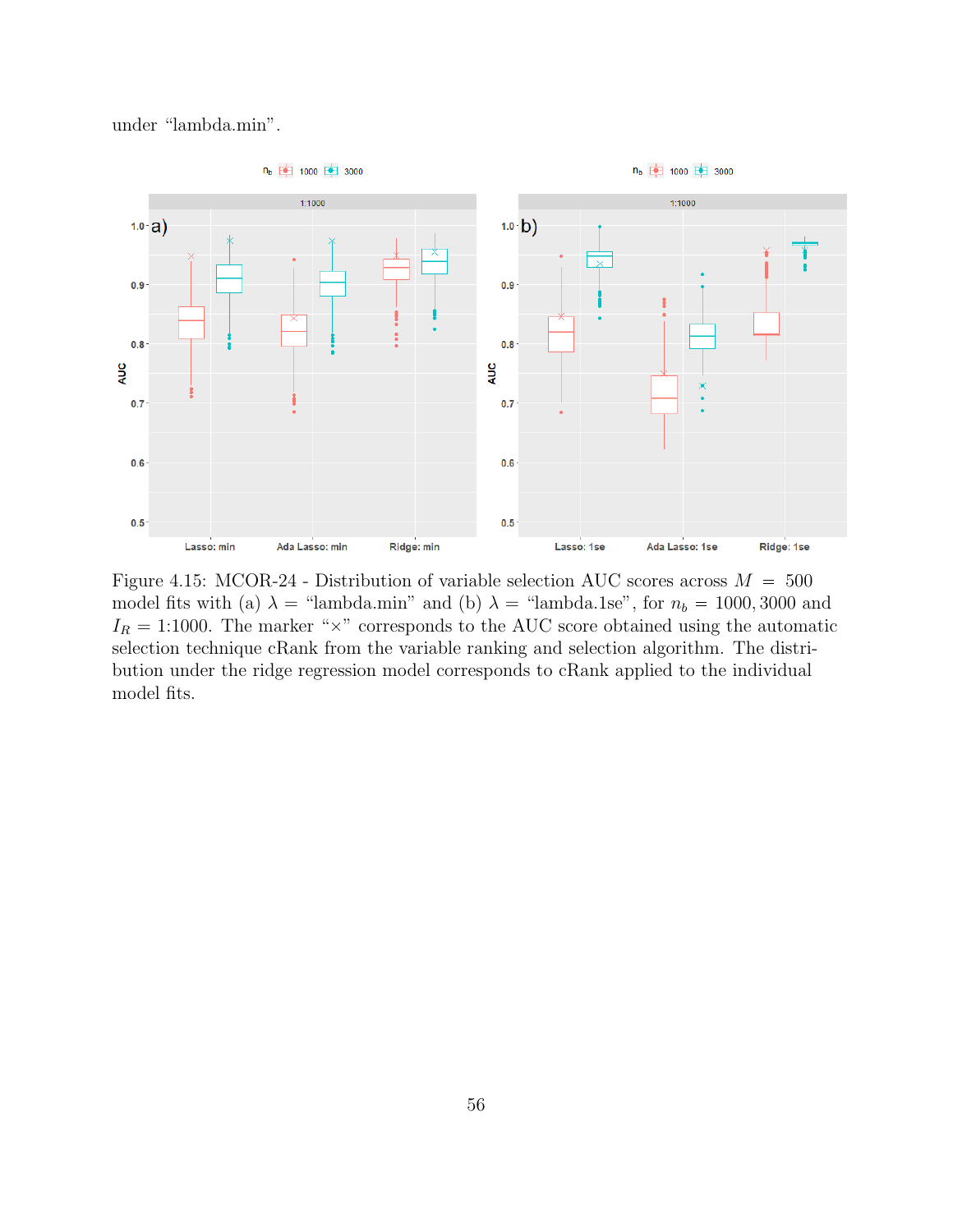under "lambda.min".

Figure 4.15: MCOR-24 - Distribution of variable selection AUC scores across $M = 500$ model fits with (a) $\lambda =$ "lambda.min" and (b) $\lambda =$ "lambda.1se", for $n_b = 1000, 3000$ and $I_R =$ 1:1000. The marker "×" corresponds to the AUC score obtained using the automatic selection technique cRank from the variable ranking and selection algorithm. The distribution under the ridge regression model corresponds to cRank applied to the individual model fits.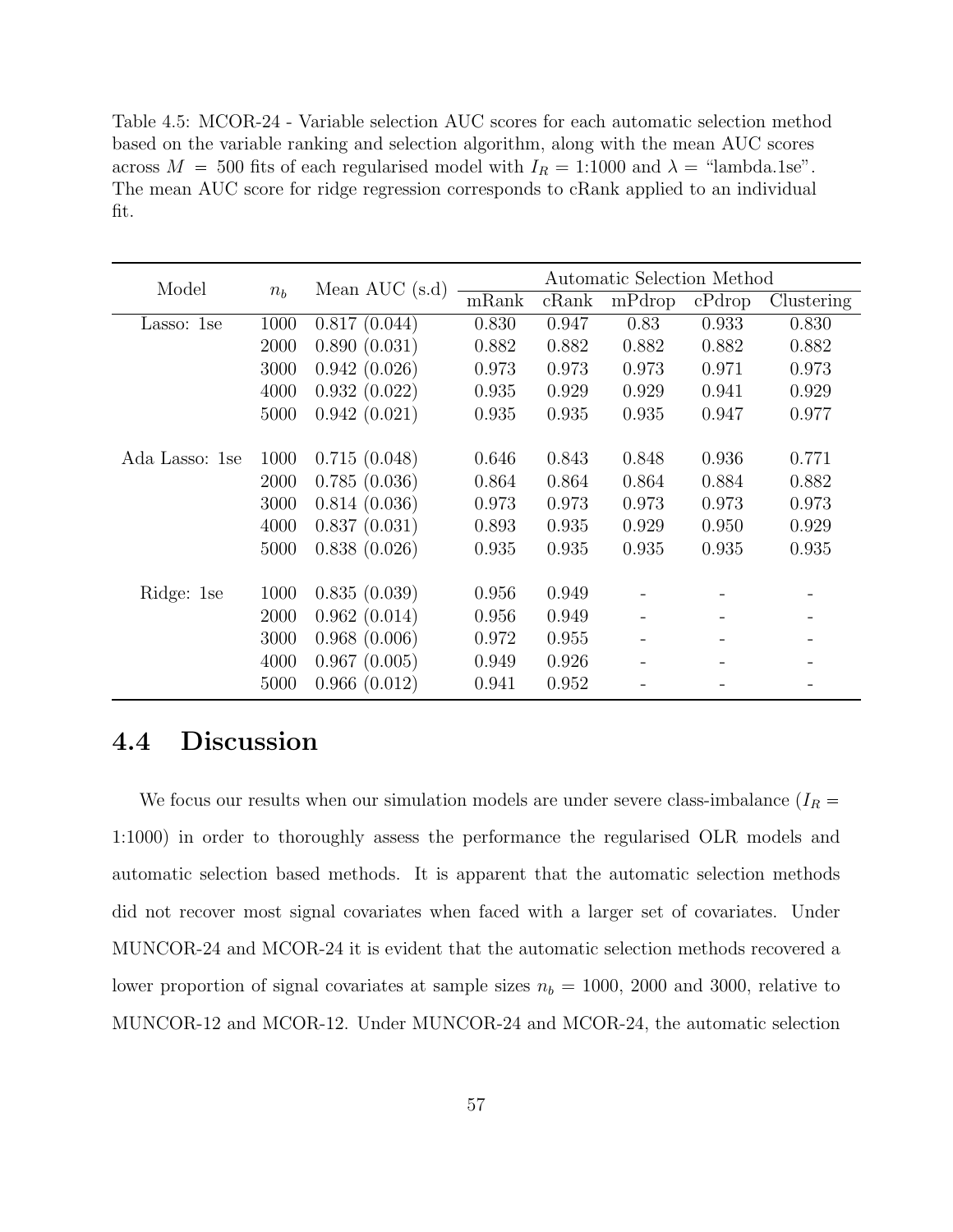Table 4.5: MCOR-24 - Variable selection AUC scores for each automatic selection method based on the variable ranking and selection algorithm, along with the mean AUC scores across $M = 500$ fits of each regularised model with $I_R = 1{:}1000$ and $\lambda =$ "lambda.1se". The mean AUC score for ridge regression corresponds to cRank applied to an individual fit.

| Model | $n_b$ | Mean AUC (s.d) | Automatic Selection Method | | | | |
|---|---|---|---|---|---|---|---|
| | | | mRank | cRank | mPdrop | cPdrop | Clustering |
| Lasso: 1se | 1000 | 0.817 (0.044) | 0.830 | 0.947 | 0.83 | 0.933 | 0.830 |
| | 2000 | 0.890 (0.031) | 0.882 | 0.882 | 0.882 | 0.882 | 0.882 |
| | 3000 | 0.942 (0.026) | 0.973 | 0.973 | 0.973 | 0.971 | 0.973 |
| | 4000 | 0.932 (0.022) | 0.935 | 0.929 | 0.929 | 0.941 | 0.929 |
| | 5000 | 0.942 (0.021) | 0.935 | 0.935 | 0.935 | 0.947 | 0.977 |
| Ada Lasso: 1se | 1000 | 0.715 (0.048) | 0.646 | 0.843 | 0.848 | 0.936 | 0.771 |
| | 2000 | 0.785 (0.036) | 0.864 | 0.864 | 0.864 | 0.884 | 0.882 |
| | 3000 | 0.814 (0.036) | 0.973 | 0.973 | 0.973 | 0.973 | 0.973 |
| | 4000 | 0.837 (0.031) | 0.893 | 0.935 | 0.929 | 0.950 | 0.929 |
| | 5000 | 0.838 (0.026) | 0.935 | 0.935 | 0.935 | 0.935 | 0.935 |
| Ridge: 1se | 1000 | 0.835 (0.039) | 0.956 | 0.949 | - | - | - |
| | 2000 | 0.962 (0.014) | 0.956 | 0.949 | - | - | - |
| | 3000 | 0.968 (0.006) | 0.972 | 0.955 | - | - | - |
| | 4000 | 0.967 (0.005) | 0.949 | 0.926 | - | - | - |
| | 5000 | 0.966 (0.012) | 0.941 | 0.952 | - | - | - |

## 4.4 Discussion

We focus our results when our simulation models are under severe class-imbalance ($I_R =$ 1:1000) in order to thoroughly assess the performance the regularised OLR models and automatic selection based methods. It is apparent that the automatic selection methods did not recover most signal covariates when faced with a larger set of covariates. Under MUNCOR-24 and MCOR-24 it is evident that the automatic selection methods recovered a lower proportion of signal covariates at sample sizes $n_b = 1000$, 2000 and 3000, relative to MUNCOR-12 and MCOR-12. Under MUNCOR-24 and MCOR-24, the automatic selection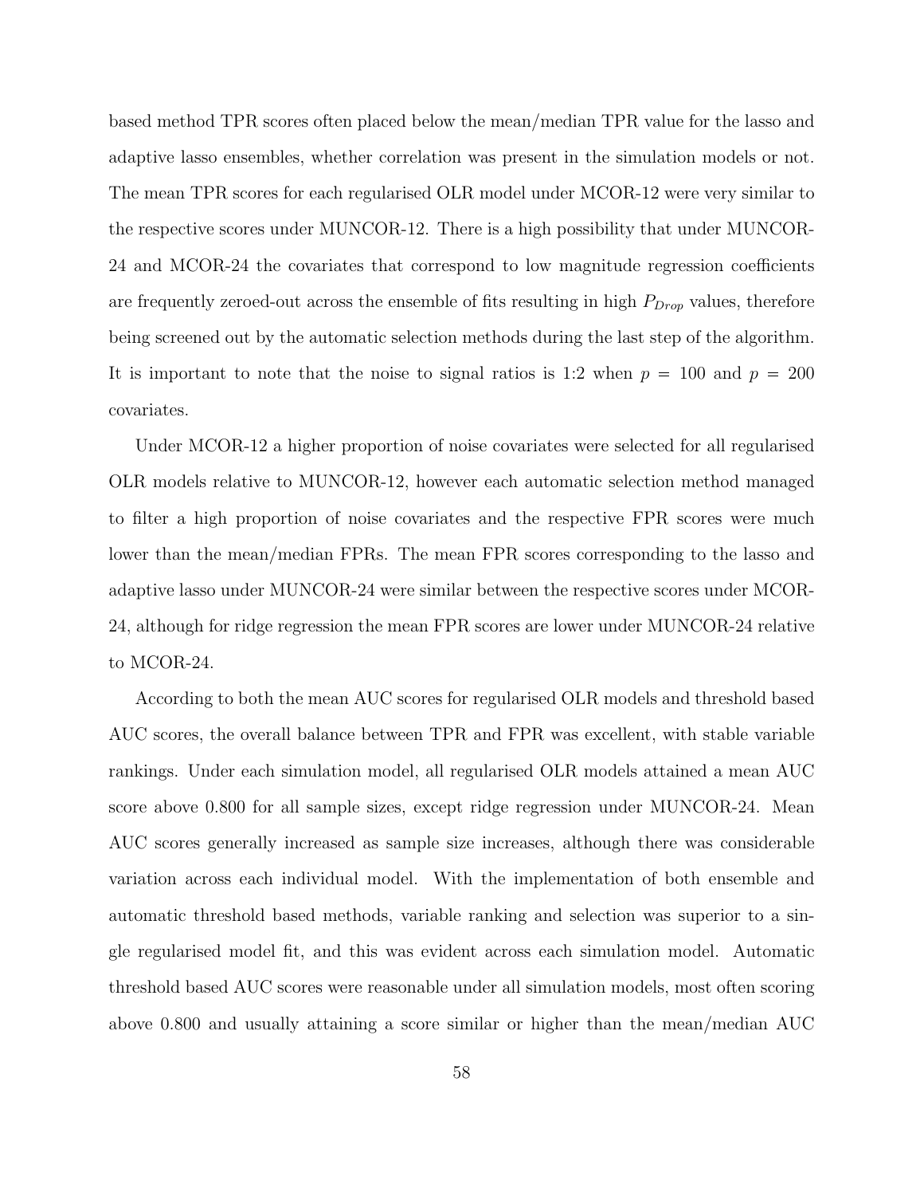based method TPR scores often placed below the mean/median TPR value for the lasso and adaptive lasso ensembles, whether correlation was present in the simulation models or not. The mean TPR scores for each regularised OLR model under MCOR-12 were very similar to the respective scores under MUNCOR-12. There is a high possibility that under MUNCOR-24 and MCOR-24 the covariates that correspond to low magnitude regression coefficients are frequently zeroed-out across the ensemble of fits resulting in high $P_{Drop}$ values, therefore being screened out by the automatic selection methods during the last step of the algorithm. It is important to note that the noise to signal ratios is 1:2 when $p = 100$ and $p = 200$ covariates.

Under MCOR-12 a higher proportion of noise covariates were selected for all regularised OLR models relative to MUNCOR-12, however each automatic selection method managed to filter a high proportion of noise covariates and the respective FPR scores were much lower than the mean/median FPRs. The mean FPR scores corresponding to the lasso and adaptive lasso under MUNCOR-24 were similar between the respective scores under MCOR-24, although for ridge regression the mean FPR scores are lower under MUNCOR-24 relative to MCOR-24.

According to both the mean AUC scores for regularised OLR models and threshold based AUC scores, the overall balance between TPR and FPR was excellent, with stable variable rankings. Under each simulation model, all regularised OLR models attained a mean AUC score above 0.800 for all sample sizes, except ridge regression under MUNCOR-24. Mean AUC scores generally increased as sample size increases, although there was considerable variation across each individual model. With the implementation of both ensemble and automatic threshold based methods, variable ranking and selection was superior to a single regularised model fit, and this was evident across each simulation model. Automatic threshold based AUC scores were reasonable under all simulation models, most often scoring above 0.800 and usually attaining a score similar or higher than the mean/median AUC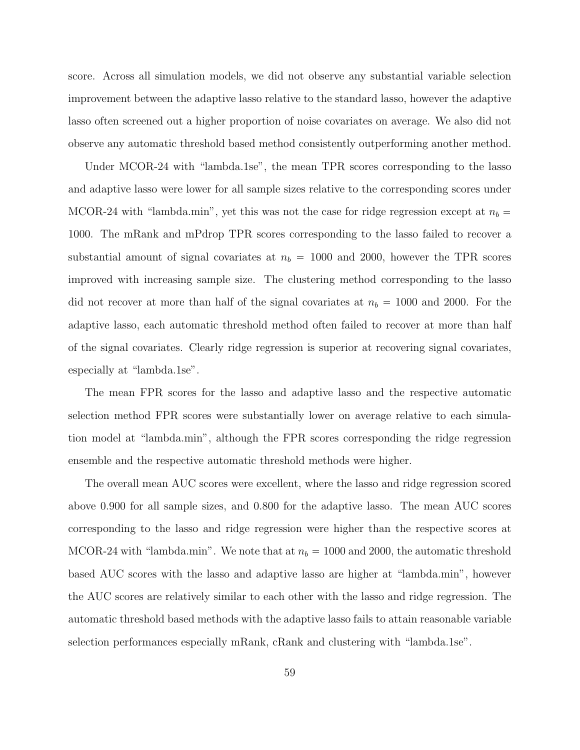score. Across all simulation models, we did not observe any substantial variable selection improvement between the adaptive lasso relative to the standard lasso, however the adaptive lasso often screened out a higher proportion of noise covariates on average. We also did not observe any automatic threshold based method consistently outperforming another method.

Under MCOR-24 with "lambda.1se", the mean TPR scores corresponding to the lasso and adaptive lasso were lower for all sample sizes relative to the corresponding scores under MCOR-24 with "lambda.min", yet this was not the case for ridge regression except at $n_b =$ 1000. The mRank and mPdrop TPR scores corresponding to the lasso failed to recover a substantial amount of signal covariates at $n_b = 1000$ and 2000, however the TPR scores improved with increasing sample size. The clustering method corresponding to the lasso did not recover at more than half of the signal covariates at $n_b = 1000$ and 2000. For the adaptive lasso, each automatic threshold method often failed to recover at more than half of the signal covariates. Clearly ridge regression is superior at recovering signal covariates, especially at "lambda.1se".

The mean FPR scores for the lasso and adaptive lasso and the respective automatic selection method FPR scores were substantially lower on average relative to each simulation model at "lambda.min", although the FPR scores corresponding the ridge regression ensemble and the respective automatic threshold methods were higher.

The overall mean AUC scores were excellent, where the lasso and ridge regression scored above 0.900 for all sample sizes, and 0.800 for the adaptive lasso. The mean AUC scores corresponding to the lasso and ridge regression were higher than the respective scores at MCOR-24 with "lambda.min". We note that at $n_b = 1000$ and 2000, the automatic threshold based AUC scores with the lasso and adaptive lasso are higher at "lambda.min", however the AUC scores are relatively similar to each other with the lasso and ridge regression. The automatic threshold based methods with the adaptive lasso fails to attain reasonable variable selection performances especially mRank, cRank and clustering with "lambda.1se".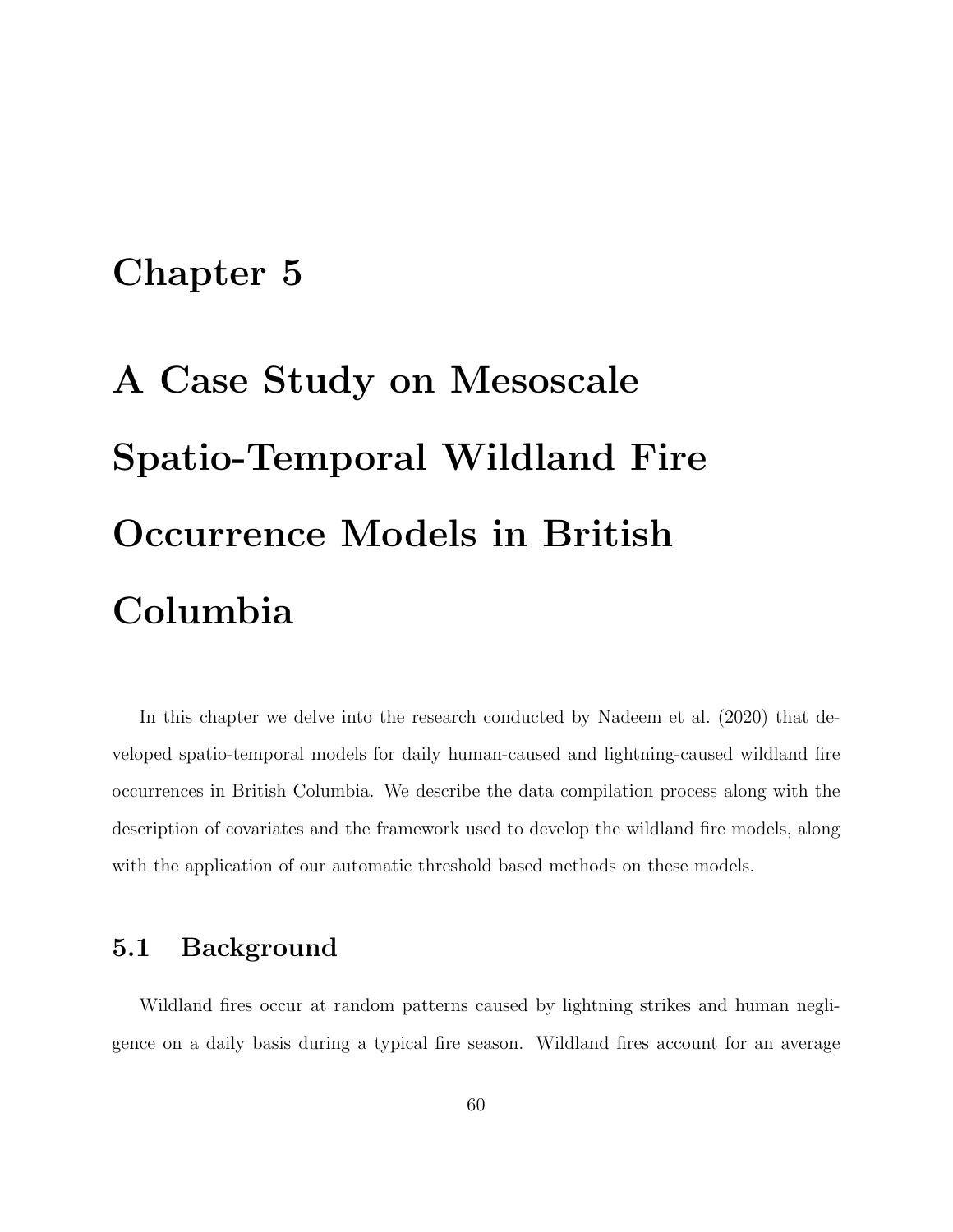# Chapter 5

# A Case Study on Mesoscale Spatio-Temporal Wildland Fire Occurrence Models in British Columbia

In this chapter we delve into the research conducted by Nadeem et al. (2020) that developed spatio-temporal models for daily human-caused and lightning-caused wildland fire occurrences in British Columbia. We describe the data compilation process along with the description of covariates and the framework used to develop the wildland fire models, along with the application of our automatic threshold based methods on these models.

## 5.1 Background

Wildland fires occur at random patterns caused by lightning strikes and human negligence on a daily basis during a typical fire season. Wildland fires account for an average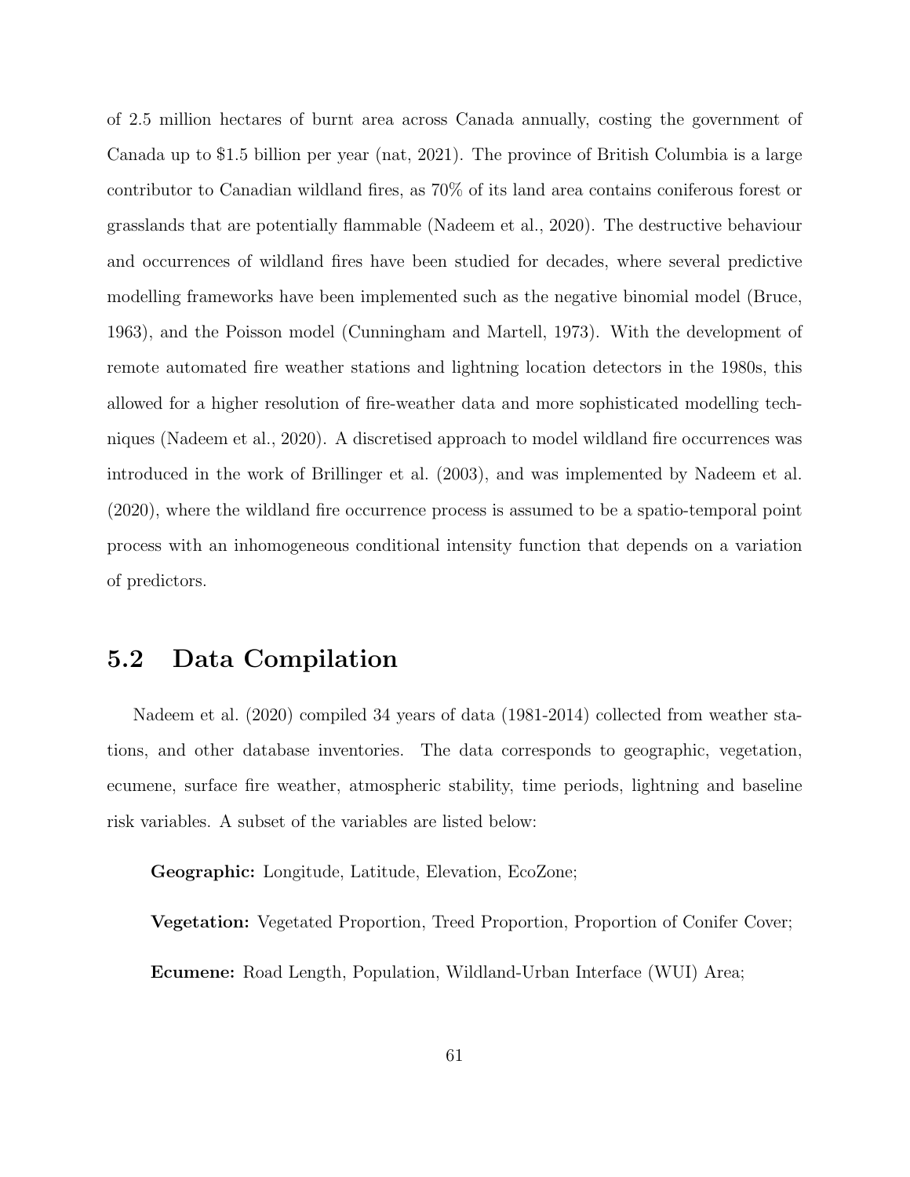of 2.5 million hectares of burnt area across Canada annually, costing the government of Canada up to $1.5 billion per year (nat, 2021). The province of British Columbia is a large contributor to Canadian wildland fires, as 70% of its land area contains coniferous forest or grasslands that are potentially flammable (Nadeem et al., 2020). The destructive behaviour and occurrences of wildland fires have been studied for decades, where several predictive modelling frameworks have been implemented such as the negative binomial model (Bruce, 1963), and the Poisson model (Cunningham and Martell, 1973). With the development of remote automated fire weather stations and lightning location detectors in the 1980s, this allowed for a higher resolution of fire-weather data and more sophisticated modelling techniques (Nadeem et al., 2020). A discretised approach to model wildland fire occurrences was introduced in the work of Brillinger et al. (2003), and was implemented by Nadeem et al. (2020), where the wildland fire occurrence process is assumed to be a spatio-temporal point process with an inhomogeneous conditional intensity function that depends on a variation of predictors.

## 5.2 Data Compilation

Nadeem et al. (2020) compiled 34 years of data (1981-2014) collected from weather stations, and other database inventories. The data corresponds to geographic, vegetation, ecumene, surface fire weather, atmospheric stability, time periods, lightning and baseline risk variables. A subset of the variables are listed below:

**Geographic:** Longitude, Latitude, Elevation, EcoZone;

**Vegetation:** Vegetated Proportion, Treed Proportion, Proportion of Conifer Cover;

**Ecumene:** Road Length, Population, Wildland-Urban Interface (WUI) Area;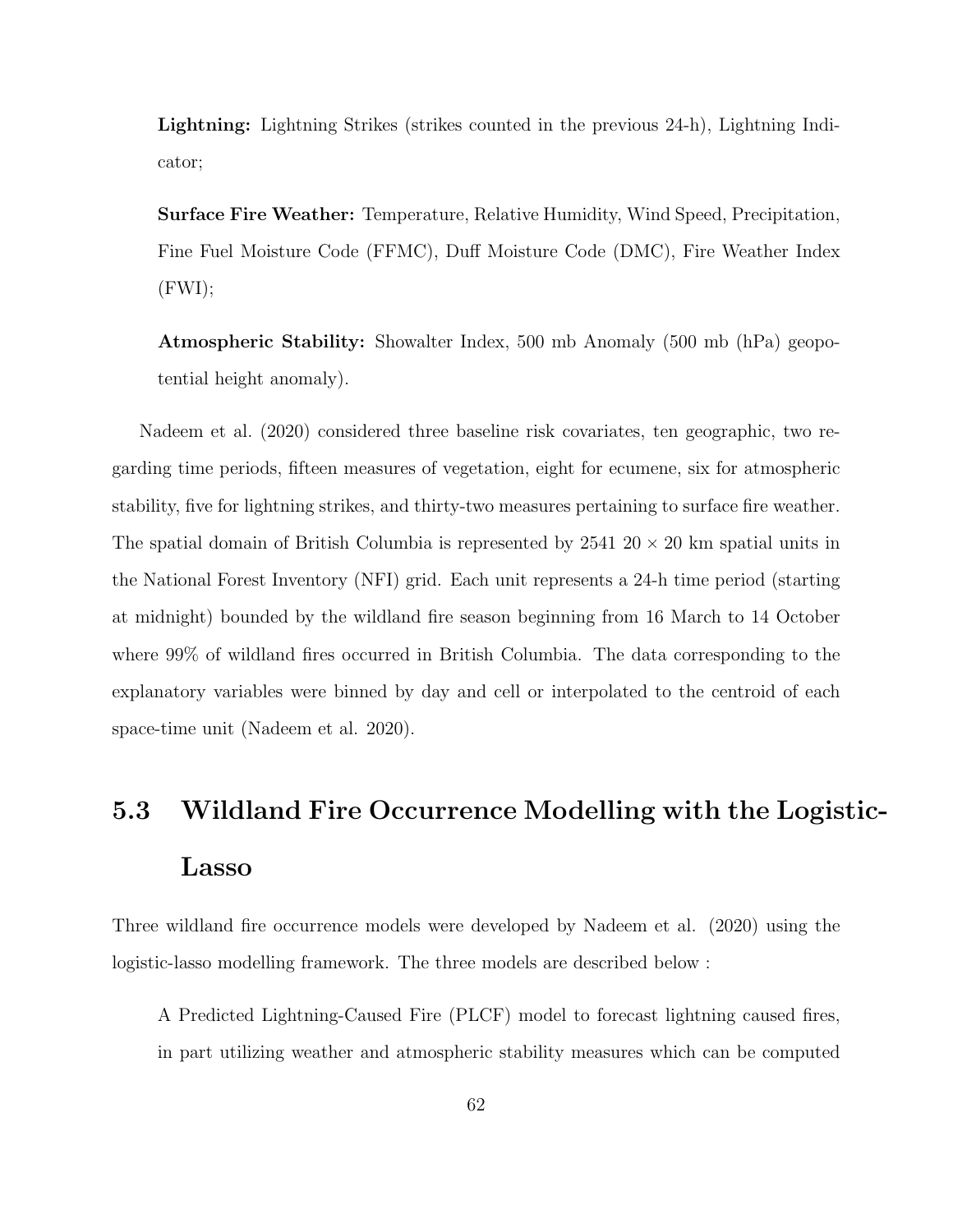**Lightning:** Lightning Strikes (strikes counted in the previous 24-h), Lightning Indicator;

**Surface Fire Weather:** Temperature, Relative Humidity, Wind Speed, Precipitation, Fine Fuel Moisture Code (FFMC), Duff Moisture Code (DMC), Fire Weather Index (FWI);

**Atmospheric Stability:** Showalter Index, 500 mb Anomaly (500 mb (hPa) geopotential height anomaly).

Nadeem et al. (2020) considered three baseline risk covariates, ten geographic, two regarding time periods, fifteen measures of vegetation, eight for ecumene, six for atmospheric stability, five for lightning strikes, and thirty-two measures pertaining to surface fire weather. The spatial domain of British Columbia is represented by 2541 $20 \times 20$ km spatial units in the National Forest Inventory (NFI) grid. Each unit represents a 24-h time period (starting at midnight) bounded by the wildland fire season beginning from 16 March to 14 October where 99% of wildland fires occurred in British Columbia. The data corresponding to the explanatory variables were binned by day and cell or interpolated to the centroid of each space-time unit (Nadeem et al. 2020).

## 5.3 Wildland Fire Occurrence Modelling with the Logistic-Lasso

Three wildland fire occurrence models were developed by Nadeem et al. (2020) using the logistic-lasso modelling framework. The three models are described below :

A Predicted Lightning-Caused Fire (PLCF) model to forecast lightning caused fires, in part utilizing weather and atmospheric stability measures which can be computed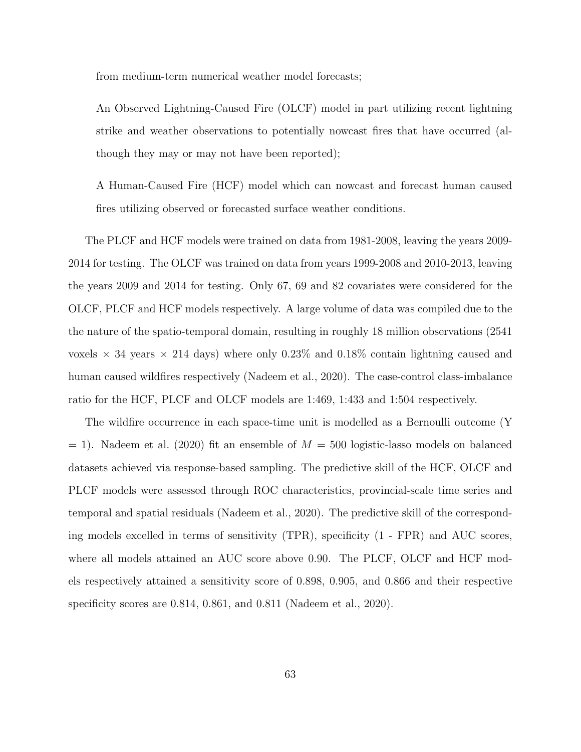from medium-term numerical weather model forecasts;

An Observed Lightning-Caused Fire (OLCF) model in part utilizing recent lightning strike and weather observations to potentially nowcast fires that have occurred (although they may or may not have been reported);

A Human-Caused Fire (HCF) model which can nowcast and forecast human caused fires utilizing observed or forecasted surface weather conditions.

The PLCF and HCF models were trained on data from 1981-2008, leaving the years 2009-2014 for testing. The OLCF was trained on data from years 1999-2008 and 2010-2013, leaving the years 2009 and 2014 for testing. Only 67, 69 and 82 covariates were considered for the OLCF, PLCF and HCF models respectively. A large volume of data was compiled due to the the nature of the spatio-temporal domain, resulting in roughly 18 million observations (2541 voxels $\times$ 34 years $\times$ 214 days) where only 0.23% and 0.18% contain lightning caused and human caused wildfires respectively (Nadeem et al., 2020). The case-control class-imbalance ratio for the HCF, PLCF and OLCF models are 1:469, 1:433 and 1:504 respectively.

The wildfire occurrence in each space-time unit is modelled as a Bernoulli outcome (Y = 1). Nadeem et al. (2020) fit an ensemble of $M = 500$ logistic-lasso models on balanced datasets achieved via response-based sampling. The predictive skill of the HCF, OLCF and PLCF models were assessed through ROC characteristics, provincial-scale time series and temporal and spatial residuals (Nadeem et al., 2020). The predictive skill of the corresponding models excelled in terms of sensitivity (TPR), specificity (1 - FPR) and AUC scores, where all models attained an AUC score above 0.90. The PLCF, OLCF and HCF models respectively attained a sensitivity score of 0.898, 0.905, and 0.866 and their respective specificity scores are 0.814, 0.861, and 0.811 (Nadeem et al., 2020).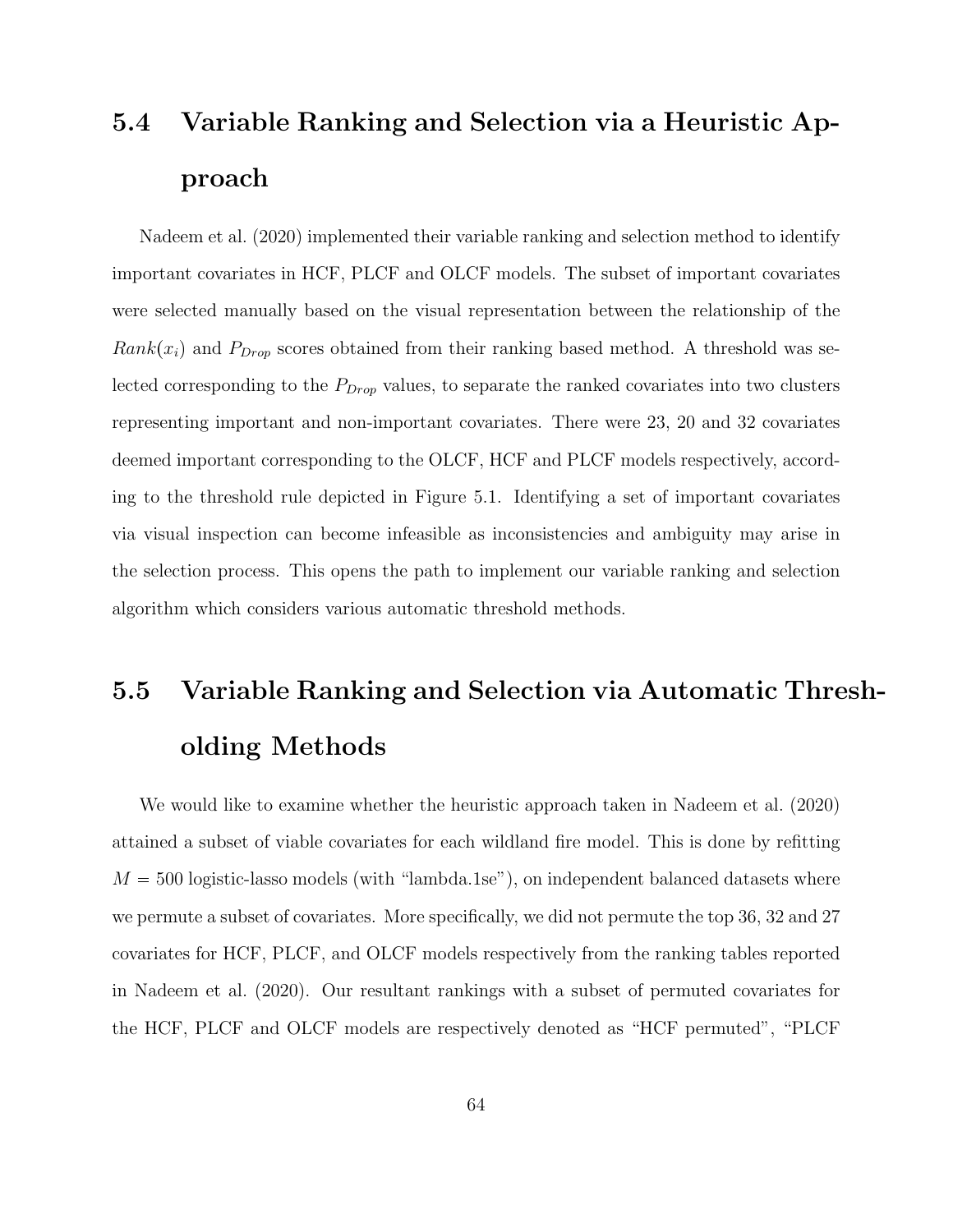## 5.4 Variable Ranking and Selection via a Heuristic Approach

Nadeem et al. (2020) implemented their variable ranking and selection method to identify important covariates in HCF, PLCF and OLCF models. The subset of important covariates were selected manually based on the visual representation between the relationship of the $Rank(x_i)$ and $P_{Drop}$ scores obtained from their ranking based method. A threshold was selected corresponding to the $P_{Drop}$ values, to separate the ranked covariates into two clusters representing important and non-important covariates. There were 23, 20 and 32 covariates deemed important corresponding to the OLCF, HCF and PLCF models respectively, according to the threshold rule depicted in Figure 5.1. Identifying a set of important covariates via visual inspection can become infeasible as inconsistencies and ambiguity may arise in the selection process. This opens the path to implement our variable ranking and selection algorithm which considers various automatic threshold methods.

## 5.5 Variable Ranking and Selection via Automatic Thresholding Methods

We would like to examine whether the heuristic approach taken in Nadeem et al. (2020) attained a subset of viable covariates for each wildland fire model. This is done by refitting $M = 500$ logistic-lasso models (with "lambda.1se"), on independent balanced datasets where we permute a subset of covariates. More specifically, we did not permute the top 36, 32 and 27 covariates for HCF, PLCF, and OLCF models respectively from the ranking tables reported in Nadeem et al. (2020). Our resultant rankings with a subset of permuted covariates for the HCF, PLCF and OLCF models are respectively denoted as "HCF permuted", "PLCF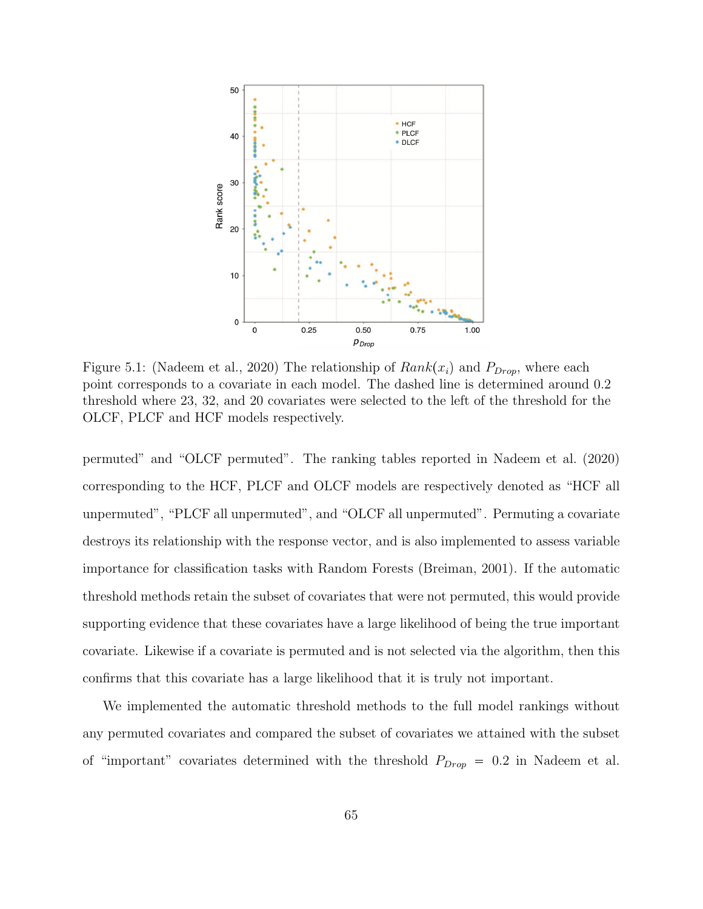Figure 5.1: (Nadeem et al., 2020) The relationship of $Rank(x_i)$ and $P_{Drop}$, where each point corresponds to a covariate in each model. The dashed line is determined around 0.2 threshold where 23, 32, and 20 covariates were selected to the left of the threshold for the OLCF, PLCF and HCF models respectively.

permuted" and "OLCF permuted". The ranking tables reported in Nadeem et al. (2020) corresponding to the HCF, PLCF and OLCF models are respectively denoted as "HCF all unpermuted", "PLCF all unpermuted", and "OLCF all unpermuted". Permuting a covariate destroys its relationship with the response vector, and is also implemented to assess variable importance for classification tasks with Random Forests (Breiman, 2001). If the automatic threshold methods retain the subset of covariates that were not permuted, this would provide supporting evidence that these covariates have a large likelihood of being the true important covariate. Likewise if a covariate is permuted and is not selected via the algorithm, then this confirms that this covariate has a large likelihood that it is truly not important.

We implemented the automatic threshold methods to the full model rankings without any permuted covariates and compared the subset of covariates we attained with the subset of "important" covariates determined with the threshold $P_{Drop} = 0.2$ in Nadeem et al.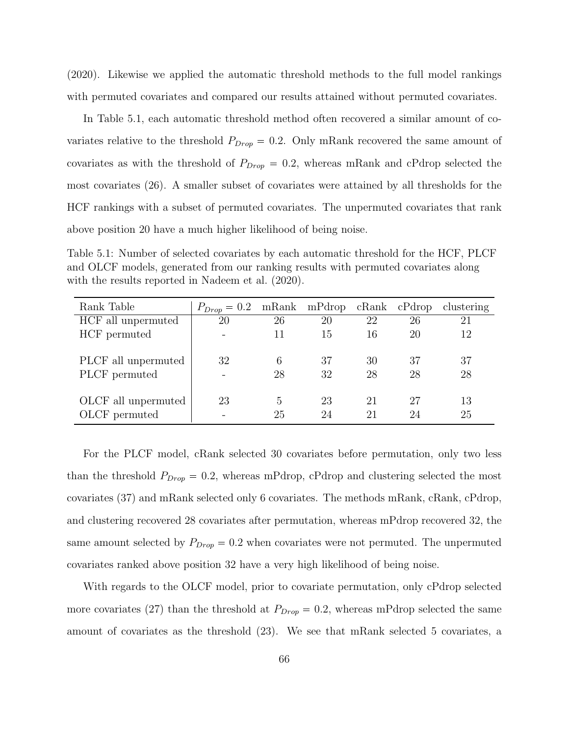(2020). Likewise we applied the automatic threshold methods to the full model rankings with permuted covariates and compared our results attained without permuted covariates.

In Table 5.1, each automatic threshold method often recovered a similar amount of covariates relative to the threshold $P_{Drop} = 0.2$. Only mRank recovered the same amount of covariates as with the threshold of $P_{Drop} = 0.2$, whereas mRank and cPdrop selected the most covariates (26). A smaller subset of covariates were attained by all thresholds for the HCF rankings with a subset of permuted covariates. The unpermuted covariates that rank above position 20 have a much higher likelihood of being noise.

Table 5.1: Number of selected covariates by each automatic threshold for the HCF, PLCF and OLCF models, generated from our ranking results with permuted covariates along with the results reported in Nadeem et al. (2020).

| Rank Table | $P_{Drop} = 0.2$ | mRank | mPdrop | cRank | cPdrop | clustering |
|---|---|---|---|---|---|---|
| HCF all unpermuted | 20 | 26 | 20 | 22 | 26 | 21 |
| HCF permuted | - | 11 | 15 | 16 | 20 | 12 |
| PLCF all unpermuted | 32 | 6 | 37 | 30 | 37 | 37 |
| PLCF permuted | - | 28 | 32 | 28 | 28 | 28 |
| OLCF all unpermuted | 23 | 5 | 23 | 21 | 27 | 13 |
| OLCF permuted | - | 25 | 24 | 21 | 24 | 25 |

For the PLCF model, cRank selected 30 covariates before permutation, only two less than the threshold $P_{Drop} = 0.2$, whereas mPdrop, cPdrop and clustering selected the most covariates (37) and mRank selected only 6 covariates. The methods mRank, cRank, cPdrop, and clustering recovered 28 covariates after permutation, whereas mPdrop recovered 32, the same amount selected by $P_{Drop} = 0.2$ when covariates were not permuted. The unpermuted covariates ranked above position 32 have a very high likelihood of being noise.

With regards to the OLCF model, prior to covariate permutation, only cPdrop selected more covariates (27) than the threshold at $P_{Drop} = 0.2$, whereas mPdrop selected the same amount of covariates as the threshold (23). We see that mRank selected 5 covariates, a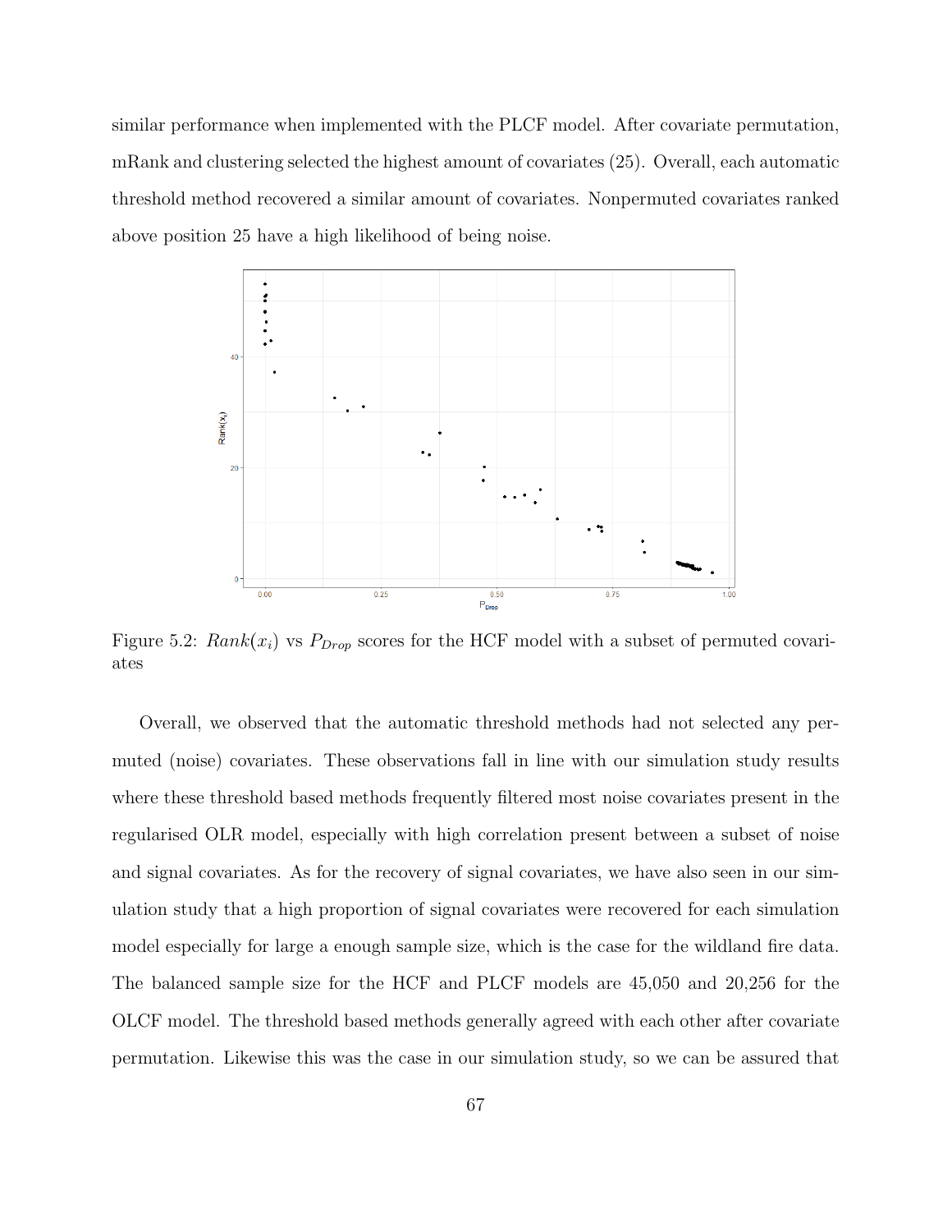similar performance when implemented with the PLCF model. After covariate permutation, mRank and clustering selected the highest amount of covariates (25). Overall, each automatic threshold method recovered a similar amount of covariates. Nonpermuted covariates ranked above position 25 have a high likelihood of being noise.

Figure 5.2: $Rank(x_i)$ vs $P_{Drop}$ scores for the HCF model with a subset of permuted covariates

Overall, we observed that the automatic threshold methods had not selected any permuted (noise) covariates. These observations fall in line with our simulation study results where these threshold based methods frequently filtered most noise covariates present in the regularised OLR model, especially with high correlation present between a subset of noise and signal covariates. As for the recovery of signal covariates, we have also seen in our simulation study that a high proportion of signal covariates were recovered for each simulation model especially for large a enough sample size, which is the case for the wildland fire data. The balanced sample size for the HCF and PLCF models are 45,050 and 20,256 for the OLCF model. The threshold based methods generally agreed with each other after covariate permutation. Likewise this was the case in our simulation study, so we can be assured that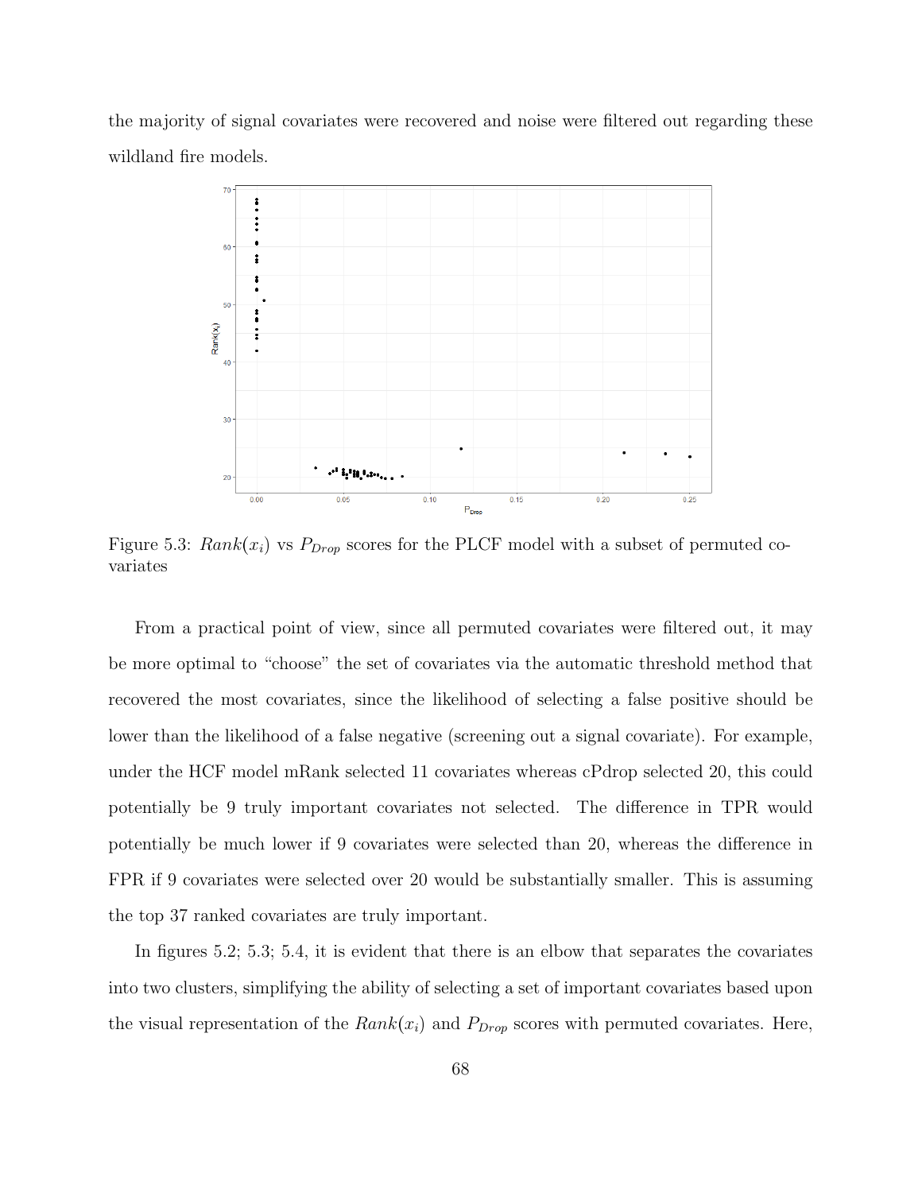the majority of signal covariates were recovered and noise were filtered out regarding these wildland fire models.

Figure 5.3: $Rank(x_i)$ vs $P_{Drop}$ scores for the PLCF model with a subset of permuted covariates

From a practical point of view, since all permuted covariates were filtered out, it may be more optimal to "choose" the set of covariates via the automatic threshold method that recovered the most covariates, since the likelihood of selecting a false positive should be lower than the likelihood of a false negative (screening out a signal covariate). For example, under the HCF model mRank selected 11 covariates whereas cPdrop selected 20, this could potentially be 9 truly important covariates not selected. The difference in TPR would potentially be much lower if 9 covariates were selected than 20, whereas the difference in FPR if 9 covariates were selected over 20 would be substantially smaller. This is assuming the top 37 ranked covariates are truly important.

In figures 5.2; 5.3; 5.4, it is evident that there is an elbow that separates the covariates into two clusters, simplifying the ability of selecting a set of important covariates based upon the visual representation of the $Rank(x_i)$ and $P_{Drop}$ scores with permuted covariates. Here,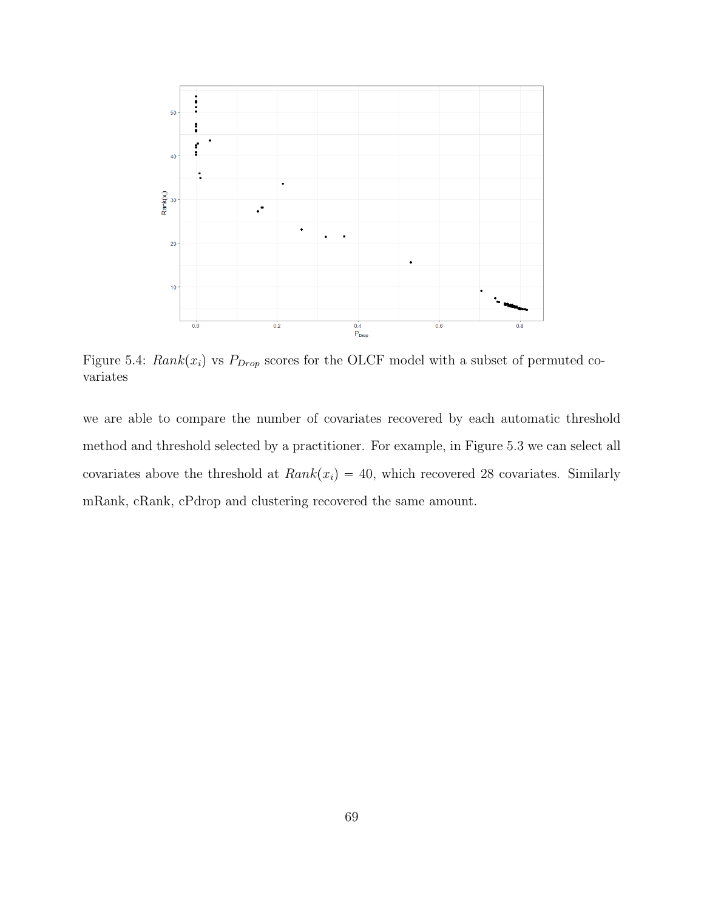Figure 5.4: $Rank(x_i)$ vs $P_{Drop}$ scores for the OLCF model with a subset of permuted covariates

we are able to compare the number of covariates recovered by each automatic threshold method and threshold selected by a practitioner. For example, in Figure 5.3 we can select all covariates above the threshold at $Rank(x_i) = 40$, which recovered 28 covariates. Similarly mRank, cRank, cPdrop and clustering recovered the same amount.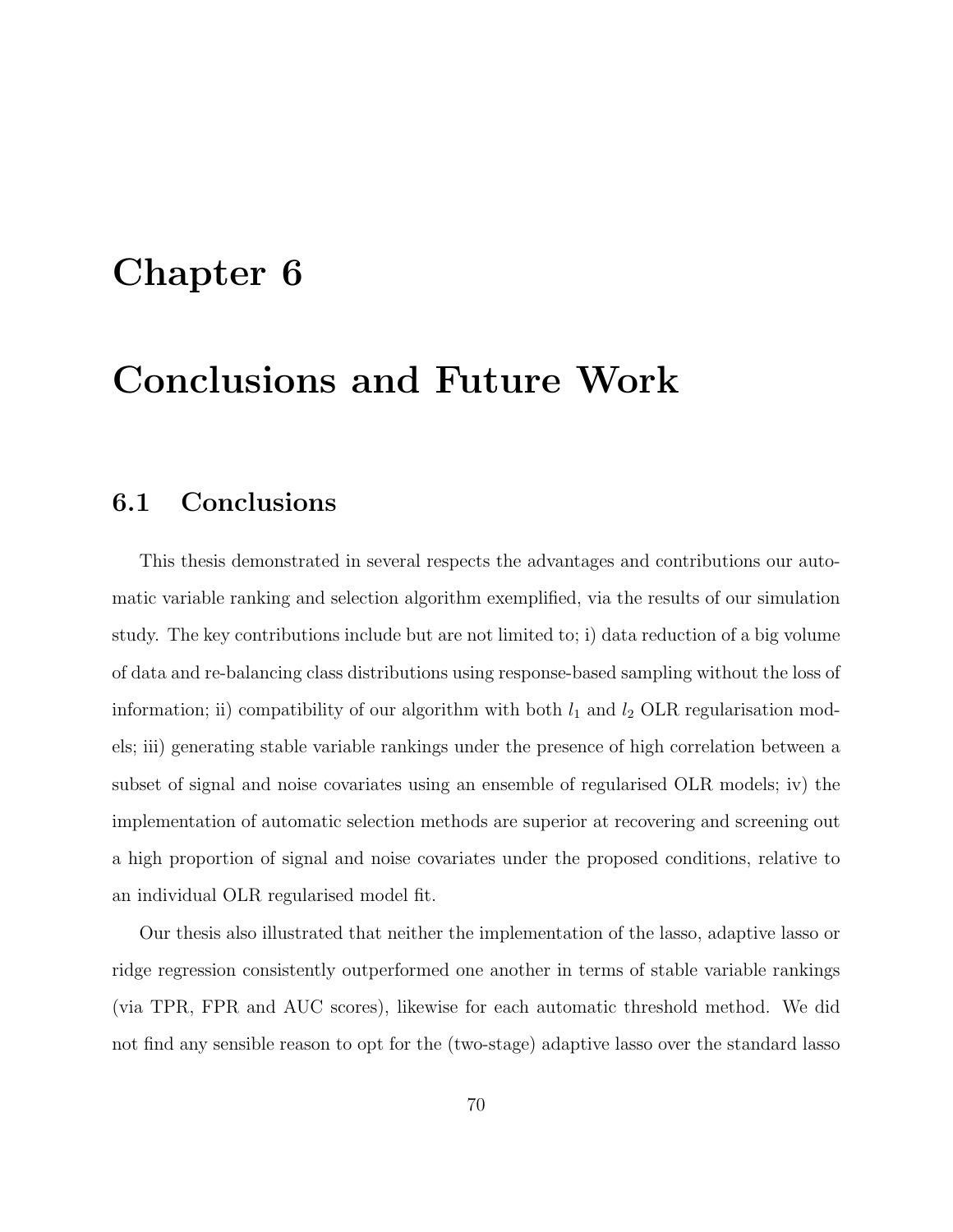# Chapter 6

# Conclusions and Future Work

## 6.1 Conclusions

This thesis demonstrated in several respects the advantages and contributions our automatic variable ranking and selection algorithm exemplified, via the results of our simulation study. The key contributions include but are not limited to; i) data reduction of a big volume of data and re-balancing class distributions using response-based sampling without the loss of information; ii) compatibility of our algorithm with both $l_1$ and $l_2$ OLR regularisation models; iii) generating stable variable rankings under the presence of high correlation between a subset of signal and noise covariates using an ensemble of regularised OLR models; iv) the implementation of automatic selection methods are superior at recovering and screening out a high proportion of signal and noise covariates under the proposed conditions, relative to an individual OLR regularised model fit.

Our thesis also illustrated that neither the implementation of the lasso, adaptive lasso or ridge regression consistently outperformed one another in terms of stable variable rankings (via TPR, FPR and AUC scores), likewise for each automatic threshold method. We did not find any sensible reason to opt for the (two-stage) adaptive lasso over the standard lasso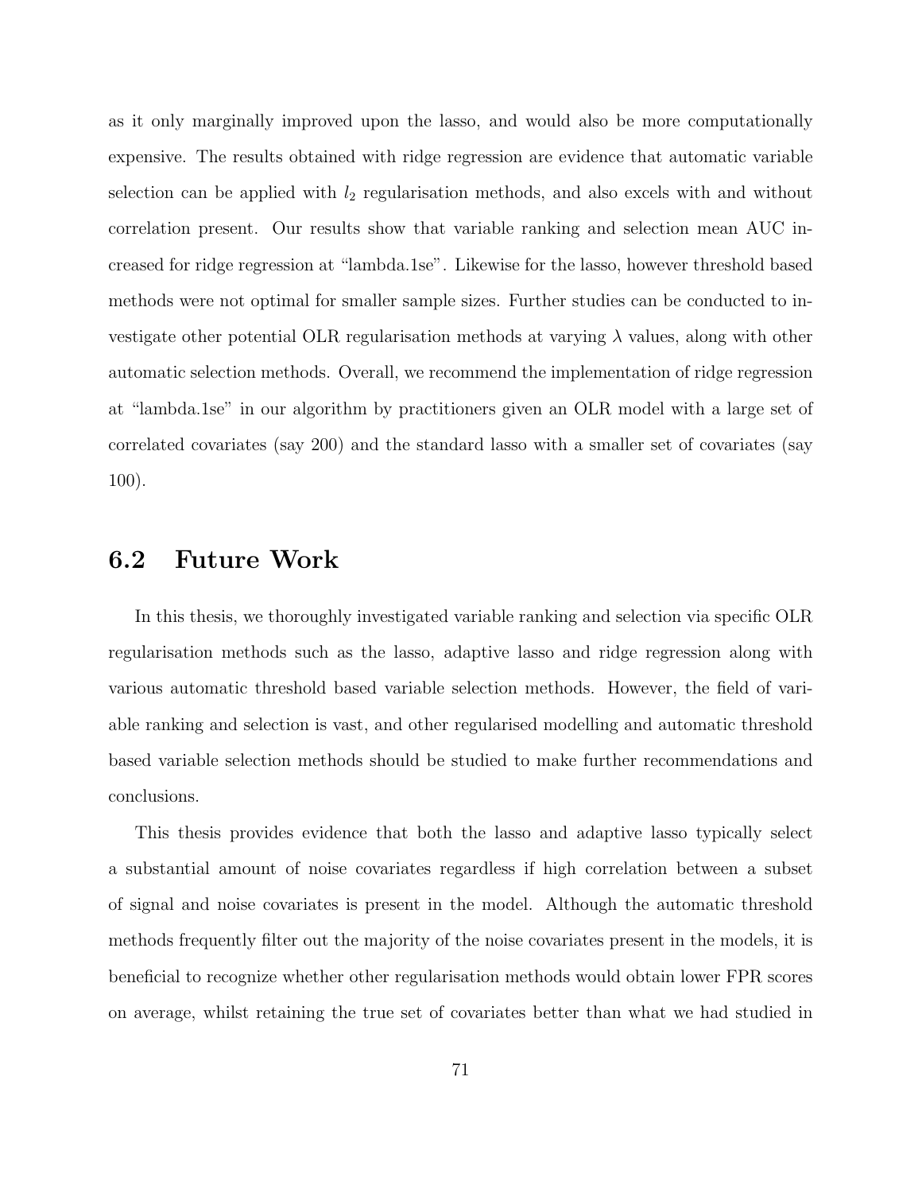as it only marginally improved upon the lasso, and would also be more computationally expensive. The results obtained with ridge regression are evidence that automatic variable selection can be applied with $l_2$ regularisation methods, and also excels with and without correlation present. Our results show that variable ranking and selection mean AUC increased for ridge regression at “lambda.1se”. Likewise for the lasso, however threshold based methods were not optimal for smaller sample sizes. Further studies can be conducted to investigate other potential OLR regularisation methods at varying $\lambda$ values, along with other automatic selection methods. Overall, we recommend the implementation of ridge regression at “lambda.1se” in our algorithm by practitioners given an OLR model with a large set of correlated covariates (say 200) and the standard lasso with a smaller set of covariates (say 100).

## 6.2 Future Work

In this thesis, we thoroughly investigated variable ranking and selection via specific OLR regularisation methods such as the lasso, adaptive lasso and ridge regression along with various automatic threshold based variable selection methods. However, the field of variable ranking and selection is vast, and other regularised modelling and automatic threshold based variable selection methods should be studied to make further recommendations and conclusions.

This thesis provides evidence that both the lasso and adaptive lasso typically select a substantial amount of noise covariates regardless if high correlation between a subset of signal and noise covariates is present in the model. Although the automatic threshold methods frequently filter out the majority of the noise covariates present in the models, it is beneficial to recognize whether other regularisation methods would obtain lower FPR scores on average, whilst retaining the true set of covariates better than what we had studied in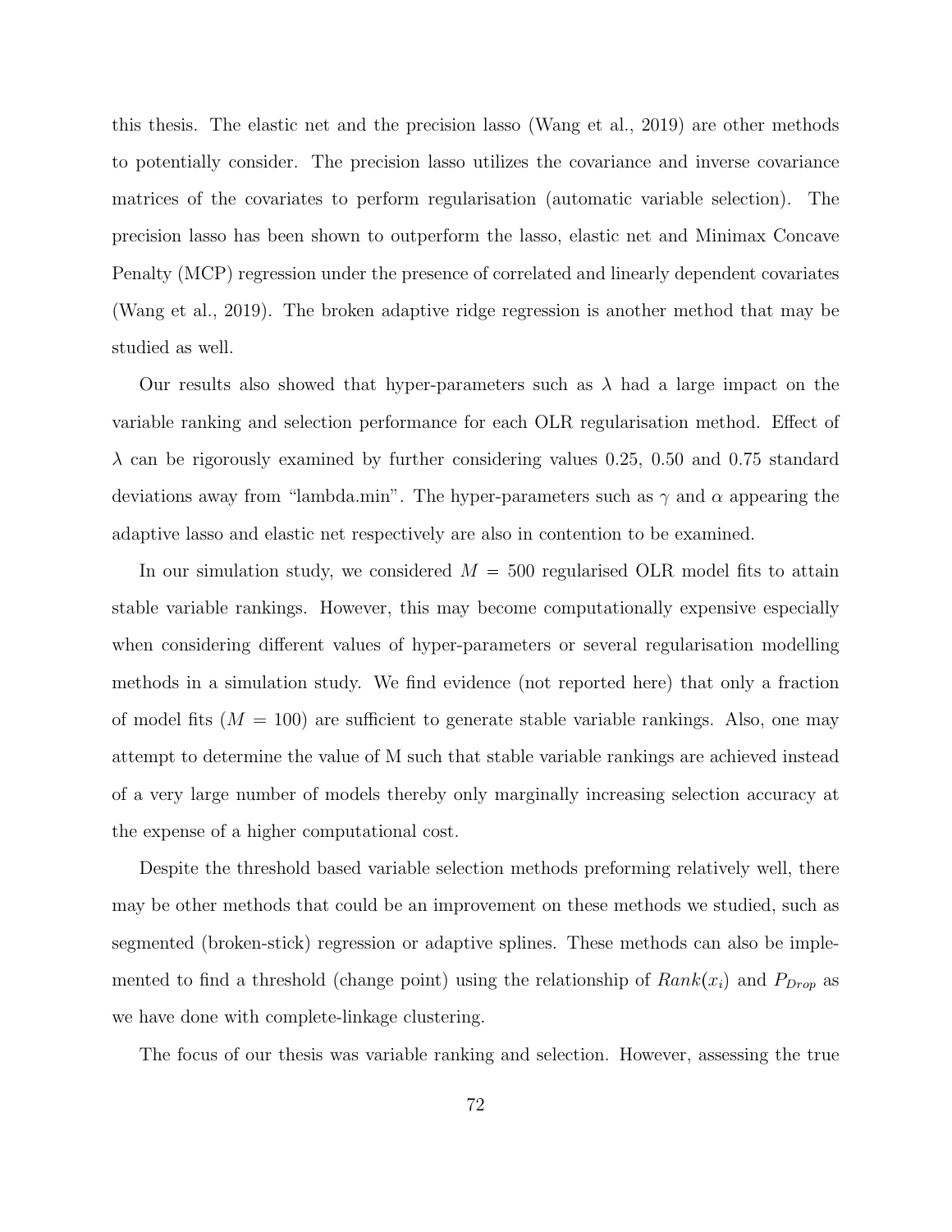this thesis. The elastic net and the precision lasso (Wang et al., 2019) are other methods to potentially consider. The precision lasso utilizes the covariance and inverse covariance matrices of the covariates to perform regularisation (automatic variable selection). The precision lasso has been shown to outperform the lasso, elastic net and Minimax Concave Penalty (MCP) regression under the presence of correlated and linearly dependent covariates (Wang et al., 2019). The broken adaptive ridge regression is another method that may be studied as well.

Our results also showed that hyper-parameters such as $\lambda$ had a large impact on the variable ranking and selection performance for each OLR regularisation method. Effect of $\lambda$ can be rigorously examined by further considering values 0.25, 0.50 and 0.75 standard deviations away from "lambda.min". The hyper-parameters such as $\gamma$ and $\alpha$ appearing the adaptive lasso and elastic net respectively are also in contention to be examined.

In our simulation study, we considered $M = 500$ regularised OLR model fits to attain stable variable rankings. However, this may become computationally expensive especially when considering different values of hyper-parameters or several regularisation modelling methods in a simulation study. We find evidence (not reported here) that only a fraction of model fits ($M = 100$) are sufficient to generate stable variable rankings. Also, one may attempt to determine the value of M such that stable variable rankings are achieved instead of a very large number of models thereby only marginally increasing selection accuracy at the expense of a higher computational cost.

Despite the threshold based variable selection methods preforming relatively well, there may be other methods that could be an improvement on these methods we studied, such as segmented (broken-stick) regression or adaptive splines. These methods can also be implemented to find a threshold (change point) using the relationship of $Rank(x_i)$ and $P_{Drop}$ as we have done with complete-linkage clustering.

The focus of our thesis was variable ranking and selection. However, assessing the true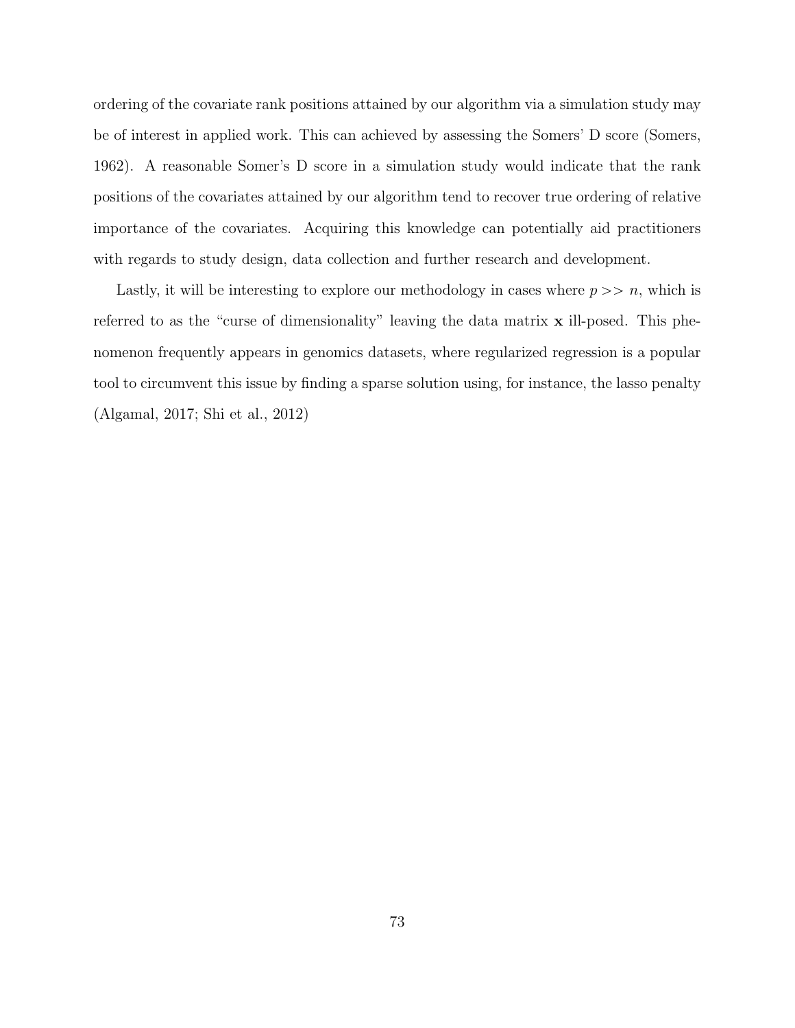ordering of the covariate rank positions attained by our algorithm via a simulation study may be of interest in applied work. This can achieved by assessing the Somers' D score (Somers, 1962). A reasonable Somer's D score in a simulation study would indicate that the rank positions of the covariates attained by our algorithm tend to recover true ordering of relative importance of the covariates. Acquiring this knowledge can potentially aid practitioners with regards to study design, data collection and further research and development.

Lastly, it will be interesting to explore our methodology in cases where $p >> n$, which is referred to as the "curse of dimensionality" leaving the data matrix $\mathbf{x}$ ill-posed. This phenomenon frequently appears in genomics datasets, where regularized regression is a popular tool to circumvent this issue by finding a sparse solution using, for instance, the lasso penalty (Algamal, 2017; Shi et al., 2012)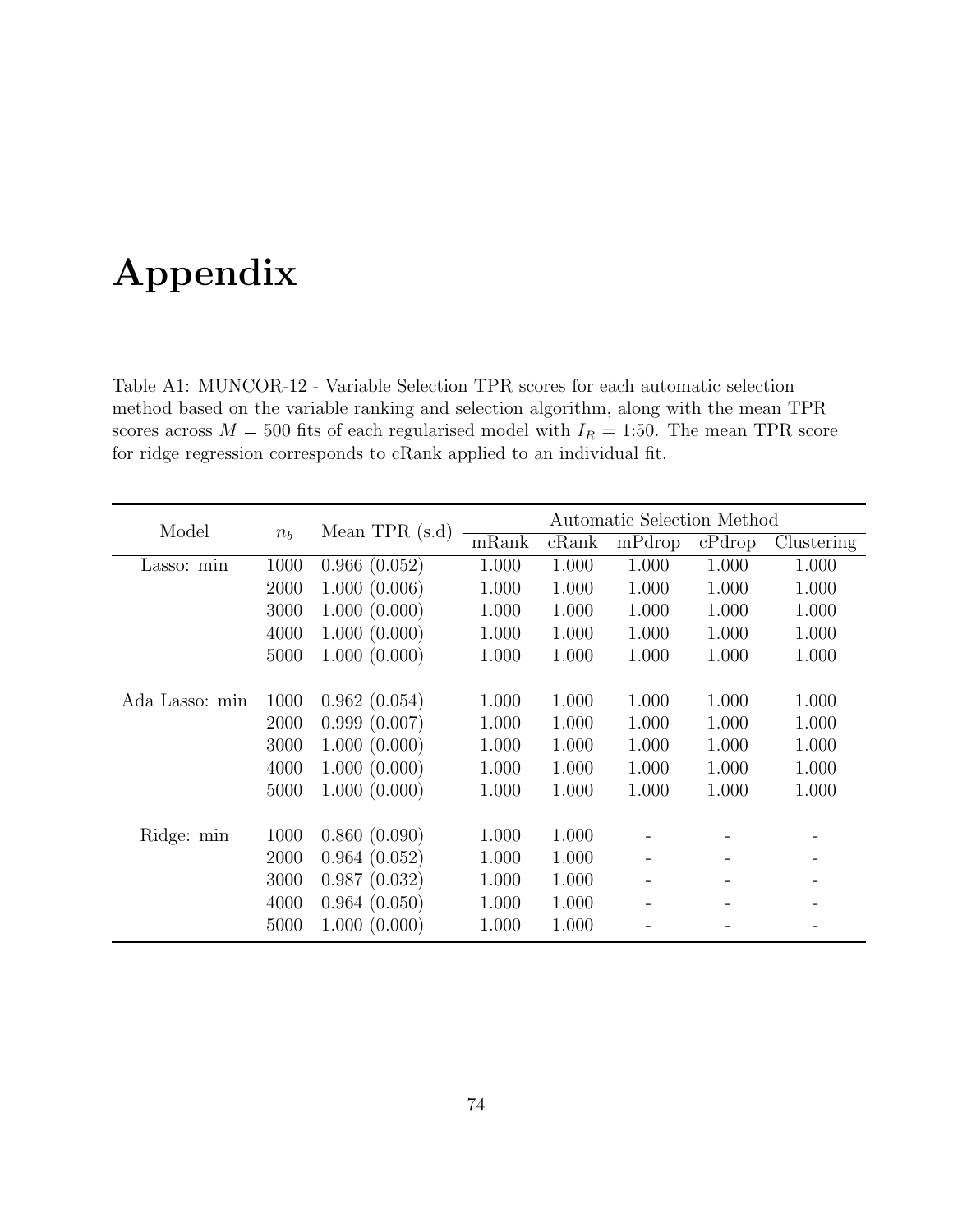# Appendix

Table A1: MUNCOR-12 - Variable Selection TPR scores for each automatic selection method based on the variable ranking and selection algorithm, along with the mean TPR scores across $M = 500$ fits of each regularised model with $I_R = 1{:}50$. The mean TPR score for ridge regression corresponds to cRank applied to an individual fit.

| Model | $n_b$ | Mean TPR (s.d) | Automatic Selection Method | | | | |
|---|---|---|---|---|---|---|---|
| | | | mRank | cRank | mPdrop | cPdrop | Clustering |
| Lasso: min | 1000 | 0.966 (0.052) | 1.000 | 1.000 | 1.000 | 1.000 | 1.000 |
| | 2000 | 1.000 (0.006) | 1.000 | 1.000 | 1.000 | 1.000 | 1.000 |
| | 3000 | 1.000 (0.000) | 1.000 | 1.000 | 1.000 | 1.000 | 1.000 |
| | 4000 | 1.000 (0.000) | 1.000 | 1.000 | 1.000 | 1.000 | 1.000 |
| | 5000 | 1.000 (0.000) | 1.000 | 1.000 | 1.000 | 1.000 | 1.000 |
| Ada Lasso: min | 1000 | 0.962 (0.054) | 1.000 | 1.000 | 1.000 | 1.000 | 1.000 |
| | 2000 | 0.999 (0.007) | 1.000 | 1.000 | 1.000 | 1.000 | 1.000 |
| | 3000 | 1.000 (0.000) | 1.000 | 1.000 | 1.000 | 1.000 | 1.000 |
| | 4000 | 1.000 (0.000) | 1.000 | 1.000 | 1.000 | 1.000 | 1.000 |
| | 5000 | 1.000 (0.000) | 1.000 | 1.000 | 1.000 | 1.000 | 1.000 |
| Ridge: min | 1000 | 0.860 (0.090) | 1.000 | 1.000 | - | - | - |
| | 2000 | 0.964 (0.052) | 1.000 | 1.000 | - | - | - |
| | 3000 | 0.987 (0.032) | 1.000 | 1.000 | - | - | - |
| | 4000 | 0.964 (0.050) | 1.000 | 1.000 | - | - | - |
| | 5000 | 1.000 (0.000) | 1.000 | 1.000 | - | - | - |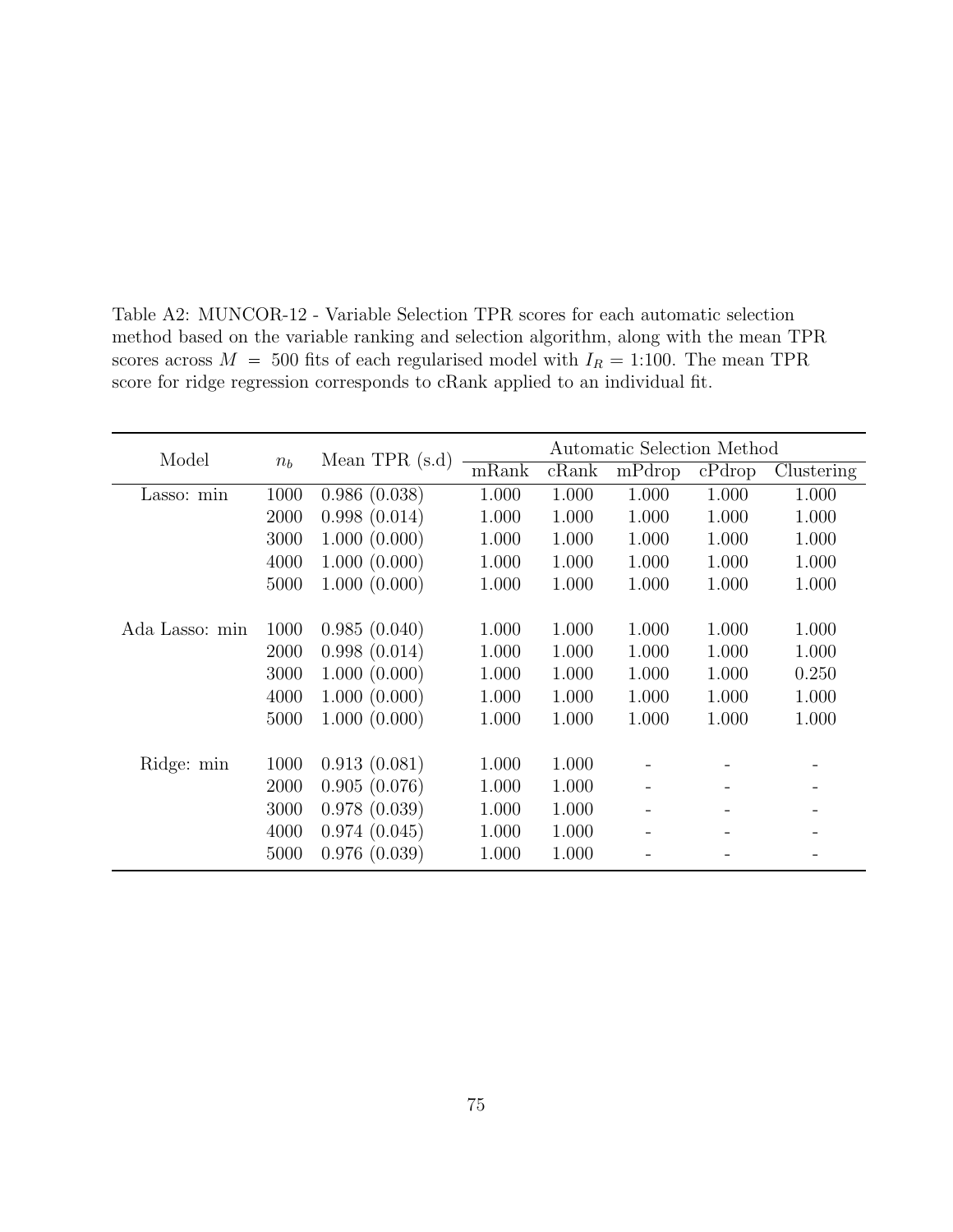Table A2: MUNCOR-12 - Variable Selection TPR scores for each automatic selection method based on the variable ranking and selection algorithm, along with the mean TPR scores across $M = 500$ fits of each regularised model with $I_R = 1{:}100$. The mean TPR score for ridge regression corresponds to cRank applied to an individual fit.

| Model | $n_b$ | Mean TPR (s.d) | Automatic Selection Method | | | | |
|---|---|---|---|---|---|---|---|
| | | | mRank | cRank | mPdrop | cPdrop | Clustering |
| Lasso: min | 1000 | 0.986 (0.038) | 1.000 | 1.000 | 1.000 | 1.000 | 1.000 |
| | 2000 | 0.998 (0.014) | 1.000 | 1.000 | 1.000 | 1.000 | 1.000 |
| | 3000 | 1.000 (0.000) | 1.000 | 1.000 | 1.000 | 1.000 | 1.000 |
| | 4000 | 1.000 (0.000) | 1.000 | 1.000 | 1.000 | 1.000 | 1.000 |
| | 5000 | 1.000 (0.000) | 1.000 | 1.000 | 1.000 | 1.000 | 1.000 |
| Ada Lasso: min | 1000 | 0.985 (0.040) | 1.000 | 1.000 | 1.000 | 1.000 | 1.000 |
| | 2000 | 0.998 (0.014) | 1.000 | 1.000 | 1.000 | 1.000 | 1.000 |
| | 3000 | 1.000 (0.000) | 1.000 | 1.000 | 1.000 | 1.000 | 0.250 |
| | 4000 | 1.000 (0.000) | 1.000 | 1.000 | 1.000 | 1.000 | 1.000 |
| | 5000 | 1.000 (0.000) | 1.000 | 1.000 | 1.000 | 1.000 | 1.000 |
| Ridge: min | 1000 | 0.913 (0.081) | 1.000 | 1.000 | - | - | - |
| | 2000 | 0.905 (0.076) | 1.000 | 1.000 | - | - | - |
| | 3000 | 0.978 (0.039) | 1.000 | 1.000 | - | - | - |
| | 4000 | 0.974 (0.045) | 1.000 | 1.000 | - | - | - |
| | 5000 | 0.976 (0.039) | 1.000 | 1.000 | - | - | - |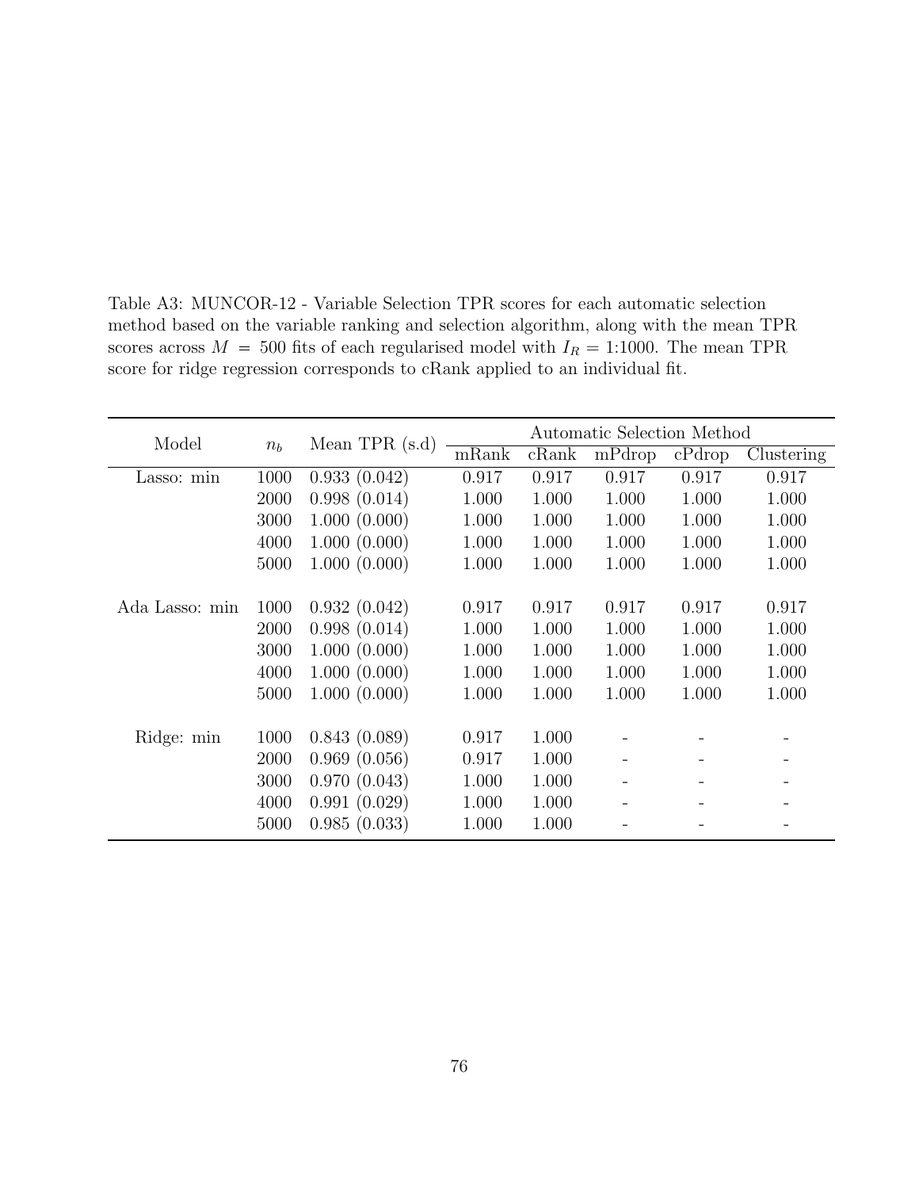Table A3: MUNCOR-12 - Variable Selection TPR scores for each automatic selection method based on the variable ranking and selection algorithm, along with the mean TPR scores across $M = 500$ fits of each regularised model with $I_R = 1{:}1000$. The mean TPR score for ridge regression corresponds to cRank applied to an individual fit.

| Model | $n_b$ | Mean TPR (s.d) | Automatic Selection Method | | | | |
|---|---|---|---|---|---|---|---|
| | | | mRank | cRank | mPdrop | cPdrop | Clustering |
| Lasso: min | 1000 | 0.933 (0.042) | 0.917 | 0.917 | 0.917 | 0.917 | 0.917 |
| | 2000 | 0.998 (0.014) | 1.000 | 1.000 | 1.000 | 1.000 | 1.000 |
| | 3000 | 1.000 (0.000) | 1.000 | 1.000 | 1.000 | 1.000 | 1.000 |
| | 4000 | 1.000 (0.000) | 1.000 | 1.000 | 1.000 | 1.000 | 1.000 |
| | 5000 | 1.000 (0.000) | 1.000 | 1.000 | 1.000 | 1.000 | 1.000 |
| Ada Lasso: min | 1000 | 0.932 (0.042) | 0.917 | 0.917 | 0.917 | 0.917 | 0.917 |
| | 2000 | 0.998 (0.014) | 1.000 | 1.000 | 1.000 | 1.000 | 1.000 |
| | 3000 | 1.000 (0.000) | 1.000 | 1.000 | 1.000 | 1.000 | 1.000 |
| | 4000 | 1.000 (0.000) | 1.000 | 1.000 | 1.000 | 1.000 | 1.000 |
| | 5000 | 1.000 (0.000) | 1.000 | 1.000 | 1.000 | 1.000 | 1.000 |
| Ridge: min | 1000 | 0.843 (0.089) | 0.917 | 1.000 | - | - | - |
| | 2000 | 0.969 (0.056) | 0.917 | 1.000 | - | - | - |
| | 3000 | 0.970 (0.043) | 1.000 | 1.000 | - | - | - |
| | 4000 | 0.991 (0.029) | 1.000 | 1.000 | - | - | - |
| | 5000 | 0.985 (0.033) | 1.000 | 1.000 | - | - | - |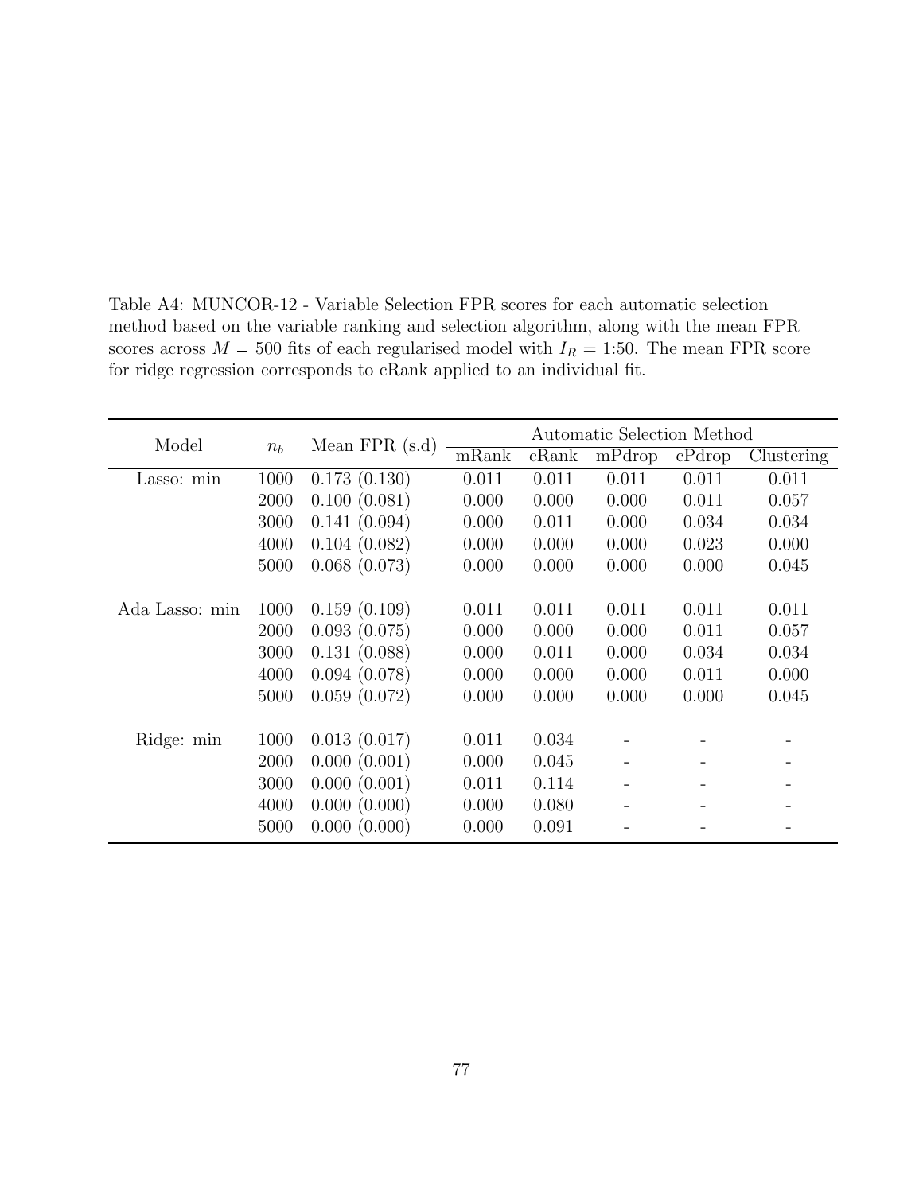Table A4: MUNCOR-12 - Variable Selection FPR scores for each automatic selection method based on the variable ranking and selection algorithm, along with the mean FPR scores across $M = 500$ fits of each regularised model with $I_R = 1{:}50$. The mean FPR score for ridge regression corresponds to cRank applied to an individual fit.

| Model | $n_b$ | Mean FPR (s.d) | Automatic Selection Method | | | | |
|---|---|---|---|---|---|---|---|
| | | | mRank | cRank | mPdrop | cPdrop | Clustering |
| Lasso: min | 1000 | 0.173 (0.130) | 0.011 | 0.011 | 0.011 | 0.011 | 0.011 |
| | 2000 | 0.100 (0.081) | 0.000 | 0.000 | 0.000 | 0.011 | 0.057 |
| | 3000 | 0.141 (0.094) | 0.000 | 0.011 | 0.000 | 0.034 | 0.034 |
| | 4000 | 0.104 (0.082) | 0.000 | 0.000 | 0.000 | 0.023 | 0.000 |
| | 5000 | 0.068 (0.073) | 0.000 | 0.000 | 0.000 | 0.000 | 0.045 |
| Ada Lasso: min | 1000 | 0.159 (0.109) | 0.011 | 0.011 | 0.011 | 0.011 | 0.011 |
| | 2000 | 0.093 (0.075) | 0.000 | 0.000 | 0.000 | 0.011 | 0.057 |
| | 3000 | 0.131 (0.088) | 0.000 | 0.011 | 0.000 | 0.034 | 0.034 |
| | 4000 | 0.094 (0.078) | 0.000 | 0.000 | 0.000 | 0.011 | 0.000 |
| | 5000 | 0.059 (0.072) | 0.000 | 0.000 | 0.000 | 0.000 | 0.045 |
| Ridge: min | 1000 | 0.013 (0.017) | 0.011 | 0.034 | - | - | - |
| | 2000 | 0.000 (0.001) | 0.000 | 0.045 | - | - | - |
| | 3000 | 0.000 (0.001) | 0.011 | 0.114 | - | - | - |
| | 4000 | 0.000 (0.000) | 0.000 | 0.080 | - | - | - |
| | 5000 | 0.000 (0.000) | 0.000 | 0.091 | - | - | - |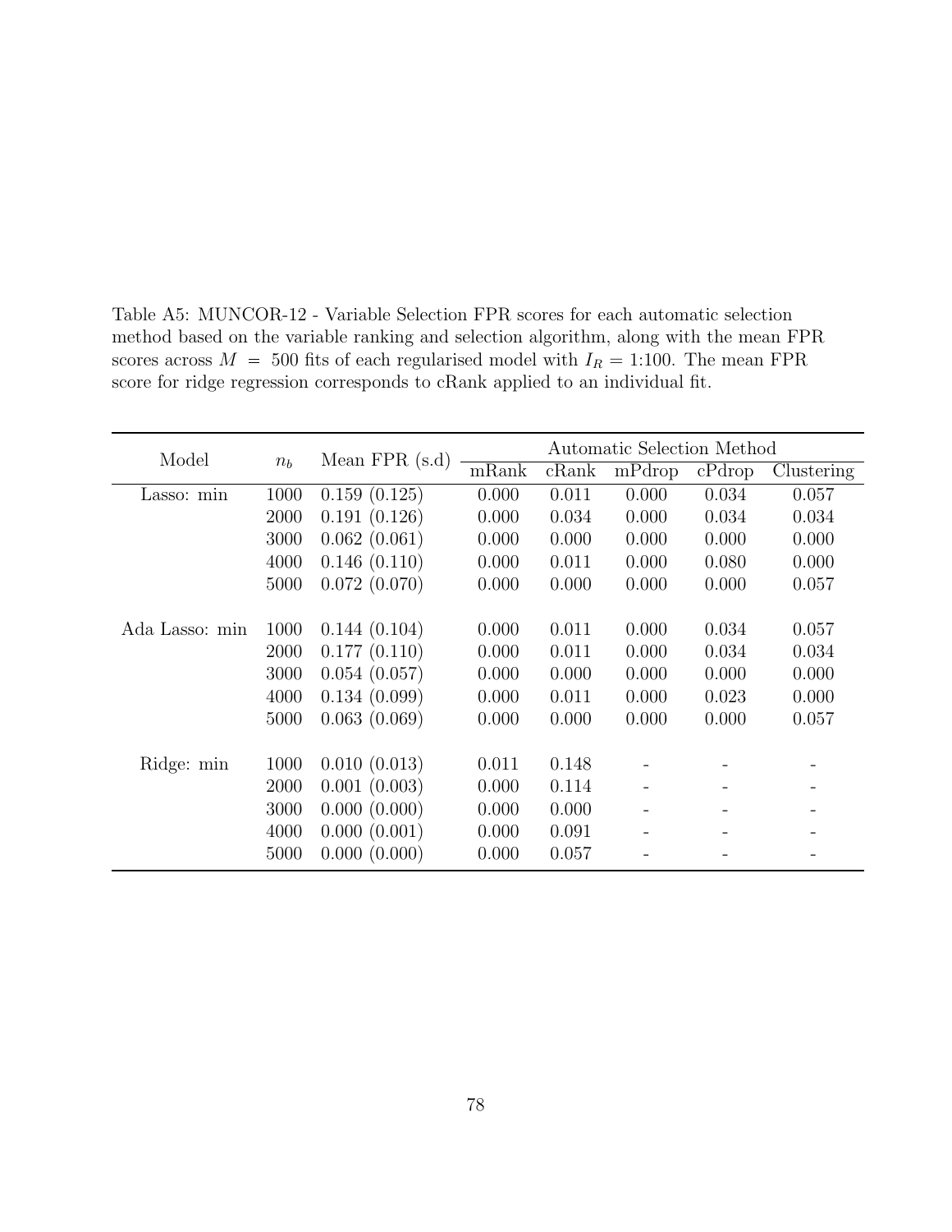Table A5: MUNCOR-12 - Variable Selection FPR scores for each automatic selection method based on the variable ranking and selection algorithm, along with the mean FPR scores across $M = 500$ fits of each regularised model with $I_R = 1{:}100$. The mean FPR score for ridge regression corresponds to cRank applied to an individual fit.

| Model | $n_b$ | Mean FPR (s.d) | Automatic Selection Method | | | | |
|---|---|---|---|---|---|---|---|
| | | | mRank | cRank | mPdrop | cPdrop | Clustering |
| Lasso: min | 1000 | 0.159 (0.125) | 0.000 | 0.011 | 0.000 | 0.034 | 0.057 |
| | 2000 | 0.191 (0.126) | 0.000 | 0.034 | 0.000 | 0.034 | 0.034 |
| | 3000 | 0.062 (0.061) | 0.000 | 0.000 | 0.000 | 0.000 | 0.000 |
| | 4000 | 0.146 (0.110) | 0.000 | 0.011 | 0.000 | 0.080 | 0.000 |
| | 5000 | 0.072 (0.070) | 0.000 | 0.000 | 0.000 | 0.000 | 0.057 |
| Ada Lasso: min | 1000 | 0.144 (0.104) | 0.000 | 0.011 | 0.000 | 0.034 | 0.057 |
| | 2000 | 0.177 (0.110) | 0.000 | 0.011 | 0.000 | 0.034 | 0.034 |
| | 3000 | 0.054 (0.057) | 0.000 | 0.000 | 0.000 | 0.000 | 0.000 |
| | 4000 | 0.134 (0.099) | 0.000 | 0.011 | 0.000 | 0.023 | 0.000 |
| | 5000 | 0.063 (0.069) | 0.000 | 0.000 | 0.000 | 0.000 | 0.057 |
| Ridge: min | 1000 | 0.010 (0.013) | 0.011 | 0.148 | - | - | - |
| | 2000 | 0.001 (0.003) | 0.000 | 0.114 | - | - | - |
| | 3000 | 0.000 (0.000) | 0.000 | 0.000 | - | - | - |
| | 4000 | 0.000 (0.001) | 0.000 | 0.091 | - | - | - |
| | 5000 | 0.000 (0.000) | 0.000 | 0.057 | - | - | - |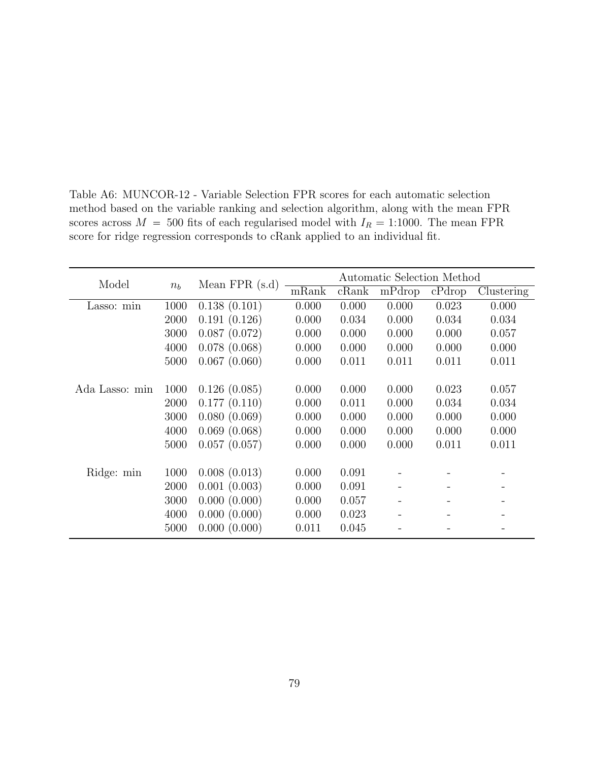Table A6: MUNCOR-12 - Variable Selection FPR scores for each automatic selection method based on the variable ranking and selection algorithm, along with the mean FPR scores across $M = 500$ fits of each regularised model with $I_R = 1{:}1000$. The mean FPR score for ridge regression corresponds to cRank applied to an individual fit.

| Model | $n_b$ | Mean FPR (s.d) | Automatic Selection Method | | | | |
|---|---|---|---|---|---|---|---|
| | | | mRank | cRank | mPdrop | cPdrop | Clustering |
| Lasso: min | 1000 | 0.138 (0.101) | 0.000 | 0.000 | 0.000 | 0.023 | 0.000 |
| | 2000 | 0.191 (0.126) | 0.000 | 0.034 | 0.000 | 0.034 | 0.034 |
| | 3000 | 0.087 (0.072) | 0.000 | 0.000 | 0.000 | 0.000 | 0.057 |
| | 4000 | 0.078 (0.068) | 0.000 | 0.000 | 0.000 | 0.000 | 0.000 |
| | 5000 | 0.067 (0.060) | 0.000 | 0.011 | 0.011 | 0.011 | 0.011 |
| Ada Lasso: min | 1000 | 0.126 (0.085) | 0.000 | 0.000 | 0.000 | 0.023 | 0.057 |
| | 2000 | 0.177 (0.110) | 0.000 | 0.011 | 0.000 | 0.034 | 0.034 |
| | 3000 | 0.080 (0.069) | 0.000 | 0.000 | 0.000 | 0.000 | 0.000 |
| | 4000 | 0.069 (0.068) | 0.000 | 0.000 | 0.000 | 0.000 | 0.000 |
| | 5000 | 0.057 (0.057) | 0.000 | 0.000 | 0.000 | 0.011 | 0.011 |
| Ridge: min | 1000 | 0.008 (0.013) | 0.000 | 0.091 | - | - | - |
| | 2000 | 0.001 (0.003) | 0.000 | 0.091 | - | - | - |
| | 3000 | 0.000 (0.000) | 0.000 | 0.057 | - | - | - |
| | 4000 | 0.000 (0.000) | 0.000 | 0.023 | - | - | - |
| | 5000 | 0.000 (0.000) | 0.011 | 0.045 | - | - | - |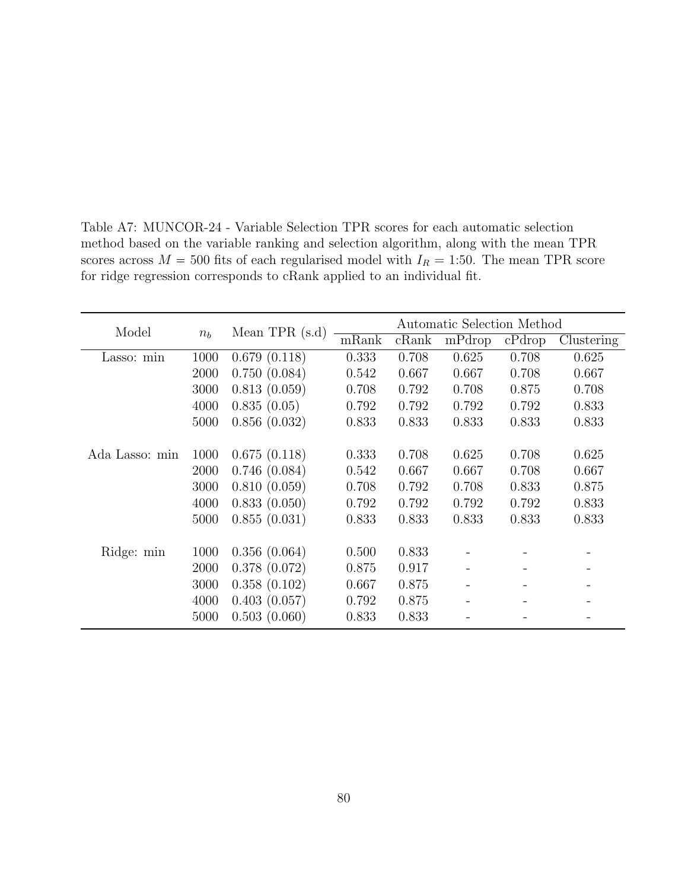Table A7: MUNCOR-24 - Variable Selection TPR scores for each automatic selection method based on the variable ranking and selection algorithm, along with the mean TPR scores across $M = 500$ fits of each regularised model with $I_R = 1{:}50$. The mean TPR score for ridge regression corresponds to cRank applied to an individual fit.

| Model | $n_b$ | Mean TPR (s.d) | Automatic Selection Method | | | | |
|---|---|---|---|---|---|---|---|
| | | | mRank | cRank | mPdrop | cPdrop | Clustering |
| Lasso: min | 1000 | 0.679 (0.118) | 0.333 | 0.708 | 0.625 | 0.708 | 0.625 |
| | 2000 | 0.750 (0.084) | 0.542 | 0.667 | 0.667 | 0.708 | 0.667 |
| | 3000 | 0.813 (0.059) | 0.708 | 0.792 | 0.708 | 0.875 | 0.708 |
| | 4000 | 0.835 (0.05) | 0.792 | 0.792 | 0.792 | 0.792 | 0.833 |
| | 5000 | 0.856 (0.032) | 0.833 | 0.833 | 0.833 | 0.833 | 0.833 |
| Ada Lasso: min | 1000 | 0.675 (0.118) | 0.333 | 0.708 | 0.625 | 0.708 | 0.625 |
| | 2000 | 0.746 (0.084) | 0.542 | 0.667 | 0.667 | 0.708 | 0.667 |
| | 3000 | 0.810 (0.059) | 0.708 | 0.792 | 0.708 | 0.833 | 0.875 |
| | 4000 | 0.833 (0.050) | 0.792 | 0.792 | 0.792 | 0.792 | 0.833 |
| | 5000 | 0.855 (0.031) | 0.833 | 0.833 | 0.833 | 0.833 | 0.833 |
| Ridge: min | 1000 | 0.356 (0.064) | 0.500 | 0.833 | - | - | - |
| | 2000 | 0.378 (0.072) | 0.875 | 0.917 | - | - | - |
| | 3000 | 0.358 (0.102) | 0.667 | 0.875 | - | - | - |
| | 4000 | 0.403 (0.057) | 0.792 | 0.875 | - | - | - |
| | 5000 | 0.503 (0.060) | 0.833 | 0.833 | - | - | - |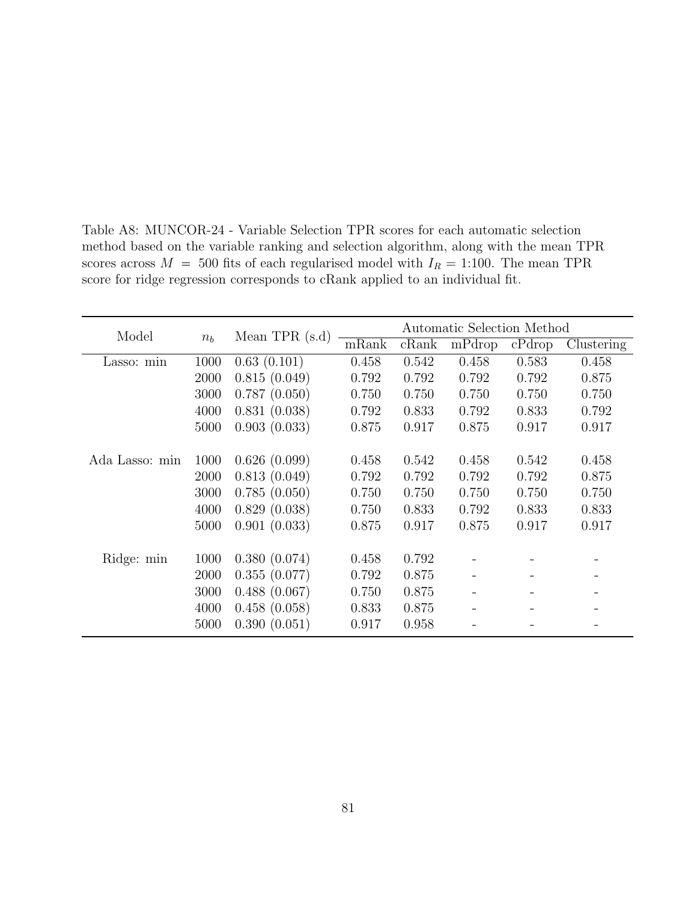Table A8: MUNCOR-24 - Variable Selection TPR scores for each automatic selection method based on the variable ranking and selection algorithm, along with the mean TPR scores across $M = 500$ fits of each regularised model with $I_R = 1{:}100$. The mean TPR score for ridge regression corresponds to cRank applied to an individual fit.

| Model | $n_b$ | Mean TPR (s.d) | Automatic Selection Method | | | | |
|---|---|---|---|---|---|---|---|
| | | | mRank | cRank | mPdrop | cPdrop | Clustering |
| Lasso: min | 1000 | 0.63 (0.101) | 0.458 | 0.542 | 0.458 | 0.583 | 0.458 |
| | 2000 | 0.815 (0.049) | 0.792 | 0.792 | 0.792 | 0.792 | 0.875 |
| | 3000 | 0.787 (0.050) | 0.750 | 0.750 | 0.750 | 0.750 | 0.750 |
| | 4000 | 0.831 (0.038) | 0.792 | 0.833 | 0.792 | 0.833 | 0.792 |
| | 5000 | 0.903 (0.033) | 0.875 | 0.917 | 0.875 | 0.917 | 0.917 |
| Ada Lasso: min | 1000 | 0.626 (0.099) | 0.458 | 0.542 | 0.458 | 0.542 | 0.458 |
| | 2000 | 0.813 (0.049) | 0.792 | 0.792 | 0.792 | 0.792 | 0.875 |
| | 3000 | 0.785 (0.050) | 0.750 | 0.750 | 0.750 | 0.750 | 0.750 |
| | 4000 | 0.829 (0.038) | 0.750 | 0.833 | 0.792 | 0.833 | 0.833 |
| | 5000 | 0.901 (0.033) | 0.875 | 0.917 | 0.875 | 0.917 | 0.917 |
| Ridge: min | 1000 | 0.380 (0.074) | 0.458 | 0.792 | - | - | - |
| | 2000 | 0.355 (0.077) | 0.792 | 0.875 | - | - | - |
| | 3000 | 0.488 (0.067) | 0.750 | 0.875 | - | - | - |
| | 4000 | 0.458 (0.058) | 0.833 | 0.875 | - | - | - |
| | 5000 | 0.390 (0.051) | 0.917 | 0.958 | - | - | - |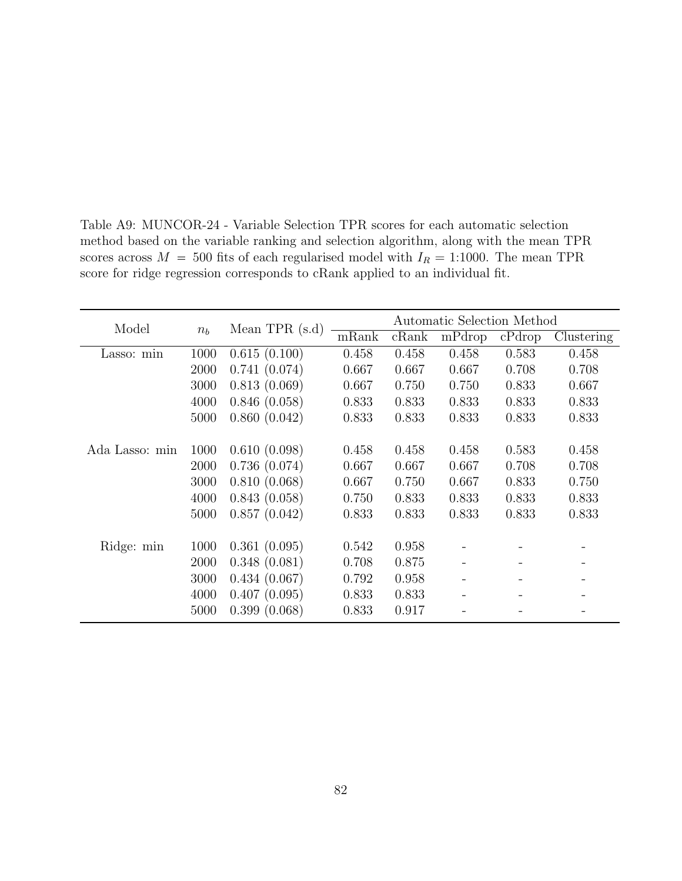Table A9: MUNCOR-24 - Variable Selection TPR scores for each automatic selection method based on the variable ranking and selection algorithm, along with the mean TPR scores across $M = 500$ fits of each regularised model with $I_R = 1{:}1000$. The mean TPR score for ridge regression corresponds to cRank applied to an individual fit.

| Model | $n_b$ | Mean TPR (s.d) | Automatic Selection Method | | | | |
|---|---|---|---|---|---|---|---|
| | | | mRank | cRank | mPdrop | cPdrop | Clustering |
| Lasso: min | 1000 | 0.615 (0.100) | 0.458 | 0.458 | 0.458 | 0.583 | 0.458 |
| | 2000 | 0.741 (0.074) | 0.667 | 0.667 | 0.667 | 0.708 | 0.708 |
| | 3000 | 0.813 (0.069) | 0.667 | 0.750 | 0.750 | 0.833 | 0.667 |
| | 4000 | 0.846 (0.058) | 0.833 | 0.833 | 0.833 | 0.833 | 0.833 |
| | 5000 | 0.860 (0.042) | 0.833 | 0.833 | 0.833 | 0.833 | 0.833 |
| Ada Lasso: min | 1000 | 0.610 (0.098) | 0.458 | 0.458 | 0.458 | 0.583 | 0.458 |
| | 2000 | 0.736 (0.074) | 0.667 | 0.667 | 0.667 | 0.708 | 0.708 |
| | 3000 | 0.810 (0.068) | 0.667 | 0.750 | 0.667 | 0.833 | 0.750 |
| | 4000 | 0.843 (0.058) | 0.750 | 0.833 | 0.833 | 0.833 | 0.833 |
| | 5000 | 0.857 (0.042) | 0.833 | 0.833 | 0.833 | 0.833 | 0.833 |
| Ridge: min | 1000 | 0.361 (0.095) | 0.542 | 0.958 | - | - | - |
| | 2000 | 0.348 (0.081) | 0.708 | 0.875 | - | - | - |
| | 3000 | 0.434 (0.067) | 0.792 | 0.958 | - | - | - |
| | 4000 | 0.407 (0.095) | 0.833 | 0.833 | - | - | - |
| | 5000 | 0.399 (0.068) | 0.833 | 0.917 | - | - | - |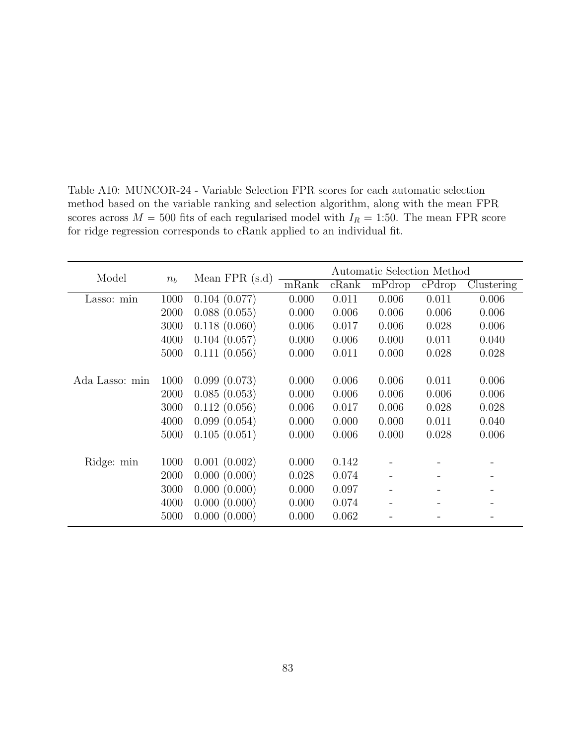Table A10: MUNCOR-24 - Variable Selection FPR scores for each automatic selection method based on the variable ranking and selection algorithm, along with the mean FPR scores across $M = 500$ fits of each regularised model with $I_R = 1{:}50$. The mean FPR score for ridge regression corresponds to cRank applied to an individual fit.

| Model | $n_b$ | Mean FPR (s.d) | Automatic Selection Method | | | | |
|---|---|---|---|---|---|---|---|
| | | | mRank | cRank | mPdrop | cPdrop | Clustering |
| Lasso: min | 1000 | 0.104 (0.077) | 0.000 | 0.011 | 0.006 | 0.011 | 0.006 |
| | 2000 | 0.088 (0.055) | 0.000 | 0.006 | 0.006 | 0.006 | 0.006 |
| | 3000 | 0.118 (0.060) | 0.006 | 0.017 | 0.006 | 0.028 | 0.006 |
| | 4000 | 0.104 (0.057) | 0.000 | 0.006 | 0.000 | 0.011 | 0.040 |
| | 5000 | 0.111 (0.056) | 0.000 | 0.011 | 0.000 | 0.028 | 0.028 |
| Ada Lasso: min | 1000 | 0.099 (0.073) | 0.000 | 0.006 | 0.006 | 0.011 | 0.006 |
| | 2000 | 0.085 (0.053) | 0.000 | 0.006 | 0.006 | 0.006 | 0.006 |
| | 3000 | 0.112 (0.056) | 0.006 | 0.017 | 0.006 | 0.028 | 0.028 |
| | 4000 | 0.099 (0.054) | 0.000 | 0.000 | 0.000 | 0.011 | 0.040 |
| | 5000 | 0.105 (0.051) | 0.000 | 0.006 | 0.000 | 0.028 | 0.006 |
| Ridge: min | 1000 | 0.001 (0.002) | 0.000 | 0.142 | - | - | - |
| | 2000 | 0.000 (0.000) | 0.028 | 0.074 | - | - | - |
| | 3000 | 0.000 (0.000) | 0.000 | 0.097 | - | - | - |
| | 4000 | 0.000 (0.000) | 0.000 | 0.074 | - | - | - |
| | 5000 | 0.000 (0.000) | 0.000 | 0.062 | - | - | - |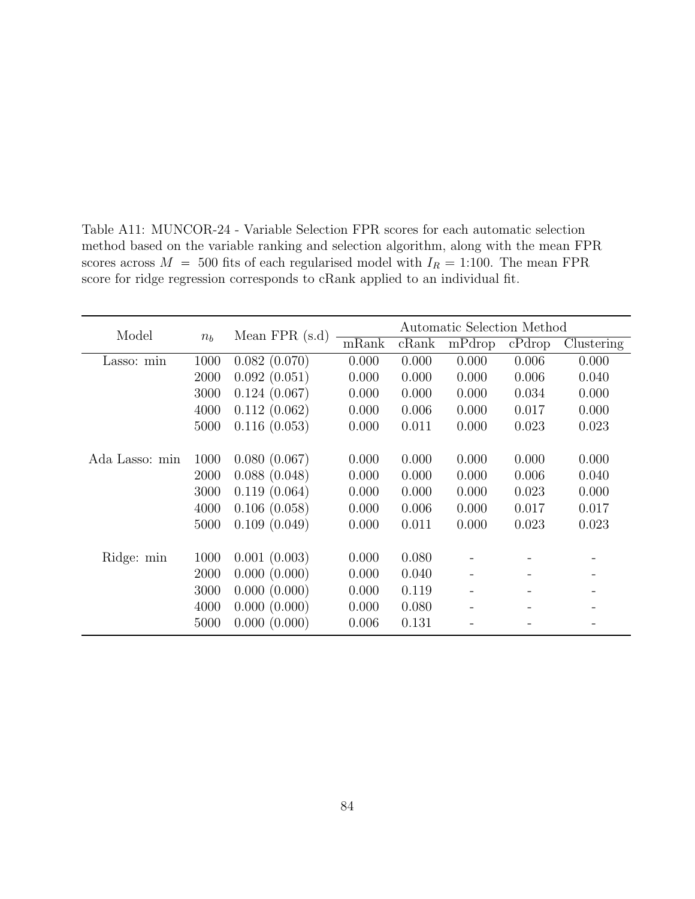Table A11: MUNCOR-24 - Variable Selection FPR scores for each automatic selection method based on the variable ranking and selection algorithm, along with the mean FPR scores across $M = 500$ fits of each regularised model with $I_R = 1{:}100$. The mean FPR score for ridge regression corresponds to cRank applied to an individual fit.

| Model | $n_b$ | Mean FPR (s.d) | Automatic Selection Method | | | | |
|---|---|---|---|---|---|---|---|
| | | | mRank | cRank | mPdrop | cPdrop | Clustering |
| Lasso: min | 1000 | 0.082 (0.070) | 0.000 | 0.000 | 0.000 | 0.006 | 0.000 |
| | 2000 | 0.092 (0.051) | 0.000 | 0.000 | 0.000 | 0.006 | 0.040 |
| | 3000 | 0.124 (0.067) | 0.000 | 0.000 | 0.000 | 0.034 | 0.000 |
| | 4000 | 0.112 (0.062) | 0.000 | 0.006 | 0.000 | 0.017 | 0.000 |
| | 5000 | 0.116 (0.053) | 0.000 | 0.011 | 0.000 | 0.023 | 0.023 |
| Ada Lasso: min | 1000 | 0.080 (0.067) | 0.000 | 0.000 | 0.000 | 0.000 | 0.000 |
| | 2000 | 0.088 (0.048) | 0.000 | 0.000 | 0.000 | 0.006 | 0.040 |
| | 3000 | 0.119 (0.064) | 0.000 | 0.000 | 0.000 | 0.023 | 0.000 |
| | 4000 | 0.106 (0.058) | 0.000 | 0.006 | 0.000 | 0.017 | 0.017 |
| | 5000 | 0.109 (0.049) | 0.000 | 0.011 | 0.000 | 0.023 | 0.023 |
| Ridge: min | 1000 | 0.001 (0.003) | 0.000 | 0.080 | - | - | - |
| | 2000 | 0.000 (0.000) | 0.000 | 0.040 | - | - | - |
| | 3000 | 0.000 (0.000) | 0.000 | 0.119 | - | - | - |
| | 4000 | 0.000 (0.000) | 0.000 | 0.080 | - | - | - |
| | 5000 | 0.000 (0.000) | 0.006 | 0.131 | - | - | - |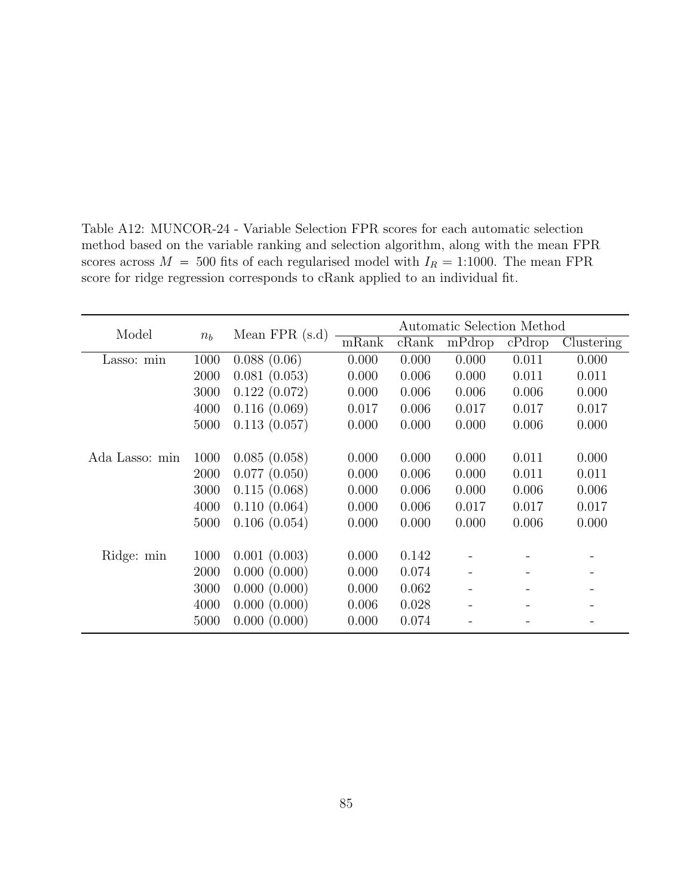Table A12: MUNCOR-24 - Variable Selection FPR scores for each automatic selection method based on the variable ranking and selection algorithm, along with the mean FPR scores across $M = 500$ fits of each regularised model with $I_R = 1{:}1000$. The mean FPR score for ridge regression corresponds to cRank applied to an individual fit.

| Model | $n_b$ | Mean FPR (s.d) | Automatic Selection Method | | | | |
|---|---|---|---|---|---|---|---|
| | | | mRank | cRank | mPdrop | cPdrop | Clustering |
| Lasso: min | 1000 | 0.088 (0.06) | 0.000 | 0.000 | 0.000 | 0.011 | 0.000 |
| | 2000 | 0.081 (0.053) | 0.000 | 0.006 | 0.000 | 0.011 | 0.011 |
| | 3000 | 0.122 (0.072) | 0.000 | 0.006 | 0.006 | 0.006 | 0.000 |
| | 4000 | 0.116 (0.069) | 0.017 | 0.006 | 0.017 | 0.017 | 0.017 |
| | 5000 | 0.113 (0.057) | 0.000 | 0.000 | 0.000 | 0.006 | 0.000 |
| Ada Lasso: min | 1000 | 0.085 (0.058) | 0.000 | 0.000 | 0.000 | 0.011 | 0.000 |
| | 2000 | 0.077 (0.050) | 0.000 | 0.006 | 0.000 | 0.011 | 0.011 |
| | 3000 | 0.115 (0.068) | 0.000 | 0.006 | 0.000 | 0.006 | 0.006 |
| | 4000 | 0.110 (0.064) | 0.000 | 0.006 | 0.017 | 0.017 | 0.017 |
| | 5000 | 0.106 (0.054) | 0.000 | 0.000 | 0.000 | 0.006 | 0.000 |
| Ridge: min | 1000 | 0.001 (0.003) | 0.000 | 0.142 | - | - | - |
| | 2000 | 0.000 (0.000) | 0.000 | 0.074 | - | - | - |
| | 3000 | 0.000 (0.000) | 0.000 | 0.062 | - | - | - |
| | 4000 | 0.000 (0.000) | 0.006 | 0.028 | - | - | - |
| | 5000 | 0.000 (0.000) | 0.000 | 0.074 | - | - | - |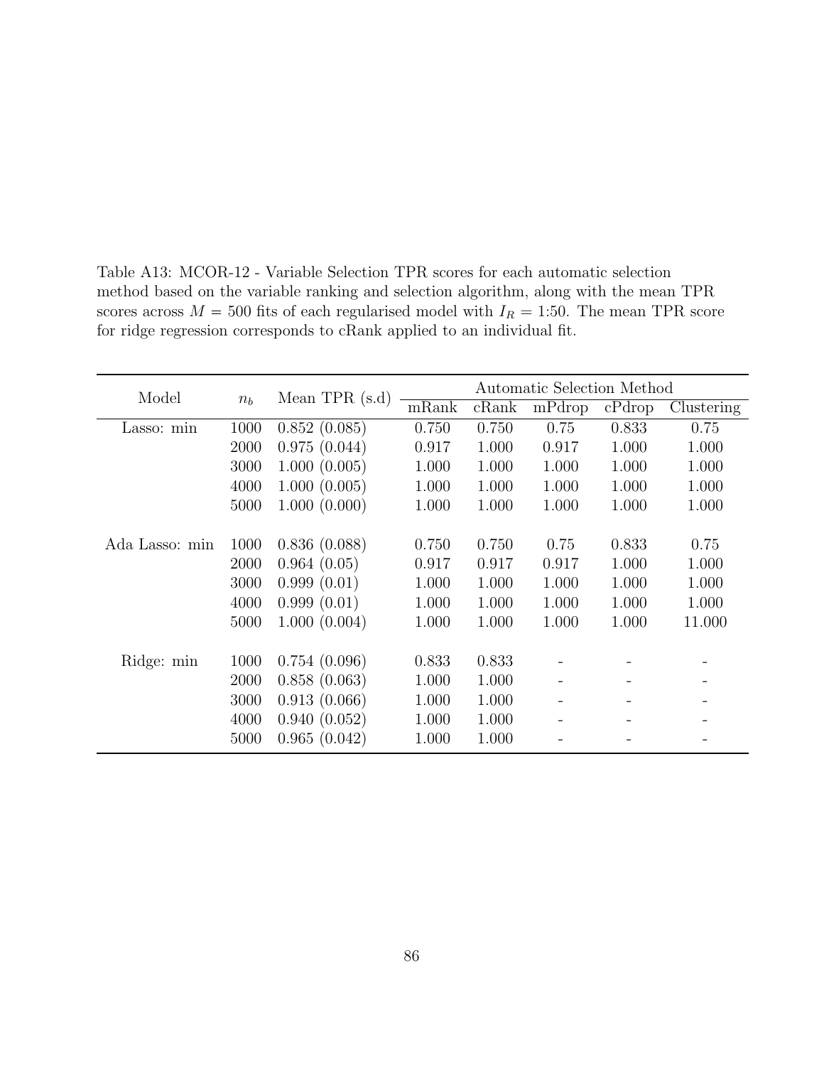Table A13: MCOR-12 - Variable Selection TPR scores for each automatic selection method based on the variable ranking and selection algorithm, along with the mean TPR scores across $M = 500$ fits of each regularised model with $I_R = 1{:}50$. The mean TPR score for ridge regression corresponds to cRank applied to an individual fit.

| Model | $n_b$ | Mean TPR (s.d) | Automatic Selection Method | | | | |
|---|---|---|---|---|---|---|---|
| | | | mRank | cRank | mPdrop | cPdrop | Clustering |
| Lasso: min | 1000 | 0.852 (0.085) | 0.750 | 0.750 | 0.75 | 0.833 | 0.75 |
| | 2000 | 0.975 (0.044) | 0.917 | 1.000 | 0.917 | 1.000 | 1.000 |
| | 3000 | 1.000 (0.005) | 1.000 | 1.000 | 1.000 | 1.000 | 1.000 |
| | 4000 | 1.000 (0.005) | 1.000 | 1.000 | 1.000 | 1.000 | 1.000 |
| | 5000 | 1.000 (0.000) | 1.000 | 1.000 | 1.000 | 1.000 | 1.000 |
| Ada Lasso: min | 1000 | 0.836 (0.088) | 0.750 | 0.750 | 0.75 | 0.833 | 0.75 |
| | 2000 | 0.964 (0.05) | 0.917 | 0.917 | 0.917 | 1.000 | 1.000 |
| | 3000 | 0.999 (0.01) | 1.000 | 1.000 | 1.000 | 1.000 | 1.000 |
| | 4000 | 0.999 (0.01) | 1.000 | 1.000 | 1.000 | 1.000 | 1.000 |
| | 5000 | 1.000 (0.004) | 1.000 | 1.000 | 1.000 | 1.000 | 11.000 |
| Ridge: min | 1000 | 0.754 (0.096) | 0.833 | 0.833 | - | - | - |
| | 2000 | 0.858 (0.063) | 1.000 | 1.000 | - | - | - |
| | 3000 | 0.913 (0.066) | 1.000 | 1.000 | - | - | - |
| | 4000 | 0.940 (0.052) | 1.000 | 1.000 | - | - | - |
| | 5000 | 0.965 (0.042) | 1.000 | 1.000 | - | - | - |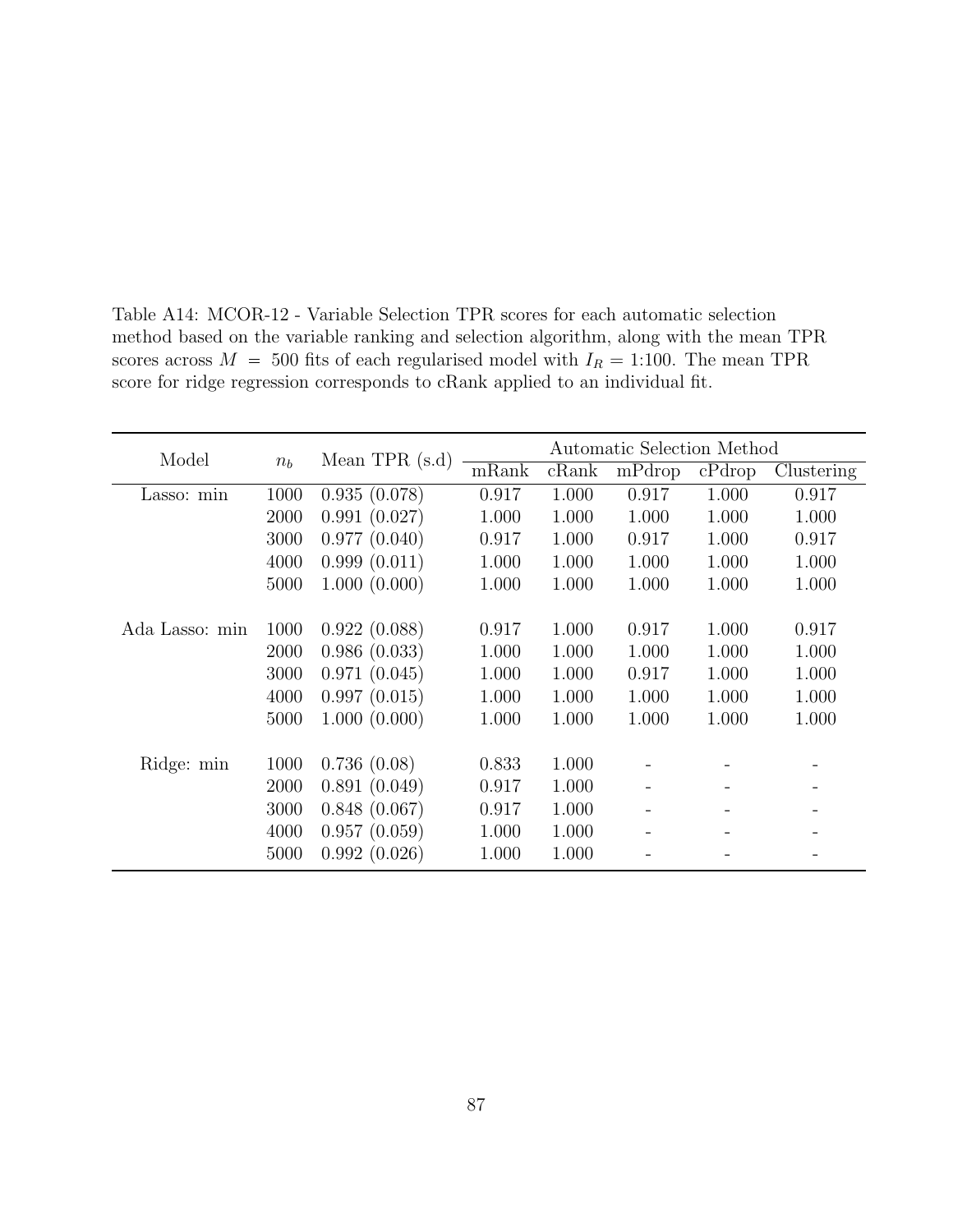Table A14: MCOR-12 - Variable Selection TPR scores for each automatic selection method based on the variable ranking and selection algorithm, along with the mean TPR scores across $M = 500$ fits of each regularised model with $I_R = 1{:}100$. The mean TPR score for ridge regression corresponds to cRank applied to an individual fit.

| Model | $n_b$ | Mean TPR (s.d) | Automatic Selection Method | | | | |
|---|---|---|---|---|---|---|---|
| | | | mRank | cRank | mPdrop | cPdrop | Clustering |
| Lasso: min | 1000 | 0.935 (0.078) | 0.917 | 1.000 | 0.917 | 1.000 | 0.917 |
| | 2000 | 0.991 (0.027) | 1.000 | 1.000 | 1.000 | 1.000 | 1.000 |
| | 3000 | 0.977 (0.040) | 0.917 | 1.000 | 0.917 | 1.000 | 0.917 |
| | 4000 | 0.999 (0.011) | 1.000 | 1.000 | 1.000 | 1.000 | 1.000 |
| | 5000 | 1.000 (0.000) | 1.000 | 1.000 | 1.000 | 1.000 | 1.000 |
| Ada Lasso: min | 1000 | 0.922 (0.088) | 0.917 | 1.000 | 0.917 | 1.000 | 0.917 |
| | 2000 | 0.986 (0.033) | 1.000 | 1.000 | 1.000 | 1.000 | 1.000 |
| | 3000 | 0.971 (0.045) | 1.000 | 1.000 | 0.917 | 1.000 | 1.000 |
| | 4000 | 0.997 (0.015) | 1.000 | 1.000 | 1.000 | 1.000 | 1.000 |
| | 5000 | 1.000 (0.000) | 1.000 | 1.000 | 1.000 | 1.000 | 1.000 |
| Ridge: min | 1000 | 0.736 (0.08) | 0.833 | 1.000 | - | - | - |
| | 2000 | 0.891 (0.049) | 0.917 | 1.000 | - | - | - |
| | 3000 | 0.848 (0.067) | 0.917 | 1.000 | - | - | - |
| | 4000 | 0.957 (0.059) | 1.000 | 1.000 | - | - | - |
| | 5000 | 0.992 (0.026) | 1.000 | 1.000 | - | - | - |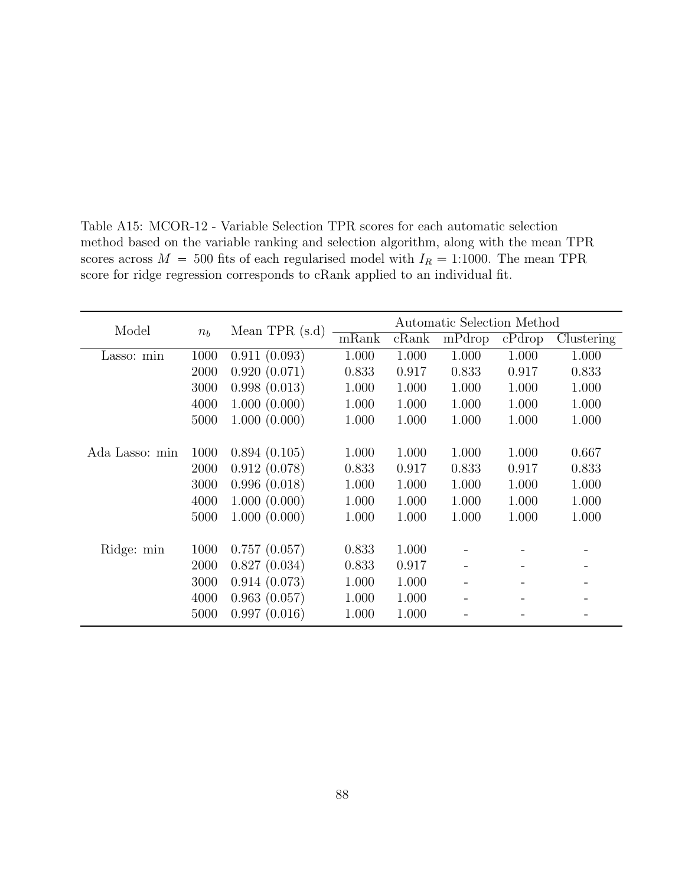Table A15: MCOR-12 - Variable Selection TPR scores for each automatic selection method based on the variable ranking and selection algorithm, along with the mean TPR scores across $M = 500$ fits of each regularised model with $I_R = 1{:}1000$. The mean TPR score for ridge regression corresponds to cRank applied to an individual fit.

| Model | $n_b$ | Mean TPR (s.d) | Automatic Selection Method | | | | |
|---|---|---|---|---|---|---|---|
| | | | mRank | cRank | mPdrop | cPdrop | Clustering |
| Lasso: min | 1000 | 0.911 (0.093) | 1.000 | 1.000 | 1.000 | 1.000 | 1.000 |
| | 2000 | 0.920 (0.071) | 0.833 | 0.917 | 0.833 | 0.917 | 0.833 |
| | 3000 | 0.998 (0.013) | 1.000 | 1.000 | 1.000 | 1.000 | 1.000 |
| | 4000 | 1.000 (0.000) | 1.000 | 1.000 | 1.000 | 1.000 | 1.000 |
| | 5000 | 1.000 (0.000) | 1.000 | 1.000 | 1.000 | 1.000 | 1.000 |
| Ada Lasso: min | 1000 | 0.894 (0.105) | 1.000 | 1.000 | 1.000 | 1.000 | 0.667 |
| | 2000 | 0.912 (0.078) | 0.833 | 0.917 | 0.833 | 0.917 | 0.833 |
| | 3000 | 0.996 (0.018) | 1.000 | 1.000 | 1.000 | 1.000 | 1.000 |
| | 4000 | 1.000 (0.000) | 1.000 | 1.000 | 1.000 | 1.000 | 1.000 |
| | 5000 | 1.000 (0.000) | 1.000 | 1.000 | 1.000 | 1.000 | 1.000 |
| Ridge: min | 1000 | 0.757 (0.057) | 0.833 | 1.000 | - | - | - |
| | 2000 | 0.827 (0.034) | 0.833 | 0.917 | - | - | - |
| | 3000 | 0.914 (0.073) | 1.000 | 1.000 | - | - | - |
| | 4000 | 0.963 (0.057) | 1.000 | 1.000 | - | - | - |
| | 5000 | 0.997 (0.016) | 1.000 | 1.000 | - | - | - |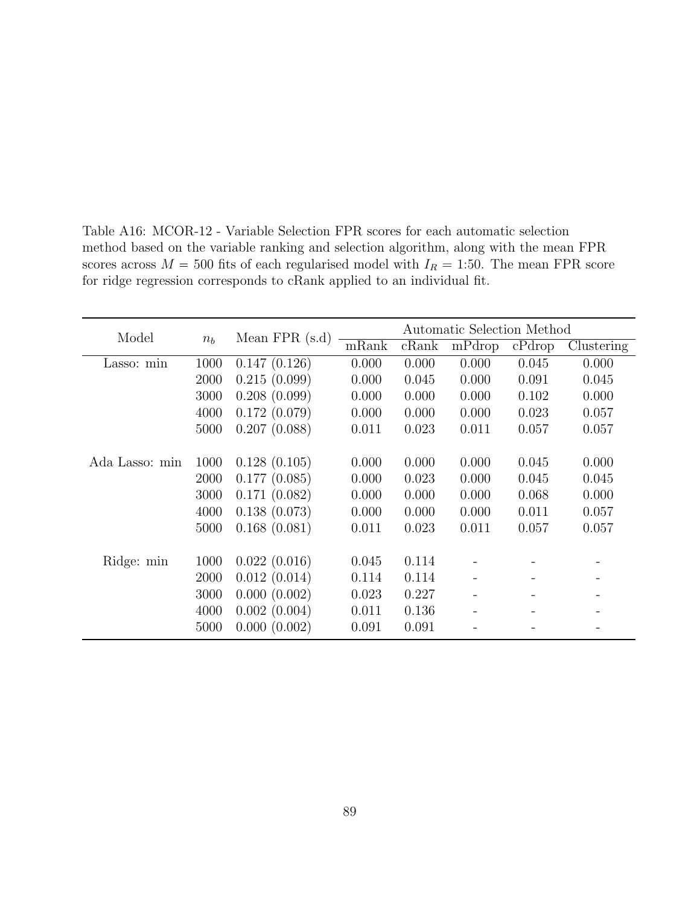Table A16: MCOR-12 - Variable Selection FPR scores for each automatic selection method based on the variable ranking and selection algorithm, along with the mean FPR scores across $M = 500$ fits of each regularised model with $I_R = 1{:}50$. The mean FPR score for ridge regression corresponds to cRank applied to an individual fit.

| Model | $n_b$ | Mean FPR (s.d) | Automatic Selection Method | | | | |
|---|---|---|---|---|---|---|---|
| | | | mRank | cRank | mPdrop | cPdrop | Clustering |
| Lasso: min | 1000 | 0.147 (0.126) | 0.000 | 0.000 | 0.000 | 0.045 | 0.000 |
| | 2000 | 0.215 (0.099) | 0.000 | 0.045 | 0.000 | 0.091 | 0.045 |
| | 3000 | 0.208 (0.099) | 0.000 | 0.000 | 0.000 | 0.102 | 0.000 |
| | 4000 | 0.172 (0.079) | 0.000 | 0.000 | 0.000 | 0.023 | 0.057 |
| | 5000 | 0.207 (0.088) | 0.011 | 0.023 | 0.011 | 0.057 | 0.057 |
| Ada Lasso: min | 1000 | 0.128 (0.105) | 0.000 | 0.000 | 0.000 | 0.045 | 0.000 |
| | 2000 | 0.177 (0.085) | 0.000 | 0.023 | 0.000 | 0.045 | 0.045 |
| | 3000 | 0.171 (0.082) | 0.000 | 0.000 | 0.000 | 0.068 | 0.000 |
| | 4000 | 0.138 (0.073) | 0.000 | 0.000 | 0.000 | 0.011 | 0.057 |
| | 5000 | 0.168 (0.081) | 0.011 | 0.023 | 0.011 | 0.057 | 0.057 |
| Ridge: min | 1000 | 0.022 (0.016) | 0.045 | 0.114 | - | - | - |
| | 2000 | 0.012 (0.014) | 0.114 | 0.114 | - | - | - |
| | 3000 | 0.000 (0.002) | 0.023 | 0.227 | - | - | - |
| | 4000 | 0.002 (0.004) | 0.011 | 0.136 | - | - | - |
| | 5000 | 0.000 (0.002) | 0.091 | 0.091 | - | - | - |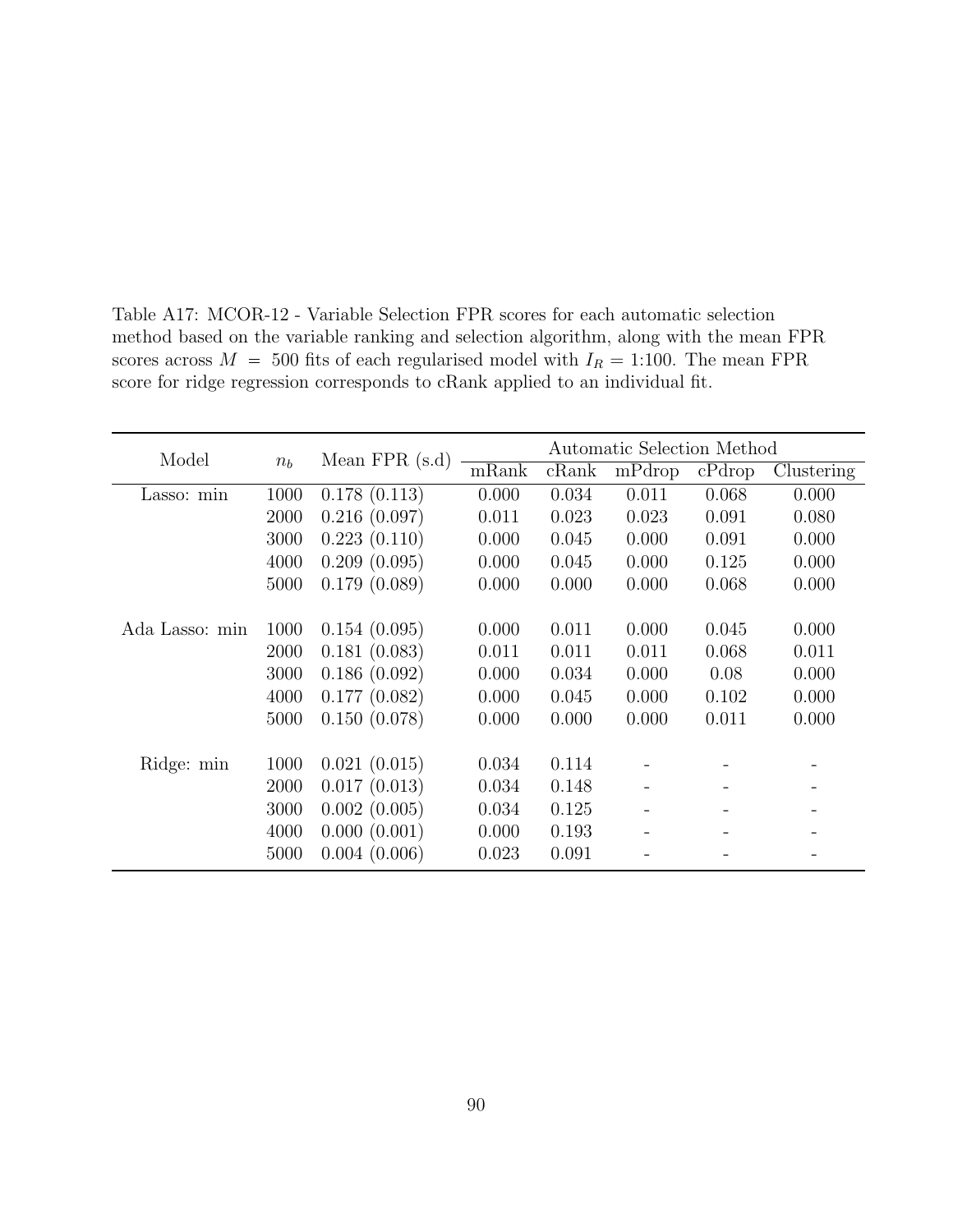Table A17: MCOR-12 - Variable Selection FPR scores for each automatic selection method based on the variable ranking and selection algorithm, along with the mean FPR scores across $M = 500$ fits of each regularised model with $I_R = 1{:}100$. The mean FPR score for ridge regression corresponds to cRank applied to an individual fit.

| Model | $n_b$ | Mean FPR (s.d) | Automatic Selection Method | | | | |
|---|---|---|---|---|---|---|---|
| | | | mRank | cRank | mPdrop | cPdrop | Clustering |
| Lasso: min | 1000 | 0.178 (0.113) | 0.000 | 0.034 | 0.011 | 0.068 | 0.000 |
| | 2000 | 0.216 (0.097) | 0.011 | 0.023 | 0.023 | 0.091 | 0.080 |
| | 3000 | 0.223 (0.110) | 0.000 | 0.045 | 0.000 | 0.091 | 0.000 |
| | 4000 | 0.209 (0.095) | 0.000 | 0.045 | 0.000 | 0.125 | 0.000 |
| | 5000 | 0.179 (0.089) | 0.000 | 0.000 | 0.000 | 0.068 | 0.000 |
| Ada Lasso: min | 1000 | 0.154 (0.095) | 0.000 | 0.011 | 0.000 | 0.045 | 0.000 |
| | 2000 | 0.181 (0.083) | 0.011 | 0.011 | 0.011 | 0.068 | 0.011 |
| | 3000 | 0.186 (0.092) | 0.000 | 0.034 | 0.000 | 0.08 | 0.000 |
| | 4000 | 0.177 (0.082) | 0.000 | 0.045 | 0.000 | 0.102 | 0.000 |
| | 5000 | 0.150 (0.078) | 0.000 | 0.000 | 0.000 | 0.011 | 0.000 |
| Ridge: min | 1000 | 0.021 (0.015) | 0.034 | 0.114 | - | - | - |
| | 2000 | 0.017 (0.013) | 0.034 | 0.148 | - | - | - |
| | 3000 | 0.002 (0.005) | 0.034 | 0.125 | - | - | - |
| | 4000 | 0.000 (0.001) | 0.000 | 0.193 | - | - | - |
| | 5000 | 0.004 (0.006) | 0.023 | 0.091 | - | - | - |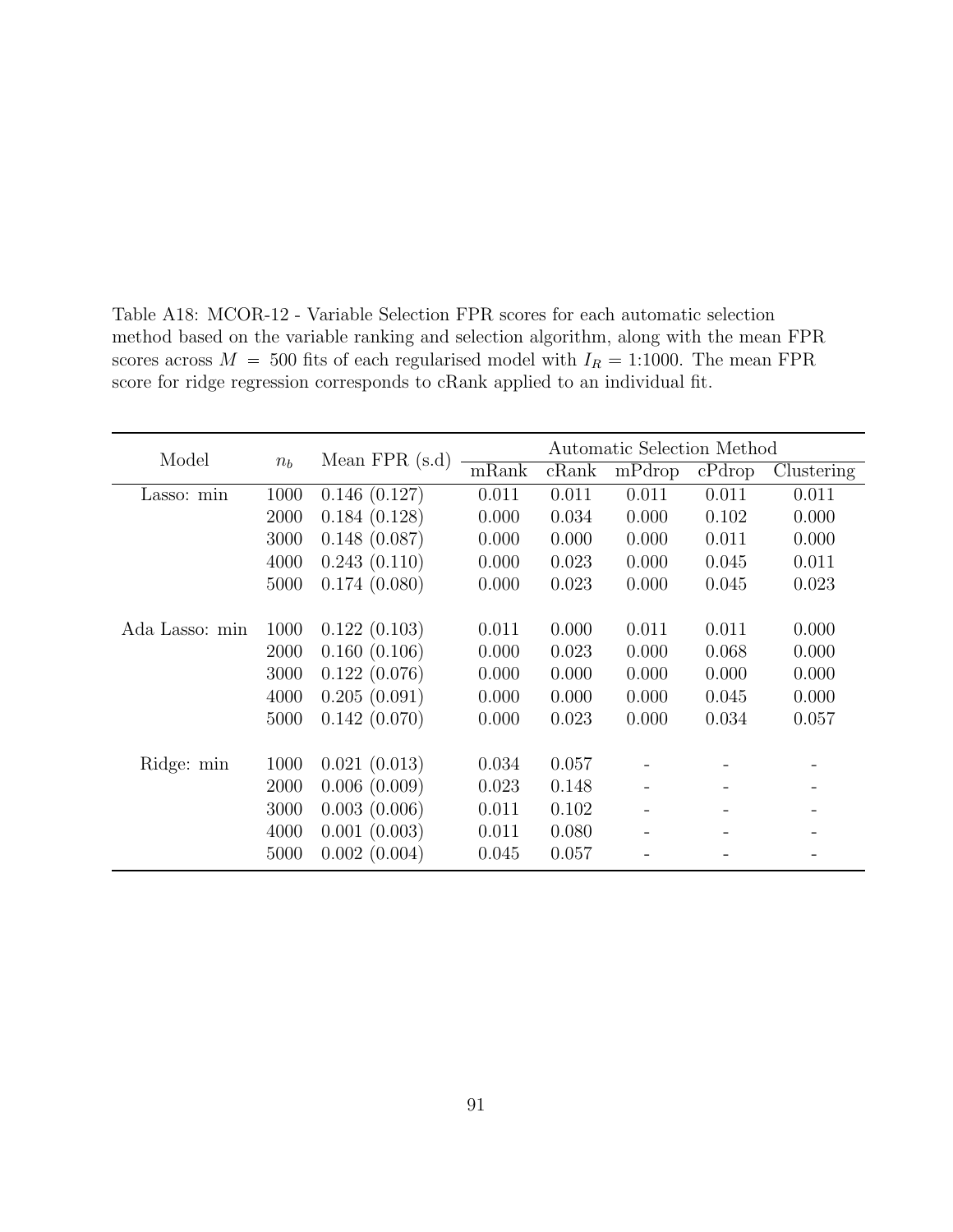Table A18: MCOR-12 - Variable Selection FPR scores for each automatic selection method based on the variable ranking and selection algorithm, along with the mean FPR scores across $M = 500$ fits of each regularised model with $I_R = 1{:}1000$. The mean FPR score for ridge regression corresponds to cRank applied to an individual fit.

| Model | $n_b$ | Mean FPR (s.d) | Automatic Selection Method | | | | |
|---|---|---|---|---|---|---|---|
| | | | mRank | cRank | mPdrop | cPdrop | Clustering |
| Lasso: min | 1000 | 0.146 (0.127) | 0.011 | 0.011 | 0.011 | 0.011 | 0.011 |
| | 2000 | 0.184 (0.128) | 0.000 | 0.034 | 0.000 | 0.102 | 0.000 |
| | 3000 | 0.148 (0.087) | 0.000 | 0.000 | 0.000 | 0.011 | 0.000 |
| | 4000 | 0.243 (0.110) | 0.000 | 0.023 | 0.000 | 0.045 | 0.011 |
| | 5000 | 0.174 (0.080) | 0.000 | 0.023 | 0.000 | 0.045 | 0.023 |
| Ada Lasso: min | 1000 | 0.122 (0.103) | 0.011 | 0.000 | 0.011 | 0.011 | 0.000 |
| | 2000 | 0.160 (0.106) | 0.000 | 0.023 | 0.000 | 0.068 | 0.000 |
| | 3000 | 0.122 (0.076) | 0.000 | 0.000 | 0.000 | 0.000 | 0.000 |
| | 4000 | 0.205 (0.091) | 0.000 | 0.000 | 0.000 | 0.045 | 0.000 |
| | 5000 | 0.142 (0.070) | 0.000 | 0.023 | 0.000 | 0.034 | 0.057 |
| Ridge: min | 1000 | 0.021 (0.013) | 0.034 | 0.057 | - | - | - |
| | 2000 | 0.006 (0.009) | 0.023 | 0.148 | - | - | - |
| | 3000 | 0.003 (0.006) | 0.011 | 0.102 | - | - | - |
| | 4000 | 0.001 (0.003) | 0.011 | 0.080 | - | - | - |
| | 5000 | 0.002 (0.004) | 0.045 | 0.057 | - | - | - |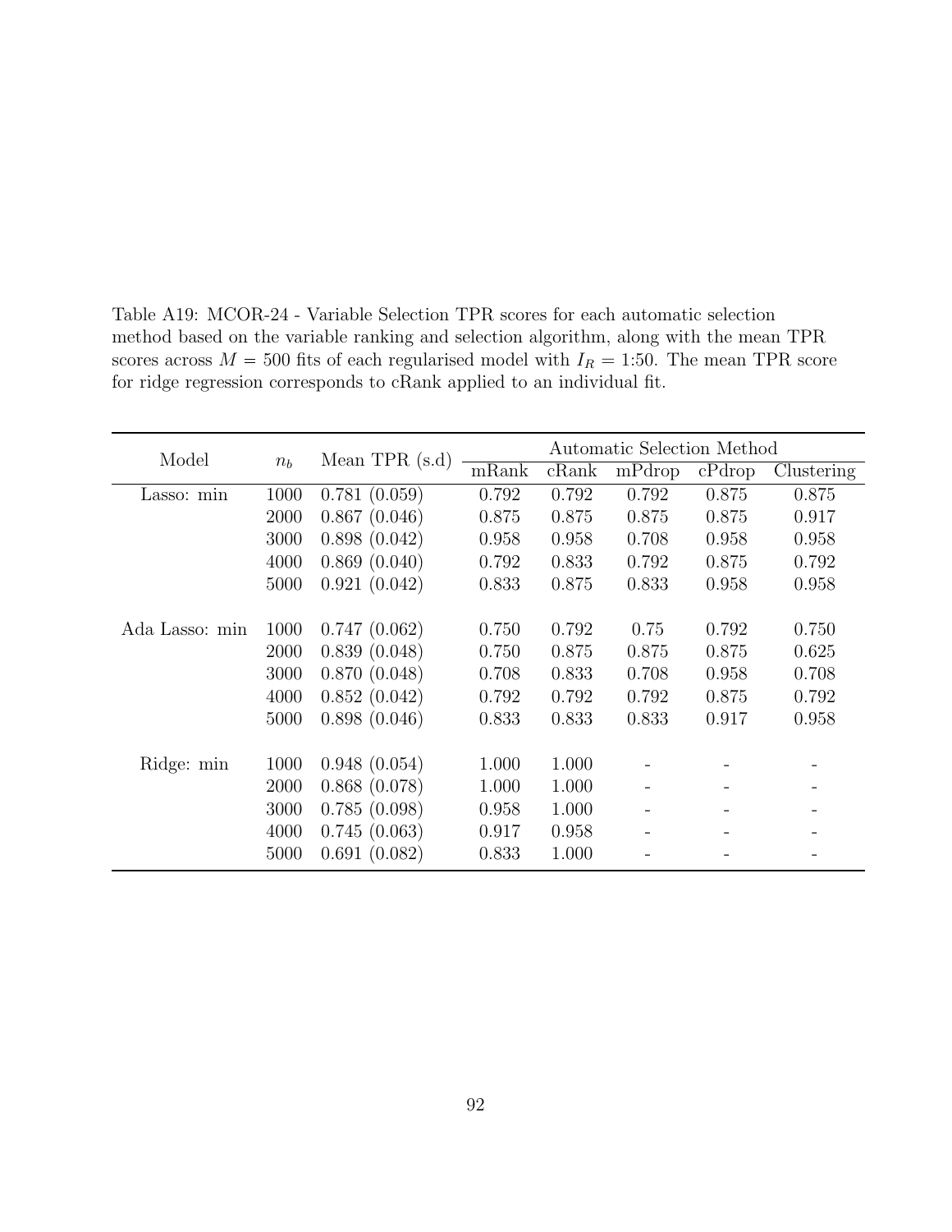Table A19: MCOR-24 - Variable Selection TPR scores for each automatic selection method based on the variable ranking and selection algorithm, along with the mean TPR scores across $M = 500$ fits of each regularised model with $I_R = 1{:}50$. The mean TPR score for ridge regression corresponds to cRank applied to an individual fit.

| Model | $n_b$ | Mean TPR (s.d) | Automatic Selection Method | | | | |
|---|---|---|---|---|---|---|---|
| | | | mRank | cRank | mPdrop | cPdrop | Clustering |
| Lasso: min | 1000 | 0.781 (0.059) | 0.792 | 0.792 | 0.792 | 0.875 | 0.875 |
| | 2000 | 0.867 (0.046) | 0.875 | 0.875 | 0.875 | 0.875 | 0.917 |
| | 3000 | 0.898 (0.042) | 0.958 | 0.958 | 0.708 | 0.958 | 0.958 |
| | 4000 | 0.869 (0.040) | 0.792 | 0.833 | 0.792 | 0.875 | 0.792 |
| | 5000 | 0.921 (0.042) | 0.833 | 0.875 | 0.833 | 0.958 | 0.958 |
| Ada Lasso: min | 1000 | 0.747 (0.062) | 0.750 | 0.792 | 0.75 | 0.792 | 0.750 |
| | 2000 | 0.839 (0.048) | 0.750 | 0.875 | 0.875 | 0.875 | 0.625 |
| | 3000 | 0.870 (0.048) | 0.708 | 0.833 | 0.708 | 0.958 | 0.708 |
| | 4000 | 0.852 (0.042) | 0.792 | 0.792 | 0.792 | 0.875 | 0.792 |
| | 5000 | 0.898 (0.046) | 0.833 | 0.833 | 0.833 | 0.917 | 0.958 |
| Ridge: min | 1000 | 0.948 (0.054) | 1.000 | 1.000 | - | - | - |
| | 2000 | 0.868 (0.078) | 1.000 | 1.000 | - | - | - |
| | 3000 | 0.785 (0.098) | 0.958 | 1.000 | - | - | - |
| | 4000 | 0.745 (0.063) | 0.917 | 0.958 | - | - | - |
| | 5000 | 0.691 (0.082) | 0.833 | 1.000 | - | - | - |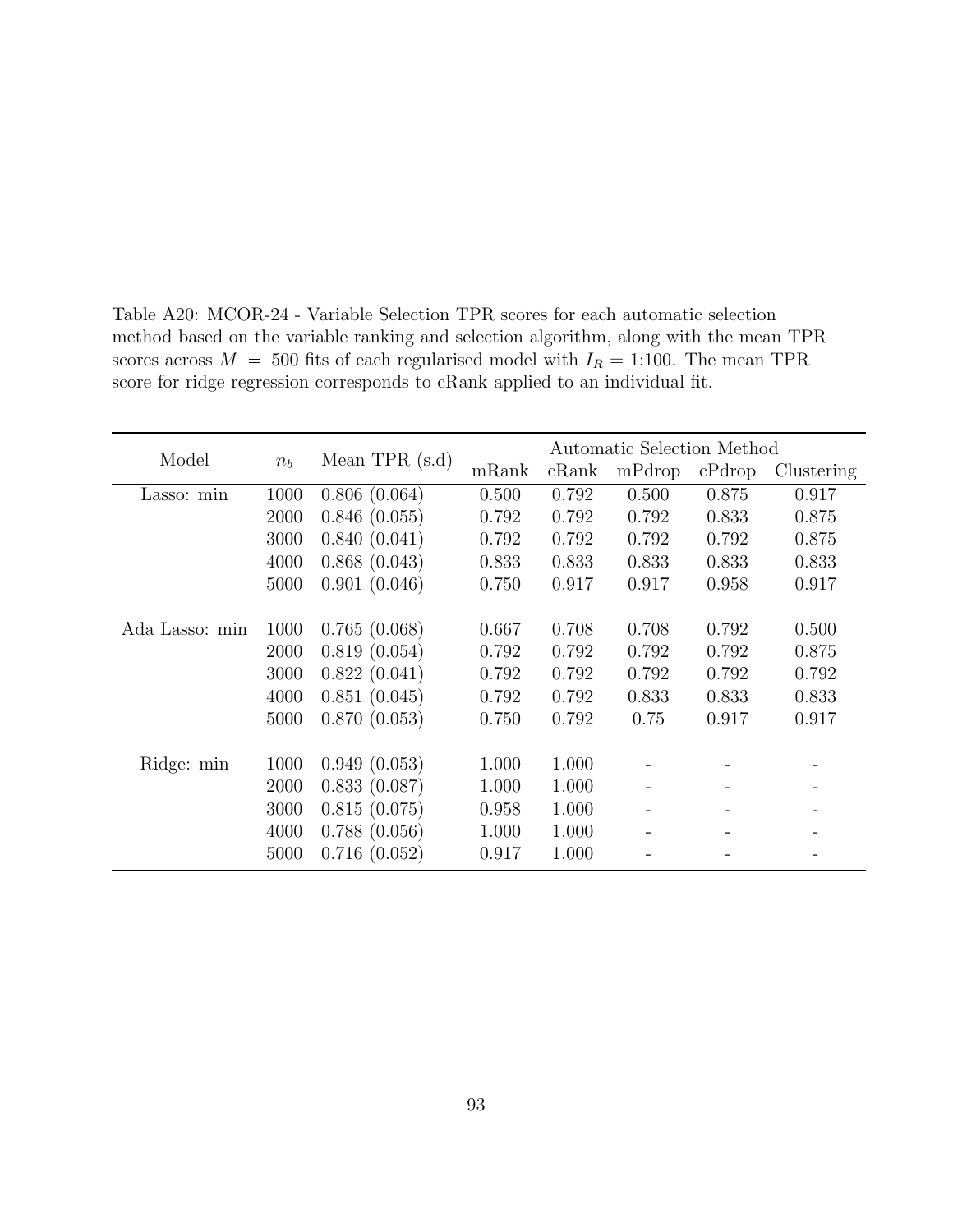Table A20: MCOR-24 - Variable Selection TPR scores for each automatic selection method based on the variable ranking and selection algorithm, along with the mean TPR scores across $M = 500$ fits of each regularised model with $I_R = 1{:}100$. The mean TPR score for ridge regression corresponds to cRank applied to an individual fit.

| Model | $n_b$ | Mean TPR (s.d) | Automatic Selection Method | | | | |
|---|---|---|---|---|---|---|---|
| | | | mRank | cRank | mPdrop | cPdrop | Clustering |
| Lasso: min | 1000 | 0.806 (0.064) | 0.500 | 0.792 | 0.500 | 0.875 | 0.917 |
| | 2000 | 0.846 (0.055) | 0.792 | 0.792 | 0.792 | 0.833 | 0.875 |
| | 3000 | 0.840 (0.041) | 0.792 | 0.792 | 0.792 | 0.792 | 0.875 |
| | 4000 | 0.868 (0.043) | 0.833 | 0.833 | 0.833 | 0.833 | 0.833 |
| | 5000 | 0.901 (0.046) | 0.750 | 0.917 | 0.917 | 0.958 | 0.917 |
| Ada Lasso: min | 1000 | 0.765 (0.068) | 0.667 | 0.708 | 0.708 | 0.792 | 0.500 |
| | 2000 | 0.819 (0.054) | 0.792 | 0.792 | 0.792 | 0.792 | 0.875 |
| | 3000 | 0.822 (0.041) | 0.792 | 0.792 | 0.792 | 0.792 | 0.792 |
| | 4000 | 0.851 (0.045) | 0.792 | 0.792 | 0.833 | 0.833 | 0.833 |
| | 5000 | 0.870 (0.053) | 0.750 | 0.792 | 0.75 | 0.917 | 0.917 |
| Ridge: min | 1000 | 0.949 (0.053) | 1.000 | 1.000 | - | - | - |
| | 2000 | 0.833 (0.087) | 1.000 | 1.000 | - | - | - |
| | 3000 | 0.815 (0.075) | 0.958 | 1.000 | - | - | - |
| | 4000 | 0.788 (0.056) | 1.000 | 1.000 | - | - | - |
| | 5000 | 0.716 (0.052) | 0.917 | 1.000 | - | - | - |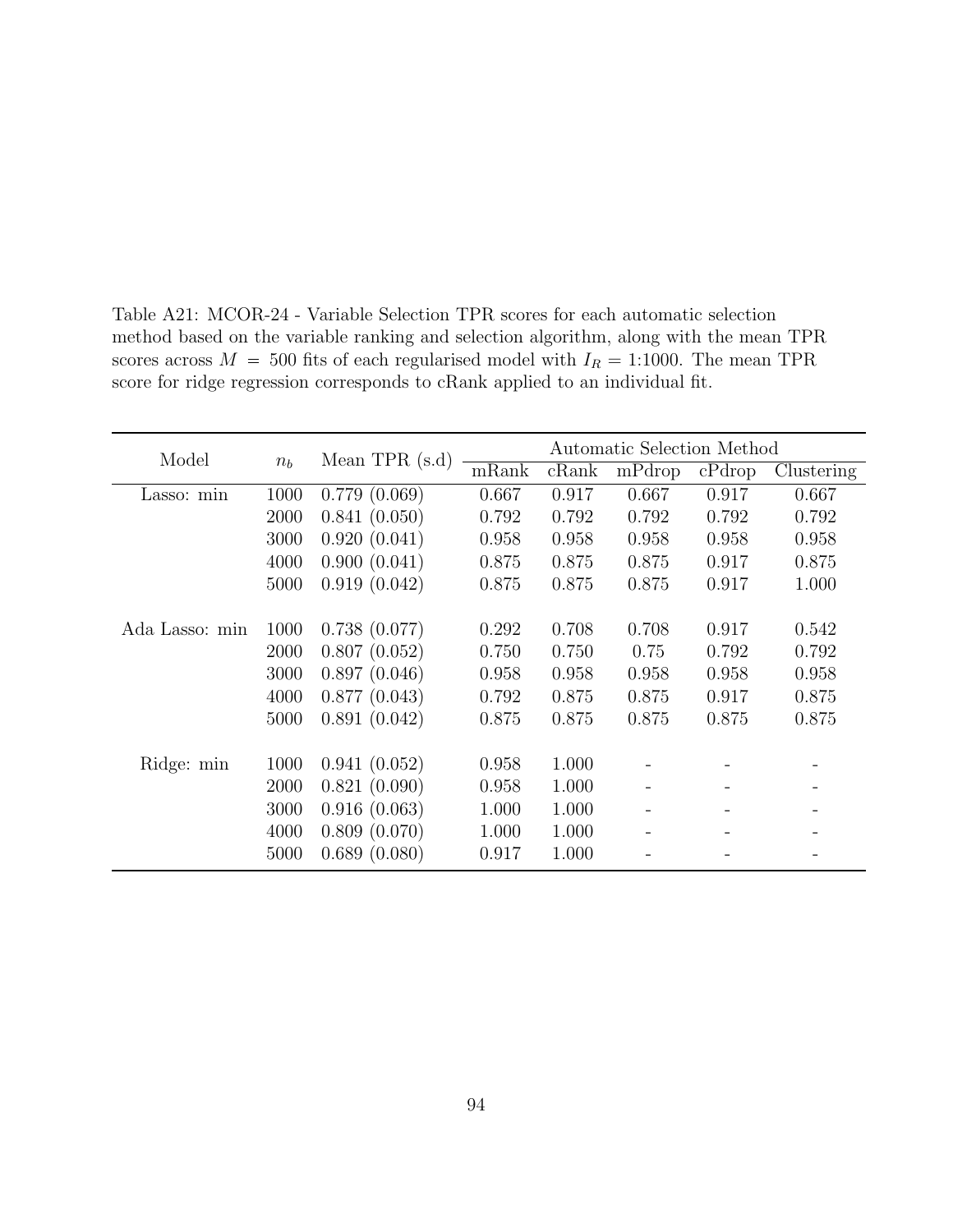Table A21: MCOR-24 - Variable Selection TPR scores for each automatic selection method based on the variable ranking and selection algorithm, along with the mean TPR scores across $M = 500$ fits of each regularised model with $I_R = 1{:}1000$. The mean TPR score for ridge regression corresponds to cRank applied to an individual fit.

| Model | $n_b$ | Mean TPR (s.d) | Automatic Selection Method | | | | |
|---|---|---|---|---|---|---|---|
| | | | mRank | cRank | mPdrop | cPdrop | Clustering |
| Lasso: min | 1000 | 0.779 (0.069) | 0.667 | 0.917 | 0.667 | 0.917 | 0.667 |
| | 2000 | 0.841 (0.050) | 0.792 | 0.792 | 0.792 | 0.792 | 0.792 |
| | 3000 | 0.920 (0.041) | 0.958 | 0.958 | 0.958 | 0.958 | 0.958 |
| | 4000 | 0.900 (0.041) | 0.875 | 0.875 | 0.875 | 0.917 | 0.875 |
| | 5000 | 0.919 (0.042) | 0.875 | 0.875 | 0.875 | 0.917 | 1.000 |
| Ada Lasso: min | 1000 | 0.738 (0.077) | 0.292 | 0.708 | 0.708 | 0.917 | 0.542 |
| | 2000 | 0.807 (0.052) | 0.750 | 0.750 | 0.75 | 0.792 | 0.792 |
| | 3000 | 0.897 (0.046) | 0.958 | 0.958 | 0.958 | 0.958 | 0.958 |
| | 4000 | 0.877 (0.043) | 0.792 | 0.875 | 0.875 | 0.917 | 0.875 |
| | 5000 | 0.891 (0.042) | 0.875 | 0.875 | 0.875 | 0.875 | 0.875 |
| Ridge: min | 1000 | 0.941 (0.052) | 0.958 | 1.000 | - | - | - |
| | 2000 | 0.821 (0.090) | 0.958 | 1.000 | - | - | - |
| | 3000 | 0.916 (0.063) | 1.000 | 1.000 | - | - | - |
| | 4000 | 0.809 (0.070) | 1.000 | 1.000 | - | - | - |
| | 5000 | 0.689 (0.080) | 0.917 | 1.000 | - | - | - |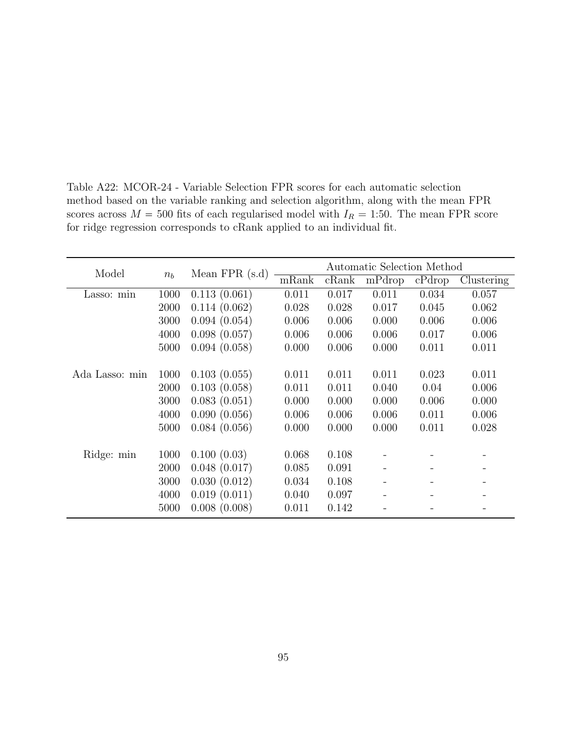Table A22: MCOR-24 - Variable Selection FPR scores for each automatic selection method based on the variable ranking and selection algorithm, along with the mean FPR scores across $M = 500$ fits of each regularised model with $I_R = 1{:}50$. The mean FPR score for ridge regression corresponds to cRank applied to an individual fit.

| Model | $n_b$ | Mean FPR (s.d) | Automatic Selection Method | | | | |
|---|---|---|---|---|---|---|---|
| | | | mRank | cRank | mPdrop | cPdrop | Clustering |
| Lasso: min | 1000 | 0.113 (0.061) | 0.011 | 0.017 | 0.011 | 0.034 | 0.057 |
| | 2000 | 0.114 (0.062) | 0.028 | 0.028 | 0.017 | 0.045 | 0.062 |
| | 3000 | 0.094 (0.054) | 0.006 | 0.006 | 0.000 | 0.006 | 0.006 |
| | 4000 | 0.098 (0.057) | 0.006 | 0.006 | 0.006 | 0.017 | 0.006 |
| | 5000 | 0.094 (0.058) | 0.000 | 0.006 | 0.000 | 0.011 | 0.011 |
| Ada Lasso: min | 1000 | 0.103 (0.055) | 0.011 | 0.011 | 0.011 | 0.023 | 0.011 |
| | 2000 | 0.103 (0.058) | 0.011 | 0.011 | 0.040 | 0.04 | 0.006 |
| | 3000 | 0.083 (0.051) | 0.000 | 0.000 | 0.000 | 0.006 | 0.000 |
| | 4000 | 0.090 (0.056) | 0.006 | 0.006 | 0.006 | 0.011 | 0.006 |
| | 5000 | 0.084 (0.056) | 0.000 | 0.000 | 0.000 | 0.011 | 0.028 |
| Ridge: min | 1000 | 0.100 (0.03) | 0.068 | 0.108 | - | - | - |
| | 2000 | 0.048 (0.017) | 0.085 | 0.091 | - | - | - |
| | 3000 | 0.030 (0.012) | 0.034 | 0.108 | - | - | - |
| | 4000 | 0.019 (0.011) | 0.040 | 0.097 | - | - | - |
| | 5000 | 0.008 (0.008) | 0.011 | 0.142 | - | - | - |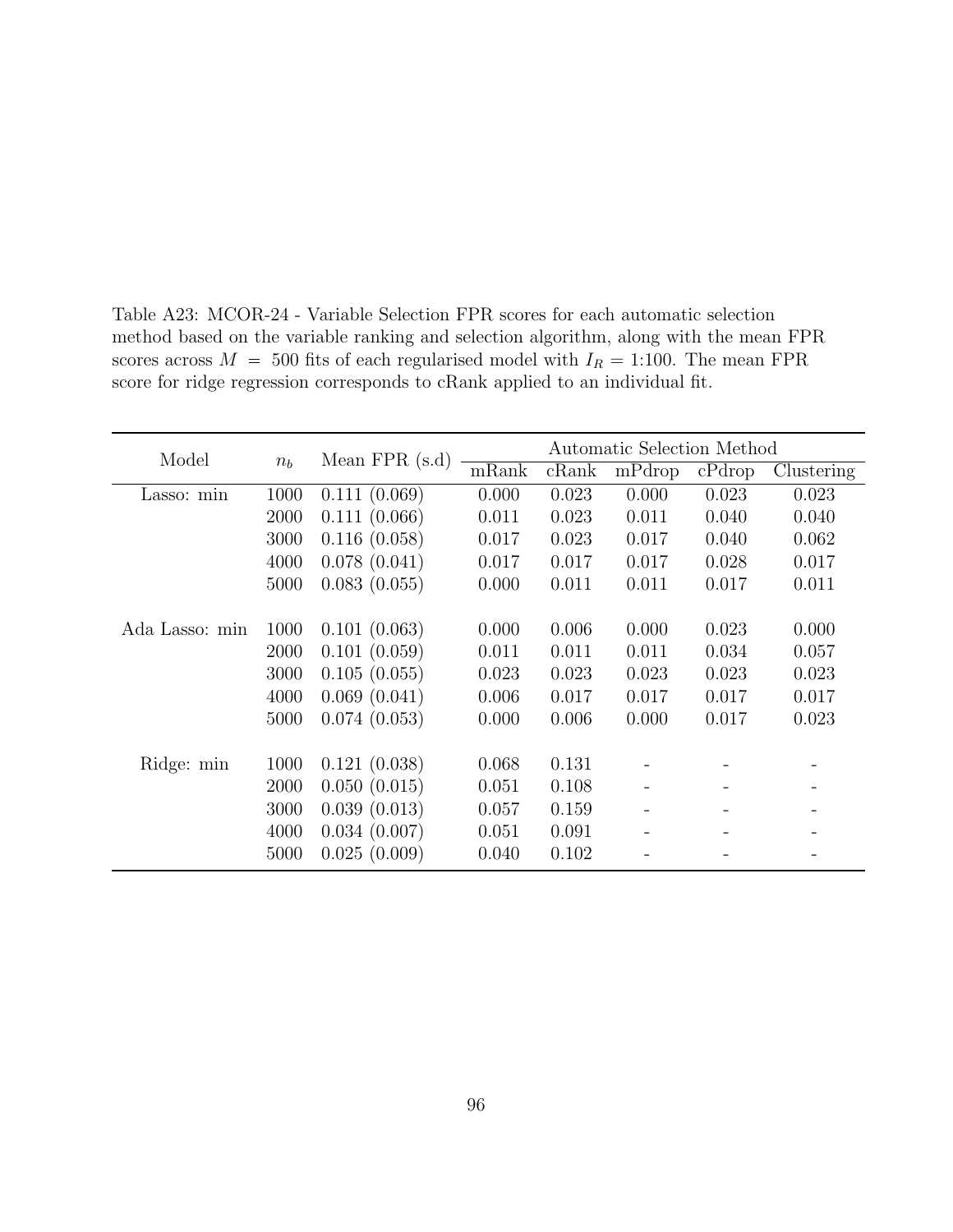Table A23: MCOR-24 - Variable Selection FPR scores for each automatic selection method based on the variable ranking and selection algorithm, along with the mean FPR scores across $M = 500$ fits of each regularised model with $I_R = 1{:}100$. The mean FPR score for ridge regression corresponds to cRank applied to an individual fit.

| Model | $n_b$ | Mean FPR (s.d) | Automatic Selection Method | | | | |
|---|---|---|---|---|---|---|---|
| | | | mRank | cRank | mPdrop | cPdrop | Clustering |
| Lasso: min | 1000 | 0.111 (0.069) | 0.000 | 0.023 | 0.000 | 0.023 | 0.023 |
| | 2000 | 0.111 (0.066) | 0.011 | 0.023 | 0.011 | 0.040 | 0.040 |
| | 3000 | 0.116 (0.058) | 0.017 | 0.023 | 0.017 | 0.040 | 0.062 |
| | 4000 | 0.078 (0.041) | 0.017 | 0.017 | 0.017 | 0.028 | 0.017 |
| | 5000 | 0.083 (0.055) | 0.000 | 0.011 | 0.011 | 0.017 | 0.011 |
| Ada Lasso: min | 1000 | 0.101 (0.063) | 0.000 | 0.006 | 0.000 | 0.023 | 0.000 |
| | 2000 | 0.101 (0.059) | 0.011 | 0.011 | 0.011 | 0.034 | 0.057 |
| | 3000 | 0.105 (0.055) | 0.023 | 0.023 | 0.023 | 0.023 | 0.023 |
| | 4000 | 0.069 (0.041) | 0.006 | 0.017 | 0.017 | 0.017 | 0.017 |
| | 5000 | 0.074 (0.053) | 0.000 | 0.006 | 0.000 | 0.017 | 0.023 |
| Ridge: min | 1000 | 0.121 (0.038) | 0.068 | 0.131 | - | - | - |
| | 2000 | 0.050 (0.015) | 0.051 | 0.108 | - | - | - |
| | 3000 | 0.039 (0.013) | 0.057 | 0.159 | - | - | - |
| | 4000 | 0.034 (0.007) | 0.051 | 0.091 | - | - | - |
| | 5000 | 0.025 (0.009) | 0.040 | 0.102 | - | - | - |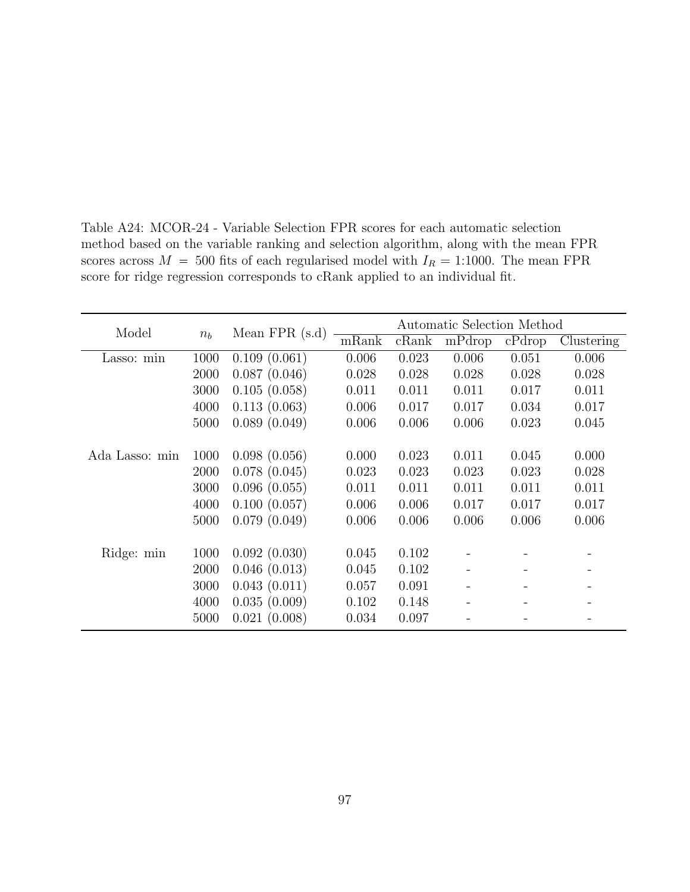Table A24: MCOR-24 - Variable Selection FPR scores for each automatic selection method based on the variable ranking and selection algorithm, along with the mean FPR scores across $M = 500$ fits of each regularised model with $I_R = 1{:}1000$. The mean FPR score for ridge regression corresponds to cRank applied to an individual fit.

| Model | $n_b$ | Mean FPR (s.d) | Automatic Selection Method | | | | |
|---|---|---|---|---|---|---|---|
| | | | mRank | cRank | mPdrop | cPdrop | Clustering |
| Lasso: min | 1000 | 0.109 (0.061) | 0.006 | 0.023 | 0.006 | 0.051 | 0.006 |
| | 2000 | 0.087 (0.046) | 0.028 | 0.028 | 0.028 | 0.028 | 0.028 |
| | 3000 | 0.105 (0.058) | 0.011 | 0.011 | 0.011 | 0.017 | 0.011 |
| | 4000 | 0.113 (0.063) | 0.006 | 0.017 | 0.017 | 0.034 | 0.017 |
| | 5000 | 0.089 (0.049) | 0.006 | 0.006 | 0.006 | 0.023 | 0.045 |
| Ada Lasso: min | 1000 | 0.098 (0.056) | 0.000 | 0.023 | 0.011 | 0.045 | 0.000 |
| | 2000 | 0.078 (0.045) | 0.023 | 0.023 | 0.023 | 0.023 | 0.028 |
| | 3000 | 0.096 (0.055) | 0.011 | 0.011 | 0.011 | 0.011 | 0.011 |
| | 4000 | 0.100 (0.057) | 0.006 | 0.006 | 0.017 | 0.017 | 0.017 |
| | 5000 | 0.079 (0.049) | 0.006 | 0.006 | 0.006 | 0.006 | 0.006 |
| Ridge: min | 1000 | 0.092 (0.030) | 0.045 | 0.102 | - | - | - |
| | 2000 | 0.046 (0.013) | 0.045 | 0.102 | - | - | - |
| | 3000 | 0.043 (0.011) | 0.057 | 0.091 | - | - | - |
| | 4000 | 0.035 (0.009) | 0.102 | 0.148 | - | - | - |
| | 5000 | 0.021 (0.008) | 0.034 | 0.097 | - | - | - |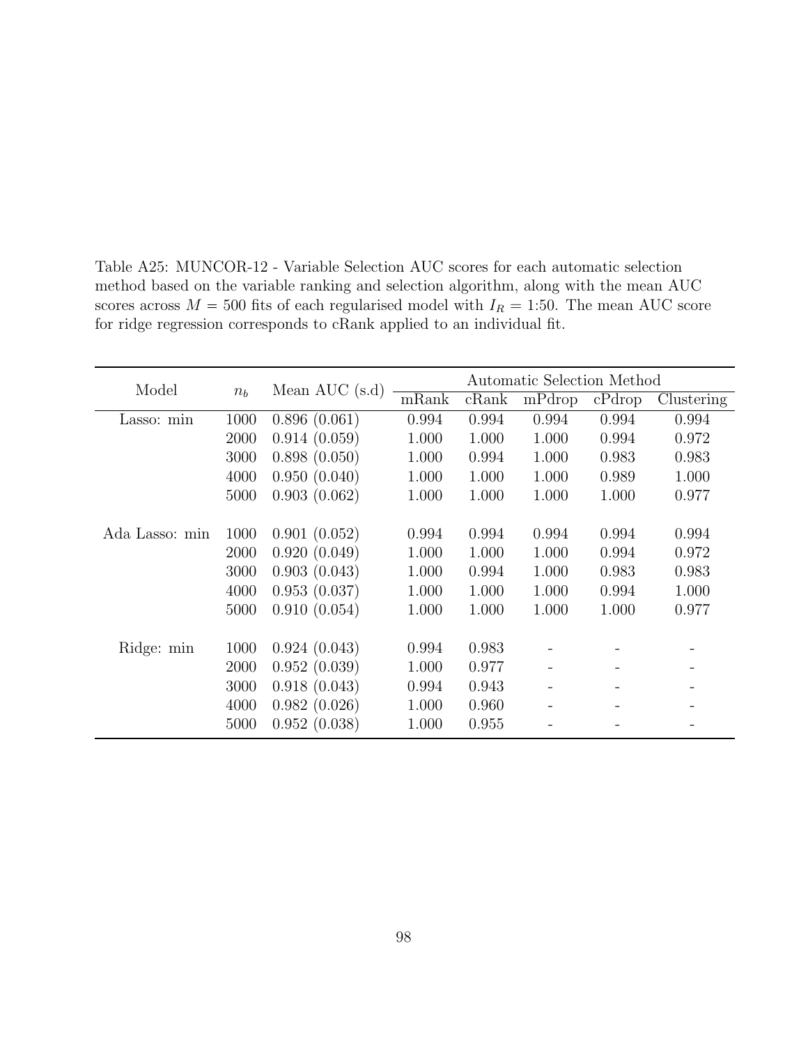Table A25: MUNCOR-12 - Variable Selection AUC scores for each automatic selection method based on the variable ranking and selection algorithm, along with the mean AUC scores across $M = 500$ fits of each regularised model with $I_R = 1{:}50$. The mean AUC score for ridge regression corresponds to cRank applied to an individual fit.

| Model | $n_b$ | Mean AUC (s.d) | Automatic Selection Method | | | | |
|---|---|---|---|---|---|---|---|
| | | | mRank | cRank | mPdrop | cPdrop | Clustering |
| Lasso: min | 1000 | 0.896 (0.061) | 0.994 | 0.994 | 0.994 | 0.994 | 0.994 |
| | 2000 | 0.914 (0.059) | 1.000 | 1.000 | 1.000 | 0.994 | 0.972 |
| | 3000 | 0.898 (0.050) | 1.000 | 0.994 | 1.000 | 0.983 | 0.983 |
| | 4000 | 0.950 (0.040) | 1.000 | 1.000 | 1.000 | 0.989 | 1.000 |
| | 5000 | 0.903 (0.062) | 1.000 | 1.000 | 1.000 | 1.000 | 0.977 |
| Ada Lasso: min | 1000 | 0.901 (0.052) | 0.994 | 0.994 | 0.994 | 0.994 | 0.994 |
| | 2000 | 0.920 (0.049) | 1.000 | 1.000 | 1.000 | 0.994 | 0.972 |
| | 3000 | 0.903 (0.043) | 1.000 | 0.994 | 1.000 | 0.983 | 0.983 |
| | 4000 | 0.953 (0.037) | 1.000 | 1.000 | 1.000 | 0.994 | 1.000 |
| | 5000 | 0.910 (0.054) | 1.000 | 1.000 | 1.000 | 1.000 | 0.977 |
| Ridge: min | 1000 | 0.924 (0.043) | 0.994 | 0.983 | - | - | - |
| | 2000 | 0.952 (0.039) | 1.000 | 0.977 | - | - | - |
| | 3000 | 0.918 (0.043) | 0.994 | 0.943 | - | - | - |
| | 4000 | 0.982 (0.026) | 1.000 | 0.960 | - | - | - |
| | 5000 | 0.952 (0.038) | 1.000 | 0.955 | - | - | - |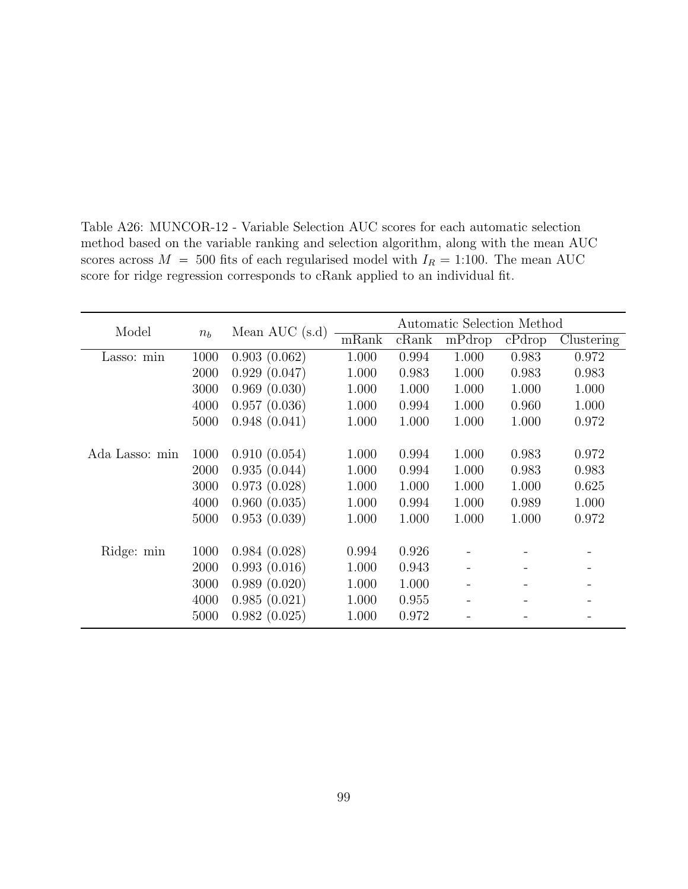Table A26: MUNCOR-12 - Variable Selection AUC scores for each automatic selection method based on the variable ranking and selection algorithm, along with the mean AUC scores across $M = 500$ fits of each regularised model with $I_R = 1{:}100$. The mean AUC score for ridge regression corresponds to cRank applied to an individual fit.

| Model | $n_b$ | Mean AUC (s.d) | Automatic Selection Method | | | | |
|---|---|---|---|---|---|---|---|
| | | | mRank | cRank | mPdrop | cPdrop | Clustering |
| Lasso: min | 1000 | 0.903 (0.062) | 1.000 | 0.994 | 1.000 | 0.983 | 0.972 |
| | 2000 | 0.929 (0.047) | 1.000 | 0.983 | 1.000 | 0.983 | 0.983 |
| | 3000 | 0.969 (0.030) | 1.000 | 1.000 | 1.000 | 1.000 | 1.000 |
| | 4000 | 0.957 (0.036) | 1.000 | 0.994 | 1.000 | 0.960 | 1.000 |
| | 5000 | 0.948 (0.041) | 1.000 | 1.000 | 1.000 | 1.000 | 0.972 |
| Ada Lasso: min | 1000 | 0.910 (0.054) | 1.000 | 0.994 | 1.000 | 0.983 | 0.972 |
| | 2000 | 0.935 (0.044) | 1.000 | 0.994 | 1.000 | 0.983 | 0.983 |
| | 3000 | 0.973 (0.028) | 1.000 | 1.000 | 1.000 | 1.000 | 0.625 |
| | 4000 | 0.960 (0.035) | 1.000 | 0.994 | 1.000 | 0.989 | 1.000 |
| | 5000 | 0.953 (0.039) | 1.000 | 1.000 | 1.000 | 1.000 | 0.972 |
| Ridge: min | 1000 | 0.984 (0.028) | 0.994 | 0.926 | - | - | - |
| | 2000 | 0.993 (0.016) | 1.000 | 0.943 | - | - | - |
| | 3000 | 0.989 (0.020) | 1.000 | 1.000 | - | - | - |
| | 4000 | 0.985 (0.021) | 1.000 | 0.955 | - | - | - |
| | 5000 | 0.982 (0.025) | 1.000 | 0.972 | - | - | - |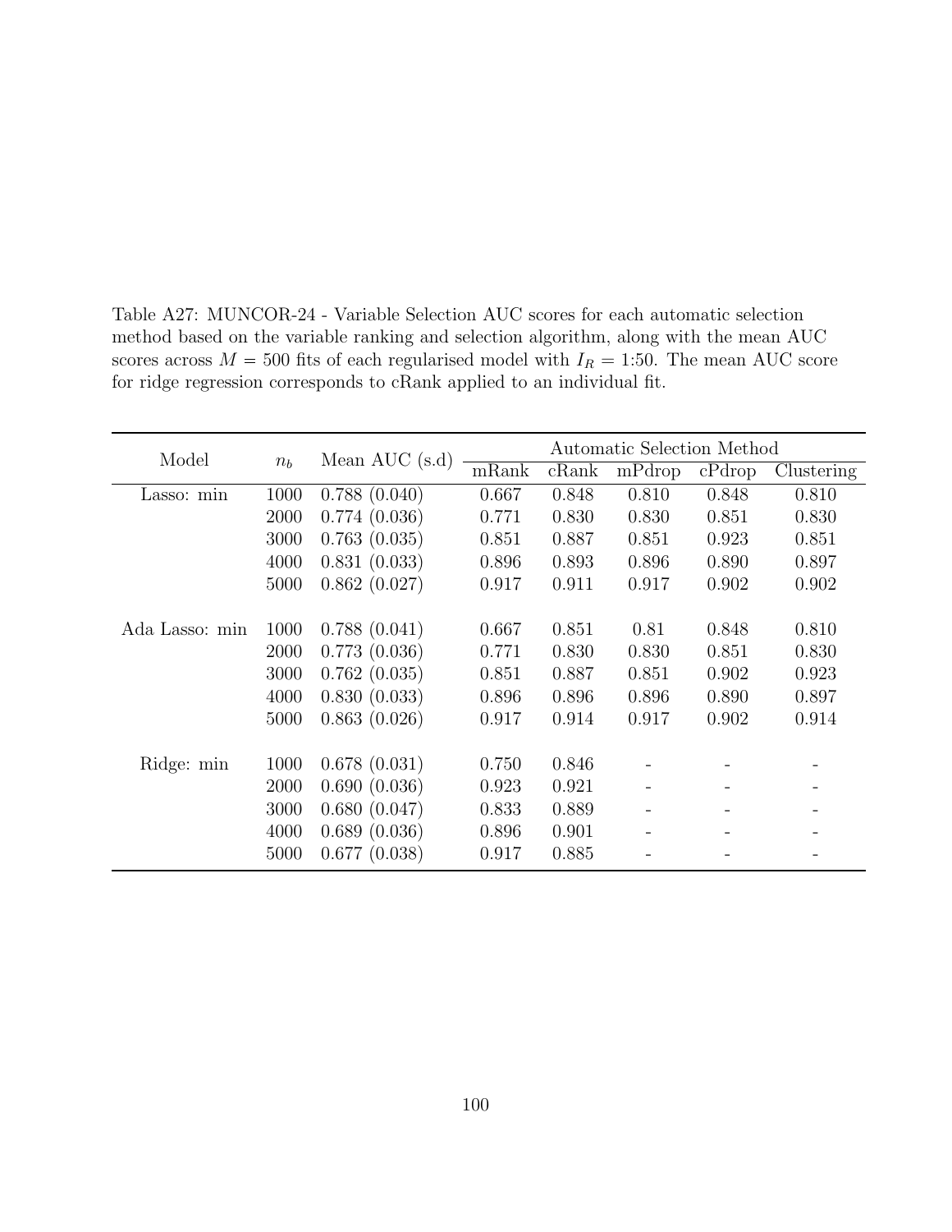Table A27: MUNCOR-24 - Variable Selection AUC scores for each automatic selection method based on the variable ranking and selection algorithm, along with the mean AUC scores across $M = 500$ fits of each regularised model with $I_R = 1{:}50$. The mean AUC score for ridge regression corresponds to cRank applied to an individual fit.

| Model | $n_b$ | Mean AUC (s.d) | Automatic Selection Method | | | | |
|---|---|---|---|---|---|---|---|
| | | | mRank | cRank | mPdrop | cPdrop | Clustering |
| Lasso: min | 1000 | 0.788 (0.040) | 0.667 | 0.848 | 0.810 | 0.848 | 0.810 |
| | 2000 | 0.774 (0.036) | 0.771 | 0.830 | 0.830 | 0.851 | 0.830 |
| | 3000 | 0.763 (0.035) | 0.851 | 0.887 | 0.851 | 0.923 | 0.851 |
| | 4000 | 0.831 (0.033) | 0.896 | 0.893 | 0.896 | 0.890 | 0.897 |
| | 5000 | 0.862 (0.027) | 0.917 | 0.911 | 0.917 | 0.902 | 0.902 |
| Ada Lasso: min | 1000 | 0.788 (0.041) | 0.667 | 0.851 | 0.81 | 0.848 | 0.810 |
| | 2000 | 0.773 (0.036) | 0.771 | 0.830 | 0.830 | 0.851 | 0.830 |
| | 3000 | 0.762 (0.035) | 0.851 | 0.887 | 0.851 | 0.902 | 0.923 |
| | 4000 | 0.830 (0.033) | 0.896 | 0.896 | 0.896 | 0.890 | 0.897 |
| | 5000 | 0.863 (0.026) | 0.917 | 0.914 | 0.917 | 0.902 | 0.914 |
| Ridge: min | 1000 | 0.678 (0.031) | 0.750 | 0.846 | - | - | - |
| | 2000 | 0.690 (0.036) | 0.923 | 0.921 | - | - | - |
| | 3000 | 0.680 (0.047) | 0.833 | 0.889 | - | - | - |
| | 4000 | 0.689 (0.036) | 0.896 | 0.901 | - | - | - |
| | 5000 | 0.677 (0.038) | 0.917 | 0.885 | - | - | - |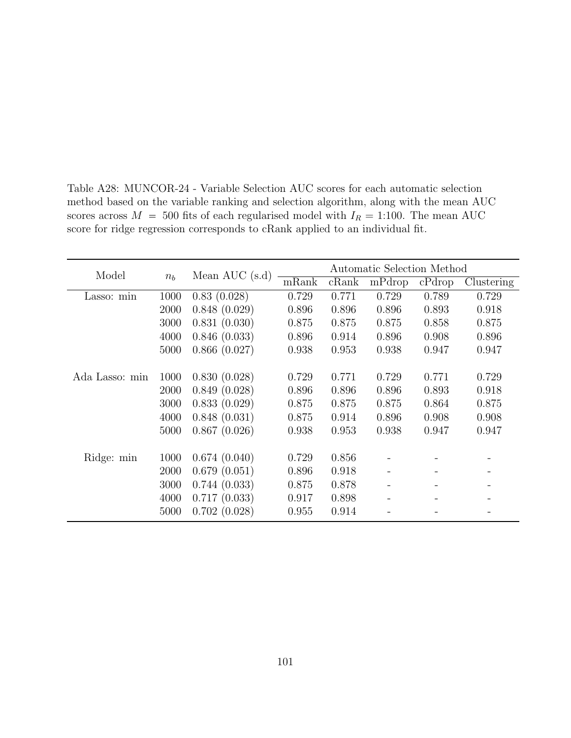Table A28: MUNCOR-24 - Variable Selection AUC scores for each automatic selection method based on the variable ranking and selection algorithm, along with the mean AUC scores across $M = 500$ fits of each regularised model with $I_R = 1{:}100$. The mean AUC score for ridge regression corresponds to cRank applied to an individual fit.

| Model | $n_b$ | Mean AUC (s.d) | Automatic Selection Method | | | | |
|---|---|---|---|---|---|---|---|
| | | | mRank | cRank | mPdrop | cPdrop | Clustering |
| Lasso: min | 1000 | 0.83 (0.028) | 0.729 | 0.771 | 0.729 | 0.789 | 0.729 |
| | 2000 | 0.848 (0.029) | 0.896 | 0.896 | 0.896 | 0.893 | 0.918 |
| | 3000 | 0.831 (0.030) | 0.875 | 0.875 | 0.875 | 0.858 | 0.875 |
| | 4000 | 0.846 (0.033) | 0.896 | 0.914 | 0.896 | 0.908 | 0.896 |
| | 5000 | 0.866 (0.027) | 0.938 | 0.953 | 0.938 | 0.947 | 0.947 |
| Ada Lasso: min | 1000 | 0.830 (0.028) | 0.729 | 0.771 | 0.729 | 0.771 | 0.729 |
| | 2000 | 0.849 (0.028) | 0.896 | 0.896 | 0.896 | 0.893 | 0.918 |
| | 3000 | 0.833 (0.029) | 0.875 | 0.875 | 0.875 | 0.864 | 0.875 |
| | 4000 | 0.848 (0.031) | 0.875 | 0.914 | 0.896 | 0.908 | 0.908 |
| | 5000 | 0.867 (0.026) | 0.938 | 0.953 | 0.938 | 0.947 | 0.947 |
| Ridge: min | 1000 | 0.674 (0.040) | 0.729 | 0.856 | - | - | - |
| | 2000 | 0.679 (0.051) | 0.896 | 0.918 | - | - | - |
| | 3000 | 0.744 (0.033) | 0.875 | 0.878 | - | - | - |
| | 4000 | 0.717 (0.033) | 0.917 | 0.898 | - | - | - |
| | 5000 | 0.702 (0.028) | 0.955 | 0.914 | - | - | - |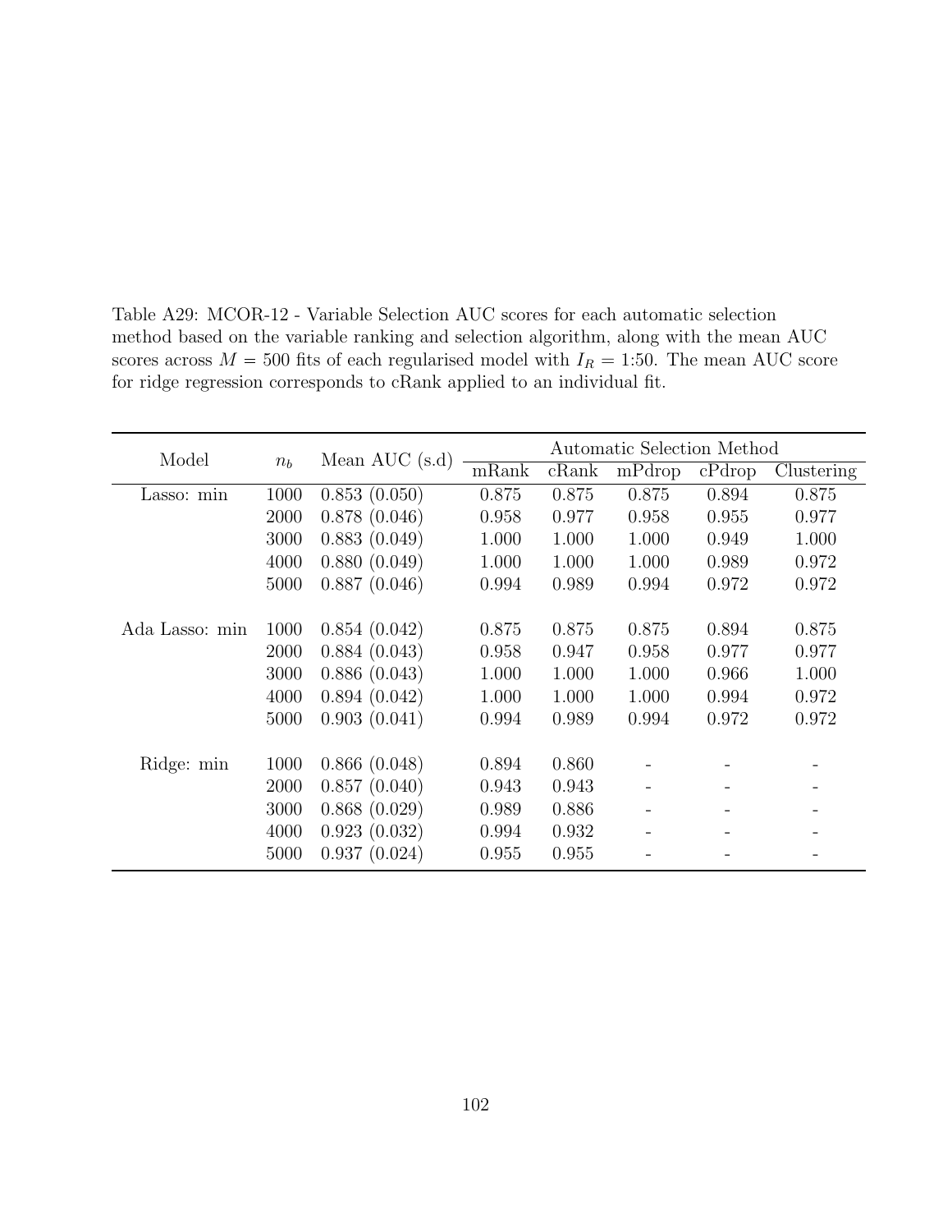Table A29: MCOR-12 - Variable Selection AUC scores for each automatic selection method based on the variable ranking and selection algorithm, along with the mean AUC scores across $M = 500$ fits of each regularised model with $I_R = 1{:}50$. The mean AUC score for ridge regression corresponds to cRank applied to an individual fit.

| Model | $n_b$ | Mean AUC (s.d) | Automatic Selection Method | | | | |
|---|---|---|---|---|---|---|---|
| | | | mRank | cRank | mPdrop | cPdrop | Clustering |
| Lasso: min | 1000 | 0.853 (0.050) | 0.875 | 0.875 | 0.875 | 0.894 | 0.875 |
| | 2000 | 0.878 (0.046) | 0.958 | 0.977 | 0.958 | 0.955 | 0.977 |
| | 3000 | 0.883 (0.049) | 1.000 | 1.000 | 1.000 | 0.949 | 1.000 |
| | 4000 | 0.880 (0.049) | 1.000 | 1.000 | 1.000 | 0.989 | 0.972 |
| | 5000 | 0.887 (0.046) | 0.994 | 0.989 | 0.994 | 0.972 | 0.972 |
| Ada Lasso: min | 1000 | 0.854 (0.042) | 0.875 | 0.875 | 0.875 | 0.894 | 0.875 |
| | 2000 | 0.884 (0.043) | 0.958 | 0.947 | 0.958 | 0.977 | 0.977 |
| | 3000 | 0.886 (0.043) | 1.000 | 1.000 | 1.000 | 0.966 | 1.000 |
| | 4000 | 0.894 (0.042) | 1.000 | 1.000 | 1.000 | 0.994 | 0.972 |
| | 5000 | 0.903 (0.041) | 0.994 | 0.989 | 0.994 | 0.972 | 0.972 |
| Ridge: min | 1000 | 0.866 (0.048) | 0.894 | 0.860 | - | - | - |
| | 2000 | 0.857 (0.040) | 0.943 | 0.943 | - | - | - |
| | 3000 | 0.868 (0.029) | 0.989 | 0.886 | - | - | - |
| | 4000 | 0.923 (0.032) | 0.994 | 0.932 | - | - | - |
| | 5000 | 0.937 (0.024) | 0.955 | 0.955 | - | - | - |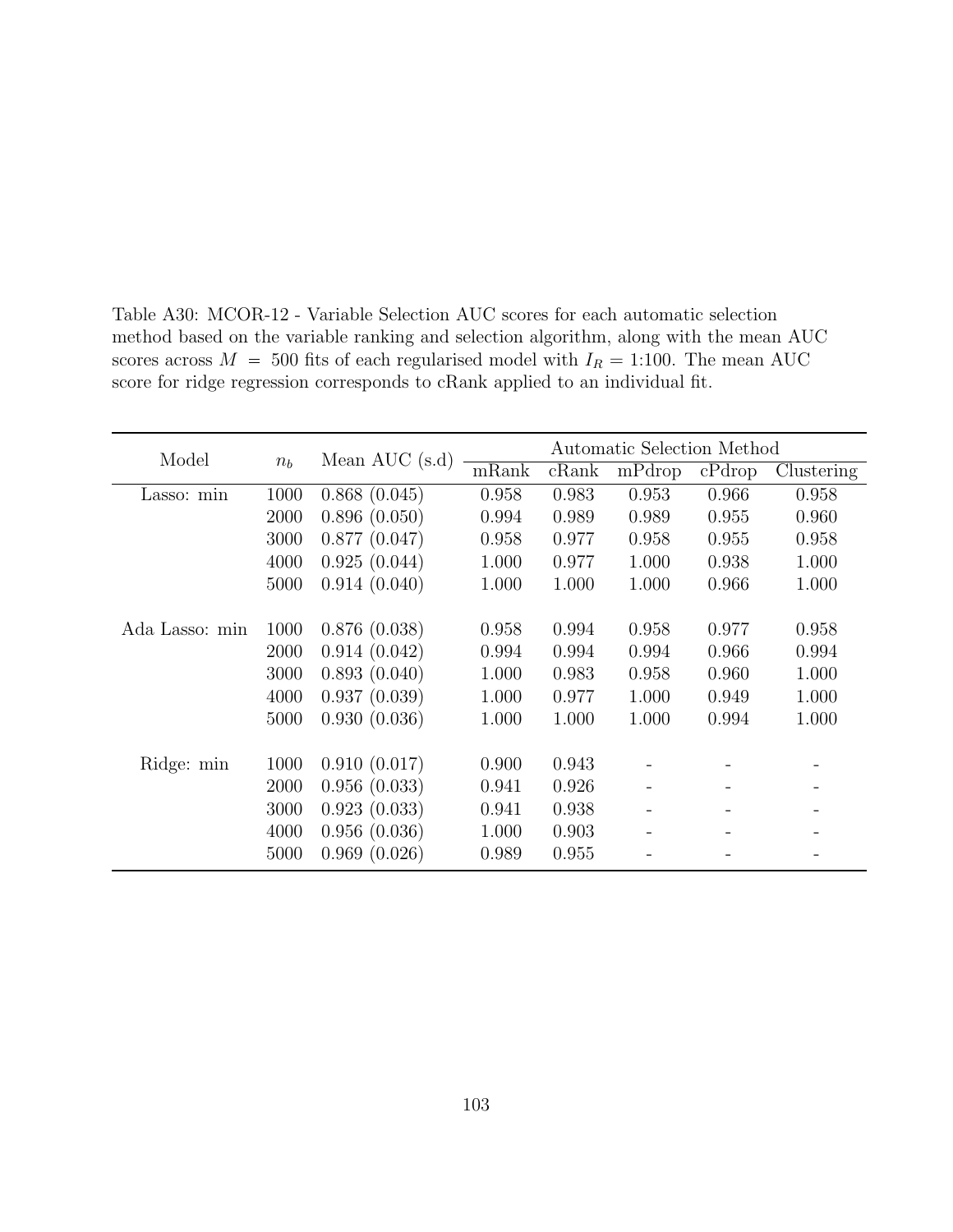Table A30: MCOR-12 - Variable Selection AUC scores for each automatic selection method based on the variable ranking and selection algorithm, along with the mean AUC scores across $M = 500$ fits of each regularised model with $I_R = 1{:}100$. The mean AUC score for ridge regression corresponds to cRank applied to an individual fit.

| Model | $n_b$ | Mean AUC (s.d) | Automatic Selection Method | | | | |
|---|---|---|---|---|---|---|---|
| | | | mRank | cRank | mPdrop | cPdrop | Clustering |
| Lasso: min | 1000 | 0.868 (0.045) | 0.958 | 0.983 | 0.953 | 0.966 | 0.958 |
| | 2000 | 0.896 (0.050) | 0.994 | 0.989 | 0.989 | 0.955 | 0.960 |
| | 3000 | 0.877 (0.047) | 0.958 | 0.977 | 0.958 | 0.955 | 0.958 |
| | 4000 | 0.925 (0.044) | 1.000 | 0.977 | 1.000 | 0.938 | 1.000 |
| | 5000 | 0.914 (0.040) | 1.000 | 1.000 | 1.000 | 0.966 | 1.000 |
| Ada Lasso: min | 1000 | 0.876 (0.038) | 0.958 | 0.994 | 0.958 | 0.977 | 0.958 |
| | 2000 | 0.914 (0.042) | 0.994 | 0.994 | 0.994 | 0.966 | 0.994 |
| | 3000 | 0.893 (0.040) | 1.000 | 0.983 | 0.958 | 0.960 | 1.000 |
| | 4000 | 0.937 (0.039) | 1.000 | 0.977 | 1.000 | 0.949 | 1.000 |
| | 5000 | 0.930 (0.036) | 1.000 | 1.000 | 1.000 | 0.994 | 1.000 |
| Ridge: min | 1000 | 0.910 (0.017) | 0.900 | 0.943 | - | - | - |
| | 2000 | 0.956 (0.033) | 0.941 | 0.926 | - | - | - |
| | 3000 | 0.923 (0.033) | 0.941 | 0.938 | - | - | - |
| | 4000 | 0.956 (0.036) | 1.000 | 0.903 | - | - | - |
| | 5000 | 0.969 (0.026) | 0.989 | 0.955 | - | - | - |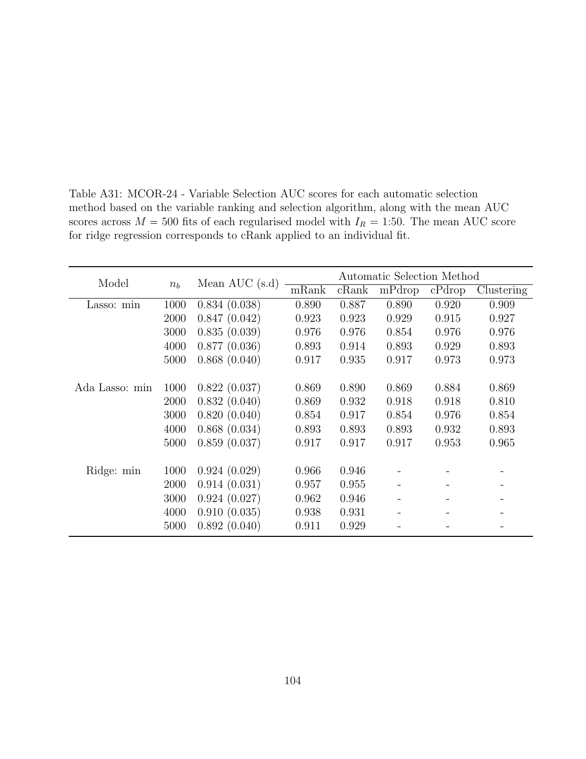Table A31: MCOR-24 - Variable Selection AUC scores for each automatic selection method based on the variable ranking and selection algorithm, along with the mean AUC scores across $M = 500$ fits of each regularised model with $I_R = 1{:}50$. The mean AUC score for ridge regression corresponds to cRank applied to an individual fit.

| Model | $n_b$ | Mean AUC (s.d) | Automatic Selection Method | | | | |
|---|---|---|---|---|---|---|---|
| | | | mRank | cRank | mPdrop | cPdrop | Clustering |
| Lasso: min | 1000 | 0.834 (0.038) | 0.890 | 0.887 | 0.890 | 0.920 | 0.909 |
| | 2000 | 0.847 (0.042) | 0.923 | 0.923 | 0.929 | 0.915 | 0.927 |
| | 3000 | 0.835 (0.039) | 0.976 | 0.976 | 0.854 | 0.976 | 0.976 |
| | 4000 | 0.877 (0.036) | 0.893 | 0.914 | 0.893 | 0.929 | 0.893 |
| | 5000 | 0.868 (0.040) | 0.917 | 0.935 | 0.917 | 0.973 | 0.973 |
| Ada Lasso: min | 1000 | 0.822 (0.037) | 0.869 | 0.890 | 0.869 | 0.884 | 0.869 |
| | 2000 | 0.832 (0.040) | 0.869 | 0.932 | 0.918 | 0.918 | 0.810 |
| | 3000 | 0.820 (0.040) | 0.854 | 0.917 | 0.854 | 0.976 | 0.854 |
| | 4000 | 0.868 (0.034) | 0.893 | 0.893 | 0.893 | 0.932 | 0.893 |
| | 5000 | 0.859 (0.037) | 0.917 | 0.917 | 0.917 | 0.953 | 0.965 |
| Ridge: min | 1000 | 0.924 (0.029) | 0.966 | 0.946 | - | - | - |
| | 2000 | 0.914 (0.031) | 0.957 | 0.955 | - | - | - |
| | 3000 | 0.924 (0.027) | 0.962 | 0.946 | - | - | - |
| | 4000 | 0.910 (0.035) | 0.938 | 0.931 | - | - | - |
| | 5000 | 0.892 (0.040) | 0.911 | 0.929 | - | - | - |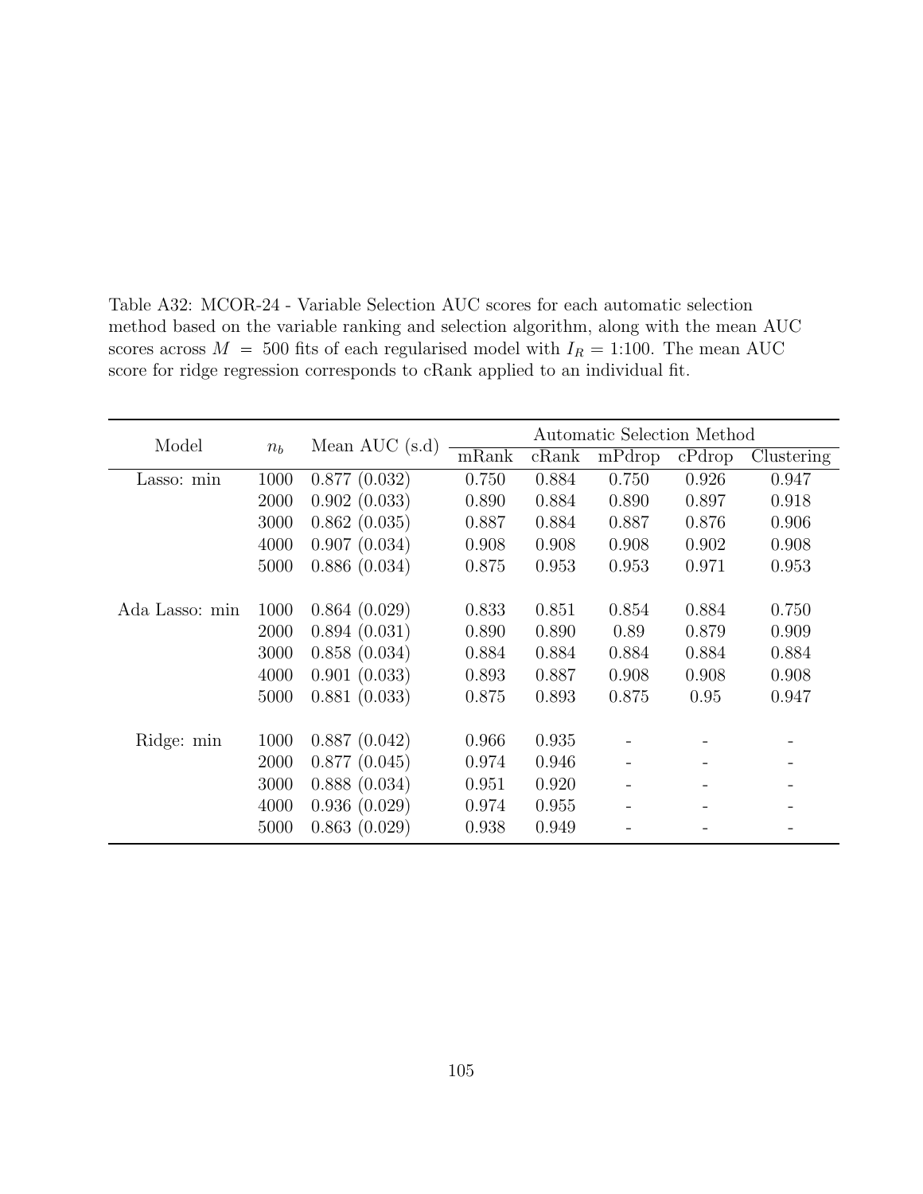Table A32: MCOR-24 - Variable Selection AUC scores for each automatic selection method based on the variable ranking and selection algorithm, along with the mean AUC scores across $M = 500$ fits of each regularised model with $I_R = 1{:}100$. The mean AUC score for ridge regression corresponds to cRank applied to an individual fit.

| Model | $n_b$ | Mean AUC (s.d) | Automatic Selection Method | | | | |
|---|---|---|---|---|---|---|---|
| | | | mRank | cRank | mPdrop | cPdrop | Clustering |
| Lasso: min | 1000 | 0.877 (0.032) | 0.750 | 0.884 | 0.750 | 0.926 | 0.947 |
| | 2000 | 0.902 (0.033) | 0.890 | 0.884 | 0.890 | 0.897 | 0.918 |
| | 3000 | 0.862 (0.035) | 0.887 | 0.884 | 0.887 | 0.876 | 0.906 |
| | 4000 | 0.907 (0.034) | 0.908 | 0.908 | 0.908 | 0.902 | 0.908 |
| | 5000 | 0.886 (0.034) | 0.875 | 0.953 | 0.953 | 0.971 | 0.953 |
| Ada Lasso: min | 1000 | 0.864 (0.029) | 0.833 | 0.851 | 0.854 | 0.884 | 0.750 |
| | 2000 | 0.894 (0.031) | 0.890 | 0.890 | 0.89 | 0.879 | 0.909 |
| | 3000 | 0.858 (0.034) | 0.884 | 0.884 | 0.884 | 0.884 | 0.884 |
| | 4000 | 0.901 (0.033) | 0.893 | 0.887 | 0.908 | 0.908 | 0.908 |
| | 5000 | 0.881 (0.033) | 0.875 | 0.893 | 0.875 | 0.95 | 0.947 |
| Ridge: min | 1000 | 0.887 (0.042) | 0.966 | 0.935 | - | - | - |
| | 2000 | 0.877 (0.045) | 0.974 | 0.946 | - | - | - |
| | 3000 | 0.888 (0.034) | 0.951 | 0.920 | - | - | - |
| | 4000 | 0.936 (0.029) | 0.974 | 0.955 | - | - | - |
| | 5000 | 0.863 (0.029) | 0.938 | 0.949 | - | - | - |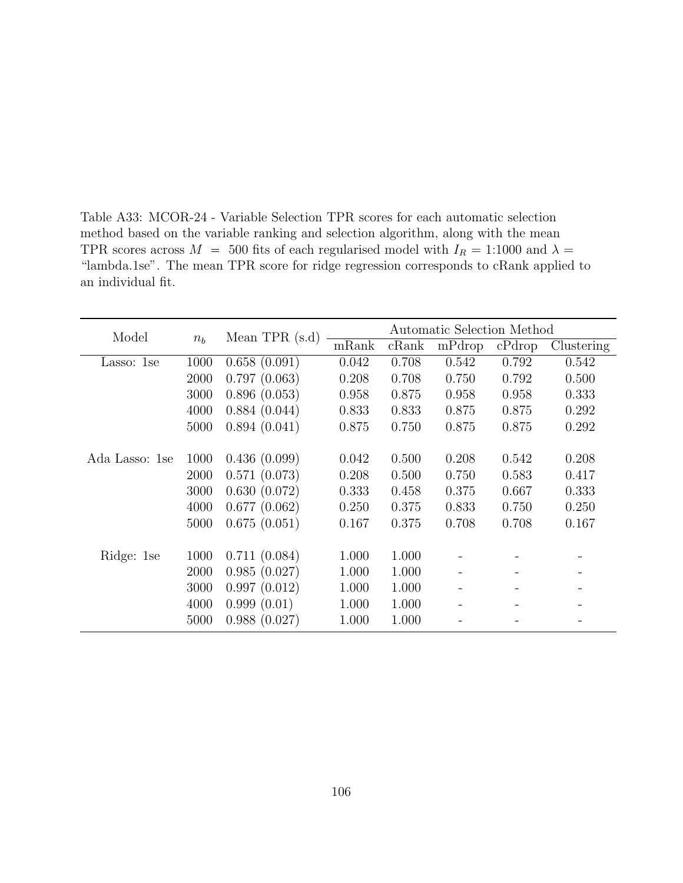Table A33: MCOR-24 - Variable Selection TPR scores for each automatic selection method based on the variable ranking and selection algorithm, along with the mean TPR scores across $M = 500$ fits of each regularised model with $I_R = 1{:}1000$ and $\lambda =$ "lambda.1se". The mean TPR score for ridge regression corresponds to cRank applied to an individual fit.

| Model | $n_b$ | Mean TPR (s.d) | Automatic Selection Method | | | | |
|---|---|---|---|---|---|---|---|
| | | | mRank | cRank | mPdrop | cPdrop | Clustering |
| Lasso: 1se | 1000 | 0.658 (0.091) | 0.042 | 0.708 | 0.542 | 0.792 | 0.542 |
| | 2000 | 0.797 (0.063) | 0.208 | 0.708 | 0.750 | 0.792 | 0.500 |
| | 3000 | 0.896 (0.053) | 0.958 | 0.875 | 0.958 | 0.958 | 0.333 |
| | 4000 | 0.884 (0.044) | 0.833 | 0.833 | 0.875 | 0.875 | 0.292 |
| | 5000 | 0.894 (0.041) | 0.875 | 0.750 | 0.875 | 0.875 | 0.292 |
| Ada Lasso: 1se | 1000 | 0.436 (0.099) | 0.042 | 0.500 | 0.208 | 0.542 | 0.208 |
| | 2000 | 0.571 (0.073) | 0.208 | 0.500 | 0.750 | 0.583 | 0.417 |
| | 3000 | 0.630 (0.072) | 0.333 | 0.458 | 0.375 | 0.667 | 0.333 |
| | 4000 | 0.677 (0.062) | 0.250 | 0.375 | 0.833 | 0.750 | 0.250 |
| | 5000 | 0.675 (0.051) | 0.167 | 0.375 | 0.708 | 0.708 | 0.167 |
| Ridge: 1se | 1000 | 0.711 (0.084) | 1.000 | 1.000 | - | - | - |
| | 2000 | 0.985 (0.027) | 1.000 | 1.000 | - | - | - |
| | 3000 | 0.997 (0.012) | 1.000 | 1.000 | - | - | - |
| | 4000 | 0.999 (0.01) | 1.000 | 1.000 | - | - | - |
| | 5000 | 0.988 (0.027) | 1.000 | 1.000 | - | - | - |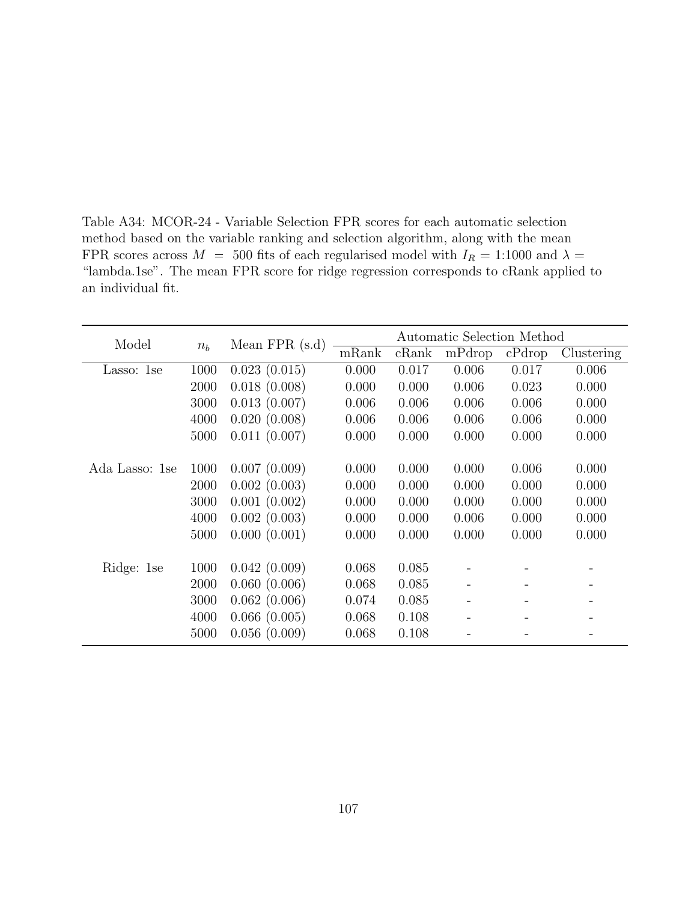Table A34: MCOR-24 - Variable Selection FPR scores for each automatic selection method based on the variable ranking and selection algorithm, along with the mean FPR scores across $M = 500$ fits of each regularised model with $I_R = 1{:}1000$ and $\lambda =$ "lambda.1se". The mean FPR score for ridge regression corresponds to cRank applied to an individual fit.

| Model | $n_b$ | Mean FPR (s.d) | Automatic Selection Method | | | | |
|---|---|---|---|---|---|---|---|
| | | | mRank | cRank | mPdrop | cPdrop | Clustering |
| Lasso: 1se | 1000 | 0.023 (0.015) | 0.000 | 0.017 | 0.006 | 0.017 | 0.006 |
| | 2000 | 0.018 (0.008) | 0.000 | 0.000 | 0.006 | 0.023 | 0.000 |
| | 3000 | 0.013 (0.007) | 0.006 | 0.006 | 0.006 | 0.006 | 0.000 |
| | 4000 | 0.020 (0.008) | 0.006 | 0.006 | 0.006 | 0.006 | 0.000 |
| | 5000 | 0.011 (0.007) | 0.000 | 0.000 | 0.000 | 0.000 | 0.000 |
| Ada Lasso: 1se | 1000 | 0.007 (0.009) | 0.000 | 0.000 | 0.000 | 0.006 | 0.000 |
| | 2000 | 0.002 (0.003) | 0.000 | 0.000 | 0.000 | 0.000 | 0.000 |
| | 3000 | 0.001 (0.002) | 0.000 | 0.000 | 0.000 | 0.000 | 0.000 |
| | 4000 | 0.002 (0.003) | 0.000 | 0.000 | 0.006 | 0.000 | 0.000 |
| | 5000 | 0.000 (0.001) | 0.000 | 0.000 | 0.000 | 0.000 | 0.000 |
| Ridge: 1se | 1000 | 0.042 (0.009) | 0.068 | 0.085 | - | - | - |
| | 2000 | 0.060 (0.006) | 0.068 | 0.085 | - | - | - |
| | 3000 | 0.062 (0.006) | 0.074 | 0.085 | - | - | - |
| | 4000 | 0.066 (0.005) | 0.068 | 0.108 | - | - | - |
| | 5000 | 0.056 (0.009) | 0.068 | 0.108 | - | - | - |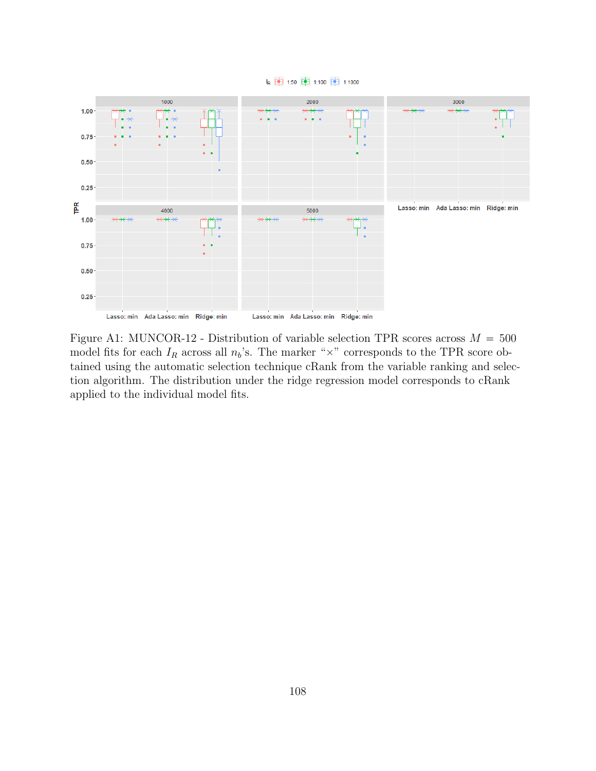Figure A1: MUNCOR-12 - Distribution of variable selection TPR scores across $M = 500$ model fits for each $I_R$ across all $n_b$'s. The marker "×" corresponds to the TPR score obtained using the automatic selection technique cRank from the variable ranking and selection algorithm. The distribution under the ridge regression model corresponds to cRank applied to the individual model fits.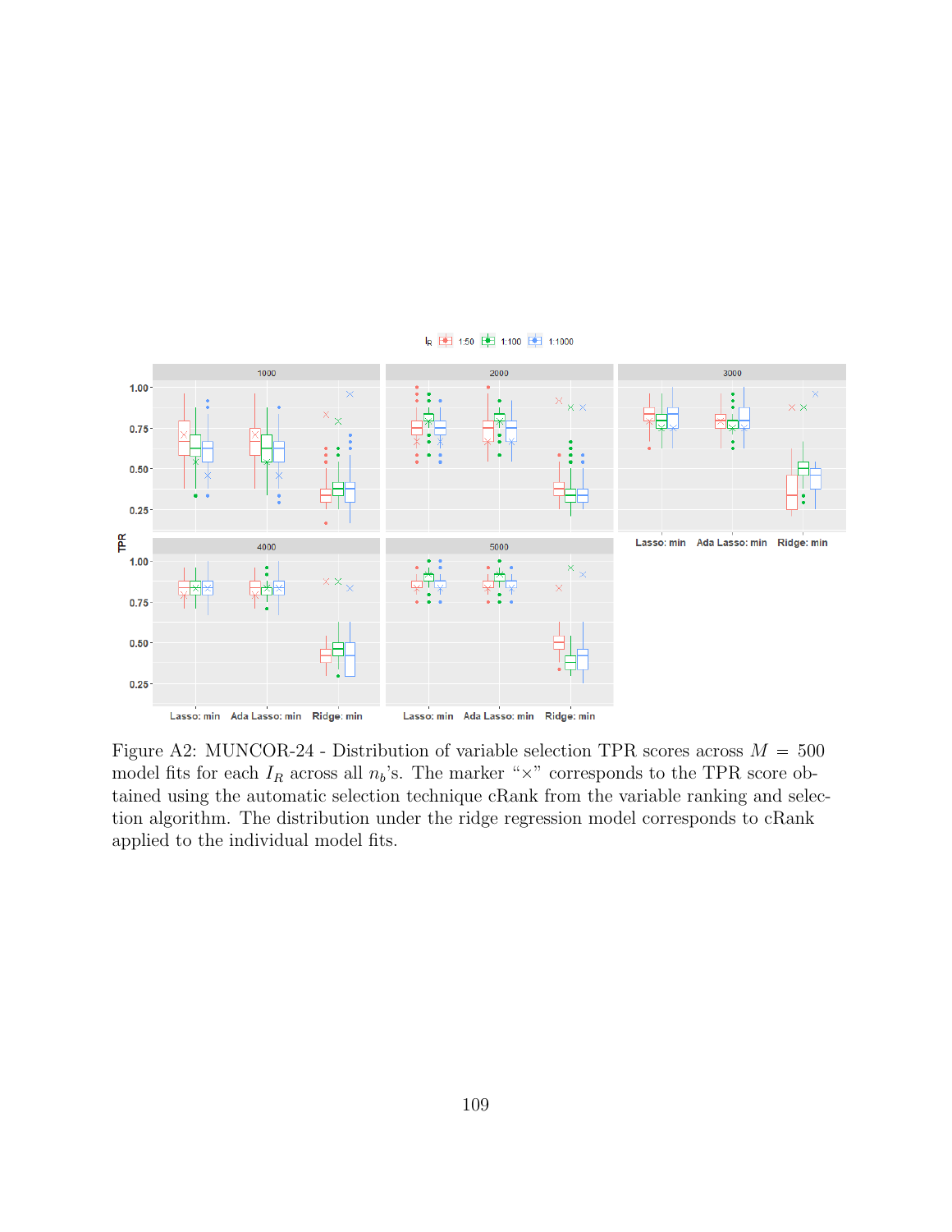Figure A2: MUNCOR-24 - Distribution of variable selection TPR scores across $M = 500$ model fits for each $I_R$ across all $n_b$'s. The marker "×" corresponds to the TPR score obtained using the automatic selection technique cRank from the variable ranking and selection algorithm. The distribution under the ridge regression model corresponds to cRank applied to the individual model fits.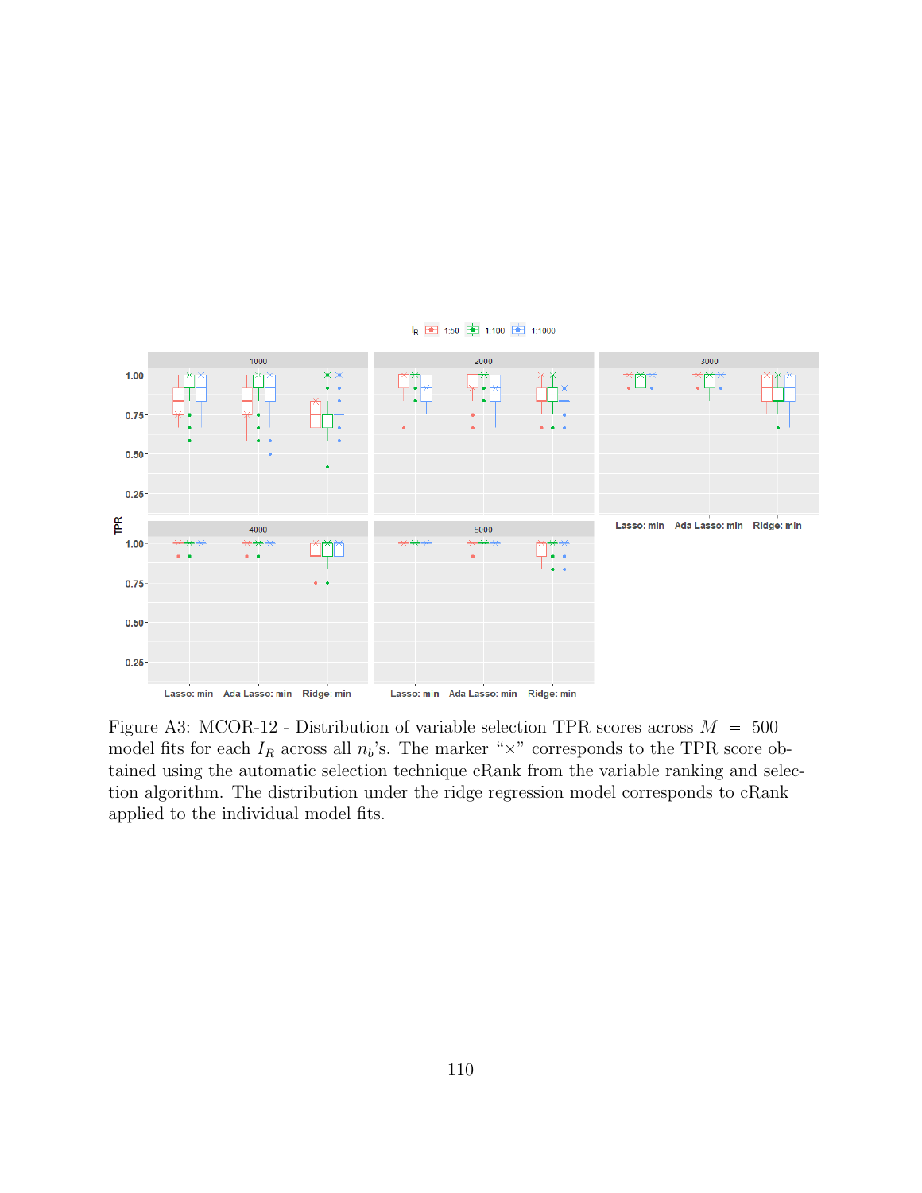Figure A3: MCOR-12 - Distribution of variable selection TPR scores across $M = 500$ model fits for each $I_R$ across all $n_b$'s. The marker "×" corresponds to the TPR score obtained using the automatic selection technique cRank from the variable ranking and selection algorithm. The distribution under the ridge regression model corresponds to cRank applied to the individual model fits.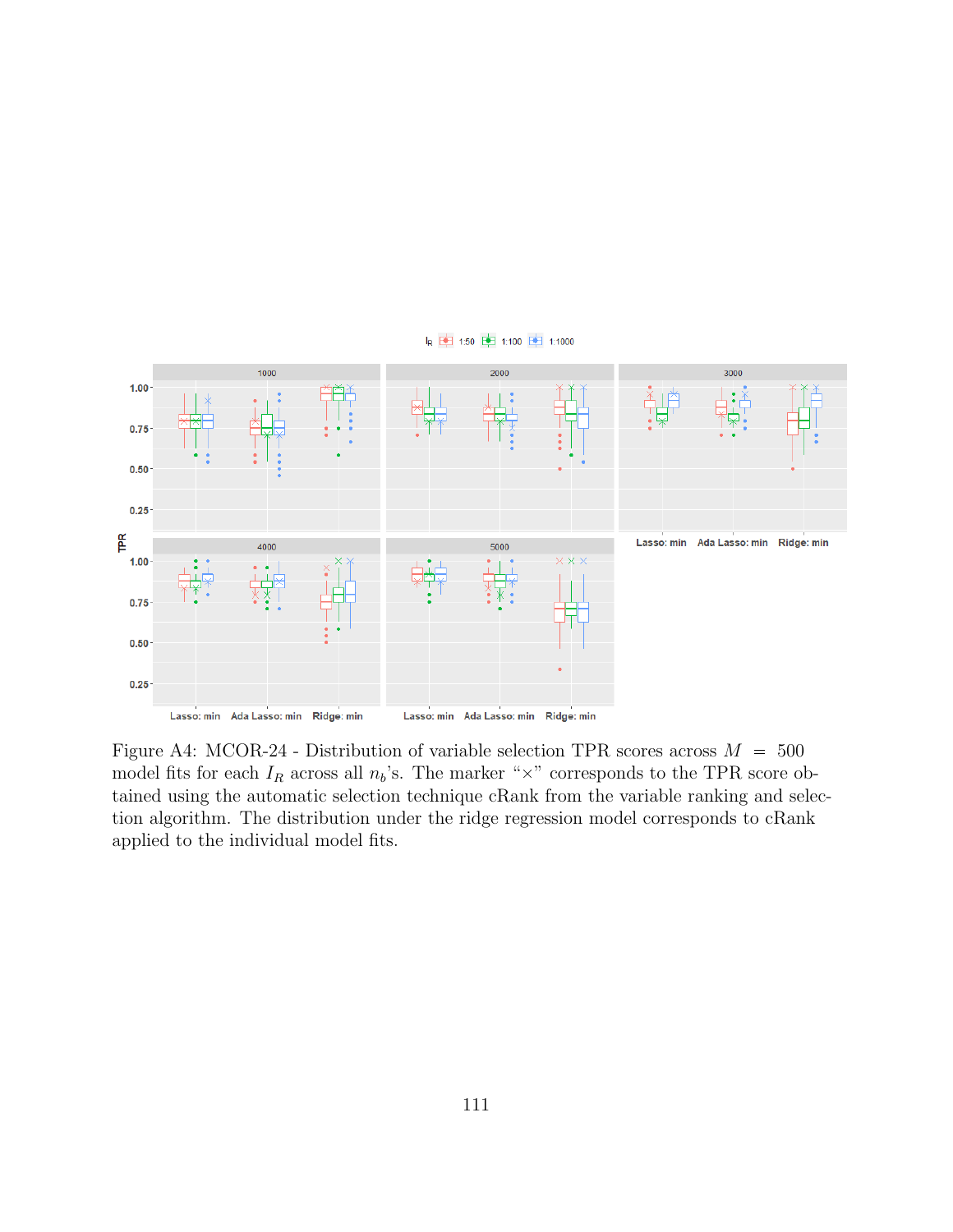Figure A4: MCOR-24 - Distribution of variable selection TPR scores across $M = 500$ model fits for each $I_R$ across all $n_b$'s. The marker "×" corresponds to the TPR score obtained using the automatic selection technique cRank from the variable ranking and selection algorithm. The distribution under the ridge regression model corresponds to cRank applied to the individual model fits.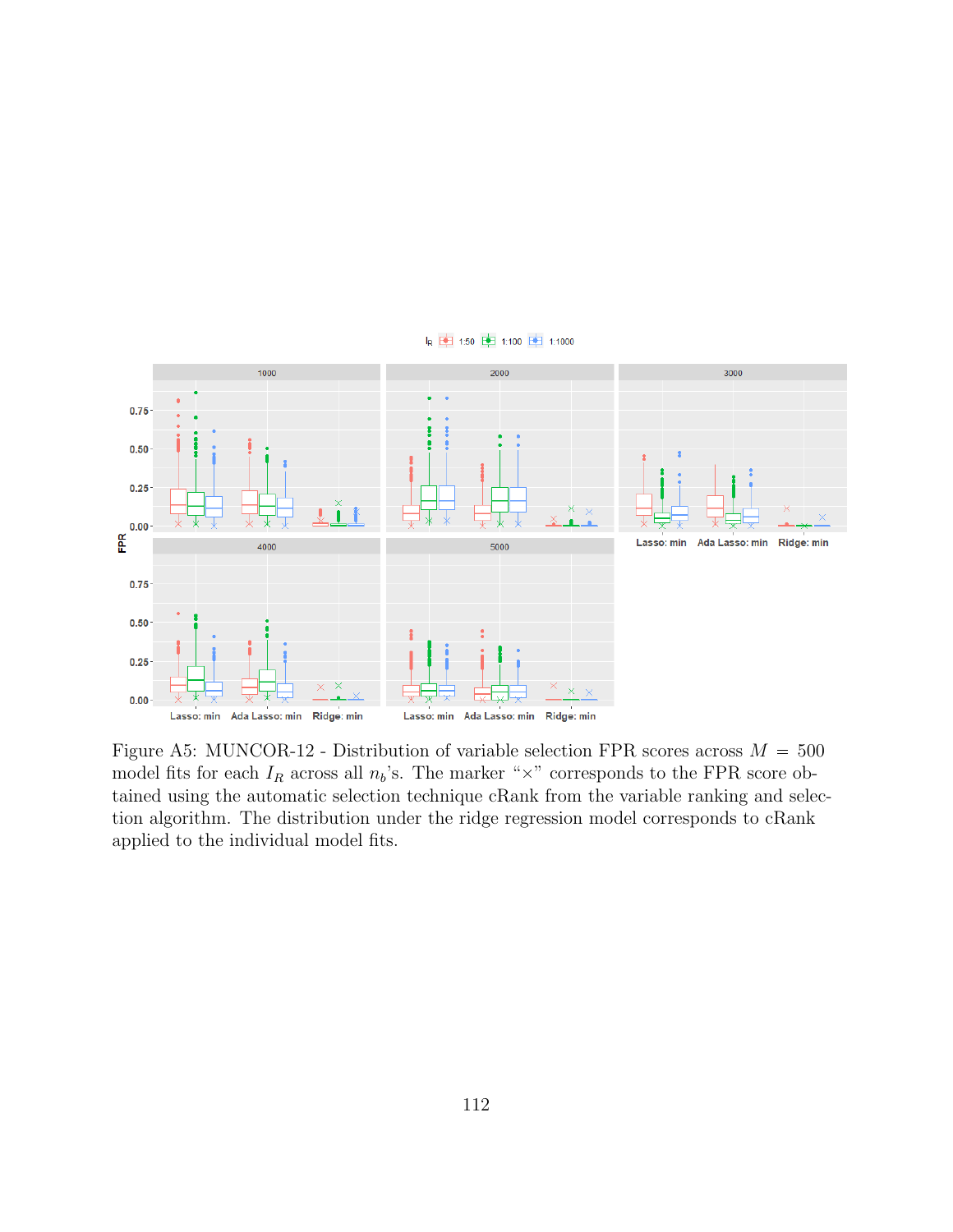Figure A5: MUNCOR-12 - Distribution of variable selection FPR scores across $M = 500$ model fits for each $I_R$ across all $n_b$'s. The marker "×" corresponds to the FPR score obtained using the automatic selection technique cRank from the variable ranking and selection algorithm. The distribution under the ridge regression model corresponds to cRank applied to the individual model fits.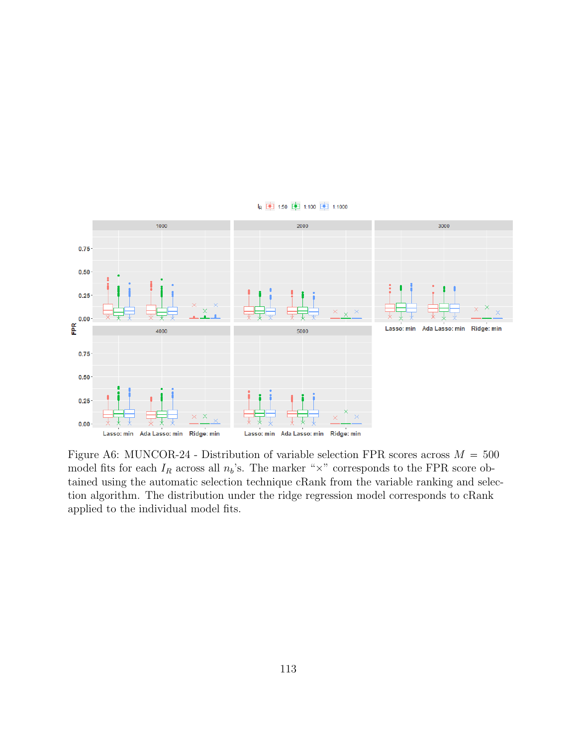Figure A6: MUNCOR-24 - Distribution of variable selection FPR scores across $M = 500$ model fits for each $I_R$ across all $n_b$'s. The marker "×" corresponds to the FPR score obtained using the automatic selection technique cRank from the variable ranking and selection algorithm. The distribution under the ridge regression model corresponds to cRank applied to the individual model fits.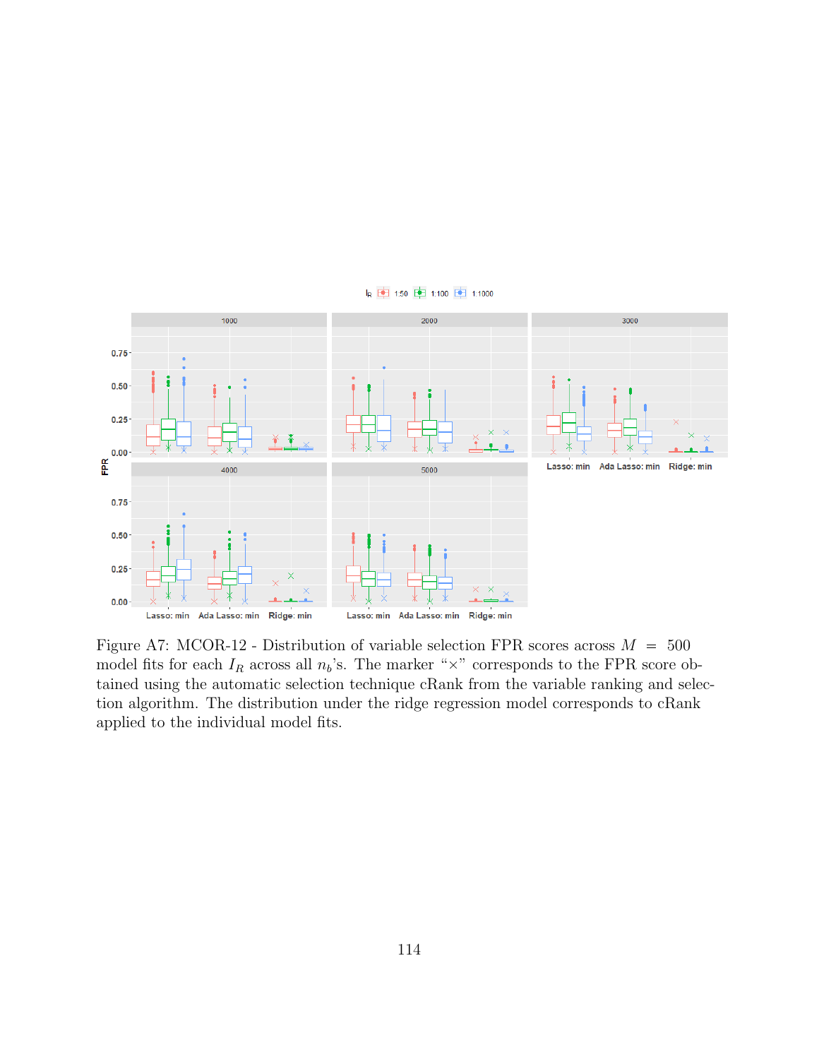Figure A7: MCOR-12 - Distribution of variable selection FPR scores across $M = 500$ model fits for each $I_R$ across all $n_b$'s. The marker "×" corresponds to the FPR score obtained using the automatic selection technique cRank from the variable ranking and selection algorithm. The distribution under the ridge regression model corresponds to cRank applied to the individual model fits.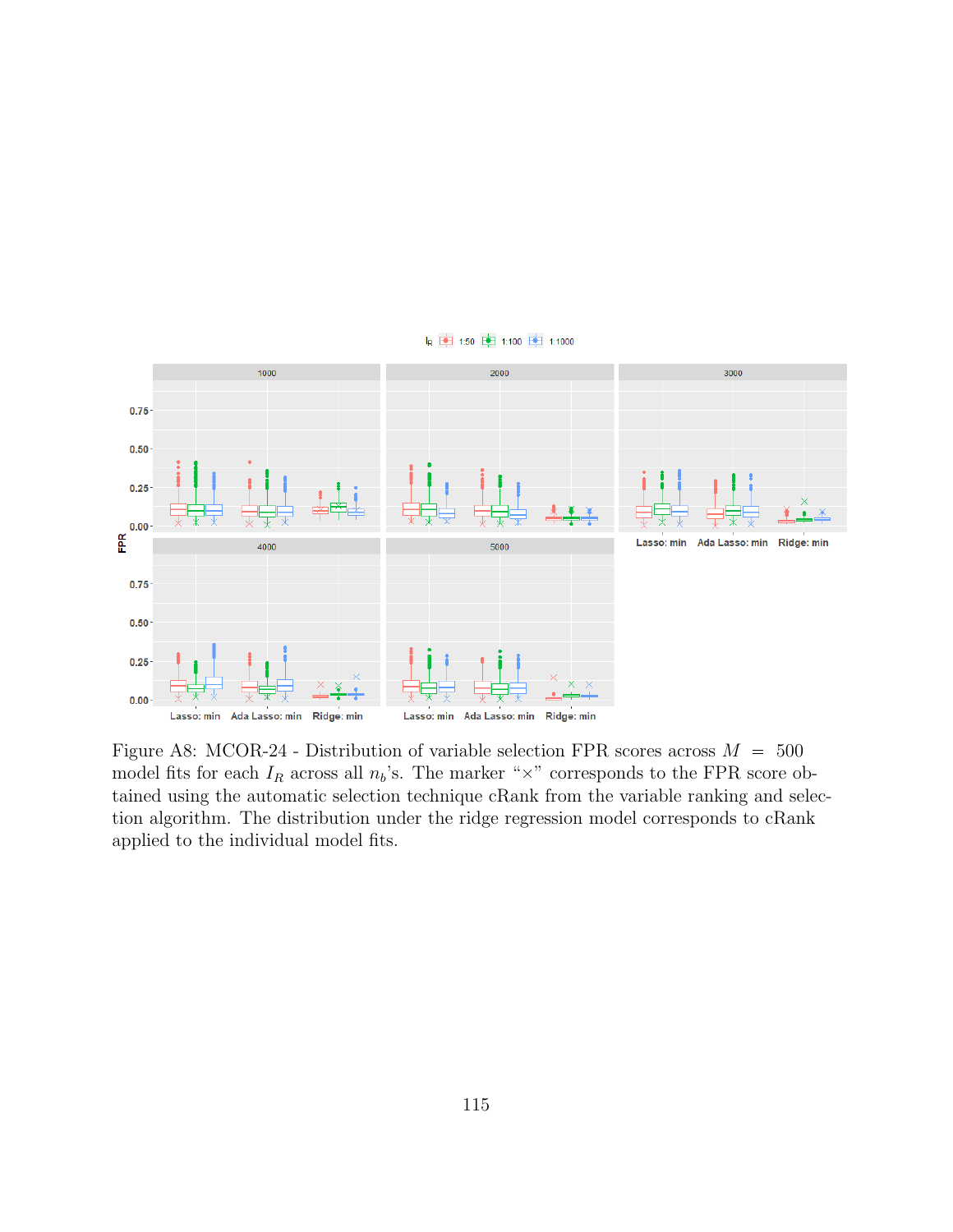Figure A8: MCOR-24 - Distribution of variable selection FPR scores across $M = 500$ model fits for each $I_R$ across all $n_b$'s. The marker "×" corresponds to the FPR score obtained using the automatic selection technique cRank from the variable ranking and selection algorithm. The distribution under the ridge regression model corresponds to cRank applied to the individual model fits.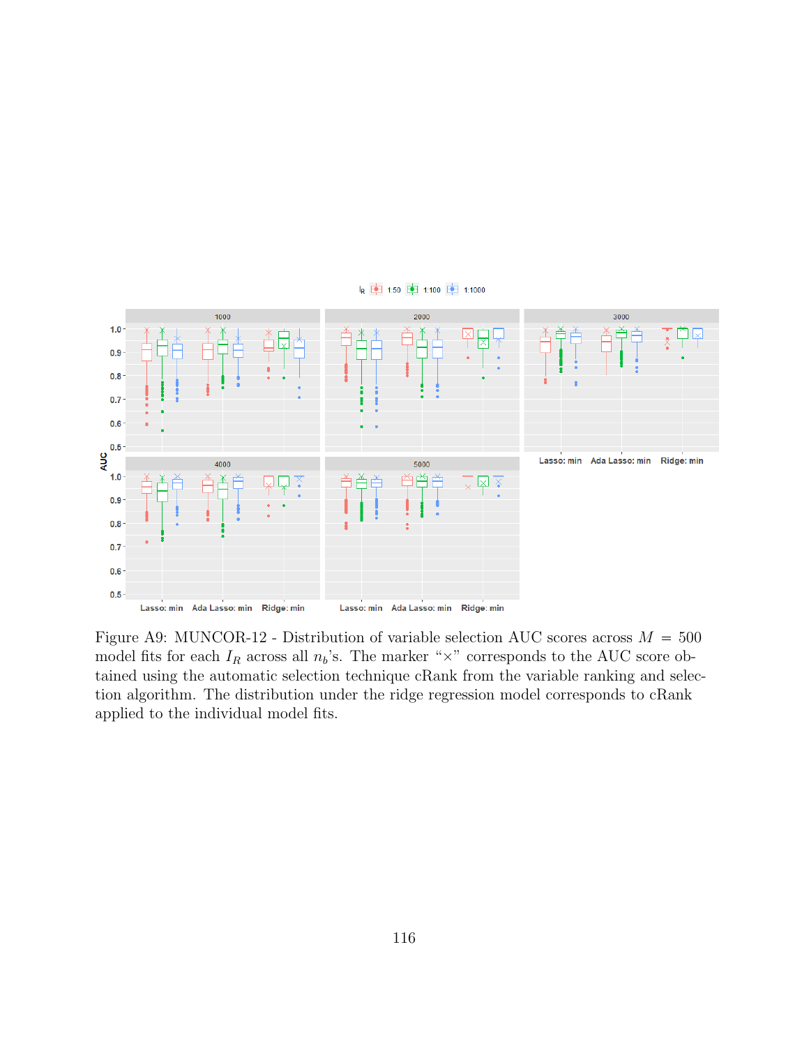Figure A9: MUNCOR-12 - Distribution of variable selection AUC scores across $M = 500$ model fits for each $I_R$ across all $n_b$'s. The marker "×" corresponds to the AUC score obtained using the automatic selection technique cRank from the variable ranking and selection algorithm. The distribution under the ridge regression model corresponds to cRank applied to the individual model fits.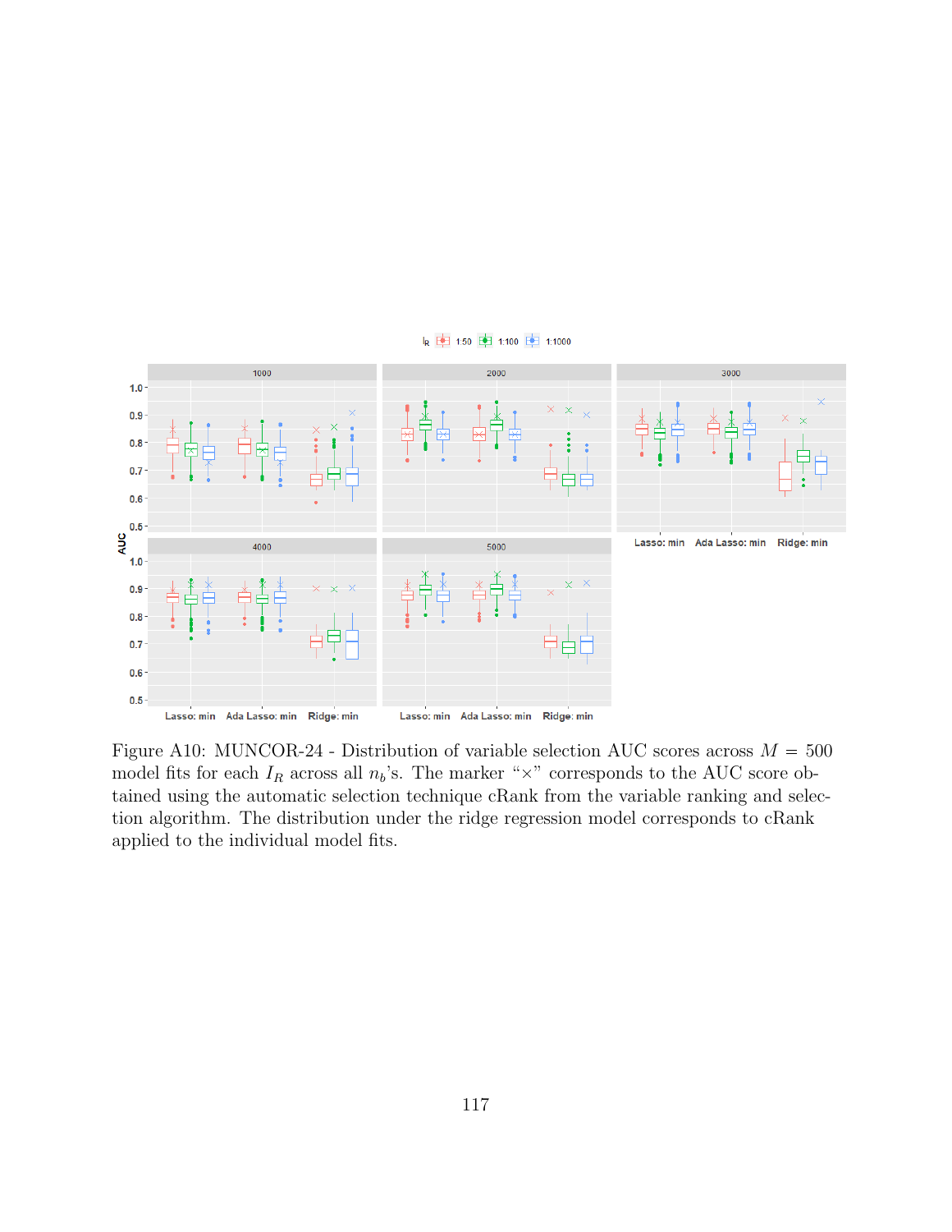Figure A10: MUNCOR-24 - Distribution of variable selection AUC scores across $M = 500$ model fits for each $I_R$ across all $n_b$'s. The marker "×" corresponds to the AUC score obtained using the automatic selection technique cRank from the variable ranking and selection algorithm. The distribution under the ridge regression model corresponds to cRank applied to the individual model fits.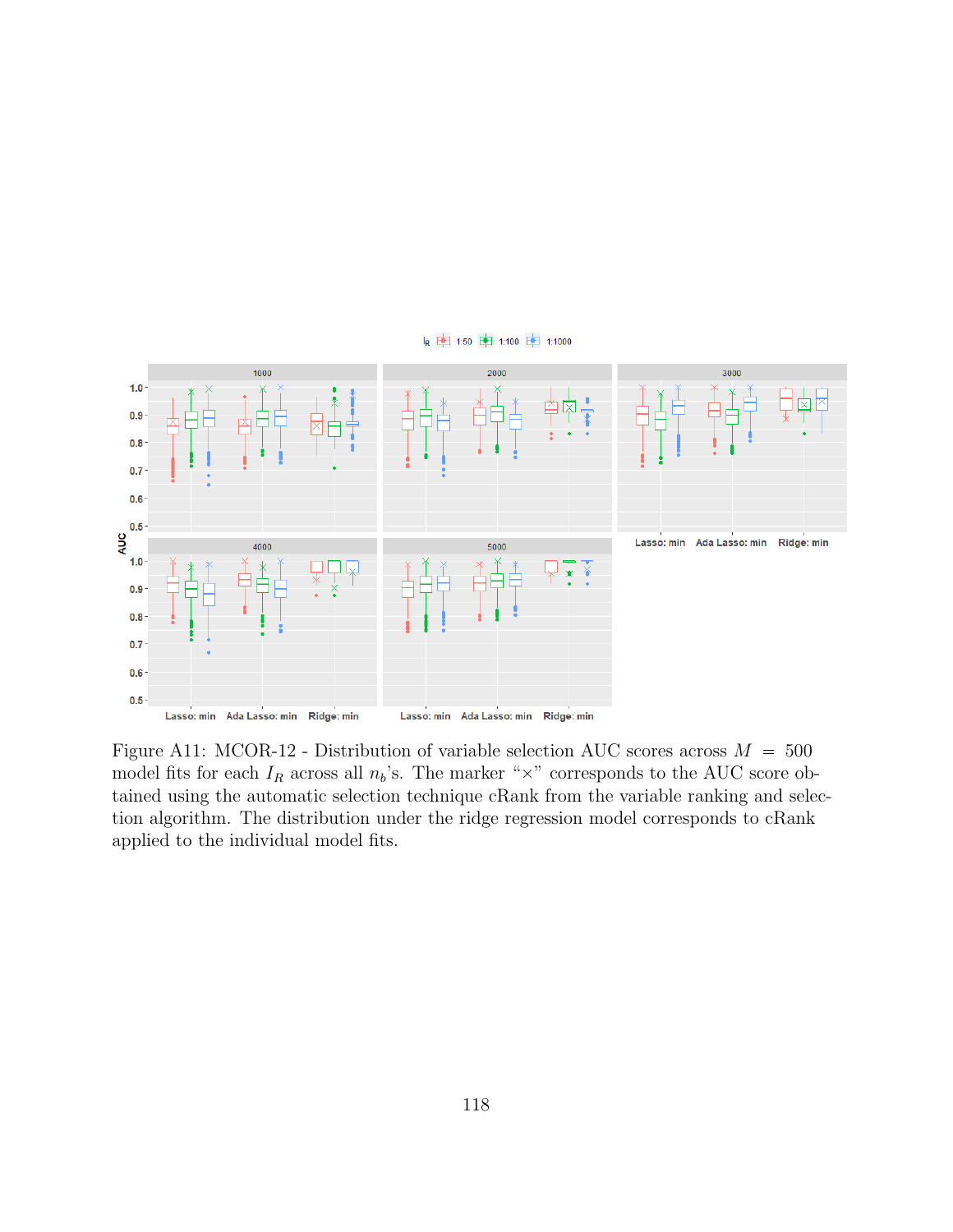Figure A11: MCOR-12 - Distribution of variable selection AUC scores across $M = 500$ model fits for each $I_R$ across all $n_b$'s. The marker "×" corresponds to the AUC score obtained using the automatic selection technique cRank from the variable ranking and selection algorithm. The distribution under the ridge regression model corresponds to cRank applied to the individual model fits.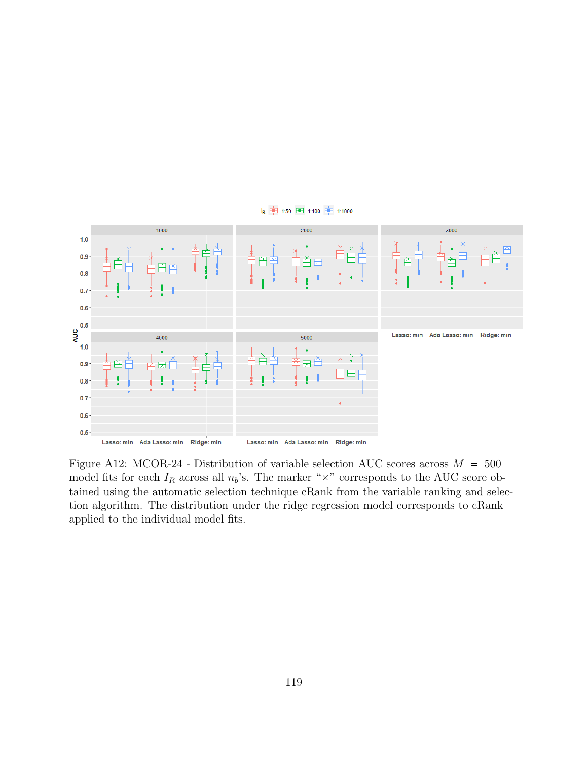Figure A12: MCOR-24 - Distribution of variable selection AUC scores across $M = 500$ model fits for each $I_R$ across all $n_b$'s. The marker "×" corresponds to the AUC score obtained using the automatic selection technique cRank from the variable ranking and selection algorithm. The distribution under the ridge regression model corresponds to cRank applied to the individual model fits.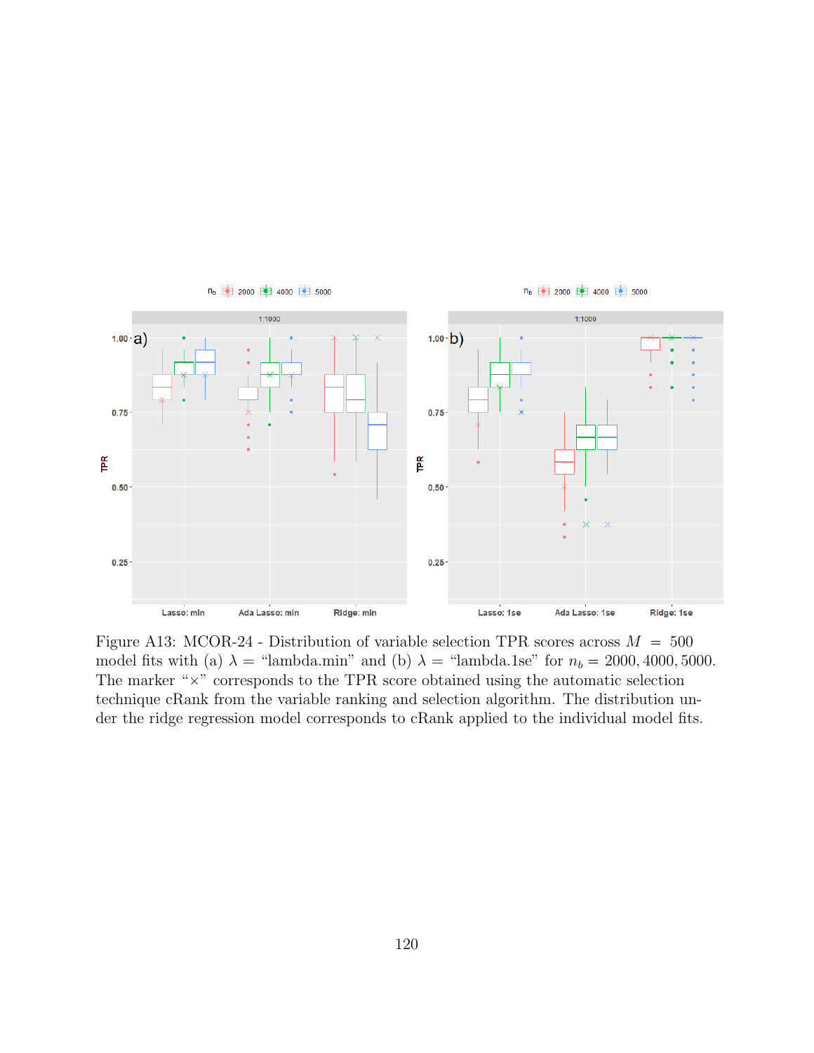Figure A13: MCOR-24 - Distribution of variable selection TPR scores across $M = 500$ model fits with (a) $\lambda =$ "lambda.min" and (b) $\lambda =$ "lambda.1se" for $n_b = 2000, 4000, 5000$. The marker "×" corresponds to the TPR score obtained using the automatic selection technique cRank from the variable ranking and selection algorithm. The distribution under the ridge regression model corresponds to cRank applied to the individual model fits.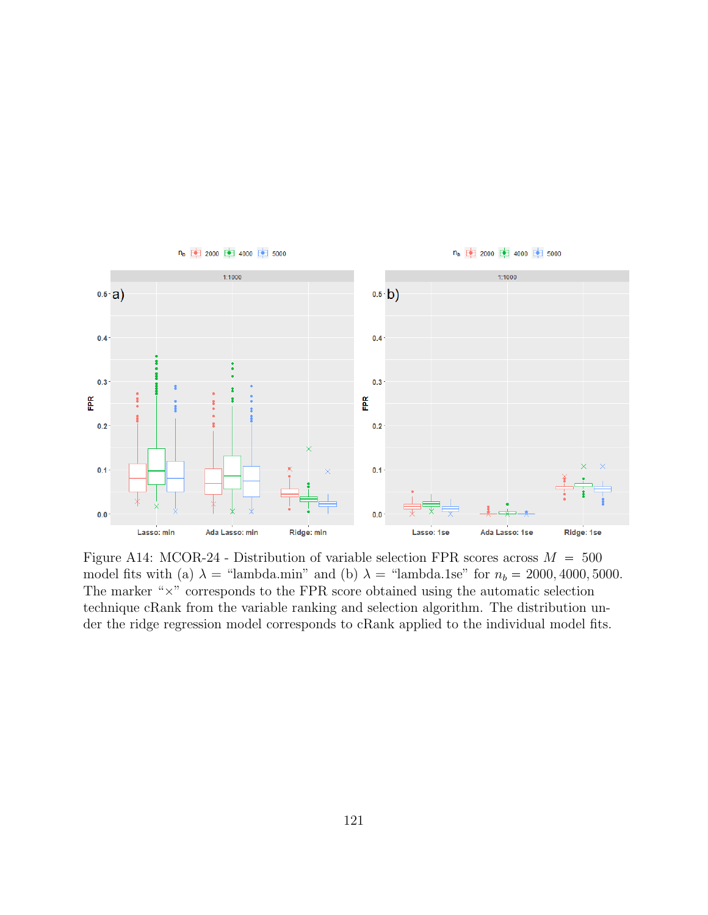Figure A14: MCOR-24 - Distribution of variable selection FPR scores across $M = 500$ model fits with (a) $\lambda =$ "lambda.min" and (b) $\lambda =$ "lambda.1se" for $n_b = 2000, 4000, 5000$. The marker "×" corresponds to the FPR score obtained using the automatic selection technique cRank from the variable ranking and selection algorithm. The distribution under the ridge regression model corresponds to cRank applied to the individual model fits.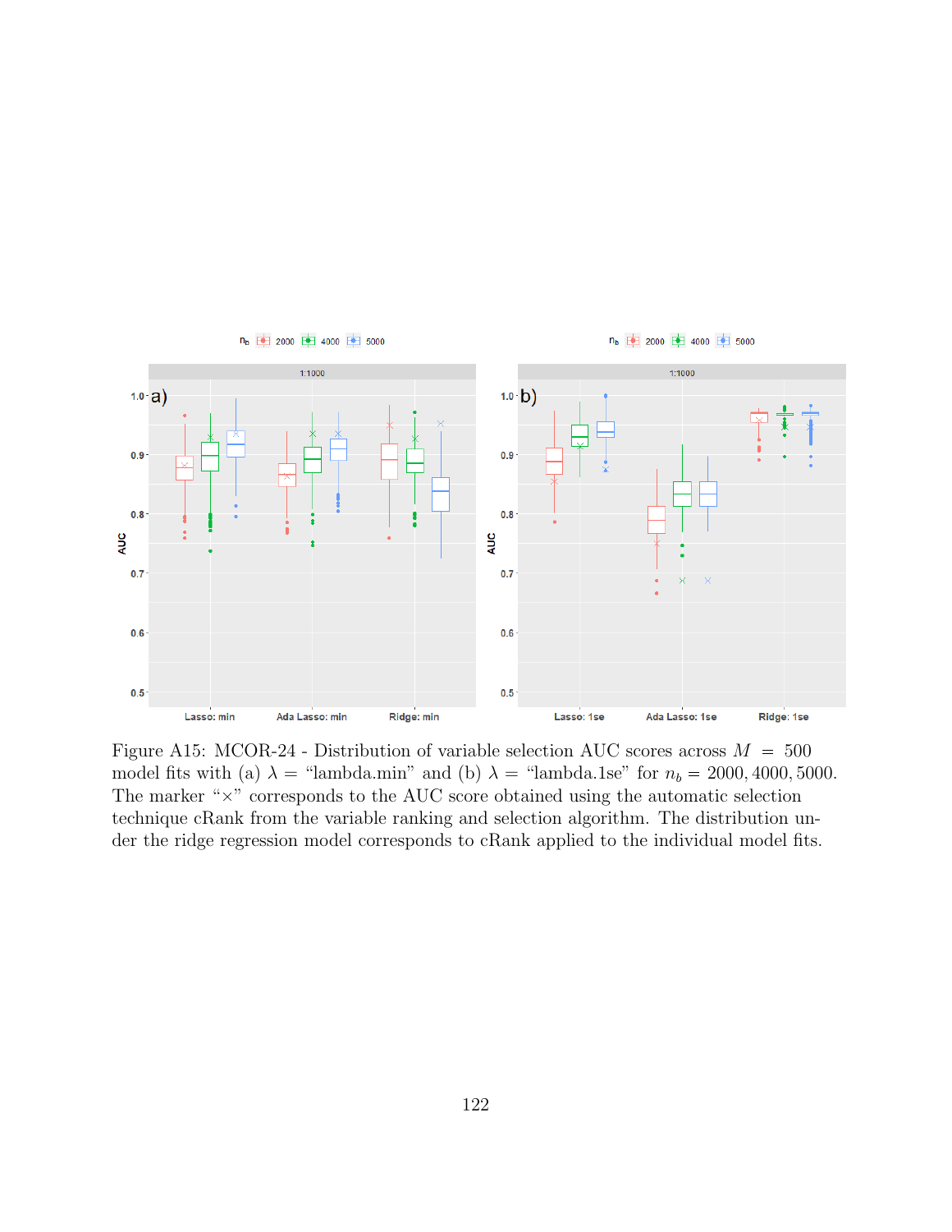Figure A15: MCOR-24 - Distribution of variable selection AUC scores across $M = 500$ model fits with (a) $\lambda =$ "lambda.min" and (b) $\lambda =$ "lambda.1se" for $n_b = 2000, 4000, 5000$. The marker "×" corresponds to the AUC score obtained using the automatic selection technique cRank from the variable ranking and selection algorithm. The distribution under the ridge regression model corresponds to cRank applied to the individual model fits.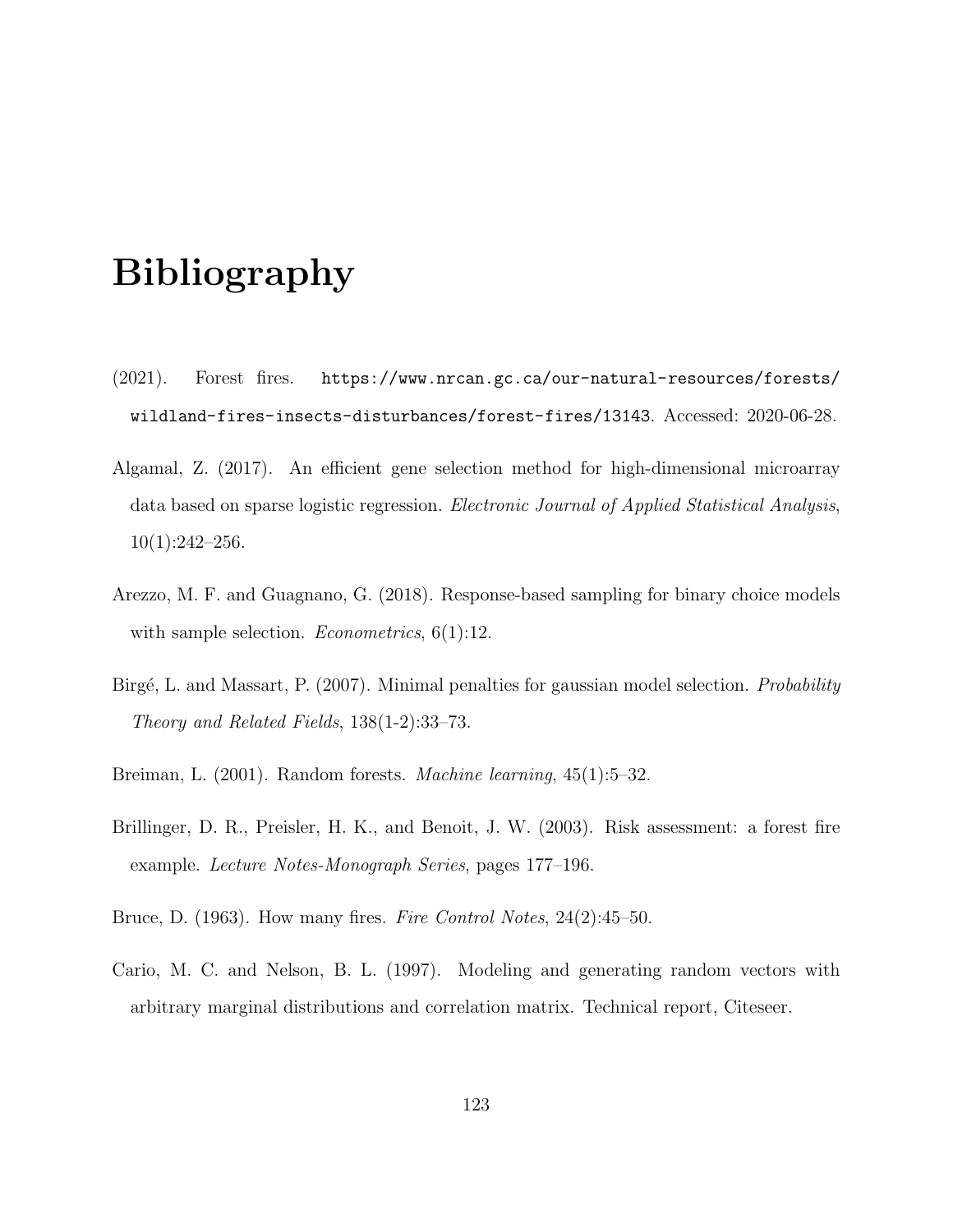# Bibliography

(2021). Forest fires. https://www.nrcan.gc.ca/our-natural-resources/forests/wildland-fires-insects-disturbances/forest-fires/13143. Accessed: 2020-06-28.

Algamal, Z. (2017). An efficient gene selection method for high-dimensional microarray data based on sparse logistic regression. *Electronic Journal of Applied Statistical Analysis*, 10(1):242–256.

Arezzo, M. F. and Guagnano, G. (2018). Response-based sampling for binary choice models with sample selection. *Econometrics*, 6(1):12.

Birgé, L. and Massart, P. (2007). Minimal penalties for gaussian model selection. *Probability Theory and Related Fields*, 138(1-2):33–73.

Breiman, L. (2001). Random forests. *Machine learning*, 45(1):5–32.

Brillinger, D. R., Preisler, H. K., and Benoit, J. W. (2003). Risk assessment: a forest fire example. *Lecture Notes-Monograph Series*, pages 177–196.

Bruce, D. (1963). How many fires. *Fire Control Notes*, 24(2):45–50.

Cario, M. C. and Nelson, B. L. (1997). Modeling and generating random vectors with arbitrary marginal distributions and correlation matrix. Technical report, Citeseer.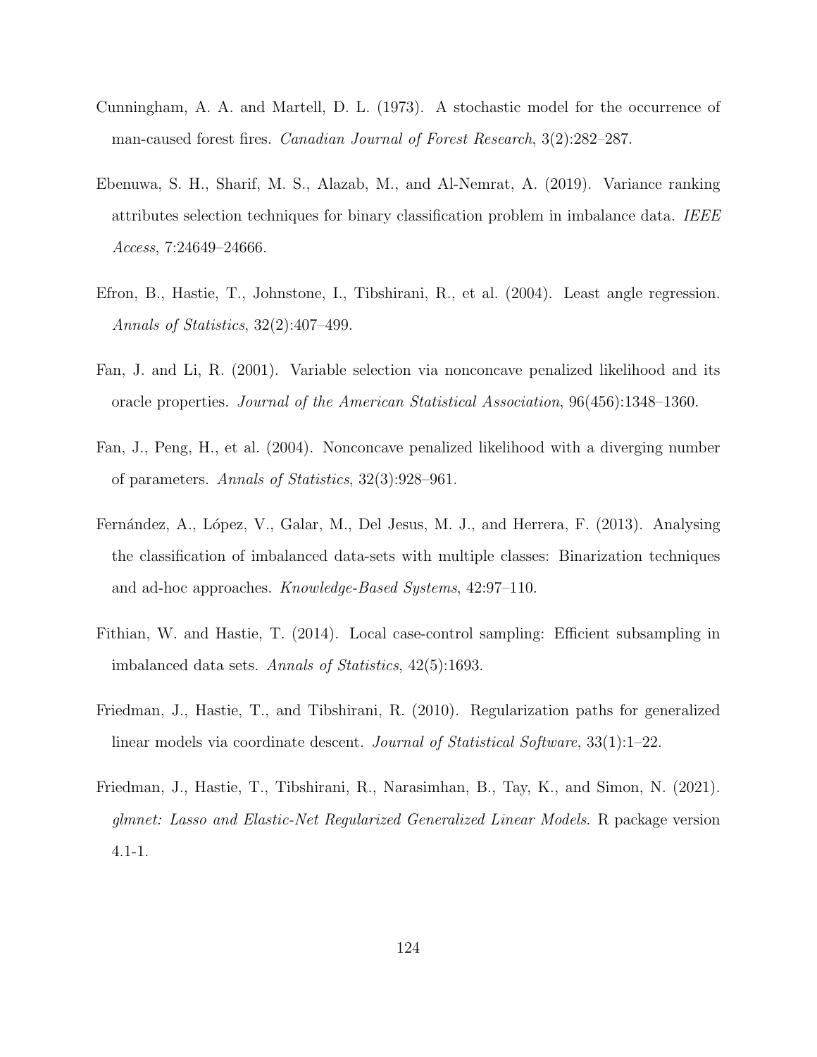Cunningham, A. A. and Martell, D. L. (1973). A stochastic model for the occurrence of man-caused forest fires. *Canadian Journal of Forest Research*, 3(2):282–287.

Ebenuwa, S. H., Sharif, M. S., Alazab, M., and Al-Nemrat, A. (2019). Variance ranking attributes selection techniques for binary classification problem in imbalance data. *IEEE Access*, 7:24649–24666.

Efron, B., Hastie, T., Johnstone, I., Tibshirani, R., et al. (2004). Least angle regression. *Annals of Statistics*, 32(2):407–499.

Fan, J. and Li, R. (2001). Variable selection via nonconcave penalized likelihood and its oracle properties. *Journal of the American Statistical Association*, 96(456):1348–1360.

Fan, J., Peng, H., et al. (2004). Nonconcave penalized likelihood with a diverging number of parameters. *Annals of Statistics*, 32(3):928–961.

Fernández, A., López, V., Galar, M., Del Jesus, M. J., and Herrera, F. (2013). Analysing the classification of imbalanced data-sets with multiple classes: Binarization techniques and ad-hoc approaches. *Knowledge-Based Systems*, 42:97–110.

Fithian, W. and Hastie, T. (2014). Local case-control sampling: Efficient subsampling in imbalanced data sets. *Annals of Statistics*, 42(5):1693.

Friedman, J., Hastie, T., and Tibshirani, R. (2010). Regularization paths for generalized linear models via coordinate descent. *Journal of Statistical Software*, 33(1):1–22.

Friedman, J., Hastie, T., Tibshirani, R., Narasimhan, B., Tay, K., and Simon, N. (2021). *glmnet: Lasso and Elastic-Net Regularized Generalized Linear Models*. R package version 4.1-1.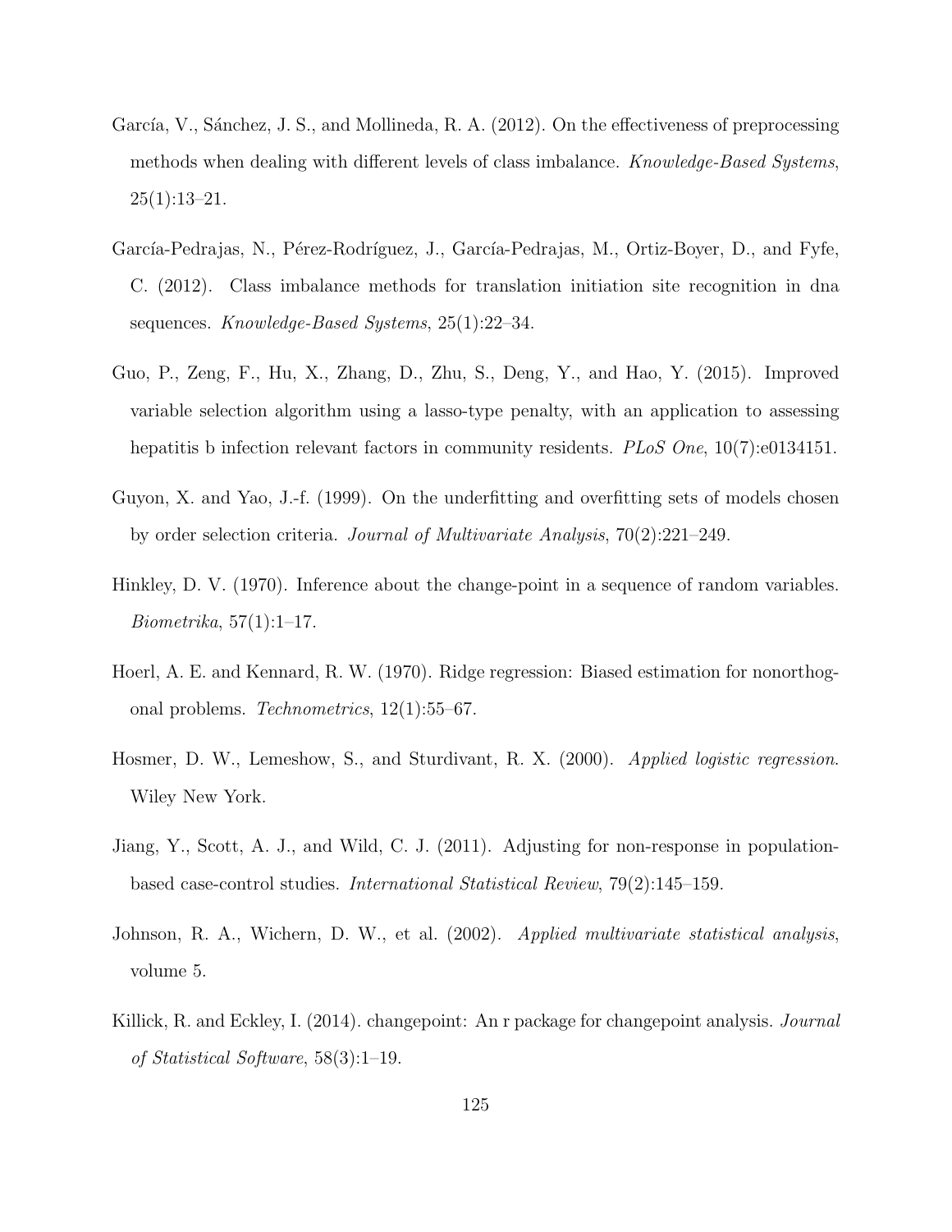García, V., Sánchez, J. S., and Mollineda, R. A. (2012). On the effectiveness of preprocessing methods when dealing with different levels of class imbalance. *Knowledge-Based Systems*, 25(1):13–21.

García-Pedrajas, N., Pérez-Rodríguez, J., García-Pedrajas, M., Ortiz-Boyer, D., and Fyfe, C. (2012). Class imbalance methods for translation initiation site recognition in dna sequences. *Knowledge-Based Systems*, 25(1):22–34.

Guo, P., Zeng, F., Hu, X., Zhang, D., Zhu, S., Deng, Y., and Hao, Y. (2015). Improved variable selection algorithm using a lasso-type penalty, with an application to assessing hepatitis b infection relevant factors in community residents. *PLoS One*, 10(7):e0134151.

Guyon, X. and Yao, J.-f. (1999). On the underfitting and overfitting sets of models chosen by order selection criteria. *Journal of Multivariate Analysis*, 70(2):221–249.

Hinkley, D. V. (1970). Inference about the change-point in a sequence of random variables. *Biometrika*, 57(1):1–17.

Hoerl, A. E. and Kennard, R. W. (1970). Ridge regression: Biased estimation for nonorthogonal problems. *Technometrics*, 12(1):55–67.

Hosmer, D. W., Lemeshow, S., and Sturdivant, R. X. (2000). *Applied logistic regression*. Wiley New York.

Jiang, Y., Scott, A. J., and Wild, C. J. (2011). Adjusting for non-response in population-based case-control studies. *International Statistical Review*, 79(2):145–159.

Johnson, R. A., Wichern, D. W., et al. (2002). *Applied multivariate statistical analysis*, volume 5.

Killick, R. and Eckley, I. (2014). changepoint: An r package for changepoint analysis. *Journal of Statistical Software*, 58(3):1–19.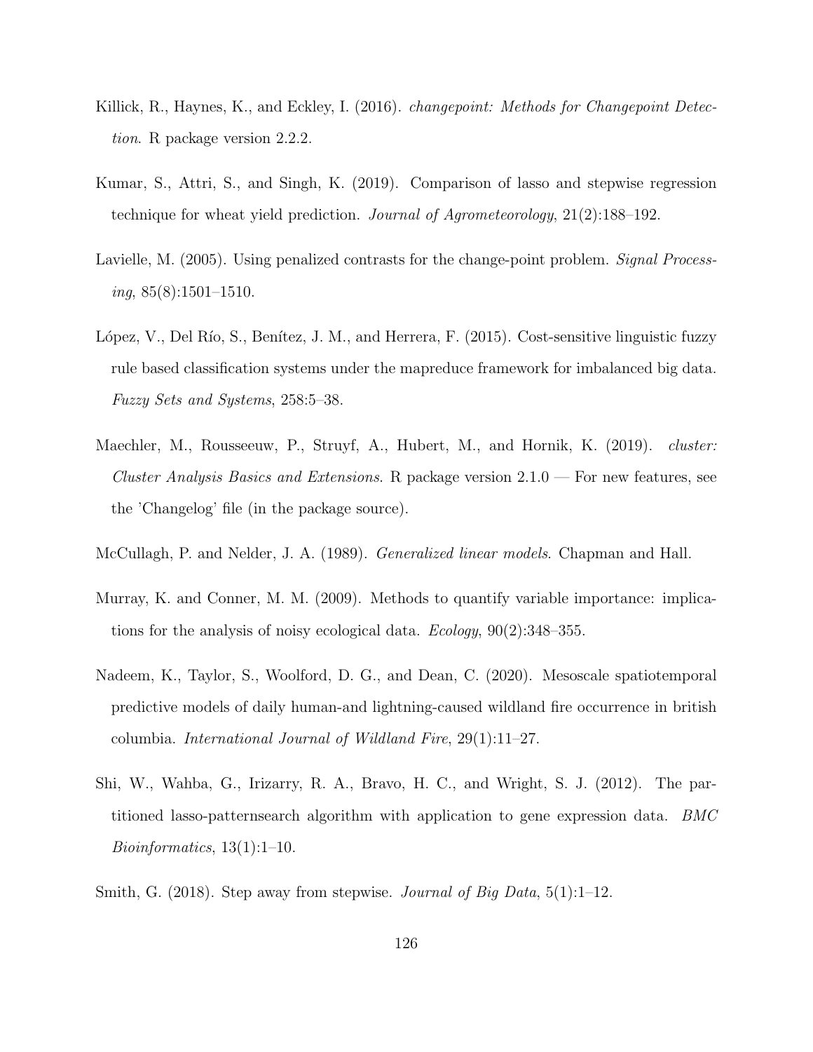Killick, R., Haynes, K., and Eckley, I. (2016). *changepoint: Methods for Changepoint Detection*. R package version 2.2.2.

Kumar, S., Attri, S., and Singh, K. (2019). Comparison of lasso and stepwise regression technique for wheat yield prediction. *Journal of Agrometeorology*, 21(2):188–192.

Lavielle, M. (2005). Using penalized contrasts for the change-point problem. *Signal Processing*, 85(8):1501–1510.

López, V., Del Río, S., Benítez, J. M., and Herrera, F. (2015). Cost-sensitive linguistic fuzzy rule based classification systems under the mapreduce framework for imbalanced big data. *Fuzzy Sets and Systems*, 258:5–38.

Maechler, M., Rousseeuw, P., Struyf, A., Hubert, M., and Hornik, K. (2019). *cluster: Cluster Analysis Basics and Extensions*. R package version 2.1.0 — For new features, see the 'Changelog' file (in the package source).

McCullagh, P. and Nelder, J. A. (1989). *Generalized linear models*. Chapman and Hall.

Murray, K. and Conner, M. M. (2009). Methods to quantify variable importance: implications for the analysis of noisy ecological data. *Ecology*, 90(2):348–355.

Nadeem, K., Taylor, S., Woolford, D. G., and Dean, C. (2020). Mesoscale spatiotemporal predictive models of daily human-and lightning-caused wildland fire occurrence in british columbia. *International Journal of Wildland Fire*, 29(1):11–27.

Shi, W., Wahba, G., Irizarry, R. A., Bravo, H. C., and Wright, S. J. (2012). The partitioned lasso-patternsearch algorithm with application to gene expression data. *BMC Bioinformatics*, 13(1):1–10.

Smith, G. (2018). Step away from stepwise. *Journal of Big Data*, 5(1):1–12.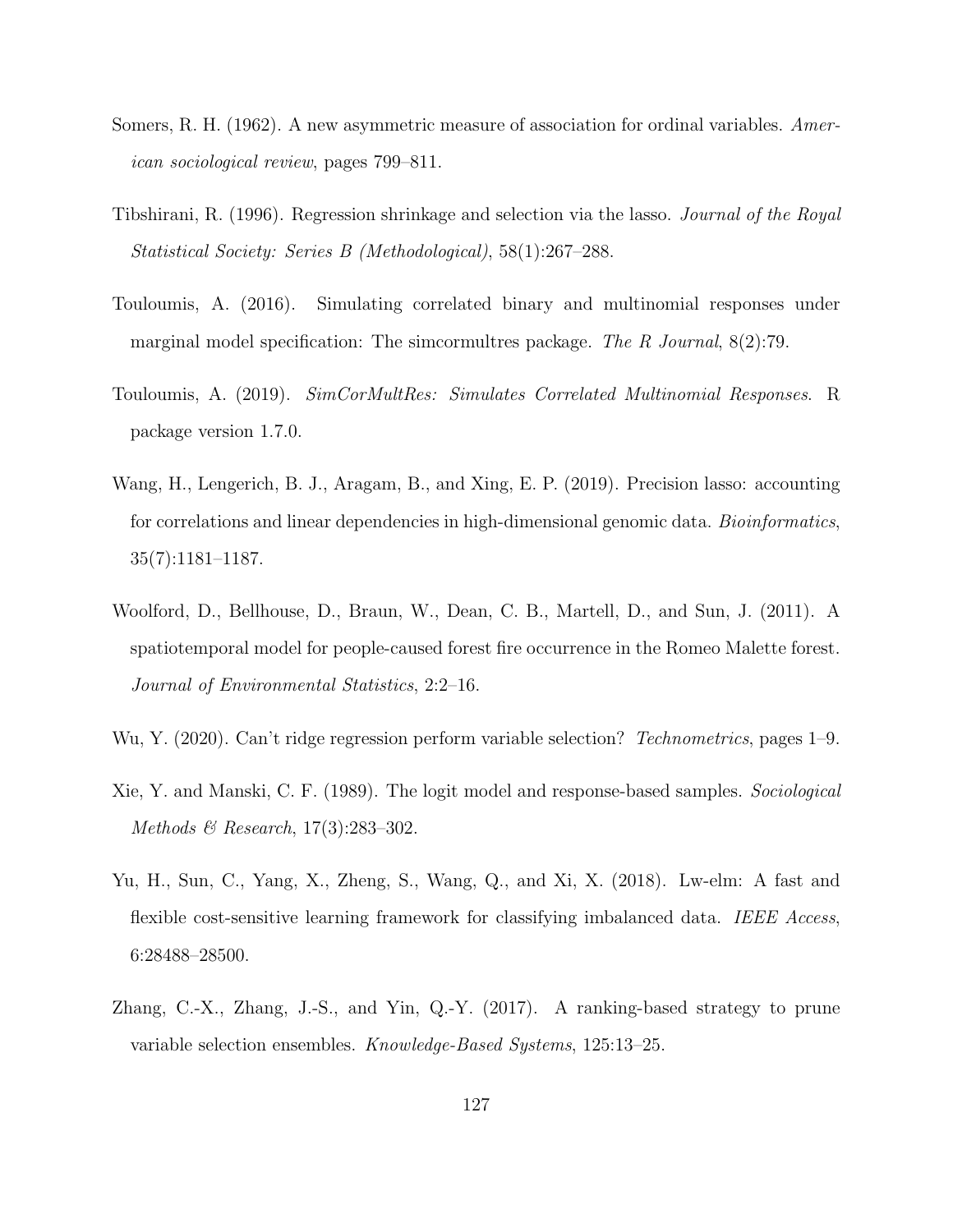Somers, R. H. (1962). A new asymmetric measure of association for ordinal variables. *American sociological review*, pages 799–811.

Tibshirani, R. (1996). Regression shrinkage and selection via the lasso. *Journal of the Royal Statistical Society: Series B (Methodological)*, 58(1):267–288.

Touloumis, A. (2016). Simulating correlated binary and multinomial responses under marginal model specification: The simcormultres package. *The R Journal*, 8(2):79.

Touloumis, A. (2019). *SimCorMultRes: Simulates Correlated Multinomial Responses*. R package version 1.7.0.

Wang, H., Lengerich, B. J., Aragam, B., and Xing, E. P. (2019). Precision lasso: accounting for correlations and linear dependencies in high-dimensional genomic data. *Bioinformatics*, 35(7):1181–1187.

Woolford, D., Bellhouse, D., Braun, W., Dean, C. B., Martell, D., and Sun, J. (2011). A spatiotemporal model for people-caused forest fire occurrence in the Romeo Malette forest. *Journal of Environmental Statistics*, 2:2–16.

Wu, Y. (2020). Can't ridge regression perform variable selection? *Technometrics*, pages 1–9.

Xie, Y. and Manski, C. F. (1989). The logit model and response-based samples. *Sociological Methods & Research*, 17(3):283–302.

Yu, H., Sun, C., Yang, X., Zheng, S., Wang, Q., and Xi, X. (2018). Lw-elm: A fast and flexible cost-sensitive learning framework for classifying imbalanced data. *IEEE Access*, 6:28488–28500.

Zhang, C.-X., Zhang, J.-S., and Yin, Q.-Y. (2017). A ranking-based strategy to prune variable selection ensembles. *Knowledge-Based Systems*, 125:13–25.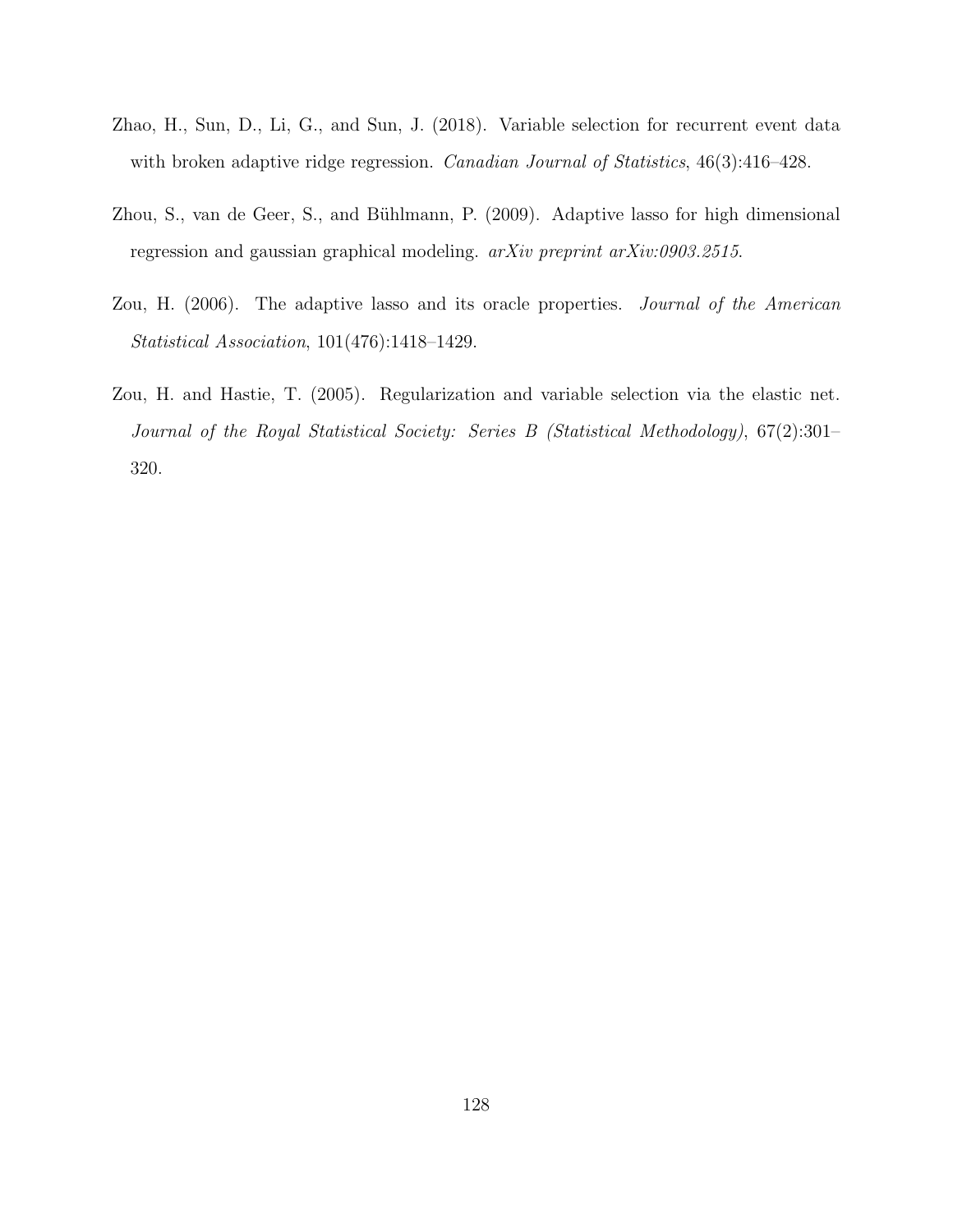Zhao, H., Sun, D., Li, G., and Sun, J. (2018). Variable selection for recurrent event data with broken adaptive ridge regression. *Canadian Journal of Statistics*, 46(3):416–428.

Zhou, S., van de Geer, S., and Bühlmann, P. (2009). Adaptive lasso for high dimensional regression and gaussian graphical modeling. *arXiv preprint arXiv:0903.2515*.

Zou, H. (2006). The adaptive lasso and its oracle properties. *Journal of the American Statistical Association*, 101(476):1418–1429.

Zou, H. and Hastie, T. (2005). Regularization and variable selection via the elastic net. *Journal of the Royal Statistical Society: Series B (Statistical Methodology)*, 67(2):301–320.